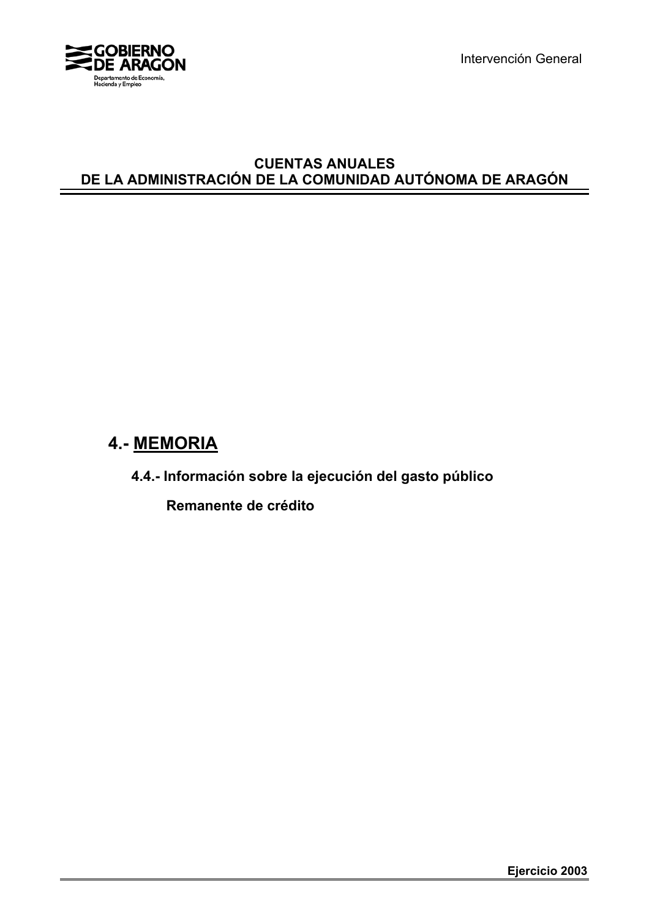# CUENTAS ANUALES
# DE LA ADMINISTRACIÓN DE LA COMUNIDAD AUTÓNOMA DE ARAGÓN

## 4.- MEMORIA

### 4.4.- Información sobre la ejecución del gasto público

#### Remanente de crédito

**Ejercicio 2003**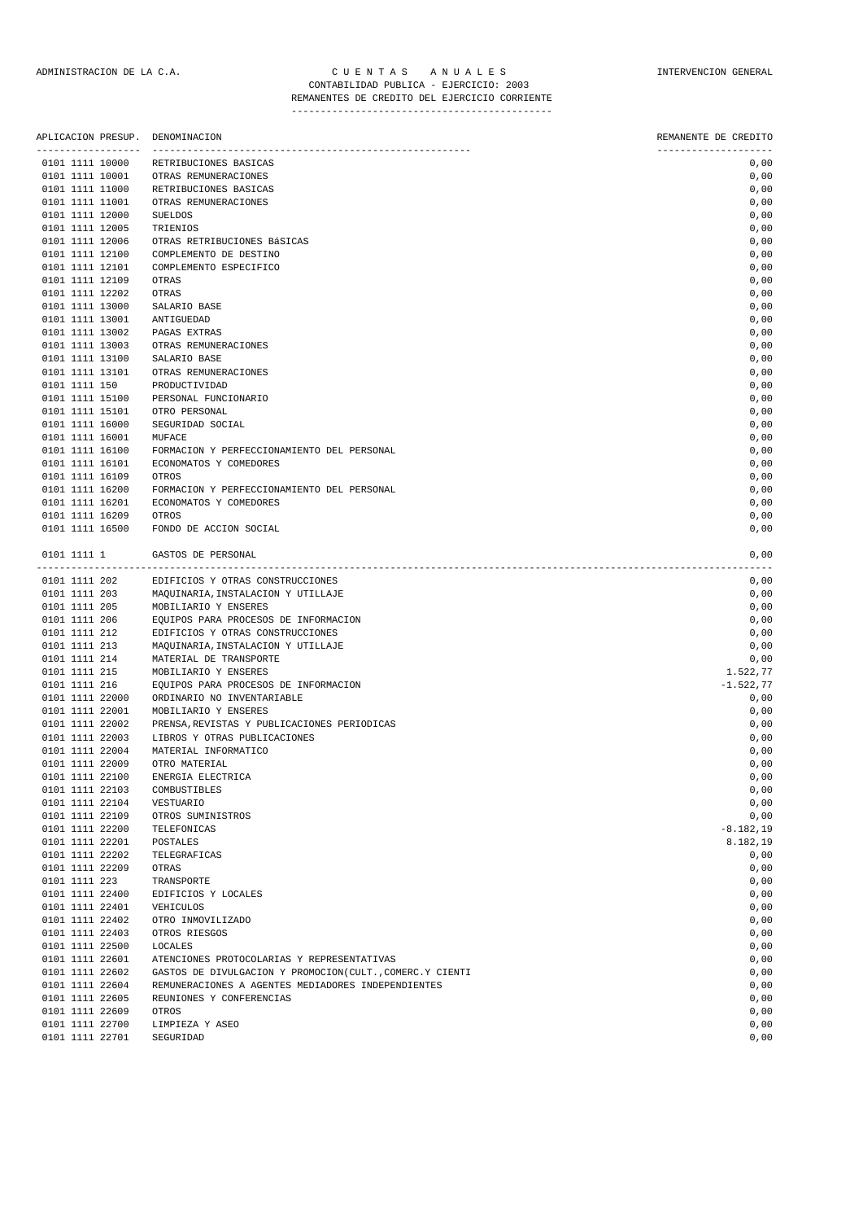ADMINISTRACION DE LA C.A. — C U E N T A S   A N U A L E S — INTERVENCION GENERAL

CONTABILIDAD PUBLICA - EJERCICIO: 2003

REMANENTES DE CREDITO DEL EJERCICIO CORRIENTE

| APLICACION PRESUP. | DENOMINACION | REMANENTE DE CREDITO |
|---|---|---:|
| 0101 1111 10000 | RETRIBUCIONES BASICAS | 0,00 |
| 0101 1111 10001 | OTRAS REMUNERACIONES | 0,00 |
| 0101 1111 11000 | RETRIBUCIONES BASICAS | 0,00 |
| 0101 1111 11001 | OTRAS REMUNERACIONES | 0,00 |
| 0101 1111 12000 | SUELDOS | 0,00 |
| 0101 1111 12005 | TRIENIOS | 0,00 |
| 0101 1111 12006 | OTRAS RETRIBUCIONES BáSICAS | 0,00 |
| 0101 1111 12100 | COMPLEMENTO DE DESTINO | 0,00 |
| 0101 1111 12101 | COMPLEMENTO ESPECIFICO | 0,00 |
| 0101 1111 12109 | OTRAS | 0,00 |
| 0101 1111 12202 | OTRAS | 0,00 |
| 0101 1111 13000 | SALARIO BASE | 0,00 |
| 0101 1111 13001 | ANTIGUEDAD | 0,00 |
| 0101 1111 13002 | PAGAS EXTRAS | 0,00 |
| 0101 1111 13003 | OTRAS REMUNERACIONES | 0,00 |
| 0101 1111 13100 | SALARIO BASE | 0,00 |
| 0101 1111 13101 | OTRAS REMUNERACIONES | 0,00 |
| 0101 1111 150 | PRODUCTIVIDAD | 0,00 |
| 0101 1111 15100 | PERSONAL FUNCIONARIO | 0,00 |
| 0101 1111 15101 | OTRO PERSONAL | 0,00 |
| 0101 1111 16000 | SEGURIDAD SOCIAL | 0,00 |
| 0101 1111 16001 | MUFACE | 0,00 |
| 0101 1111 16100 | FORMACION Y PERFECCIONAMIENTO DEL PERSONAL | 0,00 |
| 0101 1111 16101 | ECONOMATOS Y COMEDORES | 0,00 |
| 0101 1111 16109 | OTROS | 0,00 |
| 0101 1111 16200 | FORMACION Y PERFECCIONAMIENTO DEL PERSONAL | 0,00 |
| 0101 1111 16201 | ECONOMATOS Y COMEDORES | 0,00 |
| 0101 1111 16209 | OTROS | 0,00 |
| 0101 1111 16500 | FONDO DE ACCION SOCIAL | 0,00 |
| 0101 1111 1 | GASTOS DE PERSONAL | 0,00 |
| 0101 1111 202 | EDIFICIOS Y OTRAS CONSTRUCCIONES | 0,00 |
| 0101 1111 203 | MAQUINARIA,INSTALACION Y UTILLAJE | 0,00 |
| 0101 1111 205 | MOBILIARIO Y ENSERES | 0,00 |
| 0101 1111 206 | EQUIPOS PARA PROCESOS DE INFORMACION | 0,00 |
| 0101 1111 212 | EDIFICIOS Y OTRAS CONSTRUCCIONES | 0,00 |
| 0101 1111 213 | MAQUINARIA,INSTALACION Y UTILLAJE | 0,00 |
| 0101 1111 214 | MATERIAL DE TRANSPORTE | 0,00 |
| 0101 1111 215 | MOBILIARIO Y ENSERES | 1.522,77 |
| 0101 1111 216 | EQUIPOS PARA PROCESOS DE INFORMACION | -1.522,77 |
| 0101 1111 22000 | ORDINARIO NO INVENTARIABLE | 0,00 |
| 0101 1111 22001 | MOBILIARIO Y ENSERES | 0,00 |
| 0101 1111 22002 | PRENSA,REVISTAS Y PUBLICACIONES PERIODICAS | 0,00 |
| 0101 1111 22003 | LIBROS Y OTRAS PUBLICACIONES | 0,00 |
| 0101 1111 22004 | MATERIAL INFORMATICO | 0,00 |
| 0101 1111 22009 | OTRO MATERIAL | 0,00 |
| 0101 1111 22100 | ENERGIA ELECTRICA | 0,00 |
| 0101 1111 22103 | COMBUSTIBLES | 0,00 |
| 0101 1111 22104 | VESTUARIO | 0,00 |
| 0101 1111 22109 | OTROS SUMINISTROS | 0,00 |
| 0101 1111 22200 | TELEFONICAS | -8.182,19 |
| 0101 1111 22201 | POSTALES | 8.182,19 |
| 0101 1111 22202 | TELEGRAFICAS | 0,00 |
| 0101 1111 22209 | OTRAS | 0,00 |
| 0101 1111 223 | TRANSPORTE | 0,00 |
| 0101 1111 22400 | EDIFICIOS Y LOCALES | 0,00 |
| 0101 1111 22401 | VEHICULOS | 0,00 |
| 0101 1111 22402 | OTRO INMOVILIZADO | 0,00 |
| 0101 1111 22403 | OTROS RIESGOS | 0,00 |
| 0101 1111 22500 | LOCALES | 0,00 |
| 0101 1111 22601 | ATENCIONES PROTOCOLARIAS Y REPRESENTATIVAS | 0,00 |
| 0101 1111 22602 | GASTOS DE DIVULGACION Y PROMOCION(CULT.,COMERC.Y CIENTI | 0,00 |
| 0101 1111 22604 | REMUNERACIONES A AGENTES MEDIADORES INDEPENDIENTES | 0,00 |
| 0101 1111 22605 | REUNIONES Y CONFERENCIAS | 0,00 |
| 0101 1111 22609 | OTROS | 0,00 |
| 0101 1111 22700 | LIMPIEZA Y ASEO | 0,00 |
| 0101 1111 22701 | SEGURIDAD | 0,00 |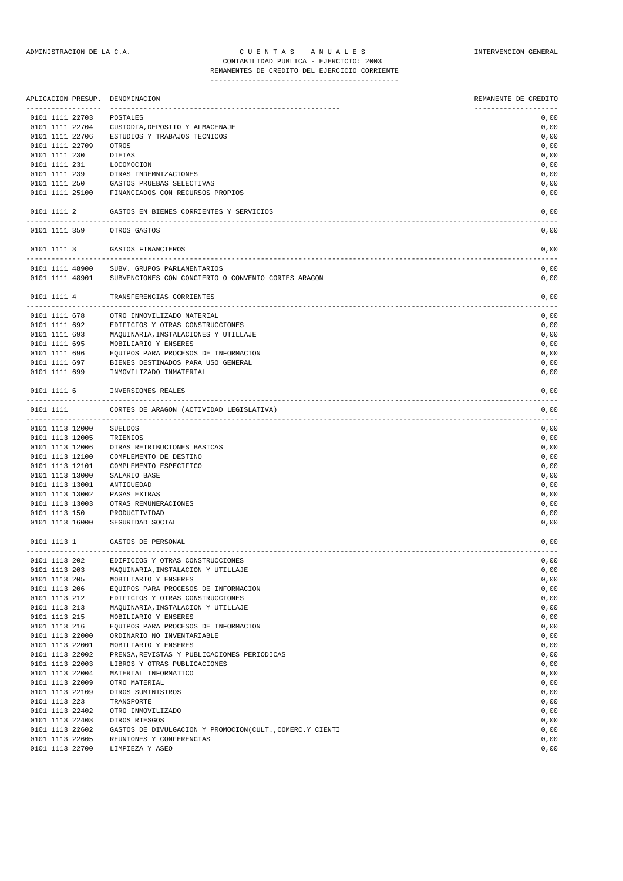ADMINISTRACION DE LA C.A. — C U E N T A S A N U A L E S — INTERVENCION GENERAL

CONTABILIDAD PUBLICA - EJERCICIO: 2003

REMANENTES DE CREDITO DEL EJERCICIO CORRIENTE

| APLICACION PRESUP. | DENOMINACION | REMANENTE DE CREDITO |
|---|---|---|
| 0101 1111 22703 | POSTALES | 0,00 |
| 0101 1111 22704 | CUSTODIA,DEPOSITO Y ALMACENAJE | 0,00 |
| 0101 1111 22706 | ESTUDIOS Y TRABAJOS TECNICOS | 0,00 |
| 0101 1111 22709 | OTROS | 0,00 |
| 0101 1111 230 | DIETAS | 0,00 |
| 0101 1111 231 | LOCOMOCION | 0,00 |
| 0101 1111 239 | OTRAS INDEMNIZACIONES | 0,00 |
| 0101 1111 250 | GASTOS PRUEBAS SELECTIVAS | 0,00 |
| 0101 1111 25100 | FINANCIADOS CON RECURSOS PROPIOS | 0,00 |
| 0101 1111 2 | GASTOS EN BIENES CORRIENTES Y SERVICIOS | 0,00 |
| 0101 1111 359 | OTROS GASTOS | 0,00 |
| 0101 1111 3 | GASTOS FINANCIEROS | 0,00 |
| 0101 1111 48900 | SUBV. GRUPOS PARLAMENTARIOS | 0,00 |
| 0101 1111 48901 | SUBVENCIONES CON CONCIERTO O CONVENIO CORTES ARAGON | 0,00 |
| 0101 1111 4 | TRANSFERENCIAS CORRIENTES | 0,00 |
| 0101 1111 678 | OTRO INMOVILIZADO MATERIAL | 0,00 |
| 0101 1111 692 | EDIFICIOS Y OTRAS CONSTRUCCIONES | 0,00 |
| 0101 1111 693 | MAQUINARIA,INSTALACIONES Y UTILLAJE | 0,00 |
| 0101 1111 695 | MOBILIARIO Y ENSERES | 0,00 |
| 0101 1111 696 | EQUIPOS PARA PROCESOS DE INFORMACION | 0,00 |
| 0101 1111 697 | BIENES DESTINADOS PARA USO GENERAL | 0,00 |
| 0101 1111 699 | INMOVILIZADO INMATERIAL | 0,00 |
| 0101 1111 6 | INVERSIONES REALES | 0,00 |
| 0101 1111 | CORTES DE ARAGON (ACTIVIDAD LEGISLATIVA) | 0,00 |
| 0101 1113 12000 | SUELDOS | 0,00 |
| 0101 1113 12005 | TRIENIOS | 0,00 |
| 0101 1113 12006 | OTRAS RETRIBUCIONES BASICAS | 0,00 |
| 0101 1113 12100 | COMPLEMENTO DE DESTINO | 0,00 |
| 0101 1113 12101 | COMPLEMENTO ESPECIFICO | 0,00 |
| 0101 1113 13000 | SALARIO BASE | 0,00 |
| 0101 1113 13001 | ANTIGUEDAD | 0,00 |
| 0101 1113 13002 | PAGAS EXTRAS | 0,00 |
| 0101 1113 13003 | OTRAS REMUNERACIONES | 0,00 |
| 0101 1113 150 | PRODUCTIVIDAD | 0,00 |
| 0101 1113 16000 | SEGURIDAD SOCIAL | 0,00 |
| 0101 1113 1 | GASTOS DE PERSONAL | 0,00 |
| 0101 1113 202 | EDIFICIOS Y OTRAS CONSTRUCCIONES | 0,00 |
| 0101 1113 203 | MAQUINARIA,INSTALACION Y UTILLAJE | 0,00 |
| 0101 1113 205 | MOBILIARIO Y ENSERES | 0,00 |
| 0101 1113 206 | EQUIPOS PARA PROCESOS DE INFORMACION | 0,00 |
| 0101 1113 212 | EDIFICIOS Y OTRAS CONSTRUCCIONES | 0,00 |
| 0101 1113 213 | MAQUINARIA,INSTALACION Y UTILLAJE | 0,00 |
| 0101 1113 215 | MOBILIARIO Y ENSERES | 0,00 |
| 0101 1113 216 | EQUIPOS PARA PROCESOS DE INFORMACION | 0,00 |
| 0101 1113 22000 | ORDINARIO NO INVENTARIABLE | 0,00 |
| 0101 1113 22001 | MOBILIARIO Y ENSERES | 0,00 |
| 0101 1113 22002 | PRENSA,REVISTAS Y PUBLICACIONES PERIODICAS | 0,00 |
| 0101 1113 22003 | LIBROS Y OTRAS PUBLICACIONES | 0,00 |
| 0101 1113 22004 | MATERIAL INFORMATICO | 0,00 |
| 0101 1113 22009 | OTRO MATERIAL | 0,00 |
| 0101 1113 22109 | OTROS SUMINISTROS | 0,00 |
| 0101 1113 223 | TRANSPORTE | 0,00 |
| 0101 1113 22402 | OTRO INMOVILIZADO | 0,00 |
| 0101 1113 22403 | OTROS RIESGOS | 0,00 |
| 0101 1113 22602 | GASTOS DE DIVULGACION Y PROMOCION(CULT.,COMERC.Y CIENTI | 0,00 |
| 0101 1113 22605 | REUNIONES Y CONFERENCIAS | 0,00 |
| 0101 1113 22700 | LIMPIEZA Y ASEO | 0,00 |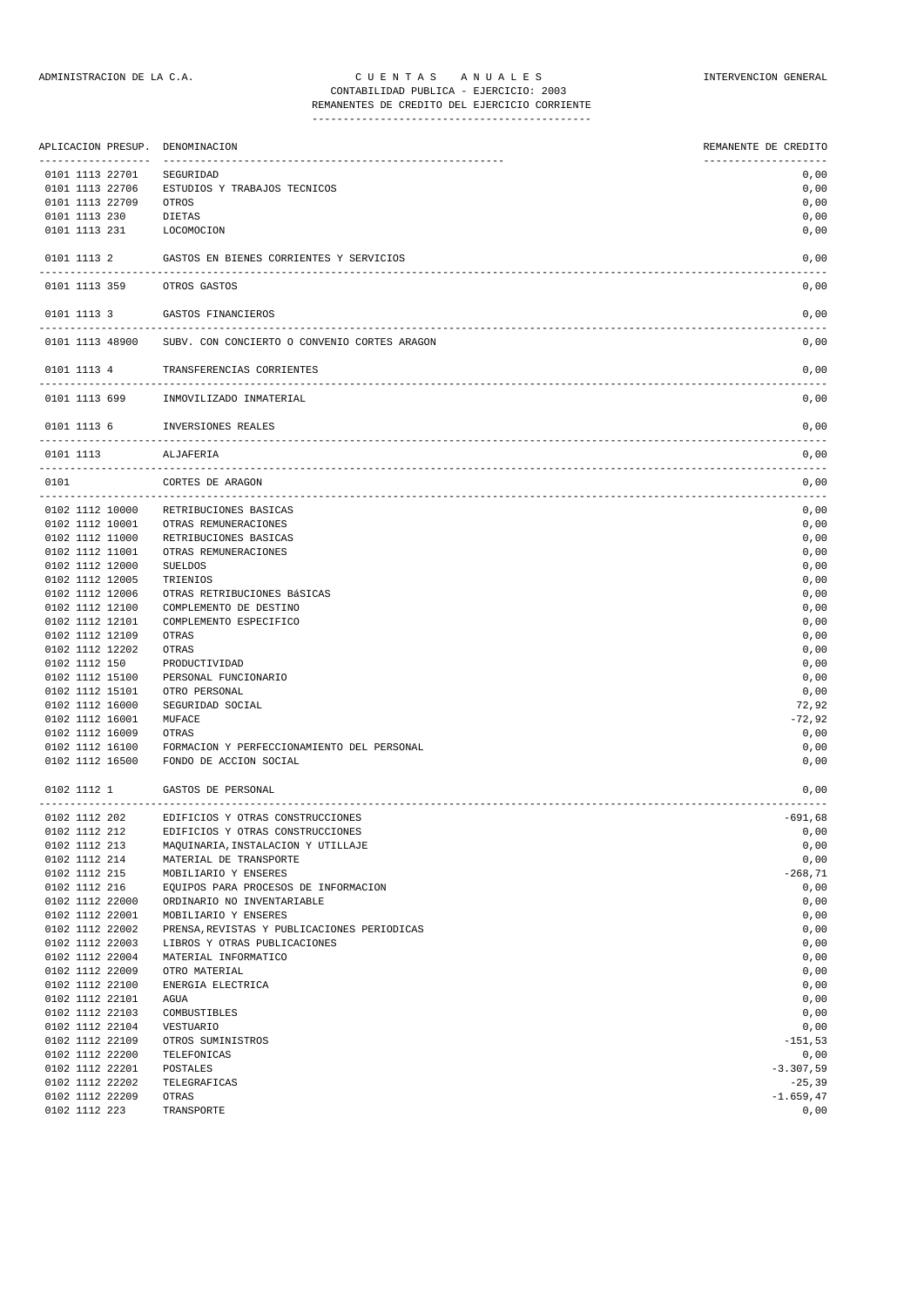ADMINISTRACION DE LA C.A. | C U E N T A S   A N U A L E S | INTERVENCION GENERAL

CONTABILIDAD PUBLICA - EJERCICIO: 2003

REMANENTES DE CREDITO DEL EJERCICIO CORRIENTE

| APLICACION PRESUP. | DENOMINACION | REMANENTE DE CREDITO |
|---|---|---|
| 0101 1113 22701 | SEGURIDAD | 0,00 |
| 0101 1113 22706 | ESTUDIOS Y TRABAJOS TECNICOS | 0,00 |
| 0101 1113 22709 | OTROS | 0,00 |
| 0101 1113 230 | DIETAS | 0,00 |
| 0101 1113 231 | LOCOMOCION | 0,00 |
| 0101 1113 2 | GASTOS EN BIENES CORRIENTES Y SERVICIOS | 0,00 |
| 0101 1113 359 | OTROS GASTOS | 0,00 |
| 0101 1113 3 | GASTOS FINANCIEROS | 0,00 |
| 0101 1113 48900 | SUBV. CON CONCIERTO O CONVENIO CORTES ARAGON | 0,00 |
| 0101 1113 4 | TRANSFERENCIAS CORRIENTES | 0,00 |
| 0101 1113 699 | INMOVILIZADO INMATERIAL | 0,00 |
| 0101 1113 6 | INVERSIONES REALES | 0,00 |
| 0101 1113 | ALJAFERIA | 0,00 |
| 0101 | CORTES DE ARAGON | 0,00 |
| 0102 1112 10000 | RETRIBUCIONES BASICAS | 0,00 |
| 0102 1112 10001 | OTRAS REMUNERACIONES | 0,00 |
| 0102 1112 11000 | RETRIBUCIONES BASICAS | 0,00 |
| 0102 1112 11001 | OTRAS REMUNERACIONES | 0,00 |
| 0102 1112 12000 | SUELDOS | 0,00 |
| 0102 1112 12005 | TRIENIOS | 0,00 |
| 0102 1112 12006 | OTRAS RETRIBUCIONES BáSICAS | 0,00 |
| 0102 1112 12100 | COMPLEMENTO DE DESTINO | 0,00 |
| 0102 1112 12101 | COMPLEMENTO ESPECIFICO | 0,00 |
| 0102 1112 12109 | OTRAS | 0,00 |
| 0102 1112 12202 | OTRAS | 0,00 |
| 0102 1112 150 | PRODUCTIVIDAD | 0,00 |
| 0102 1112 15100 | PERSONAL FUNCIONARIO | 0,00 |
| 0102 1112 15101 | OTRO PERSONAL | 0,00 |
| 0102 1112 16000 | SEGURIDAD SOCIAL | 72,92 |
| 0102 1112 16001 | MUFACE | -72,92 |
| 0102 1112 16009 | OTRAS | 0,00 |
| 0102 1112 16100 | FORMACION Y PERFECCIONAMIENTO DEL PERSONAL | 0,00 |
| 0102 1112 16500 | FONDO DE ACCION SOCIAL | 0,00 |
| 0102 1112 1 | GASTOS DE PERSONAL | 0,00 |
| 0102 1112 202 | EDIFICIOS Y OTRAS CONSTRUCCIONES | -691,68 |
| 0102 1112 212 | EDIFICIOS Y OTRAS CONSTRUCCIONES | 0,00 |
| 0102 1112 213 | MAQUINARIA,INSTALACION Y UTILLAJE | 0,00 |
| 0102 1112 214 | MATERIAL DE TRANSPORTE | 0,00 |
| 0102 1112 215 | MOBILIARIO Y ENSERES | -268,71 |
| 0102 1112 216 | EQUIPOS PARA PROCESOS DE INFORMACION | 0,00 |
| 0102 1112 22000 | ORDINARIO NO INVENTARIABLE | 0,00 |
| 0102 1112 22001 | MOBILIARIO Y ENSERES | 0,00 |
| 0102 1112 22002 | PRENSA,REVISTAS Y PUBLICACIONES PERIODICAS | 0,00 |
| 0102 1112 22003 | LIBROS Y OTRAS PUBLICACIONES | 0,00 |
| 0102 1112 22004 | MATERIAL INFORMATICO | 0,00 |
| 0102 1112 22009 | OTRO MATERIAL | 0,00 |
| 0102 1112 22100 | ENERGIA ELECTRICA | 0,00 |
| 0102 1112 22101 | AGUA | 0,00 |
| 0102 1112 22103 | COMBUSTIBLES | 0,00 |
| 0102 1112 22104 | VESTUARIO | 0,00 |
| 0102 1112 22109 | OTROS SUMINISTROS | -151,53 |
| 0102 1112 22200 | TELEFONICAS | 0,00 |
| 0102 1112 22201 | POSTALES | -3.307,59 |
| 0102 1112 22202 | TELEGRAFICAS | -25,39 |
| 0102 1112 22209 | OTRAS | -1.659,47 |
| 0102 1112 223 | TRANSPORTE | 0,00 |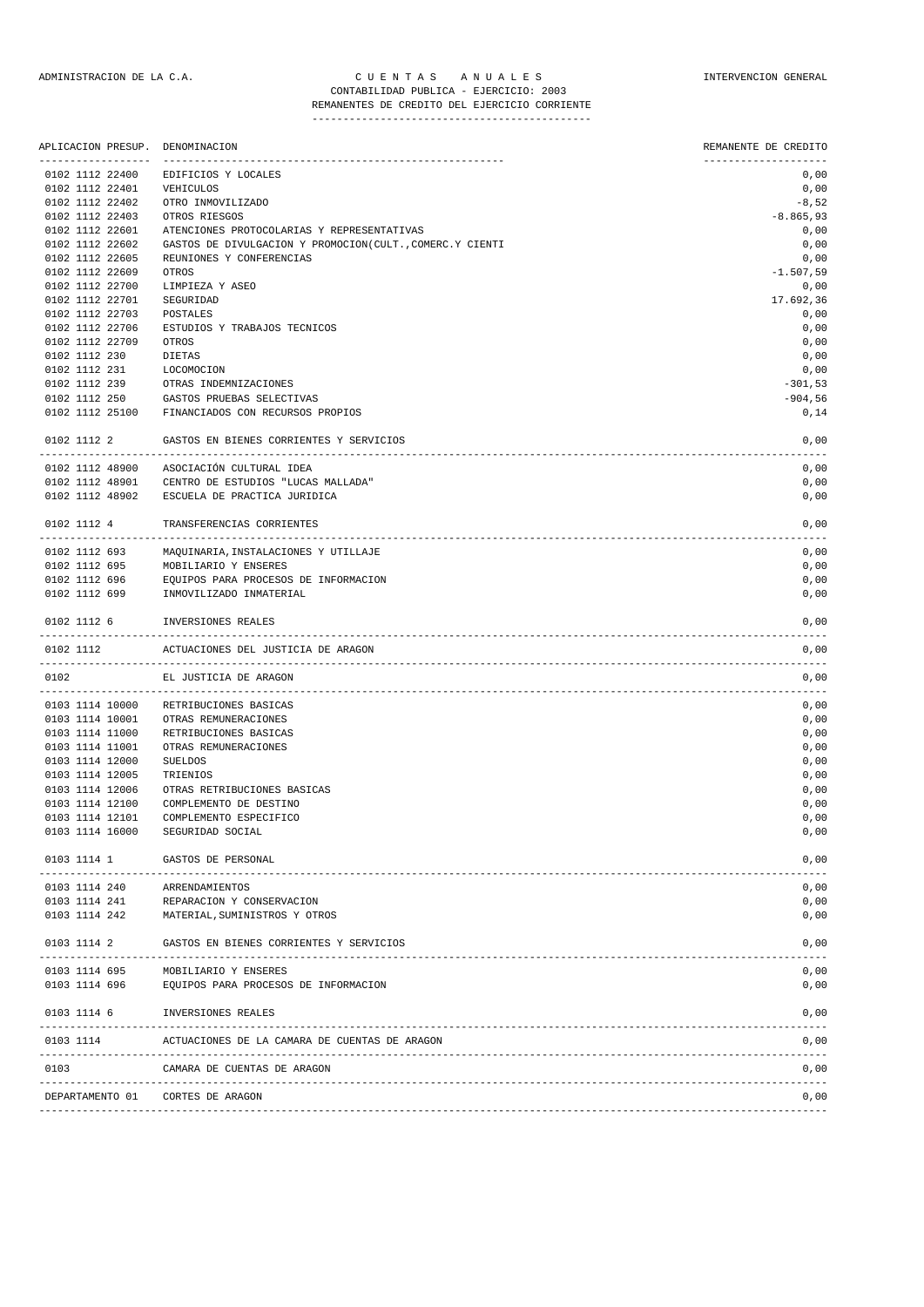ADMINISTRACION DE LA C.A. — CUENTAS ANUALES — INTERVENCION GENERAL

CONTABILIDAD PUBLICA - EJERCICIO: 2003

REMANENTES DE CREDITO DEL EJERCICIO CORRIENTE

| APLICACION PRESUP. | DENOMINACION | REMANENTE DE CREDITO |
|---|---|---|
| 0102 1112 22400 | EDIFICIOS Y LOCALES | 0,00 |
| 0102 1112 22401 | VEHICULOS | 0,00 |
| 0102 1112 22402 | OTRO INMOVILIZADO | -8,52 |
| 0102 1112 22403 | OTROS RIESGOS | -8.865,93 |
| 0102 1112 22601 | ATENCIONES PROTOCOLARIAS Y REPRESENTATIVAS | 0,00 |
| 0102 1112 22602 | GASTOS DE DIVULGACION Y PROMOCION(CULT.,COMERC.Y CIENTI | 0,00 |
| 0102 1112 22605 | REUNIONES Y CONFERENCIAS | 0,00 |
| 0102 1112 22609 | OTROS | -1.507,59 |
| 0102 1112 22700 | LIMPIEZA Y ASEO | 0,00 |
| 0102 1112 22701 | SEGURIDAD | 17.692,36 |
| 0102 1112 22703 | POSTALES | 0,00 |
| 0102 1112 22706 | ESTUDIOS Y TRABAJOS TECNICOS | 0,00 |
| 0102 1112 22709 | OTROS | 0,00 |
| 0102 1112 230 | DIETAS | 0,00 |
| 0102 1112 231 | LOCOMOCION | 0,00 |
| 0102 1112 239 | OTRAS INDEMNIZACIONES | -301,53 |
| 0102 1112 250 | GASTOS PRUEBAS SELECTIVAS | -904,56 |
| 0102 1112 25100 | FINANCIADOS CON RECURSOS PROPIOS | 0,14 |
| 0102 1112 2 | GASTOS EN BIENES CORRIENTES Y SERVICIOS | 0,00 |
| 0102 1112 48900 | ASOCIACIÓN CULTURAL IDEA | 0,00 |
| 0102 1112 48901 | CENTRO DE ESTUDIOS "LUCAS MALLADA" | 0,00 |
| 0102 1112 48902 | ESCUELA DE PRACTICA JURIDICA | 0,00 |
| 0102 1112 4 | TRANSFERENCIAS CORRIENTES | 0,00 |
| 0102 1112 693 | MAQUINARIA,INSTALACIONES Y UTILLAJE | 0,00 |
| 0102 1112 695 | MOBILIARIO Y ENSERES | 0,00 |
| 0102 1112 696 | EQUIPOS PARA PROCESOS DE INFORMACION | 0,00 |
| 0102 1112 699 | INMOVILIZADO INMATERIAL | 0,00 |
| 0102 1112 6 | INVERSIONES REALES | 0,00 |
| 0102 1112 | ACTUACIONES DEL JUSTICIA DE ARAGON | 0,00 |
| 0102 | EL JUSTICIA DE ARAGON | 0,00 |
| 0103 1114 10000 | RETRIBUCIONES BASICAS | 0,00 |
| 0103 1114 10001 | OTRAS REMUNERACIONES | 0,00 |
| 0103 1114 11000 | RETRIBUCIONES BASICAS | 0,00 |
| 0103 1114 11001 | OTRAS REMUNERACIONES | 0,00 |
| 0103 1114 12000 | SUELDOS | 0,00 |
| 0103 1114 12005 | TRIENIOS | 0,00 |
| 0103 1114 12006 | OTRAS RETRIBUCIONES BASICAS | 0,00 |
| 0103 1114 12100 | COMPLEMENTO DE DESTINO | 0,00 |
| 0103 1114 12101 | COMPLEMENTO ESPECIFICO | 0,00 |
| 0103 1114 16000 | SEGURIDAD SOCIAL | 0,00 |
| 0103 1114 1 | GASTOS DE PERSONAL | 0,00 |
| 0103 1114 240 | ARRENDAMIENTOS | 0,00 |
| 0103 1114 241 | REPARACION Y CONSERVACION | 0,00 |
| 0103 1114 242 | MATERIAL,SUMINISTROS Y OTROS | 0,00 |
| 0103 1114 2 | GASTOS EN BIENES CORRIENTES Y SERVICIOS | 0,00 |
| 0103 1114 695 | MOBILIARIO Y ENSERES | 0,00 |
| 0103 1114 696 | EQUIPOS PARA PROCESOS DE INFORMACION | 0,00 |
| 0103 1114 6 | INVERSIONES REALES | 0,00 |
| 0103 1114 | ACTUACIONES DE LA CAMARA DE CUENTAS DE ARAGON | 0,00 |
| 0103 | CAMARA DE CUENTAS DE ARAGON | 0,00 |
| DEPARTAMENTO 01 | CORTES DE ARAGON | 0,00 |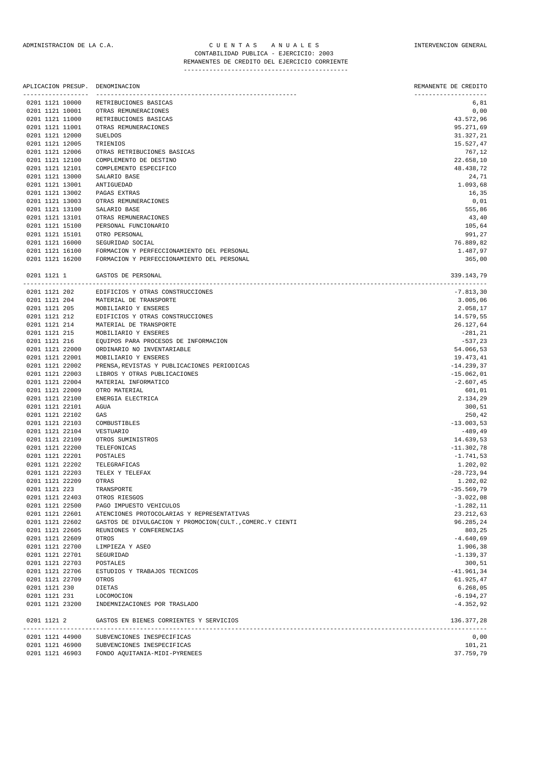ADMINISTRACION DE LA C.A. — CUENTAS ANUALES — INTERVENCION GENERAL

CONTABILIDAD PUBLICA - EJERCICIO: 2003

REMANENTES DE CREDITO DEL EJERCICIO CORRIENTE

| APLICACION PRESUP. | DENOMINACION | REMANENTE DE CREDITO |
|---|---|---|
| 0201 1121 10000 | RETRIBUCIONES BASICAS | 6,81 |
| 0201 1121 10001 | OTRAS REMUNERACIONES | 0,00 |
| 0201 1121 11000 | RETRIBUCIONES BASICAS | 43.572,96 |
| 0201 1121 11001 | OTRAS REMUNERACIONES | 95.271,69 |
| 0201 1121 12000 | SUELDOS | 31.327,21 |
| 0201 1121 12005 | TRIENIOS | 15.527,47 |
| 0201 1121 12006 | OTRAS RETRIBUCIONES BASICAS | 767,12 |
| 0201 1121 12100 | COMPLEMENTO DE DESTINO | 22.658,10 |
| 0201 1121 12101 | COMPLEMENTO ESPECIFICO | 48.438,72 |
| 0201 1121 13000 | SALARIO BASE | 24,71 |
| 0201 1121 13001 | ANTIGUEDAD | 1.093,68 |
| 0201 1121 13002 | PAGAS EXTRAS | 16,35 |
| 0201 1121 13003 | OTRAS REMUNERACIONES | 0,01 |
| 0201 1121 13100 | SALARIO BASE | 555,86 |
| 0201 1121 13101 | OTRAS REMUNERACIONES | 43,40 |
| 0201 1121 15100 | PERSONAL FUNCIONARIO | 105,64 |
| 0201 1121 15101 | OTRO PERSONAL | 991,27 |
| 0201 1121 16000 | SEGURIDAD SOCIAL | 76.889,82 |
| 0201 1121 16100 | FORMACION Y PERFECCIONAMIENTO DEL PERSONAL | 1.487,97 |
| 0201 1121 16200 | FORMACION Y PERFECCIONAMIENTO DEL PERSONAL | 365,00 |
| 0201 1121 1 | GASTOS DE PERSONAL | 339.143,79 |
| 0201 1121 202 | EDIFICIOS Y OTRAS CONSTRUCCIONES | -7.813,30 |
| 0201 1121 204 | MATERIAL DE TRANSPORTE | 3.005,06 |
| 0201 1121 205 | MOBILIARIO Y ENSERES | 2.058,17 |
| 0201 1121 212 | EDIFICIOS Y OTRAS CONSTRUCCIONES | 14.579,55 |
| 0201 1121 214 | MATERIAL DE TRANSPORTE | 26.127,64 |
| 0201 1121 215 | MOBILIARIO Y ENSERES | -281,21 |
| 0201 1121 216 | EQUIPOS PARA PROCESOS DE INFORMACION | -537,23 |
| 0201 1121 22000 | ORDINARIO NO INVENTARIABLE | 54.066,53 |
| 0201 1121 22001 | MOBILIARIO Y ENSERES | 19.473,41 |
| 0201 1121 22002 | PRENSA,REVISTAS Y PUBLICACIONES PERIODICAS | -14.239,37 |
| 0201 1121 22003 | LIBROS Y OTRAS PUBLICACIONES | -15.062,01 |
| 0201 1121 22004 | MATERIAL INFORMATICO | -2.607,45 |
| 0201 1121 22009 | OTRO MATERIAL | 601,01 |
| 0201 1121 22100 | ENERGIA ELECTRICA | 2.134,29 |
| 0201 1121 22101 | AGUA | 300,51 |
| 0201 1121 22102 | GAS | 250,42 |
| 0201 1121 22103 | COMBUSTIBLES | -13.003,53 |
| 0201 1121 22104 | VESTUARIO | -489,49 |
| 0201 1121 22109 | OTROS SUMINISTROS | 14.639,53 |
| 0201 1121 22200 | TELEFONICAS | -11.302,78 |
| 0201 1121 22201 | POSTALES | -1.741,53 |
| 0201 1121 22202 | TELEGRAFICAS | 1.202,02 |
| 0201 1121 22203 | TELEX Y TELEFAX | -28.723,94 |
| 0201 1121 22209 | OTRAS | 1.202,02 |
| 0201 1121 223 | TRANSPORTE | -35.569,79 |
| 0201 1121 22403 | OTROS RIESGOS | -3.022,08 |
| 0201 1121 22500 | PAGO IMPUESTO VEHICULOS | -1.282,11 |
| 0201 1121 22601 | ATENCIONES PROTOCOLARIAS Y REPRESENTATIVAS | 23.212,63 |
| 0201 1121 22602 | GASTOS DE DIVULGACION Y PROMOCION(CULT.,COMERC.Y CIENTI | 96.285,24 |
| 0201 1121 22605 | REUNIONES Y CONFERENCIAS | 803,25 |
| 0201 1121 22609 | OTROS | -4.640,69 |
| 0201 1121 22700 | LIMPIEZA Y ASEO | 1.906,38 |
| 0201 1121 22701 | SEGURIDAD | -1.139,37 |
| 0201 1121 22703 | POSTALES | 300,51 |
| 0201 1121 22706 | ESTUDIOS Y TRABAJOS TECNICOS | -41.961,34 |
| 0201 1121 22709 | OTROS | 61.925,47 |
| 0201 1121 230 | DIETAS | 6.268,05 |
| 0201 1121 231 | LOCOMOCION | -6.194,27 |
| 0201 1121 23200 | INDEMNIZACIONES POR TRASLADO | -4.352,92 |
| 0201 1121 2 | GASTOS EN BIENES CORRIENTES Y SERVICIOS | 136.377,28 |
| 0201 1121 44900 | SUBVENCIONES INESPECIFICAS | 0,00 |
| 0201 1121 46900 | SUBVENCIONES INESPECIFICAS | 101,21 |
| 0201 1121 46903 | FONDO AQUITANIA-MIDI-PYRENEES | 37.759,79 |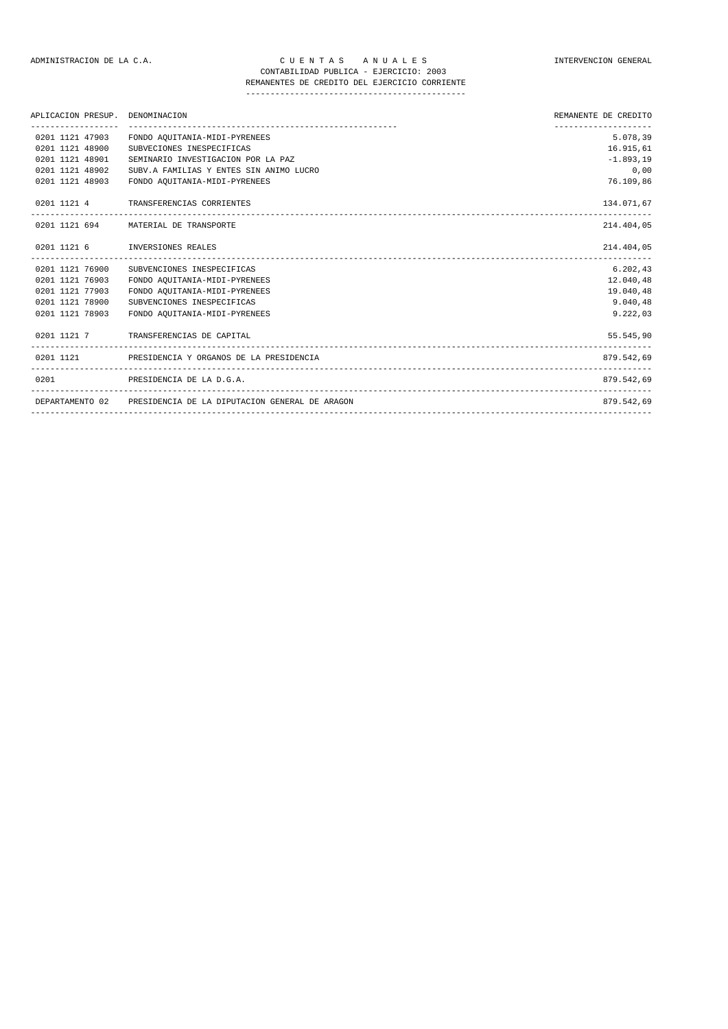ADMINISTRACION DE LA C.A. — C U E N T A S   A N U A L E S — INTERVENCION GENERAL

CONTABILIDAD PUBLICA - EJERCICIO: 2003

REMANENTES DE CREDITO DEL EJERCICIO CORRIENTE

| APLICACION PRESUP. | DENOMINACION | REMANENTE DE CREDITO |
|---|---|---|
| 0201 1121 47903 | FONDO AQUITANIA-MIDI-PYRENEES | 5.078,39 |
| 0201 1121 48900 | SUBVECIONES INESPECIFICAS | 16.915,61 |
| 0201 1121 48901 | SEMINARIO INVESTIGACION POR LA PAZ | -1.893,19 |
| 0201 1121 48902 | SUBV.A FAMILIAS Y ENTES SIN ANIMO LUCRO | 0,00 |
| 0201 1121 48903 | FONDO AQUITANIA-MIDI-PYRENEES | 76.109,86 |
| 0201 1121 4 | TRANSFERENCIAS CORRIENTES | 134.071,67 |
| 0201 1121 694 | MATERIAL DE TRANSPORTE | 214.404,05 |
| 0201 1121 6 | INVERSIONES REALES | 214.404,05 |
| 0201 1121 76900 | SUBVENCIONES INESPECIFICAS | 6.202,43 |
| 0201 1121 76903 | FONDO AQUITANIA-MIDI-PYRENEES | 12.040,48 |
| 0201 1121 77903 | FONDO AQUITANIA-MIDI-PYRENEES | 19.040,48 |
| 0201 1121 78900 | SUBVENCIONES INESPECIFICAS | 9.040,48 |
| 0201 1121 78903 | FONDO AQUITANIA-MIDI-PYRENEES | 9.222,03 |
| 0201 1121 7 | TRANSFERENCIAS DE CAPITAL | 55.545,90 |
| 0201 1121 | PRESIDENCIA Y ORGANOS DE LA PRESIDENCIA | 879.542,69 |
| 0201 | PRESIDENCIA DE LA D.G.A. | 879.542,69 |
| DEPARTAMENTO 02 | PRESIDENCIA DE LA DIPUTACION GENERAL DE ARAGON | 879.542,69 |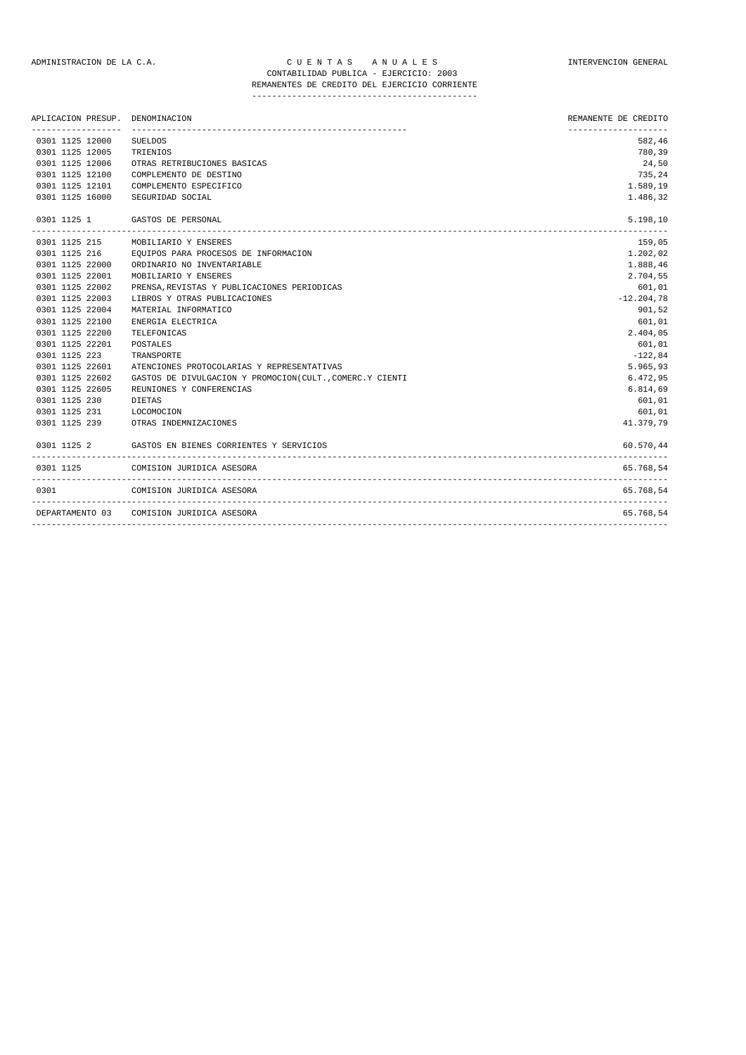ADMINISTRACION DE LA C.A. — C U E N T A S   A N U A L E S — INTERVENCION GENERAL

CONTABILIDAD PUBLICA - EJERCICIO: 2003

REMANENTES DE CREDITO DEL EJERCICIO CORRIENTE

| APLICACION PRESUP. | DENOMINACION | REMANENTE DE CREDITO |
|---|---|---|
| 0301 1125 12000 | SUELDOS | 582,46 |
| 0301 1125 12005 | TRIENIOS | 780,39 |
| 0301 1125 12006 | OTRAS RETRIBUCIONES BASICAS | 24,50 |
| 0301 1125 12100 | COMPLEMENTO DE DESTINO | 735,24 |
| 0301 1125 12101 | COMPLEMENTO ESPECIFICO | 1.589,19 |
| 0301 1125 16000 | SEGURIDAD SOCIAL | 1.486,32 |
| 0301 1125 1 | GASTOS DE PERSONAL | 5.198,10 |
| 0301 1125 215 | MOBILIARIO Y ENSERES | 159,05 |
| 0301 1125 216 | EQUIPOS PARA PROCESOS DE INFORMACION | 1.202,02 |
| 0301 1125 22000 | ORDINARIO NO INVENTARIABLE | 1.888,46 |
| 0301 1125 22001 | MOBILIARIO Y ENSERES | 2.704,55 |
| 0301 1125 22002 | PRENSA,REVISTAS Y PUBLICACIONES PERIODICAS | 601,01 |
| 0301 1125 22003 | LIBROS Y OTRAS PUBLICACIONES | -12.204,78 |
| 0301 1125 22004 | MATERIAL INFORMATICO | 901,52 |
| 0301 1125 22100 | ENERGIA ELECTRICA | 601,01 |
| 0301 1125 22200 | TELEFONICAS | 2.404,05 |
| 0301 1125 22201 | POSTALES | 601,01 |
| 0301 1125 223 | TRANSPORTE | -122,84 |
| 0301 1125 22601 | ATENCIONES PROTOCOLARIAS Y REPRESENTATIVAS | 5.965,93 |
| 0301 1125 22602 | GASTOS DE DIVULGACION Y PROMOCION(CULT.,COMERC.Y CIENTI | 6.472,95 |
| 0301 1125 22605 | REUNIONES Y CONFERENCIAS | 6.814,69 |
| 0301 1125 230 | DIETAS | 601,01 |
| 0301 1125 231 | LOCOMOCION | 601,01 |
| 0301 1125 239 | OTRAS INDEMNIZACIONES | 41.379,79 |
| 0301 1125 2 | GASTOS EN BIENES CORRIENTES Y SERVICIOS | 60.570,44 |
| 0301 1125 | COMISION JURIDICA ASESORA | 65.768,54 |
| 0301 | COMISION JURIDICA ASESORA | 65.768,54 |
| DEPARTAMENTO 03 | COMISION JURIDICA ASESORA | 65.768,54 |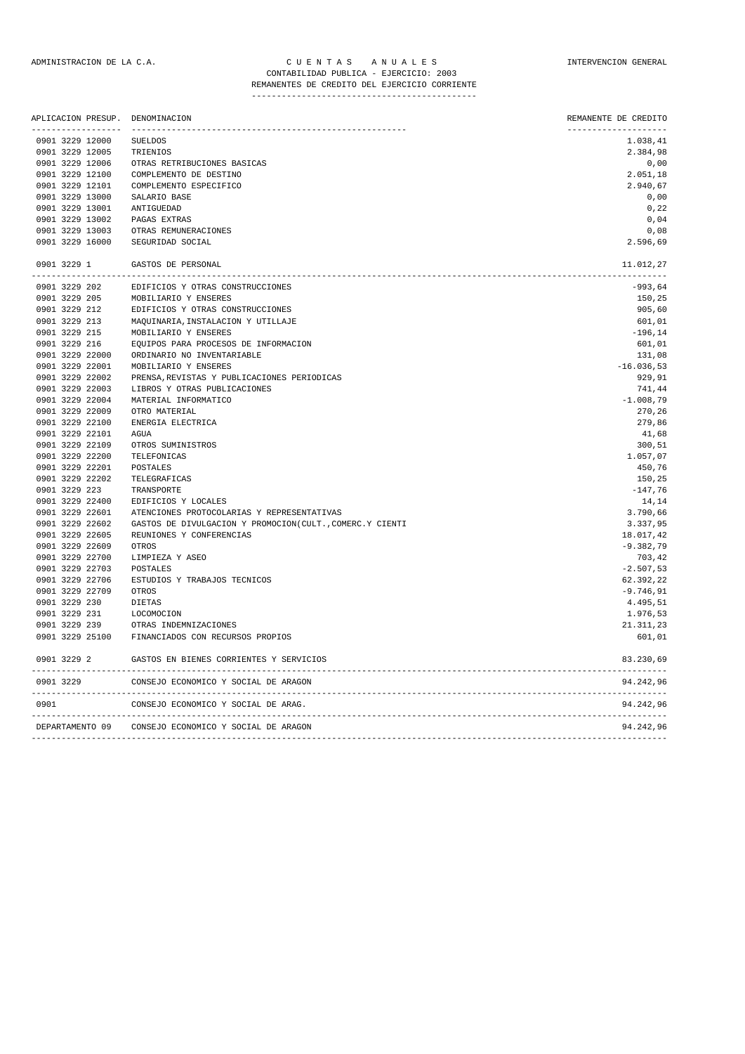ADMINISTRACION DE LA C.A. — C U E N T A S   A N U A L E S — INTERVENCION GENERAL

CONTABILIDAD PUBLICA - EJERCICIO: 2003

REMANENTES DE CREDITO DEL EJERCICIO CORRIENTE

| APLICACION PRESUP. | DENOMINACION | REMANENTE DE CREDITO |
|---|---|---|
| 0901 3229 12000 | SUELDOS | 1.038,41 |
| 0901 3229 12005 | TRIENIOS | 2.384,98 |
| 0901 3229 12006 | OTRAS RETRIBUCIONES BASICAS | 0,00 |
| 0901 3229 12100 | COMPLEMENTO DE DESTINO | 2.051,18 |
| 0901 3229 12101 | COMPLEMENTO ESPECIFICO | 2.940,67 |
| 0901 3229 13000 | SALARIO BASE | 0,00 |
| 0901 3229 13001 | ANTIGUEDAD | 0,22 |
| 0901 3229 13002 | PAGAS EXTRAS | 0,04 |
| 0901 3229 13003 | OTRAS REMUNERACIONES | 0,08 |
| 0901 3229 16000 | SEGURIDAD SOCIAL | 2.596,69 |
| 0901 3229 1 | GASTOS DE PERSONAL | 11.012,27 |
| 0901 3229 202 | EDIFICIOS Y OTRAS CONSTRUCCIONES | -993,64 |
| 0901 3229 205 | MOBILIARIO Y ENSERES | 150,25 |
| 0901 3229 212 | EDIFICIOS Y OTRAS CONSTRUCCIONES | 905,60 |
| 0901 3229 213 | MAQUINARIA,INSTALACION Y UTILLAJE | 601,01 |
| 0901 3229 215 | MOBILIARIO Y ENSERES | -196,14 |
| 0901 3229 216 | EQUIPOS PARA PROCESOS DE INFORMACION | 601,01 |
| 0901 3229 22000 | ORDINARIO NO INVENTARIABLE | 131,08 |
| 0901 3229 22001 | MOBILIARIO Y ENSERES | -16.036,53 |
| 0901 3229 22002 | PRENSA,REVISTAS Y PUBLICACIONES PERIODICAS | 929,91 |
| 0901 3229 22003 | LIBROS Y OTRAS PUBLICACIONES | 741,44 |
| 0901 3229 22004 | MATERIAL INFORMATICO | -1.008,79 |
| 0901 3229 22009 | OTRO MATERIAL | 270,26 |
| 0901 3229 22100 | ENERGIA ELECTRICA | 279,86 |
| 0901 3229 22101 | AGUA | 41,68 |
| 0901 3229 22109 | OTROS SUMINISTROS | 300,51 |
| 0901 3229 22200 | TELEFONICAS | 1.057,07 |
| 0901 3229 22201 | POSTALES | 450,76 |
| 0901 3229 22202 | TELEGRAFICAS | 150,25 |
| 0901 3229 223 | TRANSPORTE | -147,76 |
| 0901 3229 22400 | EDIFICIOS Y LOCALES | 14,14 |
| 0901 3229 22601 | ATENCIONES PROTOCOLARIAS Y REPRESENTATIVAS | 3.790,66 |
| 0901 3229 22602 | GASTOS DE DIVULGACION Y PROMOCION(CULT.,COMERC.Y CIENTI | 3.337,95 |
| 0901 3229 22605 | REUNIONES Y CONFERENCIAS | 18.017,42 |
| 0901 3229 22609 | OTROS | -9.382,79 |
| 0901 3229 22700 | LIMPIEZA Y ASEO | 703,42 |
| 0901 3229 22703 | POSTALES | -2.507,53 |
| 0901 3229 22706 | ESTUDIOS Y TRABAJOS TECNICOS | 62.392,22 |
| 0901 3229 22709 | OTROS | -9.746,91 |
| 0901 3229 230 | DIETAS | 4.495,51 |
| 0901 3229 231 | LOCOMOCION | 1.976,53 |
| 0901 3229 239 | OTRAS INDEMNIZACIONES | 21.311,23 |
| 0901 3229 25100 | FINANCIADOS CON RECURSOS PROPIOS | 601,01 |
| 0901 3229 2 | GASTOS EN BIENES CORRIENTES Y SERVICIOS | 83.230,69 |
| 0901 3229 | CONSEJO ECONOMICO Y SOCIAL DE ARAGON | 94.242,96 |
| 0901 | CONSEJO ECONOMICO Y SOCIAL DE ARAG. | 94.242,96 |
| DEPARTAMENTO 09 | CONSEJO ECONOMICO Y SOCIAL DE ARAGON | 94.242,96 |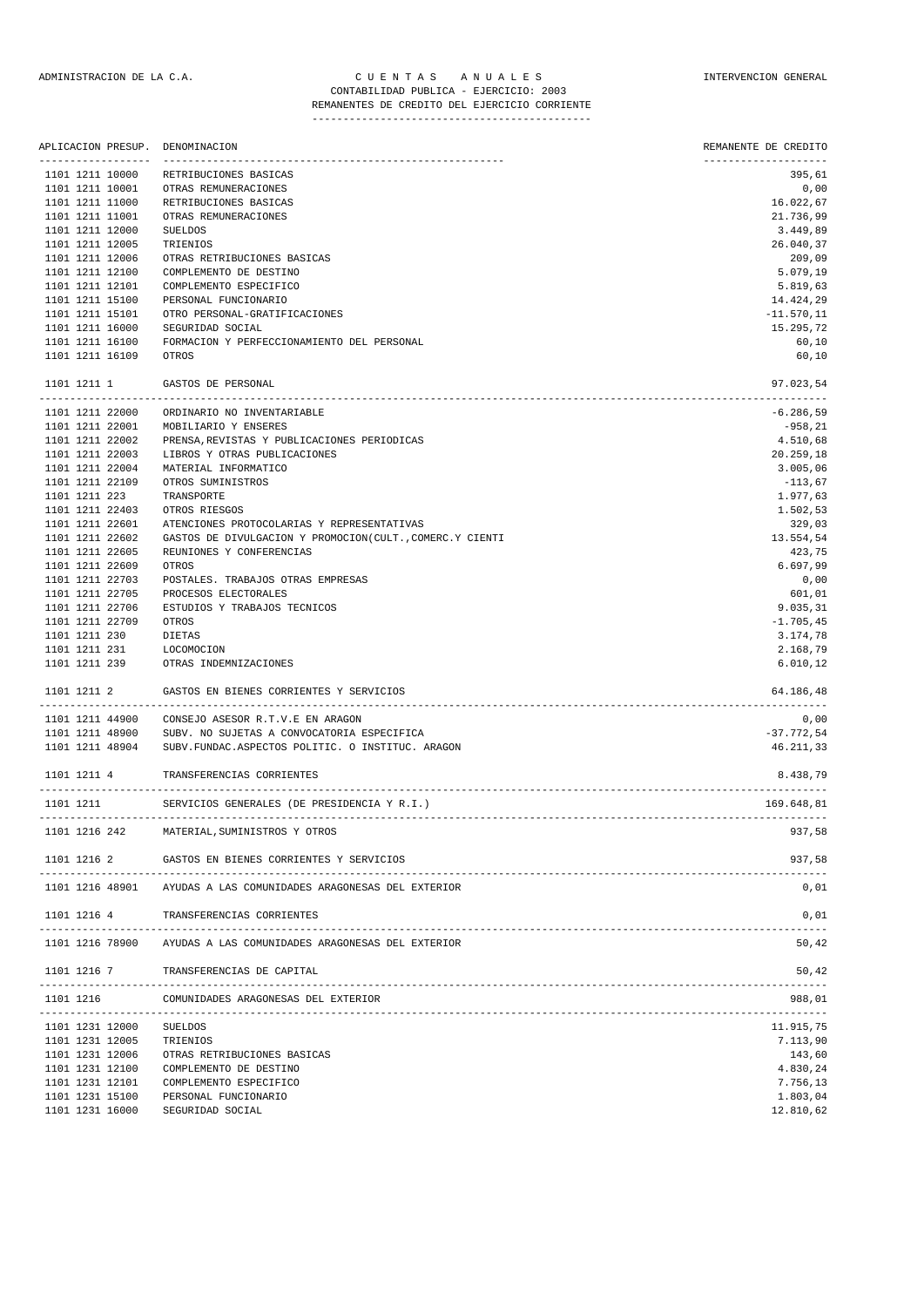ADMINISTRACION DE LA C.A. — C U E N T A S   A N U A L E S — INTERVENCION GENERAL

CONTABILIDAD PUBLICA - EJERCICIO: 2003

REMANENTES DE CREDITO DEL EJERCICIO CORRIENTE

| APLICACION PRESUP. | DENOMINACION | REMANENTE DE CREDITO |
|---|---|---|
| 1101 1211 10000 | RETRIBUCIONES BASICAS | 395,61 |
| 1101 1211 10001 | OTRAS REMUNERACIONES | 0,00 |
| 1101 1211 11000 | RETRIBUCIONES BASICAS | 16.022,67 |
| 1101 1211 11001 | OTRAS REMUNERACIONES | 21.736,99 |
| 1101 1211 12000 | SUELDOS | 3.449,89 |
| 1101 1211 12005 | TRIENIOS | 26.040,37 |
| 1101 1211 12006 | OTRAS RETRIBUCIONES BASICAS | 209,09 |
| 1101 1211 12100 | COMPLEMENTO DE DESTINO | 5.079,19 |
| 1101 1211 12101 | COMPLEMENTO ESPECIFICO | 5.819,63 |
| 1101 1211 15100 | PERSONAL FUNCIONARIO | 14.424,29 |
| 1101 1211 15101 | OTRO PERSONAL-GRATIFICACIONES | -11.570,11 |
| 1101 1211 16000 | SEGURIDAD SOCIAL | 15.295,72 |
| 1101 1211 16100 | FORMACION Y PERFECCIONAMIENTO DEL PERSONAL | 60,10 |
| 1101 1211 16109 | OTROS | 60,10 |
| 1101 1211 1 | GASTOS DE PERSONAL | 97.023,54 |
| 1101 1211 22000 | ORDINARIO NO INVENTARIABLE | -6.286,59 |
| 1101 1211 22001 | MOBILIARIO Y ENSERES | -958,21 |
| 1101 1211 22002 | PRENSA,REVISTAS Y PUBLICACIONES PERIODICAS | 4.510,68 |
| 1101 1211 22003 | LIBROS Y OTRAS PUBLICACIONES | 20.259,18 |
| 1101 1211 22004 | MATERIAL INFORMATICO | 3.005,06 |
| 1101 1211 22109 | OTROS SUMINISTROS | -113,67 |
| 1101 1211 223 | TRANSPORTE | 1.977,63 |
| 1101 1211 22403 | OTROS RIESGOS | 1.502,53 |
| 1101 1211 22601 | ATENCIONES PROTOCOLARIAS Y REPRESENTATIVAS | 329,03 |
| 1101 1211 22602 | GASTOS DE DIVULGACION Y PROMOCION(CULT.,COMERC.Y CIENTI | 13.554,54 |
| 1101 1211 22605 | REUNIONES Y CONFERENCIAS | 423,75 |
| 1101 1211 22609 | OTROS | 6.697,99 |
| 1101 1211 22703 | POSTALES. TRABAJOS OTRAS EMPRESAS | 0,00 |
| 1101 1211 22705 | PROCESOS ELECTORALES | 601,01 |
| 1101 1211 22706 | ESTUDIOS Y TRABAJOS TECNICOS | 9.035,31 |
| 1101 1211 22709 | OTROS | -1.705,45 |
| 1101 1211 230 | DIETAS | 3.174,78 |
| 1101 1211 231 | LOCOMOCION | 2.168,79 |
| 1101 1211 239 | OTRAS INDEMNIZACIONES | 6.010,12 |
| 1101 1211 2 | GASTOS EN BIENES CORRIENTES Y SERVICIOS | 64.186,48 |
| 1101 1211 44900 | CONSEJO ASESOR R.T.V.E EN ARAGON | 0,00 |
| 1101 1211 48900 | SUBV. NO SUJETAS A CONVOCATORIA ESPECIFICA | -37.772,54 |
| 1101 1211 48904 | SUBV.FUNDAC.ASPECTOS POLITIC. O INSTITUC. ARAGON | 46.211,33 |
| 1101 1211 4 | TRANSFERENCIAS CORRIENTES | 8.438,79 |
| 1101 1211 | SERVICIOS GENERALES (DE PRESIDENCIA Y R.I.) | 169.648,81 |
| 1101 1216 242 | MATERIAL,SUMINISTROS Y OTROS | 937,58 |
| 1101 1216 2 | GASTOS EN BIENES CORRIENTES Y SERVICIOS | 937,58 |
| 1101 1216 48901 | AYUDAS A LAS COMUNIDADES ARAGONESAS DEL EXTERIOR | 0,01 |
| 1101 1216 4 | TRANSFERENCIAS CORRIENTES | 0,01 |
| 1101 1216 78900 | AYUDAS A LAS COMUNIDADES ARAGONESAS DEL EXTERIOR | 50,42 |
| 1101 1216 7 | TRANSFERENCIAS DE CAPITAL | 50,42 |
| 1101 1216 | COMUNIDADES ARAGONESAS DEL EXTERIOR | 988,01 |
| 1101 1231 12000 | SUELDOS | 11.915,75 |
| 1101 1231 12005 | TRIENIOS | 7.113,90 |
| 1101 1231 12006 | OTRAS RETRIBUCIONES BASICAS | 143,60 |
| 1101 1231 12100 | COMPLEMENTO DE DESTINO | 4.830,24 |
| 1101 1231 12101 | COMPLEMENTO ESPECIFICO | 7.756,13 |
| 1101 1231 15100 | PERSONAL FUNCIONARIO | 1.803,04 |
| 1101 1231 16000 | SEGURIDAD SOCIAL | 12.810,62 |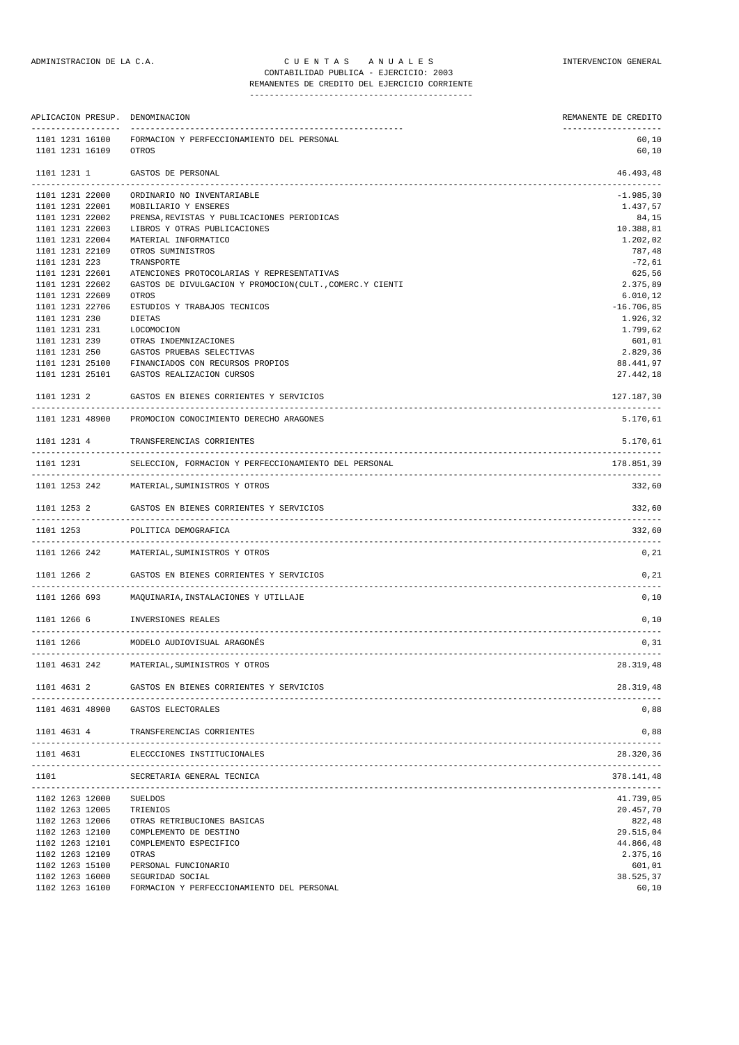ADMINISTRACION DE LA C.A. — C U E N T A S   A N U A L E S — INTERVENCION GENERAL

CONTABILIDAD PUBLICA - EJERCICIO: 2003

REMANENTES DE CREDITO DEL EJERCICIO CORRIENTE

| APLICACION PRESUP. | DENOMINACION | REMANENTE DE CREDITO |
|---|---|---|
| 1101 1231 16100 | FORMACION Y PERFECCIONAMIENTO DEL PERSONAL | 60,10 |
| 1101 1231 16109 | OTROS | 60,10 |
| 1101 1231 1 | GASTOS DE PERSONAL | 46.493,48 |
| 1101 1231 22000 | ORDINARIO NO INVENTARIABLE | -1.985,30 |
| 1101 1231 22001 | MOBILIARIO Y ENSERES | 1.437,57 |
| 1101 1231 22002 | PRENSA,REVISTAS Y PUBLICACIONES PERIODICAS | 84,15 |
| 1101 1231 22003 | LIBROS Y OTRAS PUBLICACIONES | 10.388,81 |
| 1101 1231 22004 | MATERIAL INFORMATICO | 1.202,02 |
| 1101 1231 22109 | OTROS SUMINISTROS | 787,48 |
| 1101 1231 223 | TRANSPORTE | -72,61 |
| 1101 1231 22601 | ATENCIONES PROTOCOLARIAS Y REPRESENTATIVAS | 625,56 |
| 1101 1231 22602 | GASTOS DE DIVULGACION Y PROMOCION(CULT.,COMERC.Y CIENTI | 2.375,89 |
| 1101 1231 22609 | OTROS | 6.010,12 |
| 1101 1231 22706 | ESTUDIOS Y TRABAJOS TECNICOS | -16.706,85 |
| 1101 1231 230 | DIETAS | 1.926,32 |
| 1101 1231 231 | LOCOMOCION | 1.799,62 |
| 1101 1231 239 | OTRAS INDEMNIZACIONES | 601,01 |
| 1101 1231 250 | GASTOS PRUEBAS SELECTIVAS | 2.829,36 |
| 1101 1231 25100 | FINANCIADOS CON RECURSOS PROPIOS | 88.441,97 |
| 1101 1231 25101 | GASTOS REALIZACION CURSOS | 27.442,18 |
| 1101 1231 2 | GASTOS EN BIENES CORRIENTES Y SERVICIOS | 127.187,30 |
| 1101 1231 48900 | PROMOCION CONOCIMIENTO DERECHO ARAGONES | 5.170,61 |
| 1101 1231 4 | TRANSFERENCIAS CORRIENTES | 5.170,61 |
| 1101 1231 | SELECCION, FORMACION Y PERFECCIONAMIENTO DEL PERSONAL | 178.851,39 |
| 1101 1253 242 | MATERIAL,SUMINISTROS Y OTROS | 332,60 |
| 1101 1253 2 | GASTOS EN BIENES CORRIENTES Y SERVICIOS | 332,60 |
| 1101 1253 | POLITICA DEMOGRAFICA | 332,60 |
| 1101 1266 242 | MATERIAL,SUMINISTROS Y OTROS | 0,21 |
| 1101 1266 2 | GASTOS EN BIENES CORRIENTES Y SERVICIOS | 0,21 |
| 1101 1266 693 | MAQUINARIA,INSTALACIONES Y UTILLAJE | 0,10 |
| 1101 1266 6 | INVERSIONES REALES | 0,10 |
| 1101 1266 | MODELO AUDIOVISUAL ARAGONÉS | 0,31 |
| 1101 4631 242 | MATERIAL,SUMINISTROS Y OTROS | 28.319,48 |
| 1101 4631 2 | GASTOS EN BIENES CORRIENTES Y SERVICIOS | 28.319,48 |
| 1101 4631 48900 | GASTOS ELECTORALES | 0,88 |
| 1101 4631 4 | TRANSFERENCIAS CORRIENTES | 0,88 |
| 1101 4631 | ELECCCIONES INSTITUCIONALES | 28.320,36 |
| 1101 | SECRETARIA GENERAL TECNICA | 378.141,48 |
| 1102 1263 12000 | SUELDOS | 41.739,05 |
| 1102 1263 12005 | TRIENIOS | 20.457,70 |
| 1102 1263 12006 | OTRAS RETRIBUCIONES BASICAS | 822,48 |
| 1102 1263 12100 | COMPLEMENTO DE DESTINO | 29.515,04 |
| 1102 1263 12101 | COMPLEMENTO ESPECIFICO | 44.866,48 |
| 1102 1263 12109 | OTRAS | 2.375,16 |
| 1102 1263 15100 | PERSONAL FUNCIONARIO | 601,01 |
| 1102 1263 16000 | SEGURIDAD SOCIAL | 38.525,37 |
| 1102 1263 16100 | FORMACION Y PERFECCIONAMIENTO DEL PERSONAL | 60,10 |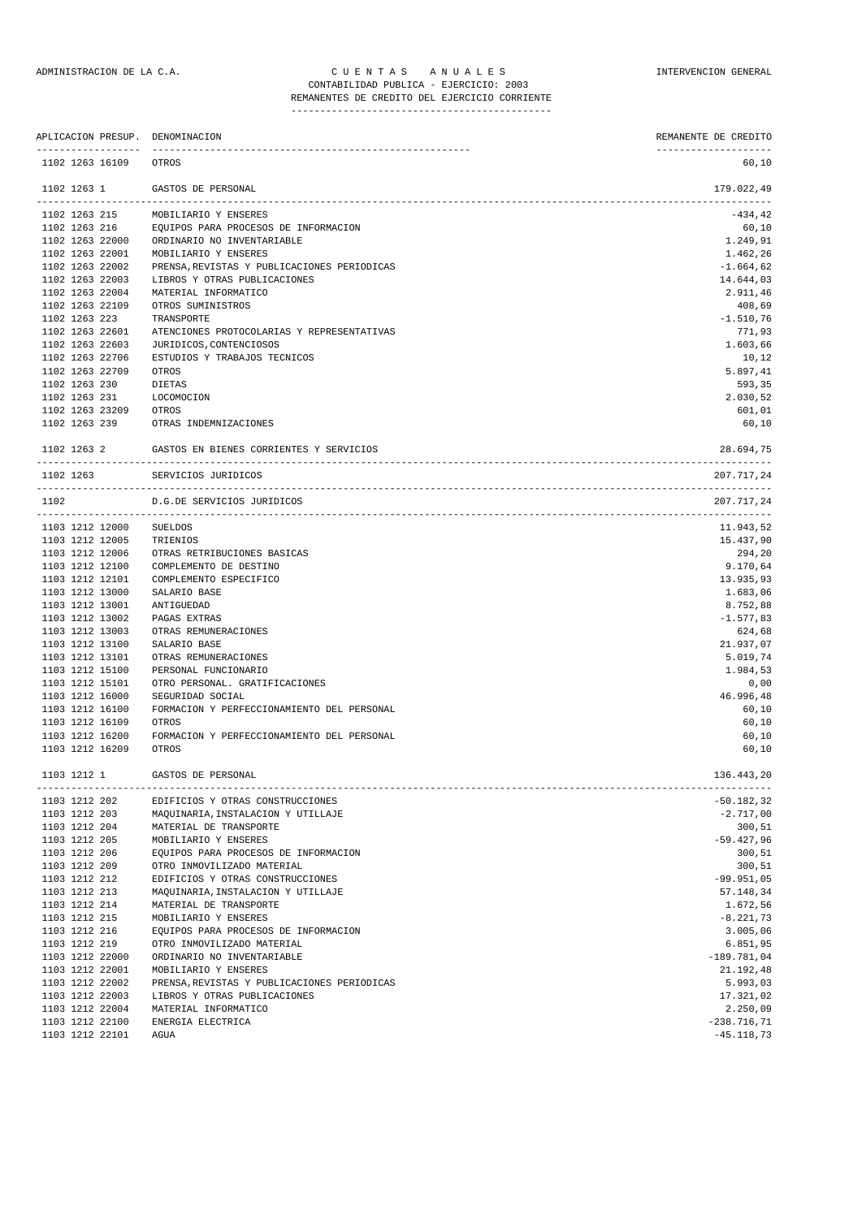ADMINISTRACION DE LA C.A. | C U E N T A S   A N U A L E S | INTERVENCION GENERAL

CONTABILIDAD PUBLICA - EJERCICIO: 2003

REMANENTES DE CREDITO DEL EJERCICIO CORRIENTE

| APLICACION PRESUP. | DENOMINACION | REMANENTE DE CREDITO |
|---|---|---|
| 1102 1263 16109 | OTROS | 60,10 |
| 1102 1263 1 | GASTOS DE PERSONAL | 179.022,49 |
| 1102 1263 215 | MOBILIARIO Y ENSERES | -434,42 |
| 1102 1263 216 | EQUIPOS PARA PROCESOS DE INFORMACION | 60,10 |
| 1102 1263 22000 | ORDINARIO NO INVENTARIABLE | 1.249,91 |
| 1102 1263 22001 | MOBILIARIO Y ENSERES | 1.462,26 |
| 1102 1263 22002 | PRENSA,REVISTAS Y PUBLICACIONES PERIODICAS | -1.664,62 |
| 1102 1263 22003 | LIBROS Y OTRAS PUBLICACIONES | 14.644,03 |
| 1102 1263 22004 | MATERIAL INFORMATICO | 2.911,46 |
| 1102 1263 22109 | OTROS SUMINISTROS | 408,69 |
| 1102 1263 223 | TRANSPORTE | -1.510,76 |
| 1102 1263 22601 | ATENCIONES PROTOCOLARIAS Y REPRESENTATIVAS | 771,93 |
| 1102 1263 22603 | JURIDICOS,CONTENCIOSOS | 1.603,66 |
| 1102 1263 22706 | ESTUDIOS Y TRABAJOS TECNICOS | 10,12 |
| 1102 1263 22709 | OTROS | 5.897,41 |
| 1102 1263 230 | DIETAS | 593,35 |
| 1102 1263 231 | LOCOMOCION | 2.030,52 |
| 1102 1263 23209 | OTROS | 601,01 |
| 1102 1263 239 | OTRAS INDEMNIZACIONES | 60,10 |
| 1102 1263 2 | GASTOS EN BIENES CORRIENTES Y SERVICIOS | 28.694,75 |
| 1102 1263 | SERVICIOS JURIDICOS | 207.717,24 |
| 1102 | D.G.DE SERVICIOS JURIDICOS | 207.717,24 |
| 1103 1212 12000 | SUELDOS | 11.943,52 |
| 1103 1212 12005 | TRIENIOS | 15.437,90 |
| 1103 1212 12006 | OTRAS RETRIBUCIONES BASICAS | 294,20 |
| 1103 1212 12100 | COMPLEMENTO DE DESTINO | 9.170,64 |
| 1103 1212 12101 | COMPLEMENTO ESPECIFICO | 13.935,93 |
| 1103 1212 13000 | SALARIO BASE | 1.683,06 |
| 1103 1212 13001 | ANTIGUEDAD | 8.752,88 |
| 1103 1212 13002 | PAGAS EXTRAS | -1.577,83 |
| 1103 1212 13003 | OTRAS REMUNERACIONES | 624,68 |
| 1103 1212 13100 | SALARIO BASE | 21.937,07 |
| 1103 1212 13101 | OTRAS REMUNERACIONES | 5.019,74 |
| 1103 1212 15100 | PERSONAL FUNCIONARIO | 1.984,53 |
| 1103 1212 15101 | OTRO PERSONAL. GRATIFICACIONES | 0,00 |
| 1103 1212 16000 | SEGURIDAD SOCIAL | 46.996,48 |
| 1103 1212 16100 | FORMACION Y PERFECCIONAMIENTO DEL PERSONAL | 60,10 |
| 1103 1212 16109 | OTROS | 60,10 |
| 1103 1212 16200 | FORMACION Y PERFECCIONAMIENTO DEL PERSONAL | 60,10 |
| 1103 1212 16209 | OTROS | 60,10 |
| 1103 1212 1 | GASTOS DE PERSONAL | 136.443,20 |
| 1103 1212 202 | EDIFICIOS Y OTRAS CONSTRUCCIONES | -50.182,32 |
| 1103 1212 203 | MAQUINARIA,INSTALACION Y UTILLAJE | -2.717,00 |
| 1103 1212 204 | MATERIAL DE TRANSPORTE | 300,51 |
| 1103 1212 205 | MOBILIARIO Y ENSERES | -59.427,96 |
| 1103 1212 206 | EQUIPOS PARA PROCESOS DE INFORMACION | 300,51 |
| 1103 1212 209 | OTRO INMOVILIZADO MATERIAL | 300,51 |
| 1103 1212 212 | EDIFICIOS Y OTRAS CONSTRUCCIONES | -99.951,05 |
| 1103 1212 213 | MAQUINARIA,INSTALACION Y UTILLAJE | 57.148,34 |
| 1103 1212 214 | MATERIAL DE TRANSPORTE | 1.672,56 |
| 1103 1212 215 | MOBILIARIO Y ENSERES | -8.221,73 |
| 1103 1212 216 | EQUIPOS PARA PROCESOS DE INFORMACION | 3.005,06 |
| 1103 1212 219 | OTRO INMOVILIZADO MATERIAL | 6.851,95 |
| 1103 1212 22000 | ORDINARIO NO INVENTARIABLE | -189.781,04 |
| 1103 1212 22001 | MOBILIARIO Y ENSERES | 21.192,48 |
| 1103 1212 22002 | PRENSA,REVISTAS Y PUBLICACIONES PERIODICAS | 5.993,03 |
| 1103 1212 22003 | LIBROS Y OTRAS PUBLICACIONES | 17.321,02 |
| 1103 1212 22004 | MATERIAL INFORMATICO | 2.250,09 |
| 1103 1212 22100 | ENERGIA ELECTRICA | -238.716,71 |
| 1103 1212 22101 | AGUA | -45.118,73 |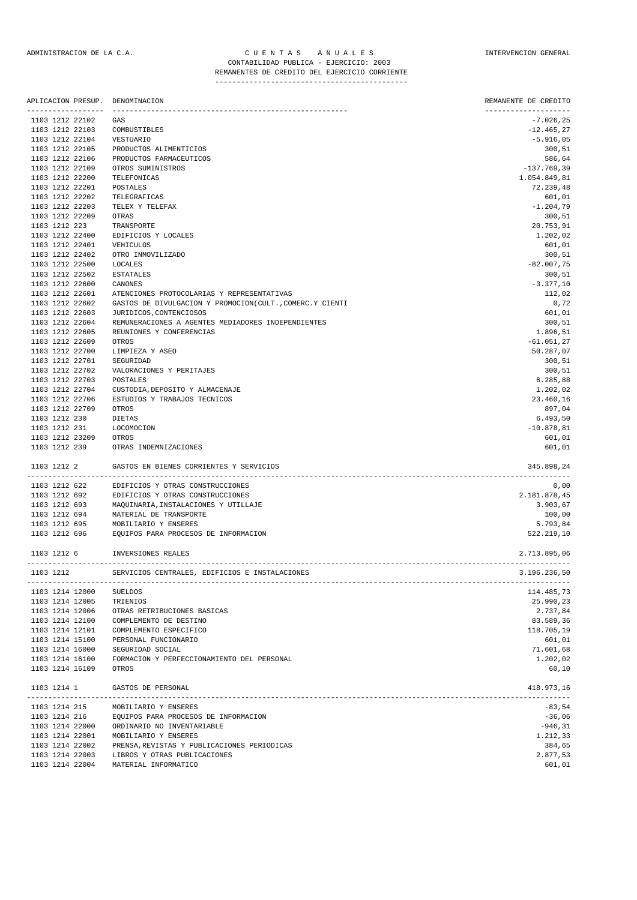ADMINISTRACION DE LA C.A. — C U E N T A S   A N U A L E S — INTERVENCION GENERAL

CONTABILIDAD PUBLICA - EJERCICIO: 2003

REMANENTES DE CREDITO DEL EJERCICIO CORRIENTE

| APLICACION PRESUP. | DENOMINACION | REMANENTE DE CREDITO |
|---|---|---|
| 1103 1212 22102 | GAS | -7.026,25 |
| 1103 1212 22103 | COMBUSTIBLES | -12.465,27 |
| 1103 1212 22104 | VESTUARIO | -5.916,05 |
| 1103 1212 22105 | PRODUCTOS ALIMENTICIOS | 300,51 |
| 1103 1212 22106 | PRODUCTOS FARMACEUTICOS | 586,64 |
| 1103 1212 22109 | OTROS SUMINISTROS | -137.769,39 |
| 1103 1212 22200 | TELEFONICAS | 1.054.849,81 |
| 1103 1212 22201 | POSTALES | 72.239,48 |
| 1103 1212 22202 | TELEGRAFICAS | 601,01 |
| 1103 1212 22203 | TELEX Y TELEFAX | -1.204,79 |
| 1103 1212 22209 | OTRAS | 300,51 |
| 1103 1212 223 | TRANSPORTE | 20.753,91 |
| 1103 1212 22400 | EDIFICIOS Y LOCALES | 1.202,02 |
| 1103 1212 22401 | VEHICULOS | 601,01 |
| 1103 1212 22402 | OTRO INMOVILIZADO | 300,51 |
| 1103 1212 22500 | LOCALES | -82.007,75 |
| 1103 1212 22502 | ESTATALES | 300,51 |
| 1103 1212 22600 | CANONES | -3.377,10 |
| 1103 1212 22601 | ATENCIONES PROTOCOLARIAS Y REPRESENTATIVAS | 112,02 |
| 1103 1212 22602 | GASTOS DE DIVULGACION Y PROMOCION(CULT.,COMERC.Y CIENTI | 0,72 |
| 1103 1212 22603 | JURIDICOS,CONTENCIOSOS | 601,01 |
| 1103 1212 22604 | REMUNERACIONES A AGENTES MEDIADORES INDEPENDIENTES | 300,51 |
| 1103 1212 22605 | REUNIONES Y CONFERENCIAS | 1.896,51 |
| 1103 1212 22609 | OTROS | -61.051,27 |
| 1103 1212 22700 | LIMPIEZA Y ASEO | 50.287,07 |
| 1103 1212 22701 | SEGURIDAD | 300,51 |
| 1103 1212 22702 | VALORACIONES Y PERITAJES | 300,51 |
| 1103 1212 22703 | POSTALES | 6.285,88 |
| 1103 1212 22704 | CUSTODIA,DEPOSITO Y ALMACENAJE | 1.202,02 |
| 1103 1212 22706 | ESTUDIOS Y TRABAJOS TECNICOS | 23.460,16 |
| 1103 1212 22709 | OTROS | 897,04 |
| 1103 1212 230 | DIETAS | 6.493,50 |
| 1103 1212 231 | LOCOMOCION | -10.878,81 |
| 1103 1212 23209 | OTROS | 601,01 |
| 1103 1212 239 | OTRAS INDEMNIZACIONES | 601,01 |
| 1103 1212 2 | GASTOS EN BIENES CORRIENTES Y SERVICIOS | 345.898,24 |
| 1103 1212 622 | EDIFICIOS Y OTRAS CONSTRUCCIONES | 0,00 |
| 1103 1212 692 | EDIFICIOS Y OTRAS CONSTRUCCIONES | 2.181.878,45 |
| 1103 1212 693 | MAQUINARIA,INSTALACIONES Y UTILLAJE | 3.903,67 |
| 1103 1212 694 | MATERIAL DE TRANSPORTE | 100,00 |
| 1103 1212 695 | MOBILIARIO Y ENSERES | 5.793,84 |
| 1103 1212 696 | EQUIPOS PARA PROCESOS DE INFORMACION | 522.219,10 |
| 1103 1212 6 | INVERSIONES REALES | 2.713.895,06 |
| 1103 1212 | SERVICIOS CENTRALES, EDIFICIOS E INSTALACIONES | 3.196.236,50 |
| 1103 1214 12000 | SUELDOS | 114.485,73 |
| 1103 1214 12005 | TRIENIOS | 25.990,23 |
| 1103 1214 12006 | OTRAS RETRIBUCIONES BASICAS | 2.737,84 |
| 1103 1214 12100 | COMPLEMENTO DE DESTINO | 83.589,36 |
| 1103 1214 12101 | COMPLEMENTO ESPECIFICO | 118.705,19 |
| 1103 1214 15100 | PERSONAL FUNCIONARIO | 601,01 |
| 1103 1214 16000 | SEGURIDAD SOCIAL | 71.601,68 |
| 1103 1214 16100 | FORMACION Y PERFECCIONAMIENTO DEL PERSONAL | 1.202,02 |
| 1103 1214 16109 | OTROS | 60,10 |
| 1103 1214 1 | GASTOS DE PERSONAL | 418.973,16 |
| 1103 1214 215 | MOBILIARIO Y ENSERES | -83,54 |
| 1103 1214 216 | EQUIPOS PARA PROCESOS DE INFORMACION | -36,06 |
| 1103 1214 22000 | ORDINARIO NO INVENTARIABLE | -946,31 |
| 1103 1214 22001 | MOBILIARIO Y ENSERES | 1.212,33 |
| 1103 1214 22002 | PRENSA,REVISTAS Y PUBLICACIONES PERIODICAS | 384,65 |
| 1103 1214 22003 | LIBROS Y OTRAS PUBLICACIONES | 2.877,53 |
| 1103 1214 22004 | MATERIAL INFORMATICO | 601,01 |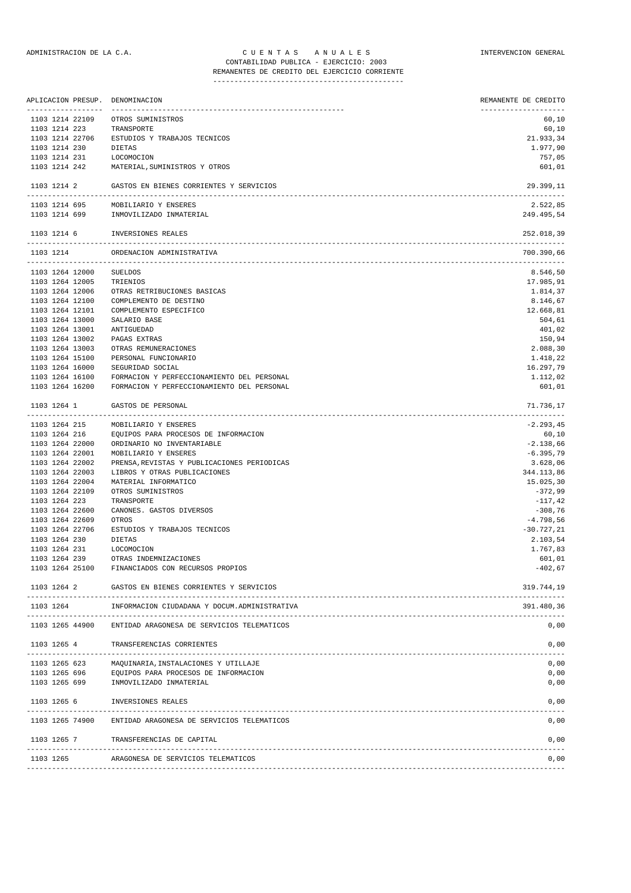ADMINISTRACION DE LA C.A. — C U E N T A S   A N U A L E S — INTERVENCION GENERAL

CONTABILIDAD PUBLICA - EJERCICIO: 2003

REMANENTES DE CREDITO DEL EJERCICIO CORRIENTE

| APLICACION PRESUP. | DENOMINACION | REMANENTE DE CREDITO |
|---|---|---|
| 1103 1214 22109 | OTROS SUMINISTROS | 60,10 |
| 1103 1214 223 | TRANSPORTE | 60,10 |
| 1103 1214 22706 | ESTUDIOS Y TRABAJOS TECNICOS | 21.933,34 |
| 1103 1214 230 | DIETAS | 1.977,90 |
| 1103 1214 231 | LOCOMOCION | 757,05 |
| 1103 1214 242 | MATERIAL,SUMINISTROS Y OTROS | 601,01 |
| 1103 1214 2 | GASTOS EN BIENES CORRIENTES Y SERVICIOS | 29.399,11 |
| 1103 1214 695 | MOBILIARIO Y ENSERES | 2.522,85 |
| 1103 1214 699 | INMOVILIZADO INMATERIAL | 249.495,54 |
| 1103 1214 6 | INVERSIONES REALES | 252.018,39 |
| 1103 1214 | ORDENACION ADMINISTRATIVA | 700.390,66 |
| 1103 1264 12000 | SUELDOS | 8.546,50 |
| 1103 1264 12005 | TRIENIOS | 17.985,91 |
| 1103 1264 12006 | OTRAS RETRIBUCIONES BASICAS | 1.814,37 |
| 1103 1264 12100 | COMPLEMENTO DE DESTINO | 8.146,67 |
| 1103 1264 12101 | COMPLEMENTO ESPECIFICO | 12.668,81 |
| 1103 1264 13000 | SALARIO BASE | 504,61 |
| 1103 1264 13001 | ANTIGUEDAD | 401,02 |
| 1103 1264 13002 | PAGAS EXTRAS | 150,94 |
| 1103 1264 13003 | OTRAS REMUNERACIONES | 2.088,30 |
| 1103 1264 15100 | PERSONAL FUNCIONARIO | 1.418,22 |
| 1103 1264 16000 | SEGURIDAD SOCIAL | 16.297,79 |
| 1103 1264 16100 | FORMACION Y PERFECCIONAMIENTO DEL PERSONAL | 1.112,02 |
| 1103 1264 16200 | FORMACION Y PERFECCIONAMIENTO DEL PERSONAL | 601,01 |
| 1103 1264 1 | GASTOS DE PERSONAL | 71.736,17 |
| 1103 1264 215 | MOBILIARIO Y ENSERES | -2.293,45 |
| 1103 1264 216 | EQUIPOS PARA PROCESOS DE INFORMACION | 60,10 |
| 1103 1264 22000 | ORDINARIO NO INVENTARIABLE | -2.138,66 |
| 1103 1264 22001 | MOBILIARIO Y ENSERES | -6.395,79 |
| 1103 1264 22002 | PRENSA,REVISTAS Y PUBLICACIONES PERIODICAS | 3.628,06 |
| 1103 1264 22003 | LIBROS Y OTRAS PUBLICACIONES | 344.113,86 |
| 1103 1264 22004 | MATERIAL INFORMATICO | 15.025,30 |
| 1103 1264 22109 | OTROS SUMINISTROS | -372,99 |
| 1103 1264 223 | TRANSPORTE | -117,42 |
| 1103 1264 22600 | CANONES. GASTOS DIVERSOS | -308,76 |
| 1103 1264 22609 | OTROS | -4.798,56 |
| 1103 1264 22706 | ESTUDIOS Y TRABAJOS TECNICOS | -30.727,21 |
| 1103 1264 230 | DIETAS | 2.103,54 |
| 1103 1264 231 | LOCOMOCION | 1.767,83 |
| 1103 1264 239 | OTRAS INDEMNIZACIONES | 601,01 |
| 1103 1264 25100 | FINANCIADOS CON RECURSOS PROPIOS | -402,67 |
| 1103 1264 2 | GASTOS EN BIENES CORRIENTES Y SERVICIOS | 319.744,19 |
| 1103 1264 | INFORMACION CIUDADANA Y DOCUM.ADMINISTRATIVA | 391.480,36 |
| 1103 1265 44900 | ENTIDAD ARAGONESA DE SERVICIOS TELEMATICOS | 0,00 |
| 1103 1265 4 | TRANSFERENCIAS CORRIENTES | 0,00 |
| 1103 1265 623 | MAQUINARIA,INSTALACIONES Y UTILLAJE | 0,00 |
| 1103 1265 696 | EQUIPOS PARA PROCESOS DE INFORMACION | 0,00 |
| 1103 1265 699 | INMOVILIZADO INMATERIAL | 0,00 |
| 1103 1265 6 | INVERSIONES REALES | 0,00 |
| 1103 1265 74900 | ENTIDAD ARAGONESA DE SERVICIOS TELEMATICOS | 0,00 |
| 1103 1265 7 | TRANSFERENCIAS DE CAPITAL | 0,00 |
| 1103 1265 | ARAGONESA DE SERVICIOS TELEMATICOS | 0,00 |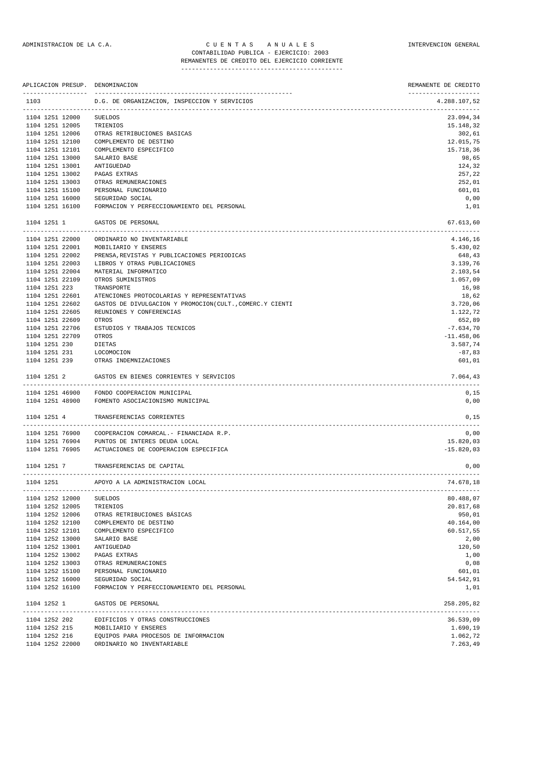ADMINISTRACION DE LA C.A. — C U E N T A S   A N U A L E S — INTERVENCION GENERAL

CONTABILIDAD PUBLICA - EJERCICIO: 2003

REMANENTES DE CREDITO DEL EJERCICIO CORRIENTE

| APLICACION PRESUP. | DENOMINACION | REMANENTE DE CREDITO |
|---|---|---|
| 1103 | D.G. DE ORGANIZACION, INSPECCION Y SERVICIOS | 4.288.107,52 |
| 1104 1251 12000 | SUELDOS | 23.094,34 |
| 1104 1251 12005 | TRIENIOS | 15.148,32 |
| 1104 1251 12006 | OTRAS RETRIBUCIONES BASICAS | 302,61 |
| 1104 1251 12100 | COMPLEMENTO DE DESTINO | 12.015,75 |
| 1104 1251 12101 | COMPLEMENTO ESPECIFICO | 15.718,36 |
| 1104 1251 13000 | SALARIO BASE | 98,65 |
| 1104 1251 13001 | ANTIGUEDAD | 124,32 |
| 1104 1251 13002 | PAGAS EXTRAS | 257,22 |
| 1104 1251 13003 | OTRAS REMUNERACIONES | 252,01 |
| 1104 1251 15100 | PERSONAL FUNCIONARIO | 601,01 |
| 1104 1251 16000 | SEGURIDAD SOCIAL | 0,00 |
| 1104 1251 16100 | FORMACION Y PERFECCIONAMIENTO DEL PERSONAL | 1,01 |
| 1104 1251 1 | GASTOS DE PERSONAL | 67.613,60 |
| 1104 1251 22000 | ORDINARIO NO INVENTARIABLE | 4.146,16 |
| 1104 1251 22001 | MOBILIARIO Y ENSERES | 5.430,02 |
| 1104 1251 22002 | PRENSA,REVISTAS Y PUBLICACIONES PERIODICAS | 648,43 |
| 1104 1251 22003 | LIBROS Y OTRAS PUBLICACIONES | 3.139,76 |
| 1104 1251 22004 | MATERIAL INFORMATICO | 2.103,54 |
| 1104 1251 22109 | OTROS SUMINISTROS | 1.057,09 |
| 1104 1251 223 | TRANSPORTE | 16,98 |
| 1104 1251 22601 | ATENCIONES PROTOCOLARIAS Y REPRESENTATIVAS | 18,62 |
| 1104 1251 22602 | GASTOS DE DIVULGACION Y PROMOCION(CULT.,COMERC.Y CIENTI | 3.720,06 |
| 1104 1251 22605 | REUNIONES Y CONFERENCIAS | 1.122,72 |
| 1104 1251 22609 | OTROS | 652,89 |
| 1104 1251 22706 | ESTUDIOS Y TRABAJOS TECNICOS | -7.634,70 |
| 1104 1251 22709 | OTROS | -11.458,06 |
| 1104 1251 230 | DIETAS | 3.587,74 |
| 1104 1251 231 | LOCOMOCION | -87,83 |
| 1104 1251 239 | OTRAS INDEMNIZACIONES | 601,01 |
| 1104 1251 2 | GASTOS EN BIENES CORRIENTES Y SERVICIOS | 7.064,43 |
| 1104 1251 46900 | FONDO COOPERACION MUNICIPAL | 0,15 |
| 1104 1251 48900 | FOMENTO ASOCIACIONISMO MUNICIPAL | 0,00 |
| 1104 1251 4 | TRANSFERENCIAS CORRIENTES | 0,15 |
| 1104 1251 76900 | COOPERACION COMARCAL.- FINANCIADA R.P. | 0,00 |
| 1104 1251 76904 | PUNTOS DE INTERES DEUDA LOCAL | 15.820,03 |
| 1104 1251 76905 | ACTUACIONES DE COOPERACION ESPECIFICA | -15.820,03 |
| 1104 1251 7 | TRANSFERENCIAS DE CAPITAL | 0,00 |
| 1104 1251 | APOYO A LA ADMINISTRACION LOCAL | 74.678,18 |
| 1104 1252 12000 | SUELDOS | 80.488,07 |
| 1104 1252 12005 | TRIENIOS | 20.817,68 |
| 1104 1252 12006 | OTRAS RETRIBUCIONES BÁSICAS | 950,01 |
| 1104 1252 12100 | COMPLEMENTO DE DESTINO | 40.164,00 |
| 1104 1252 12101 | COMPLEMENTO ESPECIFICO | 60.517,55 |
| 1104 1252 13000 | SALARIO BASE | 2,00 |
| 1104 1252 13001 | ANTIGUEDAD | 120,50 |
| 1104 1252 13002 | PAGAS EXTRAS | 1,00 |
| 1104 1252 13003 | OTRAS REMUNERACIONES | 0,08 |
| 1104 1252 15100 | PERSONAL FUNCIONARIO | 601,01 |
| 1104 1252 16000 | SEGURIDAD SOCIAL | 54.542,91 |
| 1104 1252 16100 | FORMACION Y PERFECCIONAMIENTO DEL PERSONAL | 1,01 |
| 1104 1252 1 | GASTOS DE PERSONAL | 258.205,82 |
| 1104 1252 202 | EDIFICIOS Y OTRAS CONSTRUCCIONES | 36.539,09 |
| 1104 1252 215 | MOBILIARIO Y ENSERES | 1.690,19 |
| 1104 1252 216 | EQUIPOS PARA PROCESOS DE INFORMACION | 1.062,72 |
| 1104 1252 22000 | ORDINARIO NO INVENTARIABLE | 7.263,49 |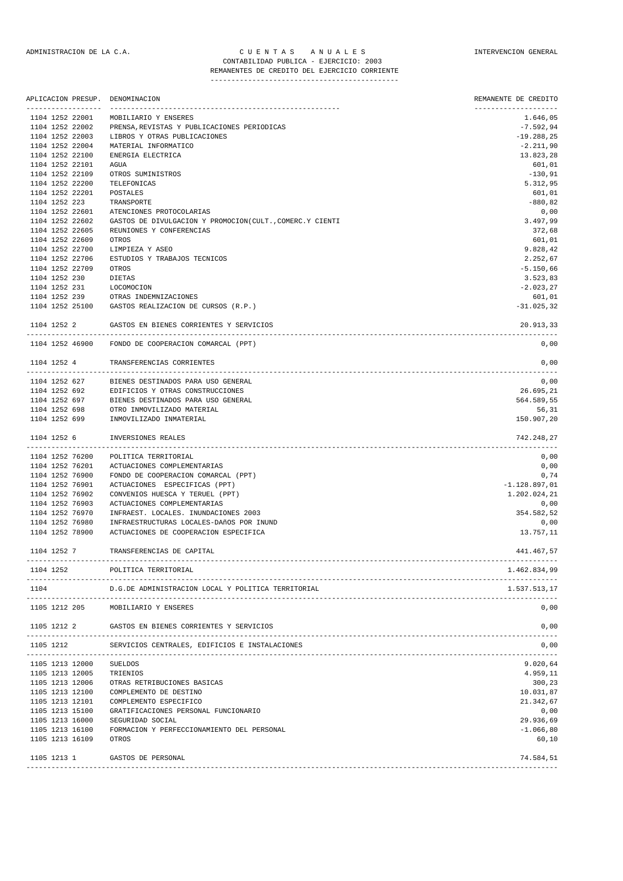ADMINISTRACION DE LA C.A. | C U E N T A S   A N U A L E S | INTERVENCION GENERAL

CONTABILIDAD PUBLICA - EJERCICIO: 2003

REMANENTES DE CREDITO DEL EJERCICIO CORRIENTE

| APLICACION PRESUP. | DENOMINACION | REMANENTE DE CREDITO |
|---|---|---|
| 1104 1252 22001 | MOBILIARIO Y ENSERES | 1.646,05 |
| 1104 1252 22002 | PRENSA,REVISTAS Y PUBLICACIONES PERIODICAS | -7.592,94 |
| 1104 1252 22003 | LIBROS Y OTRAS PUBLICACIONES | -19.288,25 |
| 1104 1252 22004 | MATERIAL INFORMATICO | -2.211,90 |
| 1104 1252 22100 | ENERGIA ELECTRICA | 13.823,28 |
| 1104 1252 22101 | AGUA | 601,01 |
| 1104 1252 22109 | OTROS SUMINISTROS | -130,91 |
| 1104 1252 22200 | TELEFONICAS | 5.312,95 |
| 1104 1252 22201 | POSTALES | 601,01 |
| 1104 1252 223 | TRANSPORTE | -880,82 |
| 1104 1252 22601 | ATENCIONES PROTOCOLARIAS | 0,00 |
| 1104 1252 22602 | GASTOS DE DIVULGACION Y PROMOCION(CULT.,COMERC.Y CIENTI | 3.497,99 |
| 1104 1252 22605 | REUNIONES Y CONFERENCIAS | 372,68 |
| 1104 1252 22609 | OTROS | 601,01 |
| 1104 1252 22700 | LIMPIEZA Y ASEO | 9.828,42 |
| 1104 1252 22706 | ESTUDIOS Y TRABAJOS TECNICOS | 2.252,67 |
| 1104 1252 22709 | OTROS | -5.150,66 |
| 1104 1252 230 | DIETAS | 3.523,83 |
| 1104 1252 231 | LOCOMOCION | -2.023,27 |
| 1104 1252 239 | OTRAS INDEMNIZACIONES | 601,01 |
| 1104 1252 25100 | GASTOS REALIZACION DE CURSOS (R.P.) | -31.025,32 |
| 1104 1252 2 | GASTOS EN BIENES CORRIENTES Y SERVICIOS | 20.913,33 |
| 1104 1252 46900 | FONDO DE COOPERACION COMARCAL (PPT) | 0,00 |
| 1104 1252 4 | TRANSFERENCIAS CORRIENTES | 0,00 |
| 1104 1252 627 | BIENES DESTINADOS PARA USO GENERAL | 0,00 |
| 1104 1252 692 | EDIFICIOS Y OTRAS CONSTRUCCIONES | 26.695,21 |
| 1104 1252 697 | BIENES DESTINADOS PARA USO GENERAL | 564.589,55 |
| 1104 1252 698 | OTRO INMOVILIZADO MATERIAL | 56,31 |
| 1104 1252 699 | INMOVILIZADO INMATERIAL | 150.907,20 |
| 1104 1252 6 | INVERSIONES REALES | 742.248,27 |
| 1104 1252 76200 | POLITICA TERRITORIAL | 0,00 |
| 1104 1252 76201 | ACTUACIONES COMPLEMENTARIAS | 0,00 |
| 1104 1252 76900 | FONDO DE COOPERACION COMARCAL (PPT) | 0,74 |
| 1104 1252 76901 | ACTUACIONES ESPECIFICAS (PPT) | -1.128.897,01 |
| 1104 1252 76902 | CONVENIOS HUESCA Y TERUEL (PPT) | 1.202.024,21 |
| 1104 1252 76903 | ACTUACIONES COMPLEMENTARIAS | 0,00 |
| 1104 1252 76970 | INFRAEST. LOCALES. INUNDACIONES 2003 | 354.582,52 |
| 1104 1252 76980 | INFRAESTRUCTURAS LOCALES-DAñOS POR INUND | 0,00 |
| 1104 1252 78900 | ACTUACIONES DE COOPERACION ESPECIFICA | 13.757,11 |
| 1104 1252 7 | TRANSFERENCIAS DE CAPITAL | 441.467,57 |
| 1104 1252 | POLITICA TERRITORIAL | 1.462.834,99 |
| 1104 | D.G.DE ADMINISTRACION LOCAL Y POLITICA TERRITORIAL | 1.537.513,17 |
| 1105 1212 205 | MOBILIARIO Y ENSERES | 0,00 |
| 1105 1212 2 | GASTOS EN BIENES CORRIENTES Y SERVICIOS | 0,00 |
| 1105 1212 | SERVICIOS CENTRALES, EDIFICIOS E INSTALACIONES | 0,00 |
| 1105 1213 12000 | SUELDOS | 9.020,64 |
| 1105 1213 12005 | TRIENIOS | 4.959,11 |
| 1105 1213 12006 | OTRAS RETRIBUCIONES BASICAS | 300,23 |
| 1105 1213 12100 | COMPLEMENTO DE DESTINO | 10.031,87 |
| 1105 1213 12101 | COMPLEMENTO ESPECIFICO | 21.342,67 |
| 1105 1213 15100 | GRATIFICACIONES PERSONAL FUNCIONARIO | 0,00 |
| 1105 1213 16000 | SEGURIDAD SOCIAL | 29.936,69 |
| 1105 1213 16100 | FORMACION Y PERFECCIONAMIENTO DEL PERSONAL | -1.066,80 |
| 1105 1213 16109 | OTROS | 60,10 |
| 1105 1213 1 | GASTOS DE PERSONAL | 74.584,51 |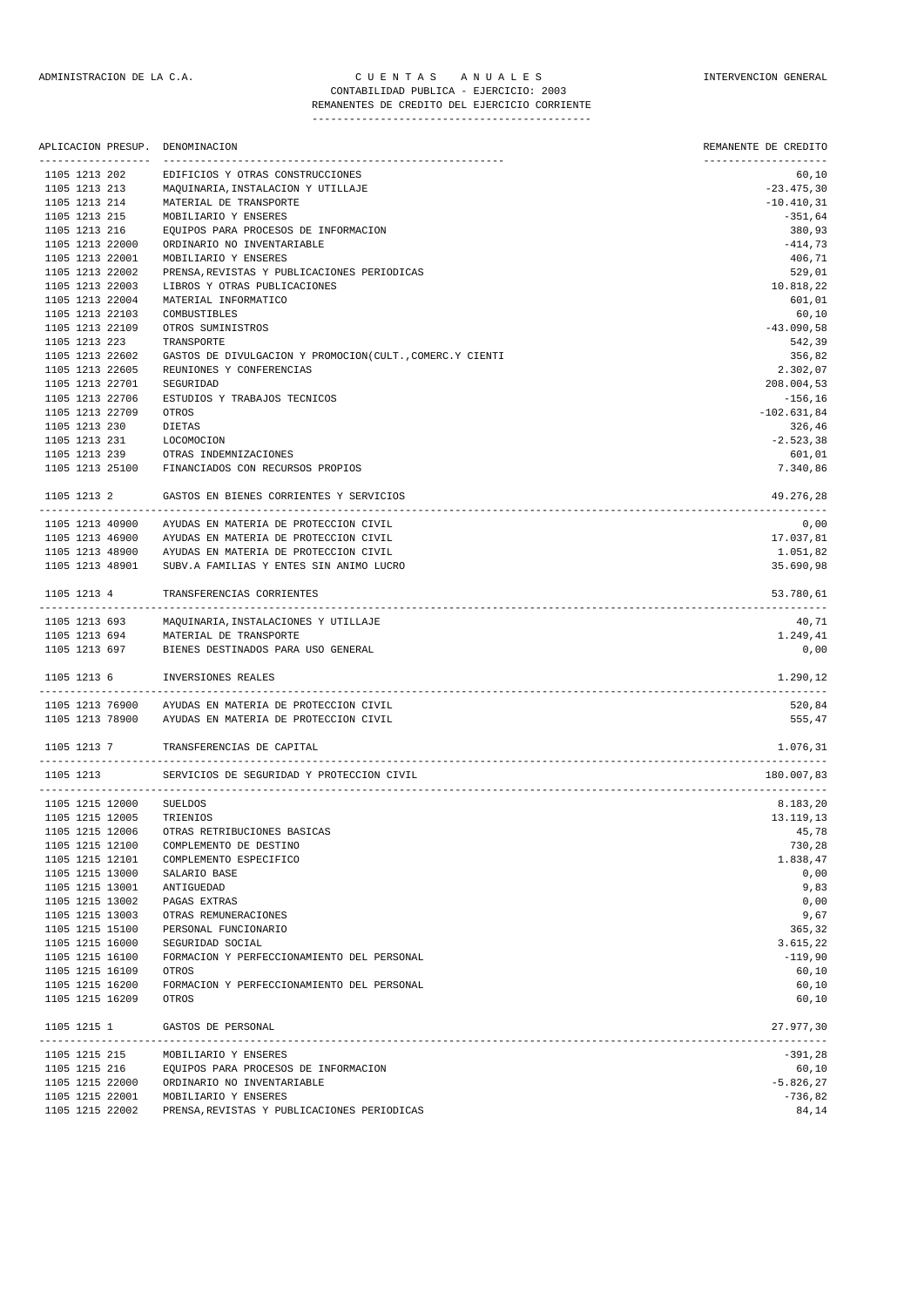ADMINISTRACION DE LA C.A. — C U E N T A S   A N U A L E S — INTERVENCION GENERAL

CONTABILIDAD PUBLICA - EJERCICIO: 2003

REMANENTES DE CREDITO DEL EJERCICIO CORRIENTE

| APLICACION PRESUP. | DENOMINACION | REMANENTE DE CREDITO |
|---|---|---|
| 1105 1213 202 | EDIFICIOS Y OTRAS CONSTRUCCIONES | 60,10 |
| 1105 1213 213 | MAQUINARIA,INSTALACION Y UTILLAJE | -23.475,30 |
| 1105 1213 214 | MATERIAL DE TRANSPORTE | -10.410,31 |
| 1105 1213 215 | MOBILIARIO Y ENSERES | -351,64 |
| 1105 1213 216 | EQUIPOS PARA PROCESOS DE INFORMACION | 380,93 |
| 1105 1213 22000 | ORDINARIO NO INVENTARIABLE | -414,73 |
| 1105 1213 22001 | MOBILIARIO Y ENSERES | 406,71 |
| 1105 1213 22002 | PRENSA,REVISTAS Y PUBLICACIONES PERIODICAS | 529,01 |
| 1105 1213 22003 | LIBROS Y OTRAS PUBLICACIONES | 10.818,22 |
| 1105 1213 22004 | MATERIAL INFORMATICO | 601,01 |
| 1105 1213 22103 | COMBUSTIBLES | 60,10 |
| 1105 1213 22109 | OTROS SUMINISTROS | -43.090,58 |
| 1105 1213 223 | TRANSPORTE | 542,39 |
| 1105 1213 22602 | GASTOS DE DIVULGACION Y PROMOCION(CULT.,COMERC.Y CIENTI | 356,82 |
| 1105 1213 22605 | REUNIONES Y CONFERENCIAS | 2.302,07 |
| 1105 1213 22701 | SEGURIDAD | 208.004,53 |
| 1105 1213 22706 | ESTUDIOS Y TRABAJOS TECNICOS | -156,16 |
| 1105 1213 22709 | OTROS | -102.631,84 |
| 1105 1213 230 | DIETAS | 326,46 |
| 1105 1213 231 | LOCOMOCION | -2.523,38 |
| 1105 1213 239 | OTRAS INDEMNIZACIONES | 601,01 |
| 1105 1213 25100 | FINANCIADOS CON RECURSOS PROPIOS | 7.340,86 |
| 1105 1213 2 | GASTOS EN BIENES CORRIENTES Y SERVICIOS | 49.276,28 |
| 1105 1213 40900 | AYUDAS EN MATERIA DE PROTECCION CIVIL | 0,00 |
| 1105 1213 46900 | AYUDAS EN MATERIA DE PROTECCION CIVIL | 17.037,81 |
| 1105 1213 48900 | AYUDAS EN MATERIA DE PROTECCION CIVIL | 1.051,82 |
| 1105 1213 48901 | SUBV.A FAMILIAS Y ENTES SIN ANIMO LUCRO | 35.690,98 |
| 1105 1213 4 | TRANSFERENCIAS CORRIENTES | 53.780,61 |
| 1105 1213 693 | MAQUINARIA,INSTALACIONES Y UTILLAJE | 40,71 |
| 1105 1213 694 | MATERIAL DE TRANSPORTE | 1.249,41 |
| 1105 1213 697 | BIENES DESTINADOS PARA USO GENERAL | 0,00 |
| 1105 1213 6 | INVERSIONES REALES | 1.290,12 |
| 1105 1213 76900 | AYUDAS EN MATERIA DE PROTECCION CIVIL | 520,84 |
| 1105 1213 78900 | AYUDAS EN MATERIA DE PROTECCION CIVIL | 555,47 |
| 1105 1213 7 | TRANSFERENCIAS DE CAPITAL | 1.076,31 |
| 1105 1213 | SERVICIOS DE SEGURIDAD Y PROTECCION CIVIL | 180.007,83 |
| 1105 1215 12000 | SUELDOS | 8.183,20 |
| 1105 1215 12005 | TRIENIOS | 13.119,13 |
| 1105 1215 12006 | OTRAS RETRIBUCIONES BASICAS | 45,78 |
| 1105 1215 12100 | COMPLEMENTO DE DESTINO | 730,28 |
| 1105 1215 12101 | COMPLEMENTO ESPECIFICO | 1.838,47 |
| 1105 1215 13000 | SALARIO BASE | 0,00 |
| 1105 1215 13001 | ANTIGUEDAD | 9,83 |
| 1105 1215 13002 | PAGAS EXTRAS | 0,00 |
| 1105 1215 13003 | OTRAS REMUNERACIONES | 9,67 |
| 1105 1215 15100 | PERSONAL FUNCIONARIO | 365,32 |
| 1105 1215 16000 | SEGURIDAD SOCIAL | 3.615,22 |
| 1105 1215 16100 | FORMACION Y PERFECCIONAMIENTO DEL PERSONAL | -119,90 |
| 1105 1215 16109 | OTROS | 60,10 |
| 1105 1215 16200 | FORMACION Y PERFECCIONAMIENTO DEL PERSONAL | 60,10 |
| 1105 1215 16209 | OTROS | 60,10 |
| 1105 1215 1 | GASTOS DE PERSONAL | 27.977,30 |
| 1105 1215 215 | MOBILIARIO Y ENSERES | -391,28 |
| 1105 1215 216 | EQUIPOS PARA PROCESOS DE INFORMACION | 60,10 |
| 1105 1215 22000 | ORDINARIO NO INVENTARIABLE | -5.826,27 |
| 1105 1215 22001 | MOBILIARIO Y ENSERES | -736,82 |
| 1105 1215 22002 | PRENSA,REVISTAS Y PUBLICACIONES PERIODICAS | 84,14 |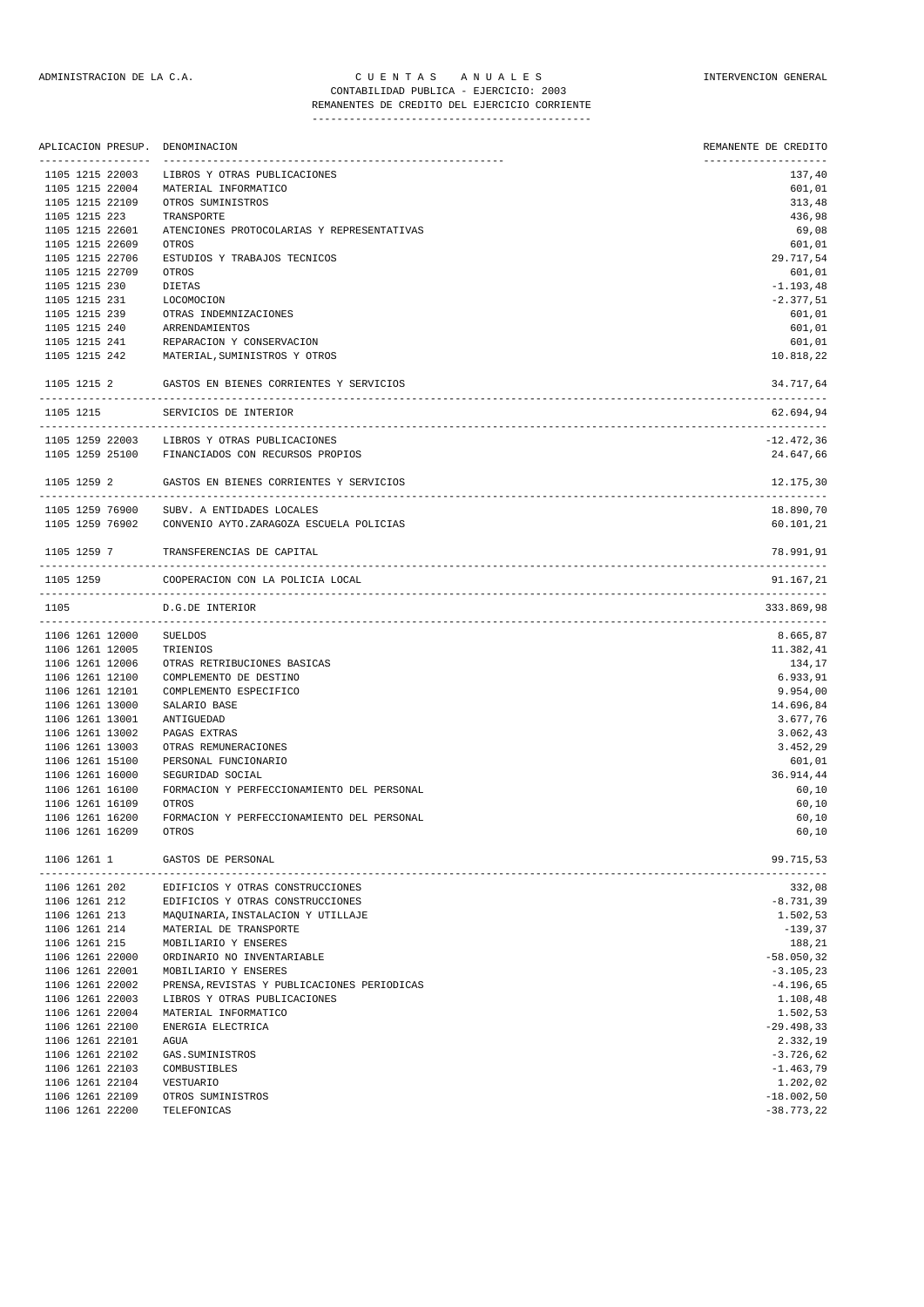ADMINISTRACION DE LA C.A. — C U E N T A S   A N U A L E S — INTERVENCION GENERAL

CONTABILIDAD PUBLICA - EJERCICIO: 2003

REMANENTES DE CREDITO DEL EJERCICIO CORRIENTE

| APLICACION PRESUP. | DENOMINACION | REMANENTE DE CREDITO |
|---|---|---|
| 1105 1215 22003 | LIBROS Y OTRAS PUBLICACIONES | 137,40 |
| 1105 1215 22004 | MATERIAL INFORMATICO | 601,01 |
| 1105 1215 22109 | OTROS SUMINISTROS | 313,48 |
| 1105 1215 223 | TRANSPORTE | 436,98 |
| 1105 1215 22601 | ATENCIONES PROTOCOLARIAS Y REPRESENTATIVAS | 69,08 |
| 1105 1215 22609 | OTROS | 601,01 |
| 1105 1215 22706 | ESTUDIOS Y TRABAJOS TECNICOS | 29.717,54 |
| 1105 1215 22709 | OTROS | 601,01 |
| 1105 1215 230 | DIETAS | -1.193,48 |
| 1105 1215 231 | LOCOMOCION | -2.377,51 |
| 1105 1215 239 | OTRAS INDEMNIZACIONES | 601,01 |
| 1105 1215 240 | ARRENDAMIENTOS | 601,01 |
| 1105 1215 241 | REPARACION Y CONSERVACION | 601,01 |
| 1105 1215 242 | MATERIAL,SUMINISTROS Y OTROS | 10.818,22 |
| 1105 1215 2 | GASTOS EN BIENES CORRIENTES Y SERVICIOS | 34.717,64 |
| 1105 1215 | SERVICIOS DE INTERIOR | 62.694,94 |
| 1105 1259 22003 | LIBROS Y OTRAS PUBLICACIONES | -12.472,36 |
| 1105 1259 25100 | FINANCIADOS CON RECURSOS PROPIOS | 24.647,66 |
| 1105 1259 2 | GASTOS EN BIENES CORRIENTES Y SERVICIOS | 12.175,30 |
| 1105 1259 76900 | SUBV. A ENTIDADES LOCALES | 18.890,70 |
| 1105 1259 76902 | CONVENIO AYTO.ZARAGOZA ESCUELA POLICIAS | 60.101,21 |
| 1105 1259 7 | TRANSFERENCIAS DE CAPITAL | 78.991,91 |
| 1105 1259 | COOPERACION CON LA POLICIA LOCAL | 91.167,21 |
| 1105 | D.G.DE INTERIOR | 333.869,98 |
| 1106 1261 12000 | SUELDOS | 8.665,87 |
| 1106 1261 12005 | TRIENIOS | 11.382,41 |
| 1106 1261 12006 | OTRAS RETRIBUCIONES BASICAS | 134,17 |
| 1106 1261 12100 | COMPLEMENTO DE DESTINO | 6.933,91 |
| 1106 1261 12101 | COMPLEMENTO ESPECIFICO | 9.954,00 |
| 1106 1261 13000 | SALARIO BASE | 14.696,84 |
| 1106 1261 13001 | ANTIGUEDAD | 3.677,76 |
| 1106 1261 13002 | PAGAS EXTRAS | 3.062,43 |
| 1106 1261 13003 | OTRAS REMUNERACIONES | 3.452,29 |
| 1106 1261 15100 | PERSONAL FUNCIONARIO | 601,01 |
| 1106 1261 16000 | SEGURIDAD SOCIAL | 36.914,44 |
| 1106 1261 16100 | FORMACION Y PERFECCIONAMIENTO DEL PERSONAL | 60,10 |
| 1106 1261 16109 | OTROS | 60,10 |
| 1106 1261 16200 | FORMACION Y PERFECCIONAMIENTO DEL PERSONAL | 60,10 |
| 1106 1261 16209 | OTROS | 60,10 |
| 1106 1261 1 | GASTOS DE PERSONAL | 99.715,53 |
| 1106 1261 202 | EDIFICIOS Y OTRAS CONSTRUCCIONES | 332,08 |
| 1106 1261 212 | EDIFICIOS Y OTRAS CONSTRUCCIONES | -8.731,39 |
| 1106 1261 213 | MAQUINARIA,INSTALACION Y UTILLAJE | 1.502,53 |
| 1106 1261 214 | MATERIAL DE TRANSPORTE | -139,37 |
| 1106 1261 215 | MOBILIARIO Y ENSERES | 188,21 |
| 1106 1261 22000 | ORDINARIO NO INVENTARIABLE | -58.050,32 |
| 1106 1261 22001 | MOBILIARIO Y ENSERES | -3.105,23 |
| 1106 1261 22002 | PRENSA,REVISTAS Y PUBLICACIONES PERIODICAS | -4.196,65 |
| 1106 1261 22003 | LIBROS Y OTRAS PUBLICACIONES | 1.108,48 |
| 1106 1261 22004 | MATERIAL INFORMATICO | 1.502,53 |
| 1106 1261 22100 | ENERGIA ELECTRICA | -29.498,33 |
| 1106 1261 22101 | AGUA | 2.332,19 |
| 1106 1261 22102 | GAS.SUMINISTROS | -3.726,62 |
| 1106 1261 22103 | COMBUSTIBLES | -1.463,79 |
| 1106 1261 22104 | VESTUARIO | 1.202,02 |
| 1106 1261 22109 | OTROS SUMINISTROS | -18.002,50 |
| 1106 1261 22200 | TELEFONICAS | -38.773,22 |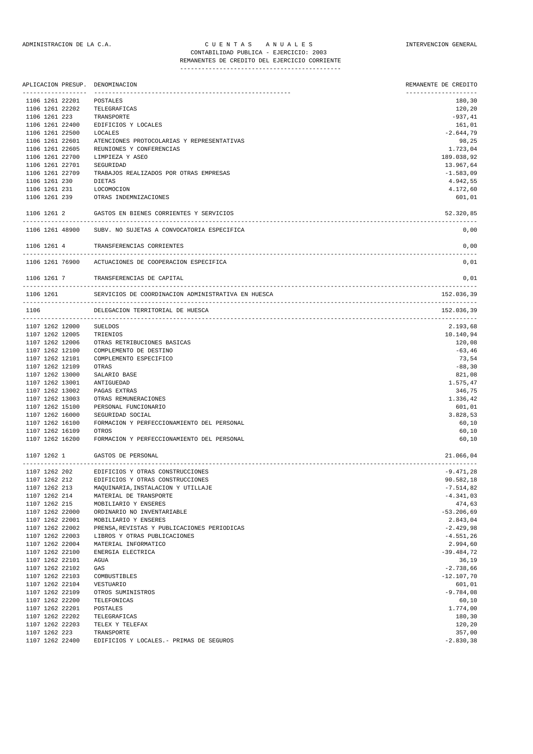ADMINISTRACION DE LA C.A. — C U E N T A S   A N U A L E S — INTERVENCION GENERAL

CONTABILIDAD PUBLICA - EJERCICIO: 2003

REMANENTES DE CREDITO DEL EJERCICIO CORRIENTE

| APLICACION PRESUP. | DENOMINACION | REMANENTE DE CREDITO |
|---|---|---|
| 1106 1261 22201 | POSTALES | 180,30 |
| 1106 1261 22202 | TELEGRAFICAS | 120,20 |
| 1106 1261 223 | TRANSPORTE | -937,41 |
| 1106 1261 22400 | EDIFICIOS Y LOCALES | 161,01 |
| 1106 1261 22500 | LOCALES | -2.644,79 |
| 1106 1261 22601 | ATENCIONES PROTOCOLARIAS Y REPRESENTATIVAS | 98,25 |
| 1106 1261 22605 | REUNIONES Y CONFERENCIAS | 1.723,04 |
| 1106 1261 22700 | LIMPIEZA Y ASEO | 189.038,92 |
| 1106 1261 22701 | SEGURIDAD | 13.967,64 |
| 1106 1261 22709 | TRABAJOS REALIZADOS POR OTRAS EMPRESAS | -1.583,09 |
| 1106 1261 230 | DIETAS | 4.942,55 |
| 1106 1261 231 | LOCOMOCION | 4.172,60 |
| 1106 1261 239 | OTRAS INDEMNIZACIONES | 601,01 |
| 1106 1261 2 | GASTOS EN BIENES CORRIENTES Y SERVICIOS | 52.320,85 |
| 1106 1261 48900 | SUBV. NO SUJETAS A CONVOCATORIA ESPECIFICA | 0,00 |
| 1106 1261 4 | TRANSFERENCIAS CORRIENTES | 0,00 |
| 1106 1261 76900 | ACTUACIONES DE COOPERACION ESPECIFICA | 0,01 |
| 1106 1261 7 | TRANSFERENCIAS DE CAPITAL | 0,01 |
| 1106 1261 | SERVICIOS DE COORDINACION ADMINISTRATIVA EN HUESCA | 152.036,39 |
| 1106 | DELEGACION TERRITORIAL DE HUESCA | 152.036,39 |
| 1107 1262 12000 | SUELDOS | 2.193,68 |
| 1107 1262 12005 | TRIENIOS | 10.140,94 |
| 1107 1262 12006 | OTRAS RETRIBUCIONES BASICAS | 120,08 |
| 1107 1262 12100 | COMPLEMENTO DE DESTINO | -63,46 |
| 1107 1262 12101 | COMPLEMENTO ESPECIFICO | 73,54 |
| 1107 1262 12109 | OTRAS | -88,30 |
| 1107 1262 13000 | SALARIO BASE | 821,08 |
| 1107 1262 13001 | ANTIGUEDAD | 1.575,47 |
| 1107 1262 13002 | PAGAS EXTRAS | 346,75 |
| 1107 1262 13003 | OTRAS REMUNERACIONES | 1.336,42 |
| 1107 1262 15100 | PERSONAL FUNCIONARIO | 601,01 |
| 1107 1262 16000 | SEGURIDAD SOCIAL | 3.828,53 |
| 1107 1262 16100 | FORMACION Y PERFECCIONAMIENTO DEL PERSONAL | 60,10 |
| 1107 1262 16109 | OTROS | 60,10 |
| 1107 1262 16200 | FORMACION Y PERFECCIONAMIENTO DEL PERSONAL | 60,10 |
| 1107 1262 1 | GASTOS DE PERSONAL | 21.066,04 |
| 1107 1262 202 | EDIFICIOS Y OTRAS CONSTRUCCIONES | -9.471,28 |
| 1107 1262 212 | EDIFICIOS Y OTRAS CONSTRUCCIONES | 90.582,18 |
| 1107 1262 213 | MAQUINARIA,INSTALACION Y UTILLAJE | -7.514,82 |
| 1107 1262 214 | MATERIAL DE TRANSPORTE | -4.341,03 |
| 1107 1262 215 | MOBILIARIO Y ENSERES | 474,63 |
| 1107 1262 22000 | ORDINARIO NO INVENTARIABLE | -53.206,69 |
| 1107 1262 22001 | MOBILIARIO Y ENSERES | 2.843,04 |
| 1107 1262 22002 | PRENSA,REVISTAS Y PUBLICACIONES PERIODICAS | -2.429,98 |
| 1107 1262 22003 | LIBROS Y OTRAS PUBLICACIONES | -4.551,26 |
| 1107 1262 22004 | MATERIAL INFORMATICO | 2.994,60 |
| 1107 1262 22100 | ENERGIA ELECTRICA | -39.484,72 |
| 1107 1262 22101 | AGUA | 36,19 |
| 1107 1262 22102 | GAS | -2.738,66 |
| 1107 1262 22103 | COMBUSTIBLES | -12.107,70 |
| 1107 1262 22104 | VESTUARIO | 601,01 |
| 1107 1262 22109 | OTROS SUMINISTROS | -9.784,08 |
| 1107 1262 22200 | TELEFONICAS | 60,10 |
| 1107 1262 22201 | POSTALES | 1.774,00 |
| 1107 1262 22202 | TELEGRAFICAS | 180,30 |
| 1107 1262 22203 | TELEX Y TELEFAX | 120,20 |
| 1107 1262 223 | TRANSPORTE | 357,00 |
| 1107 1262 22400 | EDIFICIOS Y LOCALES.- PRIMAS DE SEGUROS | -2.830,38 |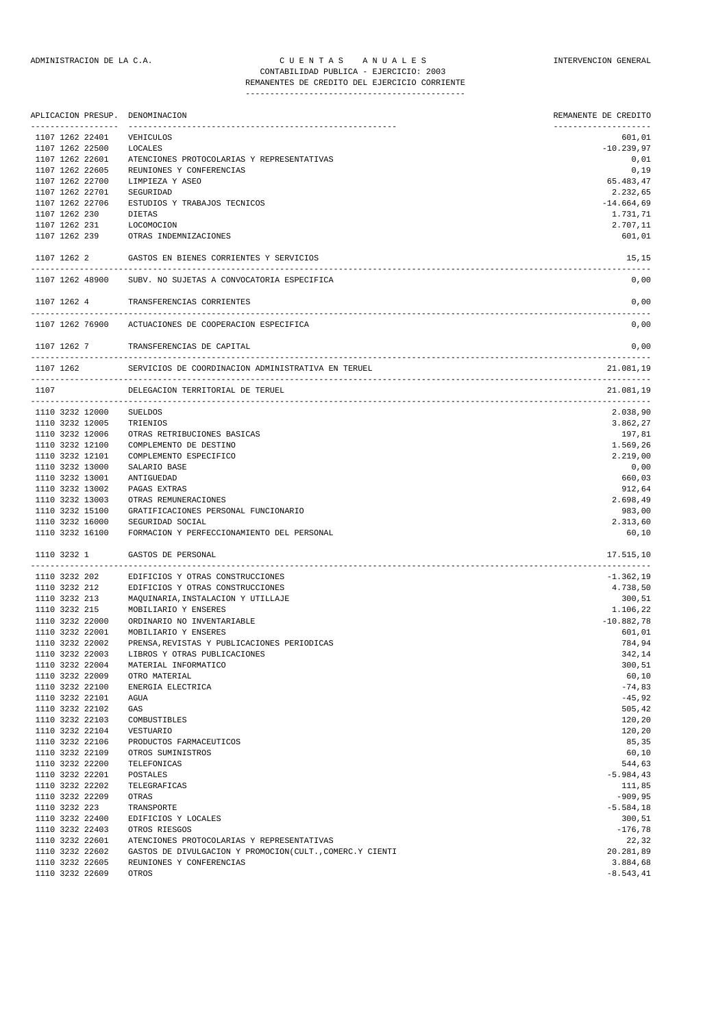ADMINISTRACION DE LA C.A. | C U E N T A S   A N U A L E S | INTERVENCION GENERAL

CONTABILIDAD PUBLICA - EJERCICIO: 2003

REMANENTES DE CREDITO DEL EJERCICIO CORRIENTE

| APLICACION PRESUP. | DENOMINACION | REMANENTE DE CREDITO |
|---|---|---|
| 1107 1262 22401 | VEHICULOS | 601,01 |
| 1107 1262 22500 | LOCALES | -10.239,97 |
| 1107 1262 22601 | ATENCIONES PROTOCOLARIAS Y REPRESENTATIVAS | 0,01 |
| 1107 1262 22605 | REUNIONES Y CONFERENCIAS | 0,19 |
| 1107 1262 22700 | LIMPIEZA Y ASEO | 65.483,47 |
| 1107 1262 22701 | SEGURIDAD | 2.232,65 |
| 1107 1262 22706 | ESTUDIOS Y TRABAJOS TECNICOS | -14.664,69 |
| 1107 1262 230 | DIETAS | 1.731,71 |
| 1107 1262 231 | LOCOMOCION | 2.707,11 |
| 1107 1262 239 | OTRAS INDEMNIZACIONES | 601,01 |
| 1107 1262 2 | GASTOS EN BIENES CORRIENTES Y SERVICIOS | 15,15 |
| 1107 1262 48900 | SUBV. NO SUJETAS A CONVOCATORIA ESPECIFICA | 0,00 |
| 1107 1262 4 | TRANSFERENCIAS CORRIENTES | 0,00 |
| 1107 1262 76900 | ACTUACIONES DE COOPERACION ESPECIFICA | 0,00 |
| 1107 1262 7 | TRANSFERENCIAS DE CAPITAL | 0,00 |
| 1107 1262 | SERVICIOS DE COORDINACION ADMINISTRATIVA EN TERUEL | 21.081,19 |
| 1107 | DELEGACION TERRITORIAL DE TERUEL | 21.081,19 |
| 1110 3232 12000 | SUELDOS | 2.038,90 |
| 1110 3232 12005 | TRIENIOS | 3.862,27 |
| 1110 3232 12006 | OTRAS RETRIBUCIONES BASICAS | 197,81 |
| 1110 3232 12100 | COMPLEMENTO DE DESTINO | 1.569,26 |
| 1110 3232 12101 | COMPLEMENTO ESPECIFICO | 2.219,00 |
| 1110 3232 13000 | SALARIO BASE | 0,00 |
| 1110 3232 13001 | ANTIGUEDAD | 660,03 |
| 1110 3232 13002 | PAGAS EXTRAS | 912,64 |
| 1110 3232 13003 | OTRAS REMUNERACIONES | 2.698,49 |
| 1110 3232 15100 | GRATIFICACIONES PERSONAL FUNCIONARIO | 983,00 |
| 1110 3232 16000 | SEGURIDAD SOCIAL | 2.313,60 |
| 1110 3232 16100 | FORMACION Y PERFECCIONAMIENTO DEL PERSONAL | 60,10 |
| 1110 3232 1 | GASTOS DE PERSONAL | 17.515,10 |
| 1110 3232 202 | EDIFICIOS Y OTRAS CONSTRUCCIONES | -1.362,19 |
| 1110 3232 212 | EDIFICIOS Y OTRAS CONSTRUCCIONES | 4.738,50 |
| 1110 3232 213 | MAQUINARIA,INSTALACION Y UTILLAJE | 300,51 |
| 1110 3232 215 | MOBILIARIO Y ENSERES | 1.106,22 |
| 1110 3232 22000 | ORDINARIO NO INVENTARIABLE | -10.882,78 |
| 1110 3232 22001 | MOBILIARIO Y ENSERES | 601,01 |
| 1110 3232 22002 | PRENSA,REVISTAS Y PUBLICACIONES PERIODICAS | 784,94 |
| 1110 3232 22003 | LIBROS Y OTRAS PUBLICACIONES | 342,14 |
| 1110 3232 22004 | MATERIAL INFORMATICO | 300,51 |
| 1110 3232 22009 | OTRO MATERIAL | 60,10 |
| 1110 3232 22100 | ENERGIA ELECTRICA | -74,83 |
| 1110 3232 22101 | AGUA | -45,92 |
| 1110 3232 22102 | GAS | 505,42 |
| 1110 3232 22103 | COMBUSTIBLES | 120,20 |
| 1110 3232 22104 | VESTUARIO | 120,20 |
| 1110 3232 22106 | PRODUCTOS FARMACEUTICOS | 85,35 |
| 1110 3232 22109 | OTROS SUMINISTROS | 60,10 |
| 1110 3232 22200 | TELEFONICAS | 544,63 |
| 1110 3232 22201 | POSTALES | -5.984,43 |
| 1110 3232 22202 | TELEGRAFICAS | 111,85 |
| 1110 3232 22209 | OTRAS | -909,95 |
| 1110 3232 223 | TRANSPORTE | -5.584,18 |
| 1110 3232 22400 | EDIFICIOS Y LOCALES | 300,51 |
| 1110 3232 22403 | OTROS RIESGOS | -176,78 |
| 1110 3232 22601 | ATENCIONES PROTOCOLARIAS Y REPRESENTATIVAS | 22,32 |
| 1110 3232 22602 | GASTOS DE DIVULGACION Y PROMOCION(CULT.,COMERC.Y CIENTI | 20.281,89 |
| 1110 3232 22605 | REUNIONES Y CONFERENCIAS | 3.884,68 |
| 1110 3232 22609 | OTROS | -8.543,41 |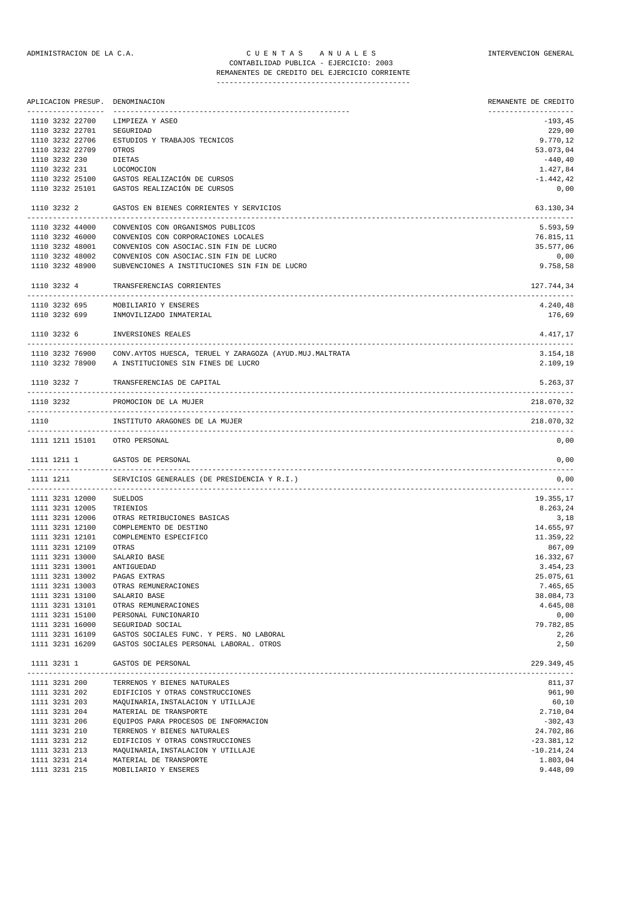ADMINISTRACION DE LA C.A. — C U E N T A S A N U A L E S — INTERVENCION GENERAL

CONTABILIDAD PUBLICA - EJERCICIO: 2003

REMANENTES DE CREDITO DEL EJERCICIO CORRIENTE

| APLICACION PRESUP. | DENOMINACION | REMANENTE DE CREDITO |
|---|---|---|
| 1110 3232 22700 | LIMPIEZA Y ASEO | -193,45 |
| 1110 3232 22701 | SEGURIDAD | 229,00 |
| 1110 3232 22706 | ESTUDIOS Y TRABAJOS TECNICOS | 9.770,12 |
| 1110 3232 22709 | OTROS | 53.073,04 |
| 1110 3232 230 | DIETAS | -440,40 |
| 1110 3232 231 | LOCOMOCION | 1.427,84 |
| 1110 3232 25100 | GASTOS REALIZACIÓN DE CURSOS | -1.442,42 |
| 1110 3232 25101 | GASTOS REALIZACIÓN DE CURSOS | 0,00 |
| 1110 3232 2 | GASTOS EN BIENES CORRIENTES Y SERVICIOS | 63.130,34 |
| 1110 3232 44000 | CONVENIOS CON ORGANISMOS PUBLICOS | 5.593,59 |
| 1110 3232 46000 | CONVENIOS CON CORPORACIONES LOCALES | 76.815,11 |
| 1110 3232 48001 | CONVENIOS CON ASOCIAC.SIN FIN DE LUCRO | 35.577,06 |
| 1110 3232 48002 | CONVENIOS CON ASOCIAC.SIN FIN DE LUCRO | 0,00 |
| 1110 3232 48900 | SUBVENCIONES A INSTITUCIONES SIN FIN DE LUCRO | 9.758,58 |
| 1110 3232 4 | TRANSFERENCIAS CORRIENTES | 127.744,34 |
| 1110 3232 695 | MOBILIARIO Y ENSERES | 4.240,48 |
| 1110 3232 699 | INMOVILIZADO INMATERIAL | 176,69 |
| 1110 3232 6 | INVERSIONES REALES | 4.417,17 |
| 1110 3232 76900 | CONV.AYTOS HUESCA, TERUEL Y ZARAGOZA (AYUD.MUJ.MALTRATA | 3.154,18 |
| 1110 3232 78900 | A INSTITUCIONES SIN FINES DE LUCRO | 2.109,19 |
| 1110 3232 7 | TRANSFERENCIAS DE CAPITAL | 5.263,37 |
| 1110 3232 | PROMOCION DE LA MUJER | 218.070,32 |
| 1110 | INSTITUTO ARAGONES DE LA MUJER | 218.070,32 |
| 1111 1211 15101 | OTRO PERSONAL | 0,00 |
| 1111 1211 1 | GASTOS DE PERSONAL | 0,00 |
| 1111 1211 | SERVICIOS GENERALES (DE PRESIDENCIA Y R.I.) | 0,00 |
| 1111 3231 12000 | SUELDOS | 19.355,17 |
| 1111 3231 12005 | TRIENIOS | 8.263,24 |
| 1111 3231 12006 | OTRAS RETRIBUCIONES BASICAS | 3,18 |
| 1111 3231 12100 | COMPLEMENTO DE DESTINO | 14.655,97 |
| 1111 3231 12101 | COMPLEMENTO ESPECIFICO | 11.359,22 |
| 1111 3231 12109 | OTRAS | 867,09 |
| 1111 3231 13000 | SALARIO BASE | 16.332,67 |
| 1111 3231 13001 | ANTIGUEDAD | 3.454,23 |
| 1111 3231 13002 | PAGAS EXTRAS | 25.075,61 |
| 1111 3231 13003 | OTRAS REMUNERACIONES | 7.465,65 |
| 1111 3231 13100 | SALARIO BASE | 38.084,73 |
| 1111 3231 13101 | OTRAS REMUNERACIONES | 4.645,08 |
| 1111 3231 15100 | PERSONAL FUNCIONARIO | 0,00 |
| 1111 3231 16000 | SEGURIDAD SOCIAL | 79.782,85 |
| 1111 3231 16109 | GASTOS SOCIALES FUNC. Y PERS. NO LABORAL | 2,26 |
| 1111 3231 16209 | GASTOS SOCIALES PERSONAL LABORAL. OTROS | 2,50 |
| 1111 3231 1 | GASTOS DE PERSONAL | 229.349,45 |
| 1111 3231 200 | TERRENOS Y BIENES NATURALES | 811,37 |
| 1111 3231 202 | EDIFICIOS Y OTRAS CONSTRUCCIONES | 961,90 |
| 1111 3231 203 | MAQUINARIA,INSTALACION Y UTILLAJE | 60,10 |
| 1111 3231 204 | MATERIAL DE TRANSPORTE | 2.710,04 |
| 1111 3231 206 | EQUIPOS PARA PROCESOS DE INFORMACION | -302,43 |
| 1111 3231 210 | TERRENOS Y BIENES NATURALES | 24.702,86 |
| 1111 3231 212 | EDIFICIOS Y OTRAS CONSTRUCCIONES | -23.381,12 |
| 1111 3231 213 | MAQUINARIA,INSTALACION Y UTILLAJE | -10.214,24 |
| 1111 3231 214 | MATERIAL DE TRANSPORTE | 1.803,04 |
| 1111 3231 215 | MOBILIARIO Y ENSERES | 9.448,09 |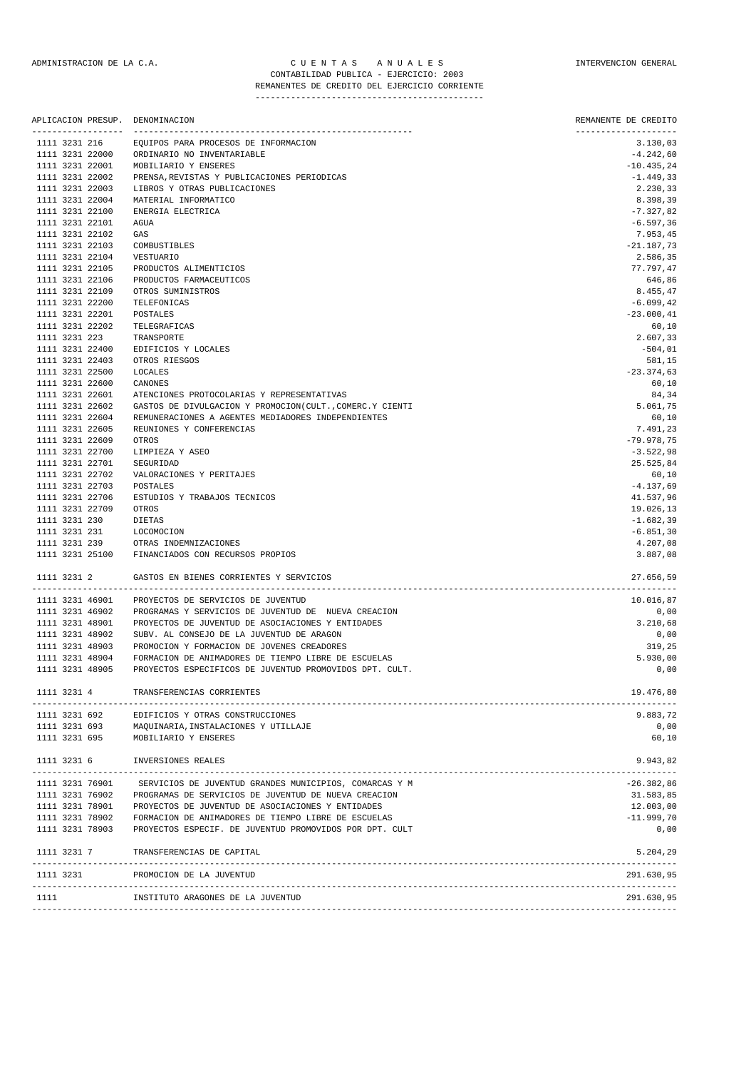ADMINISTRACION DE LA C.A. — C U E N T A S A N U A L E S — INTERVENCION GENERAL

CONTABILIDAD PUBLICA - EJERCICIO: 2003

REMANENTES DE CREDITO DEL EJERCICIO CORRIENTE

| APLICACION PRESUP. | DENOMINACION | REMANENTE DE CREDITO |
|---|---|---|
| 1111 3231 216 | EQUIPOS PARA PROCESOS DE INFORMACION | 3.130,03 |
| 1111 3231 22000 | ORDINARIO NO INVENTARIABLE | -4.242,60 |
| 1111 3231 22001 | MOBILIARIO Y ENSERES | -10.435,24 |
| 1111 3231 22002 | PRENSA,REVISTAS Y PUBLICACIONES PERIODICAS | -1.449,33 |
| 1111 3231 22003 | LIBROS Y OTRAS PUBLICACIONES | 2.230,33 |
| 1111 3231 22004 | MATERIAL INFORMATICO | 8.398,39 |
| 1111 3231 22100 | ENERGIA ELECTRICA | -7.327,82 |
| 1111 3231 22101 | AGUA | -6.597,36 |
| 1111 3231 22102 | GAS | 7.953,45 |
| 1111 3231 22103 | COMBUSTIBLES | -21.187,73 |
| 1111 3231 22104 | VESTUARIO | 2.586,35 |
| 1111 3231 22105 | PRODUCTOS ALIMENTICIOS | 77.797,47 |
| 1111 3231 22106 | PRODUCTOS FARMACEUTICOS | 646,86 |
| 1111 3231 22109 | OTROS SUMINISTROS | 8.455,47 |
| 1111 3231 22200 | TELEFONICAS | -6.099,42 |
| 1111 3231 22201 | POSTALES | -23.000,41 |
| 1111 3231 22202 | TELEGRAFICAS | 60,10 |
| 1111 3231 223 | TRANSPORTE | 2.607,33 |
| 1111 3231 22400 | EDIFICIOS Y LOCALES | -504,01 |
| 1111 3231 22403 | OTROS RIESGOS | 581,15 |
| 1111 3231 22500 | LOCALES | -23.374,63 |
| 1111 3231 22600 | CANONES | 60,10 |
| 1111 3231 22601 | ATENCIONES PROTOCOLARIAS Y REPRESENTATIVAS | 84,34 |
| 1111 3231 22602 | GASTOS DE DIVULGACION Y PROMOCION(CULT.,COMERC.Y CIENTI | 5.061,75 |
| 1111 3231 22604 | REMUNERACIONES A AGENTES MEDIADORES INDEPENDIENTES | 60,10 |
| 1111 3231 22605 | REUNIONES Y CONFERENCIAS | 7.491,23 |
| 1111 3231 22609 | OTROS | -79.978,75 |
| 1111 3231 22700 | LIMPIEZA Y ASEO | -3.522,98 |
| 1111 3231 22701 | SEGURIDAD | 25.525,84 |
| 1111 3231 22702 | VALORACIONES Y PERITAJES | 60,10 |
| 1111 3231 22703 | POSTALES | -4.137,69 |
| 1111 3231 22706 | ESTUDIOS Y TRABAJOS TECNICOS | 41.537,96 |
| 1111 3231 22709 | OTROS | 19.026,13 |
| 1111 3231 230 | DIETAS | -1.682,39 |
| 1111 3231 231 | LOCOMOCION | -6.851,30 |
| 1111 3231 239 | OTRAS INDEMNIZACIONES | 4.207,08 |
| 1111 3231 25100 | FINANCIADOS CON RECURSOS PROPIOS | 3.887,08 |
| 1111 3231 2 | GASTOS EN BIENES CORRIENTES Y SERVICIOS | 27.656,59 |
| 1111 3231 46901 | PROYECTOS DE SERVICIOS DE JUVENTUD | 10.016,87 |
| 1111 3231 46902 | PROGRAMAS Y SERVICIOS DE JUVENTUD DE NUEVA CREACION | 0,00 |
| 1111 3231 48901 | PROYECTOS DE JUVENTUD DE ASOCIACIONES Y ENTIDADES | 3.210,68 |
| 1111 3231 48902 | SUBV. AL CONSEJO DE LA JUVENTUD DE ARAGON | 0,00 |
| 1111 3231 48903 | PROMOCION Y FORMACION DE JOVENES CREADORES | 319,25 |
| 1111 3231 48904 | FORMACION DE ANIMADORES DE TIEMPO LIBRE DE ESCUELAS | 5.930,00 |
| 1111 3231 48905 | PROYECTOS ESPECIFICOS DE JUVENTUD PROMOVIDOS DPT. CULT. | 0,00 |
| 1111 3231 4 | TRANSFERENCIAS CORRIENTES | 19.476,80 |
| 1111 3231 692 | EDIFICIOS Y OTRAS CONSTRUCCIONES | 9.883,72 |
| 1111 3231 693 | MAQUINARIA,INSTALACIONES Y UTILLAJE | 0,00 |
| 1111 3231 695 | MOBILIARIO Y ENSERES | 60,10 |
| 1111 3231 6 | INVERSIONES REALES | 9.943,82 |
| 1111 3231 76901 | SERVICIOS DE JUVENTUD GRANDES MUNICIPIOS, COMARCAS Y M | -26.382,86 |
| 1111 3231 76902 | PROGRAMAS DE SERVICIOS DE JUVENTUD DE NUEVA CREACION | 31.583,85 |
| 1111 3231 78901 | PROYECTOS DE JUVENTUD DE ASOCIACIONES Y ENTIDADES | 12.003,00 |
| 1111 3231 78902 | FORMACION DE ANIMADORES DE TIEMPO LIBRE DE ESCUELAS | -11.999,70 |
| 1111 3231 78903 | PROYECTOS ESPECIF. DE JUVENTUD PROMOVIDOS POR DPT. CULT | 0,00 |
| 1111 3231 7 | TRANSFERENCIAS DE CAPITAL | 5.204,29 |
| 1111 3231 | PROMOCION DE LA JUVENTUD | 291.630,95 |
| 1111 | INSTITUTO ARAGONES DE LA JUVENTUD | 291.630,95 |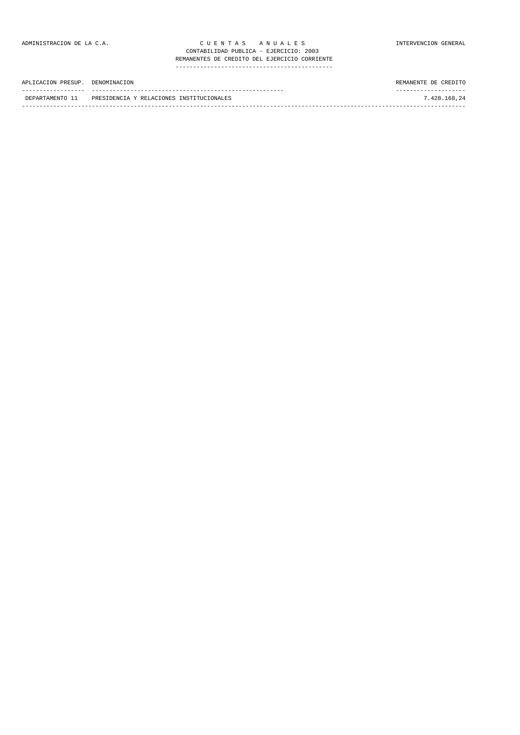ADMINISTRACION DE LA C.A.

# C U E N T A S A N U A L E S

INTERVENCION GENERAL

CONTABILIDAD PUBLICA - EJERCICIO: 2003

REMANENTES DE CREDITO DEL EJERCICIO CORRIENTE

| APLICACION PRESUP. | DENOMINACION | REMANENTE DE CREDITO |
|---|---|---|
| DEPARTAMENTO 11 | PRESIDENCIA Y RELACIONES INSTITUCIONALES | 7.428.168,24 |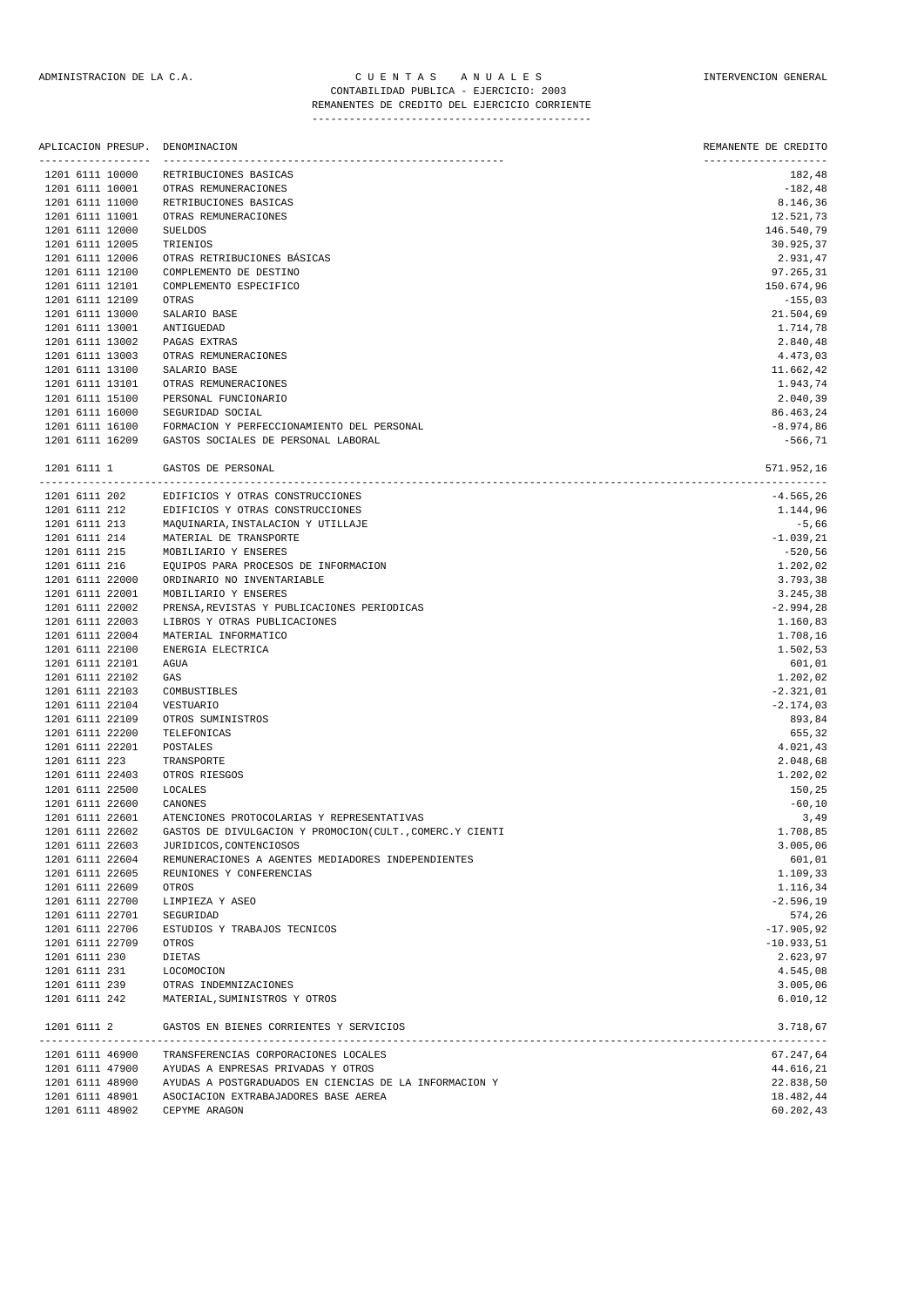ADMINISTRACION DE LA C.A. — C U E N T A S   A N U A L E S — INTERVENCION GENERAL

CONTABILIDAD PUBLICA - EJERCICIO: 2003

REMANENTES DE CREDITO DEL EJERCICIO CORRIENTE

| APLICACION PRESUP. | DENOMINACION | REMANENTE DE CREDITO |
|---|---|---|
| 1201 6111 10000 | RETRIBUCIONES BASICAS | 182,48 |
| 1201 6111 10001 | OTRAS REMUNERACIONES | -182,48 |
| 1201 6111 11000 | RETRIBUCIONES BASICAS | 8.146,36 |
| 1201 6111 11001 | OTRAS REMUNERACIONES | 12.521,73 |
| 1201 6111 12000 | SUELDOS | 146.540,79 |
| 1201 6111 12005 | TRIENIOS | 30.925,37 |
| 1201 6111 12006 | OTRAS RETRIBUCIONES BÁSICAS | 2.931,47 |
| 1201 6111 12100 | COMPLEMENTO DE DESTINO | 97.265,31 |
| 1201 6111 12101 | COMPLEMENTO ESPECIFICO | 150.674,96 |
| 1201 6111 12109 | OTRAS | -155,03 |
| 1201 6111 13000 | SALARIO BASE | 21.504,69 |
| 1201 6111 13001 | ANTIGUEDAD | 1.714,78 |
| 1201 6111 13002 | PAGAS EXTRAS | 2.840,48 |
| 1201 6111 13003 | OTRAS REMUNERACIONES | 4.473,03 |
| 1201 6111 13100 | SALARIO BASE | 11.662,42 |
| 1201 6111 13101 | OTRAS REMUNERACIONES | 1.943,74 |
| 1201 6111 15100 | PERSONAL FUNCIONARIO | 2.040,39 |
| 1201 6111 16000 | SEGURIDAD SOCIAL | 86.463,24 |
| 1201 6111 16100 | FORMACION Y PERFECCIONAMIENTO DEL PERSONAL | -8.974,86 |
| 1201 6111 16209 | GASTOS SOCIALES DE PERSONAL LABORAL | -566,71 |
| 1201 6111 1 | GASTOS DE PERSONAL | 571.952,16 |
| 1201 6111 202 | EDIFICIOS Y OTRAS CONSTRUCCIONES | -4.565,26 |
| 1201 6111 212 | EDIFICIOS Y OTRAS CONSTRUCCIONES | 1.144,96 |
| 1201 6111 213 | MAQUINARIA,INSTALACION Y UTILLAJE | -5,66 |
| 1201 6111 214 | MATERIAL DE TRANSPORTE | -1.039,21 |
| 1201 6111 215 | MOBILIARIO Y ENSERES | -520,56 |
| 1201 6111 216 | EQUIPOS PARA PROCESOS DE INFORMACION | 1.202,02 |
| 1201 6111 22000 | ORDINARIO NO INVENTARIABLE | 3.793,38 |
| 1201 6111 22001 | MOBILIARIO Y ENSERES | 3.245,38 |
| 1201 6111 22002 | PRENSA,REVISTAS Y PUBLICACIONES PERIODICAS | -2.994,28 |
| 1201 6111 22003 | LIBROS Y OTRAS PUBLICACIONES | 1.160,83 |
| 1201 6111 22004 | MATERIAL INFORMATICO | 1.708,16 |
| 1201 6111 22100 | ENERGIA ELECTRICA | 1.502,53 |
| 1201 6111 22101 | AGUA | 601,01 |
| 1201 6111 22102 | GAS | 1.202,02 |
| 1201 6111 22103 | COMBUSTIBLES | -2.321,01 |
| 1201 6111 22104 | VESTUARIO | -2.174,03 |
| 1201 6111 22109 | OTROS SUMINISTROS | 893,84 |
| 1201 6111 22200 | TELEFONICAS | 655,32 |
| 1201 6111 22201 | POSTALES | 4.021,43 |
| 1201 6111 223 | TRANSPORTE | 2.048,68 |
| 1201 6111 22403 | OTROS RIESGOS | 1.202,02 |
| 1201 6111 22500 | LOCALES | 150,25 |
| 1201 6111 22600 | CANONES | -60,10 |
| 1201 6111 22601 | ATENCIONES PROTOCOLARIAS Y REPRESENTATIVAS | 3,49 |
| 1201 6111 22602 | GASTOS DE DIVULGACION Y PROMOCION(CULT.,COMERC.Y CIENTI | 1.708,85 |
| 1201 6111 22603 | JURIDICOS,CONTENCIOSOS | 3.005,06 |
| 1201 6111 22604 | REMUNERACIONES A AGENTES MEDIADORES INDEPENDIENTES | 601,01 |
| 1201 6111 22605 | REUNIONES Y CONFERENCIAS | 1.109,33 |
| 1201 6111 22609 | OTROS | 1.116,34 |
| 1201 6111 22700 | LIMPIEZA Y ASEO | -2.596,19 |
| 1201 6111 22701 | SEGURIDAD | 574,26 |
| 1201 6111 22706 | ESTUDIOS Y TRABAJOS TECNICOS | -17.905,92 |
| 1201 6111 22709 | OTROS | -10.933,51 |
| 1201 6111 230 | DIETAS | 2.623,97 |
| 1201 6111 231 | LOCOMOCION | 4.545,08 |
| 1201 6111 239 | OTRAS INDEMNIZACIONES | 3.005,06 |
| 1201 6111 242 | MATERIAL,SUMINISTROS Y OTROS | 6.010,12 |
| 1201 6111 2 | GASTOS EN BIENES CORRIENTES Y SERVICIOS | 3.718,67 |
| 1201 6111 46900 | TRANSFERENCIAS CORPORACIONES LOCALES | 67.247,64 |
| 1201 6111 47900 | AYUDAS A ENPRESAS PRIVADAS Y OTROS | 44.616,21 |
| 1201 6111 48900 | AYUDAS A POSTGRADUADOS EN CIENCIAS DE LA INFORMACION Y | 22.838,50 |
| 1201 6111 48901 | ASOCIACION EXTRABAJADORES BASE AEREA | 18.482,44 |
| 1201 6111 48902 | CEPYME ARAGON | 60.202,43 |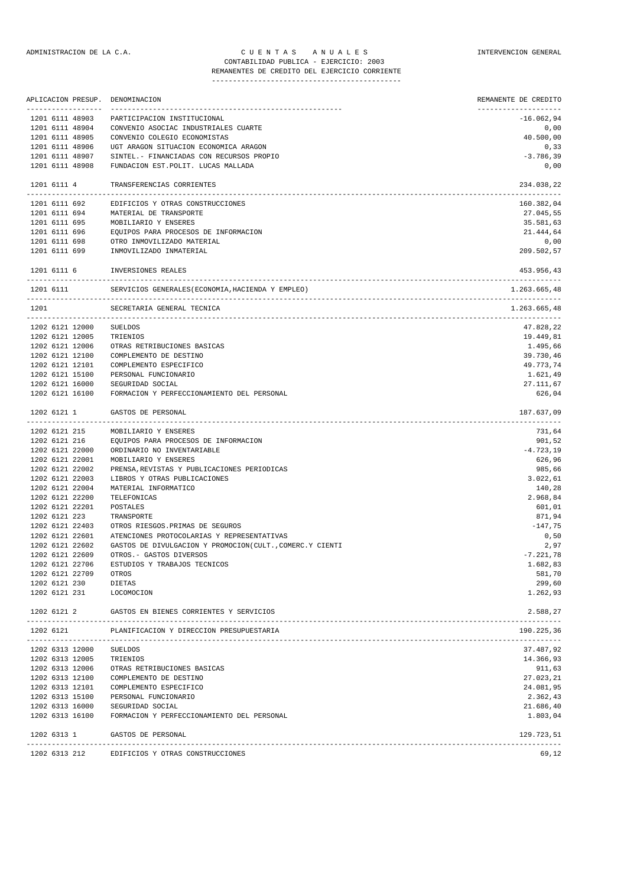ADMINISTRACION DE LA C.A. — C U E N T A S   A N U A L E S — INTERVENCION GENERAL

CONTABILIDAD PUBLICA - EJERCICIO: 2003

REMANENTES DE CREDITO DEL EJERCICIO CORRIENTE

| APLICACION PRESUP. | DENOMINACION | REMANENTE DE CREDITO |
|---|---|---|
| 1201 6111 48903 | PARTICIPACION INSTITUCIONAL | -16.062,94 |
| 1201 6111 48904 | CONVENIO ASOCIAC INDUSTRIALES CUARTE | 0,00 |
| 1201 6111 48905 | CONVENIO COLEGIO ECONOMISTAS | 40.500,00 |
| 1201 6111 48906 | UGT ARAGON SITUACION ECONOMICA ARAGON | 0,33 |
| 1201 6111 48907 | SINTEL.- FINANCIADAS CON RECURSOS PROPIO | -3.786,39 |
| 1201 6111 48908 | FUNDACION EST.POLIT. LUCAS MALLADA | 0,00 |
| 1201 6111 4 | TRANSFERENCIAS CORRIENTES | 234.038,22 |
| 1201 6111 692 | EDIFICIOS Y OTRAS CONSTRUCCIONES | 160.382,04 |
| 1201 6111 694 | MATERIAL DE TRANSPORTE | 27.045,55 |
| 1201 6111 695 | MOBILIARIO Y ENSERES | 35.581,63 |
| 1201 6111 696 | EQUIPOS PARA PROCESOS DE INFORMACION | 21.444,64 |
| 1201 6111 698 | OTRO INMOVILIZADO MATERIAL | 0,00 |
| 1201 6111 699 | INMOVILIZADO INMATERIAL | 209.502,57 |
| 1201 6111 6 | INVERSIONES REALES | 453.956,43 |
| 1201 6111 | SERVICIOS GENERALES(ECONOMIA,HACIENDA Y EMPLEO) | 1.263.665,48 |
| 1201 | SECRETARIA GENERAL TECNICA | 1.263.665,48 |
| 1202 6121 12000 | SUELDOS | 47.828,22 |
| 1202 6121 12005 | TRIENIOS | 19.449,81 |
| 1202 6121 12006 | OTRAS RETRIBUCIONES BASICAS | 1.495,66 |
| 1202 6121 12100 | COMPLEMENTO DE DESTINO | 39.730,46 |
| 1202 6121 12101 | COMPLEMENTO ESPECIFICO | 49.773,74 |
| 1202 6121 15100 | PERSONAL FUNCIONARIO | 1.621,49 |
| 1202 6121 16000 | SEGURIDAD SOCIAL | 27.111,67 |
| 1202 6121 16100 | FORMACION Y PERFECCIONAMIENTO DEL PERSONAL | 626,04 |
| 1202 6121 1 | GASTOS DE PERSONAL | 187.637,09 |
| 1202 6121 215 | MOBILIARIO Y ENSERES | 731,64 |
| 1202 6121 216 | EQUIPOS PARA PROCESOS DE INFORMACION | 901,52 |
| 1202 6121 22000 | ORDINARIO NO INVENTARIABLE | -4.723,19 |
| 1202 6121 22001 | MOBILIARIO Y ENSERES | 626,96 |
| 1202 6121 22002 | PRENSA,REVISTAS Y PUBLICACIONES PERIODICAS | 985,66 |
| 1202 6121 22003 | LIBROS Y OTRAS PUBLICACIONES | 3.022,61 |
| 1202 6121 22004 | MATERIAL INFORMATICO | 140,28 |
| 1202 6121 22200 | TELEFONICAS | 2.968,84 |
| 1202 6121 22201 | POSTALES | 601,01 |
| 1202 6121 223 | TRANSPORTE | 871,94 |
| 1202 6121 22403 | OTROS RIESGOS.PRIMAS DE SEGUROS | -147,75 |
| 1202 6121 22601 | ATENCIONES PROTOCOLARIAS Y REPRESENTATIVAS | 0,50 |
| 1202 6121 22602 | GASTOS DE DIVULGACION Y PROMOCION(CULT.,COMERC.Y CIENTI | 2,97 |
| 1202 6121 22609 | OTROS.- GASTOS DIVERSOS | -7.221,78 |
| 1202 6121 22706 | ESTUDIOS Y TRABAJOS TECNICOS | 1.682,83 |
| 1202 6121 22709 | OTROS | 581,70 |
| 1202 6121 230 | DIETAS | 299,60 |
| 1202 6121 231 | LOCOMOCION | 1.262,93 |
| 1202 6121 2 | GASTOS EN BIENES CORRIENTES Y SERVICIOS | 2.588,27 |
| 1202 6121 | PLANIFICACION Y DIRECCION PRESUPUESTARIA | 190.225,36 |
| 1202 6313 12000 | SUELDOS | 37.487,92 |
| 1202 6313 12005 | TRIENIOS | 14.366,93 |
| 1202 6313 12006 | OTRAS RETRIBUCIONES BASICAS | 911,63 |
| 1202 6313 12100 | COMPLEMENTO DE DESTINO | 27.023,21 |
| 1202 6313 12101 | COMPLEMENTO ESPECIFICO | 24.081,95 |
| 1202 6313 15100 | PERSONAL FUNCIONARIO | 2.362,43 |
| 1202 6313 16000 | SEGURIDAD SOCIAL | 21.686,40 |
| 1202 6313 16100 | FORMACION Y PERFECCIONAMIENTO DEL PERSONAL | 1.803,04 |
| 1202 6313 1 | GASTOS DE PERSONAL | 129.723,51 |
| 1202 6313 212 | EDIFICIOS Y OTRAS CONSTRUCCIONES | 69,12 |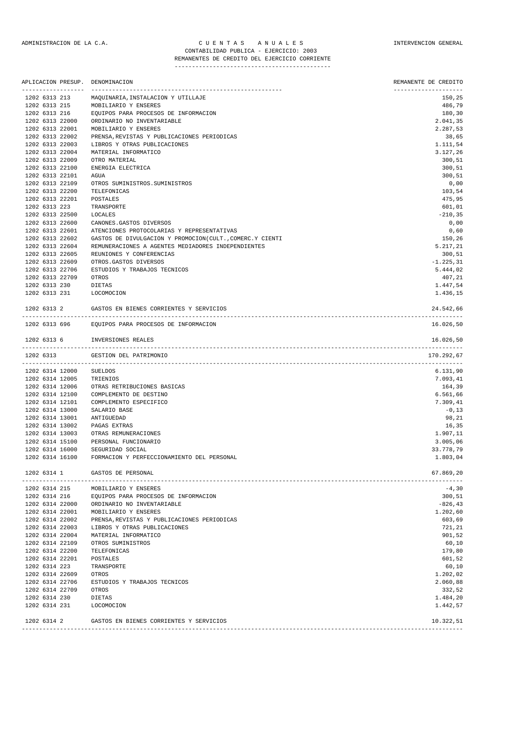ADMINISTRACION DE LA C.A. — CUENTAS ANUALES — INTERVENCION GENERAL

CONTABILIDAD PUBLICA - EJERCICIO: 2003

REMANENTES DE CREDITO DEL EJERCICIO CORRIENTE

| APLICACION PRESUP. | DENOMINACION | REMANENTE DE CREDITO |
|---|---|---|
| 1202 6313 213 | MAQUINARIA,INSTALACION Y UTILLAJE | 150,25 |
| 1202 6313 215 | MOBILIARIO Y ENSERES | 486,79 |
| 1202 6313 216 | EQUIPOS PARA PROCESOS DE INFORMACION | 180,30 |
| 1202 6313 22000 | ORDINARIO NO INVENTARIABLE | 2.041,35 |
| 1202 6313 22001 | MOBILIARIO Y ENSERES | 2.287,53 |
| 1202 6313 22002 | PRENSA,REVISTAS Y PUBLICACIONES PERIODICAS | 38,65 |
| 1202 6313 22003 | LIBROS Y OTRAS PUBLICACIONES | 1.111,54 |
| 1202 6313 22004 | MATERIAL INFORMATICO | 3.127,26 |
| 1202 6313 22009 | OTRO MATERIAL | 300,51 |
| 1202 6313 22100 | ENERGIA ELECTRICA | 300,51 |
| 1202 6313 22101 | AGUA | 300,51 |
| 1202 6313 22109 | OTROS SUMINISTROS.SUMINISTROS | 0,00 |
| 1202 6313 22200 | TELEFONICAS | 103,54 |
| 1202 6313 22201 | POSTALES | 475,95 |
| 1202 6313 223 | TRANSPORTE | 601,01 |
| 1202 6313 22500 | LOCALES | -210,35 |
| 1202 6313 22600 | CANONES.GASTOS DIVERSOS | 0,00 |
| 1202 6313 22601 | ATENCIONES PROTOCOLARIAS Y REPRESENTATIVAS | 0,60 |
| 1202 6313 22602 | GASTOS DE DIVULGACION Y PROMOCION(CULT.,COMERC.Y CIENTI | 150,26 |
| 1202 6313 22604 | REMUNERACIONES A AGENTES MEDIADORES INDEPENDIENTES | 5.217,21 |
| 1202 6313 22605 | REUNIONES Y CONFERENCIAS | 300,51 |
| 1202 6313 22609 | OTROS.GASTOS DIVERSOS | -1.225,31 |
| 1202 6313 22706 | ESTUDIOS Y TRABAJOS TECNICOS | 5.444,02 |
| 1202 6313 22709 | OTROS | 407,21 |
| 1202 6313 230 | DIETAS | 1.447,54 |
| 1202 6313 231 | LOCOMOCION | 1.436,15 |
| 1202 6313 2 | GASTOS EN BIENES CORRIENTES Y SERVICIOS | 24.542,66 |
| 1202 6313 696 | EQUIPOS PARA PROCESOS DE INFORMACION | 16.026,50 |
| 1202 6313 6 | INVERSIONES REALES | 16.026,50 |
| 1202 6313 | GESTION DEL PATRIMONIO | 170.292,67 |
| 1202 6314 12000 | SUELDOS | 6.131,90 |
| 1202 6314 12005 | TRIENIOS | 7.093,41 |
| 1202 6314 12006 | OTRAS RETRIBUCIONES BASICAS | 164,39 |
| 1202 6314 12100 | COMPLEMENTO DE DESTINO | 6.561,66 |
| 1202 6314 12101 | COMPLEMENTO ESPECIFICO | 7.309,41 |
| 1202 6314 13000 | SALARIO BASE | -0,13 |
| 1202 6314 13001 | ANTIGUEDAD | 98,21 |
| 1202 6314 13002 | PAGAS EXTRAS | 16,35 |
| 1202 6314 13003 | OTRAS REMUNERACIONES | 1.907,11 |
| 1202 6314 15100 | PERSONAL FUNCIONARIO | 3.005,06 |
| 1202 6314 16000 | SEGURIDAD SOCIAL | 33.778,79 |
| 1202 6314 16100 | FORMACION Y PERFECCIONAMIENTO DEL PERSONAL | 1.803,04 |
| 1202 6314 1 | GASTOS DE PERSONAL | 67.869,20 |
| 1202 6314 215 | MOBILIARIO Y ENSERES | -4,30 |
| 1202 6314 216 | EQUIPOS PARA PROCESOS DE INFORMACION | 300,51 |
| 1202 6314 22000 | ORDINARIO NO INVENTARIABLE | -826,43 |
| 1202 6314 22001 | MOBILIARIO Y ENSERES | 1.202,60 |
| 1202 6314 22002 | PRENSA,REVISTAS Y PUBLICACIONES PERIODICAS | 603,69 |
| 1202 6314 22003 | LIBROS Y OTRAS PUBLICACIONES | 721,21 |
| 1202 6314 22004 | MATERIAL INFORMATICO | 901,52 |
| 1202 6314 22109 | OTROS SUMINISTROS | 60,10 |
| 1202 6314 22200 | TELEFONICAS | 179,80 |
| 1202 6314 22201 | POSTALES | 601,52 |
| 1202 6314 223 | TRANSPORTE | 60,10 |
| 1202 6314 22609 | OTROS | 1.202,02 |
| 1202 6314 22706 | ESTUDIOS Y TRABAJOS TECNICOS | 2.060,88 |
| 1202 6314 22709 | OTROS | 332,52 |
| 1202 6314 230 | DIETAS | 1.484,20 |
| 1202 6314 231 | LOCOMOCION | 1.442,57 |
| 1202 6314 2 | GASTOS EN BIENES CORRIENTES Y SERVICIOS | 10.322,51 |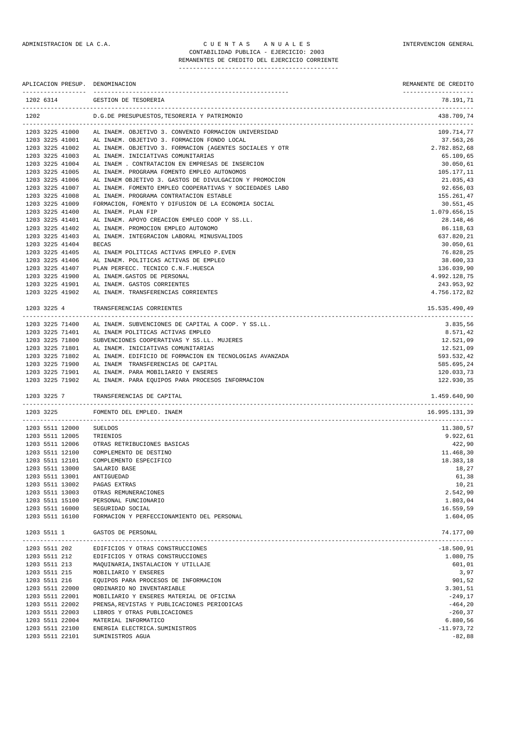ADMINISTRACION DE LA C.A. — CUENTAS ANUALES — INTERVENCION GENERAL

CONTABILIDAD PUBLICA - EJERCICIO: 2003

REMANENTES DE CREDITO DEL EJERCICIO CORRIENTE

| APLICACION PRESUP. | DENOMINACION | REMANENTE DE CREDITO |
|---|---|---|
| 1202 6314 | GESTION DE TESORERIA | 78.191,71 |
| 1202 | D.G.DE PRESUPUESTOS,TESORERIA Y PATRIMONIO | 438.709,74 |
| 1203 3225 41000 | AL INAEM. OBJETIVO 3. CONVENIO FORMACION UNIVERSIDAD | 109.714,77 |
| 1203 3225 41001 | AL INAEM. OBJETIVO 3. FORMACION FONDO LOCAL | 37.563,26 |
| 1203 3225 41002 | AL INAEM. OBJETIVO 3. FORMACION (AGENTES SOCIALES Y OTR | 2.782.852,68 |
| 1203 3225 41003 | AL INAEM. INICIATIVAS COMUNITARIAS | 65.109,65 |
| 1203 3225 41004 | AL INAEM . CONTRATACION EN EMPRESAS DE INSERCION | 30.050,61 |
| 1203 3225 41005 | AL INAEM. PROGRAMA FOMENTO EMPLEO AUTONOMOS | 105.177,11 |
| 1203 3225 41006 | AL INAEM OBJETIVO 3. GASTOS DE DIVULGACION Y PROMOCION | 21.035,43 |
| 1203 3225 41007 | AL INAEM. FOMENTO EMPLEO COOPERATIVAS Y SOCIEDADES LABO | 92.656,03 |
| 1203 3225 41008 | AL INAEM. PROGRAMA CONTRATACION ESTABLE | 155.261,47 |
| 1203 3225 41009 | FORMACION, FOMENTO Y DIFUSION DE LA ECONOMIA SOCIAL | 30.551,45 |
| 1203 3225 41400 | AL INAEM. PLAN FIP | 1.079.656,15 |
| 1203 3225 41401 | AL INAEM. APOYO CREACION EMPLEO COOP Y SS.LL. | 28.148,46 |
| 1203 3225 41402 | AL INAEM. PROMOCION EMPLEO AUTONOMO | 86.118,63 |
| 1203 3225 41403 | AL INAEM. INTEGRACION LABORAL MINUSVALIDOS | 637.820,21 |
| 1203 3225 41404 | BECAS | 30.050,61 |
| 1203 3225 41405 | AL INAEM POLITICAS ACTIVAS EMPLEO P.EVEN | 76.828,25 |
| 1203 3225 41406 | AL INAEM. POLITICAS ACTIVAS DE EMPLEO | 38.600,33 |
| 1203 3225 41407 | PLAN PERFECC. TECNICO C.N.F.HUESCA | 136.039,90 |
| 1203 3225 41900 | AL INAEM.GASTOS DE PERSONAL | 4.992.128,75 |
| 1203 3225 41901 | AL INAEM. GASTOS CORRIENTES | 243.953,92 |
| 1203 3225 41902 | AL INAEM. TRANSFERENCIAS CORRIENTES | 4.756.172,82 |
| 1203 3225 4 | TRANSFERENCIAS CORRIENTES | 15.535.490,49 |
| 1203 3225 71400 | AL INAEM. SUBVENCIONES DE CAPITAL A COOP. Y SS.LL. | 3.835,56 |
| 1203 3225 71401 | AL INAEM POLITICAS ACTIVAS EMPLEO | 8.571,42 |
| 1203 3225 71800 | SUBVENCIONES COOPERATIVAS Y SS.LL. MUJERES | 12.521,09 |
| 1203 3225 71801 | AL INAEM. INICIATIVAS COMUNITARIAS | 12.521,09 |
| 1203 3225 71802 | AL INAEM. EDIFICIO DE FORMACION EN TECNOLOGIAS AVANZADA | 593.532,42 |
| 1203 3225 71900 | AL INAEM TRANSFERENCIAS DE CAPITAL | 585.695,24 |
| 1203 3225 71901 | AL INAEM. PARA MOBILIARIO Y ENSERES | 120.033,73 |
| 1203 3225 71902 | AL INAEM. PARA EQUIPOS PARA PROCESOS INFORMACION | 122.930,35 |
| 1203 3225 7 | TRANSFERENCIAS DE CAPITAL | 1.459.640,90 |
| 1203 3225 | FOMENTO DEL EMPLEO. INAEM | 16.995.131,39 |
| 1203 5511 12000 | SUELDOS | 11.380,57 |
| 1203 5511 12005 | TRIENIOS | 9.922,61 |
| 1203 5511 12006 | OTRAS RETRIBUCIONES BASICAS | 422,90 |
| 1203 5511 12100 | COMPLEMENTO DE DESTINO | 11.468,30 |
| 1203 5511 12101 | COMPLEMENTO ESPECIFICO | 18.383,18 |
| 1203 5511 13000 | SALARIO BASE | 18,27 |
| 1203 5511 13001 | ANTIGUEDAD | 61,38 |
| 1203 5511 13002 | PAGAS EXTRAS | 10,21 |
| 1203 5511 13003 | OTRAS REMUNERACIONES | 2.542,90 |
| 1203 5511 15100 | PERSONAL FUNCIONARIO | 1.803,04 |
| 1203 5511 16000 | SEGURIDAD SOCIAL | 16.559,59 |
| 1203 5511 16100 | FORMACION Y PERFECCIONAMIENTO DEL PERSONAL | 1.604,05 |
| 1203 5511 1 | GASTOS DE PERSONAL | 74.177,00 |
| 1203 5511 202 | EDIFICIOS Y OTRAS CONSTRUCCIONES | -18.500,91 |
| 1203 5511 212 | EDIFICIOS Y OTRAS CONSTRUCCIONES | 1.080,75 |
| 1203 5511 213 | MAQUINARIA,INSTALACION Y UTILLAJE | 601,01 |
| 1203 5511 215 | MOBILIARIO Y ENSERES | 3,97 |
| 1203 5511 216 | EQUIPOS PARA PROCESOS DE INFORMACION | 901,52 |
| 1203 5511 22000 | ORDINARIO NO INVENTARIABLE | 3.301,51 |
| 1203 5511 22001 | MOBILIARIO Y ENSERES MATERIAL DE OFICINA | -249,17 |
| 1203 5511 22002 | PRENSA,REVISTAS Y PUBLICACIONES PERIODICAS | -464,20 |
| 1203 5511 22003 | LIBROS Y OTRAS PUBLICACIONES | -260,37 |
| 1203 5511 22004 | MATERIAL INFORMATICO | 6.880,56 |
| 1203 5511 22100 | ENERGIA ELECTRICA.SUMINISTROS | -11.973,72 |
| 1203 5511 22101 | SUMINISTROS AGUA | -82,88 |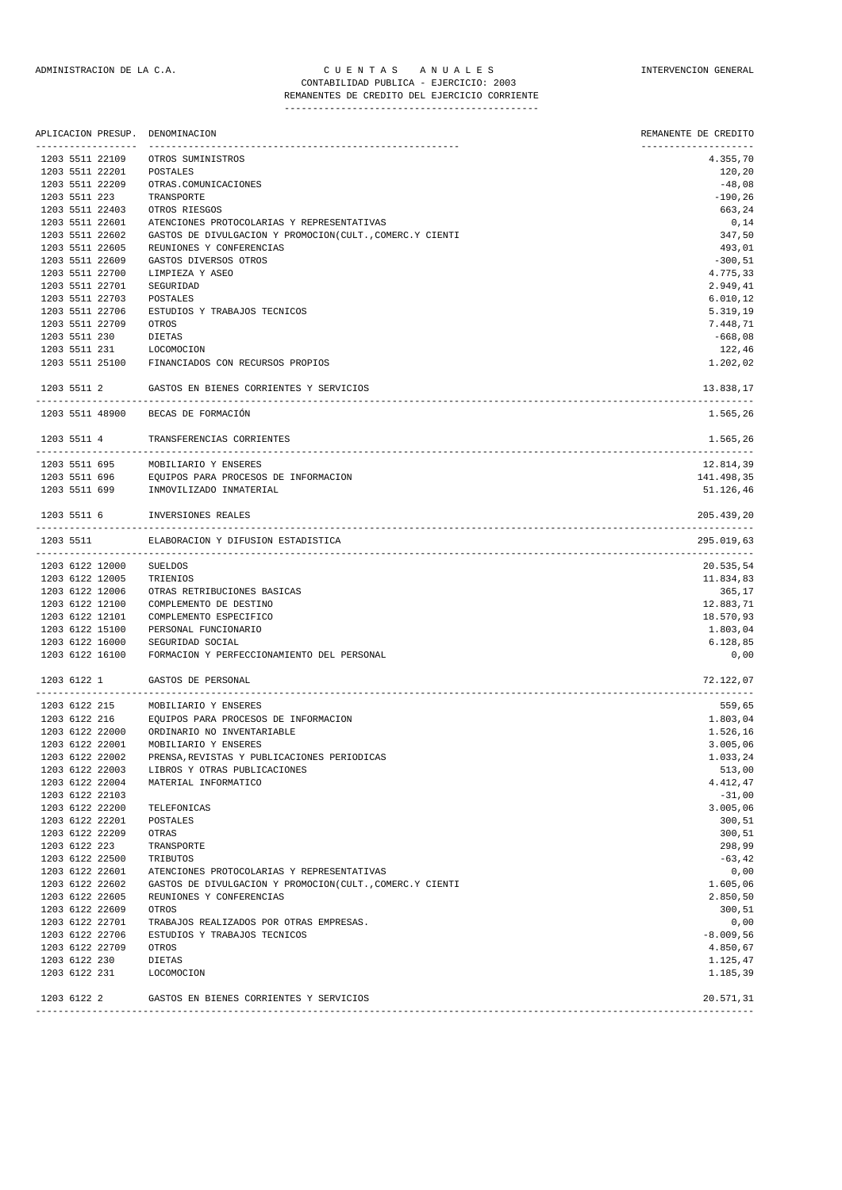CUENTAS ANUALES

CONTABILIDAD PUBLICA - EJERCICIO: 2003

REMANENTES DE CREDITO DEL EJERCICIO CORRIENTE

| APLICACION PRESUP. | DENOMINACION | REMANENTE DE CREDITO |
|---|---|---|
| 1203 5511 22109 | OTROS SUMINISTROS | 4.355,70 |
| 1203 5511 22201 | POSTALES | 120,20 |
| 1203 5511 22209 | OTRAS.COMUNICACIONES | -48,08 |
| 1203 5511 223 | TRANSPORTE | -190,26 |
| 1203 5511 22403 | OTROS RIESGOS | 663,24 |
| 1203 5511 22601 | ATENCIONES PROTOCOLARIAS Y REPRESENTATIVAS | 0,14 |
| 1203 5511 22602 | GASTOS DE DIVULGACION Y PROMOCION(CULT.,COMERC.Y CIENTI | 347,50 |
| 1203 5511 22605 | REUNIONES Y CONFERENCIAS | 493,01 |
| 1203 5511 22609 | GASTOS DIVERSOS OTROS | -300,51 |
| 1203 5511 22700 | LIMPIEZA Y ASEO | 4.775,33 |
| 1203 5511 22701 | SEGURIDAD | 2.949,41 |
| 1203 5511 22703 | POSTALES | 6.010,12 |
| 1203 5511 22706 | ESTUDIOS Y TRABAJOS TECNICOS | 5.319,19 |
| 1203 5511 22709 | OTROS | 7.448,71 |
| 1203 5511 230 | DIETAS | -668,08 |
| 1203 5511 231 | LOCOMOCION | 122,46 |
| 1203 5511 25100 | FINANCIADOS CON RECURSOS PROPIOS | 1.202,02 |
| 1203 5511 2 | GASTOS EN BIENES CORRIENTES Y SERVICIOS | 13.838,17 |
| 1203 5511 48900 | BECAS DE FORMACIÓN | 1.565,26 |
| 1203 5511 4 | TRANSFERENCIAS CORRIENTES | 1.565,26 |
| 1203 5511 695 | MOBILIARIO Y ENSERES | 12.814,39 |
| 1203 5511 696 | EQUIPOS PARA PROCESOS DE INFORMACION | 141.498,35 |
| 1203 5511 699 | INMOVILIZADO INMATERIAL | 51.126,46 |
| 1203 5511 6 | INVERSIONES REALES | 205.439,20 |
| 1203 5511 | ELABORACION Y DIFUSION ESTADISTICA | 295.019,63 |
| 1203 6122 12000 | SUELDOS | 20.535,54 |
| 1203 6122 12005 | TRIENIOS | 11.834,83 |
| 1203 6122 12006 | OTRAS RETRIBUCIONES BASICAS | 365,17 |
| 1203 6122 12100 | COMPLEMENTO DE DESTINO | 12.883,71 |
| 1203 6122 12101 | COMPLEMENTO ESPECIFICO | 18.570,93 |
| 1203 6122 15100 | PERSONAL FUNCIONARIO | 1.803,04 |
| 1203 6122 16000 | SEGURIDAD SOCIAL | 6.128,85 |
| 1203 6122 16100 | FORMACION Y PERFECCIONAMIENTO DEL PERSONAL | 0,00 |
| 1203 6122 1 | GASTOS DE PERSONAL | 72.122,07 |
| 1203 6122 215 | MOBILIARIO Y ENSERES | 559,65 |
| 1203 6122 216 | EQUIPOS PARA PROCESOS DE INFORMACION | 1.803,04 |
| 1203 6122 22000 | ORDINARIO NO INVENTARIABLE | 1.526,16 |
| 1203 6122 22001 | MOBILIARIO Y ENSERES | 3.005,06 |
| 1203 6122 22002 | PRENSA,REVISTAS Y PUBLICACIONES PERIODICAS | 1.033,24 |
| 1203 6122 22003 | LIBROS Y OTRAS PUBLICACIONES | 513,00 |
| 1203 6122 22004 | MATERIAL INFORMATICO | 4.412,47 |
| 1203 6122 22103 | | -31,00 |
| 1203 6122 22200 | TELEFONICAS | 3.005,06 |
| 1203 6122 22201 | POSTALES | 300,51 |
| 1203 6122 22209 | OTRAS | 300,51 |
| 1203 6122 223 | TRANSPORTE | 298,99 |
| 1203 6122 22500 | TRIBUTOS | -63,42 |
| 1203 6122 22601 | ATENCIONES PROTOCOLARIAS Y REPRESENTATIVAS | 0,00 |
| 1203 6122 22602 | GASTOS DE DIVULGACION Y PROMOCION(CULT.,COMERC.Y CIENTI | 1.605,06 |
| 1203 6122 22605 | REUNIONES Y CONFERENCIAS | 2.850,50 |
| 1203 6122 22609 | OTROS | 300,51 |
| 1203 6122 22701 | TRABAJOS REALIZADOS POR OTRAS EMPRESAS. | 0,00 |
| 1203 6122 22706 | ESTUDIOS Y TRABAJOS TECNICOS | -8.009,56 |
| 1203 6122 22709 | OTROS | 4.850,67 |
| 1203 6122 230 | DIETAS | 1.125,47 |
| 1203 6122 231 | LOCOMOCION | 1.185,39 |
| 1203 6122 2 | GASTOS EN BIENES CORRIENTES Y SERVICIOS | 20.571,31 |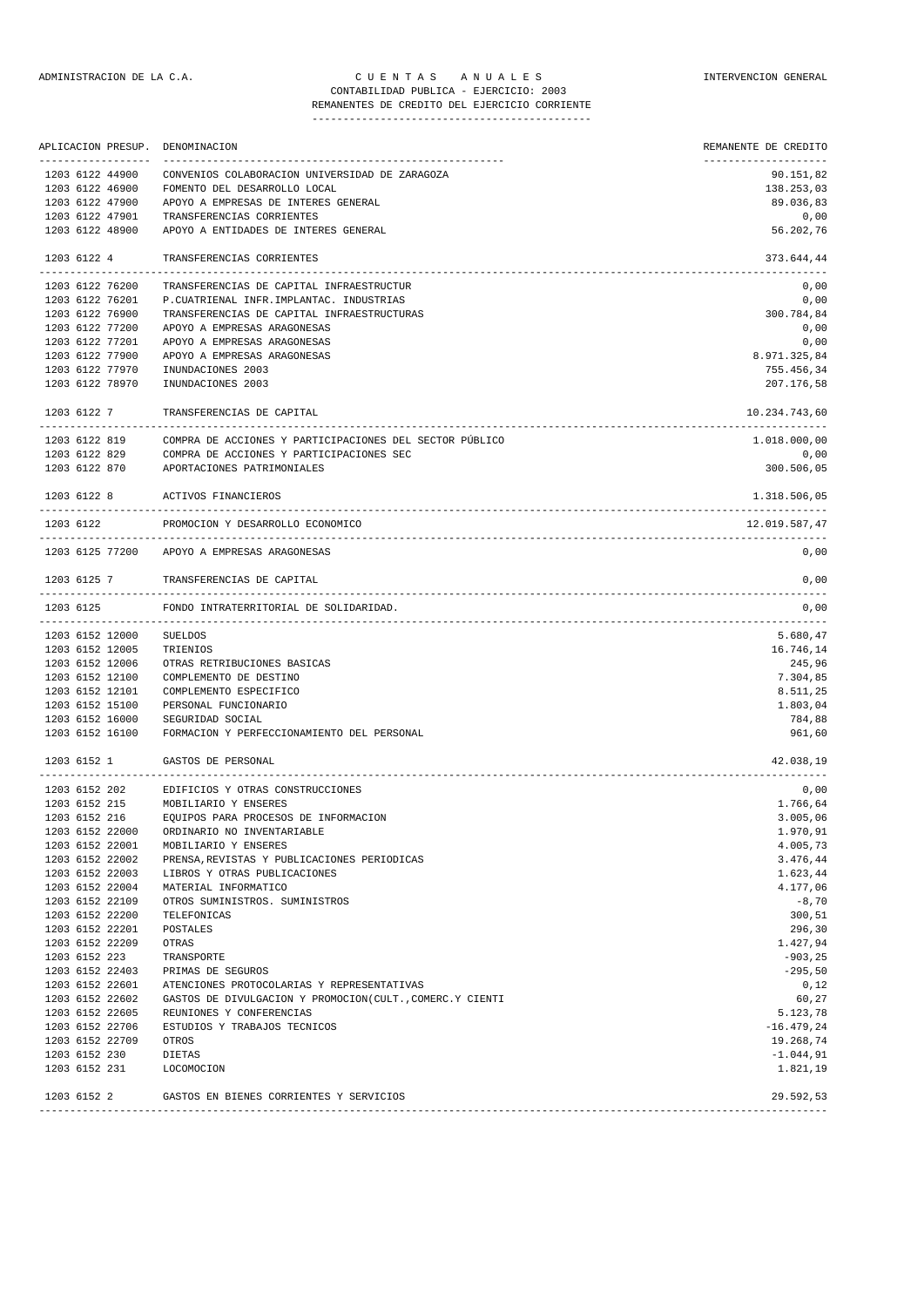ADMINISTRACION DE LA C.A. — C U E N T A S   A N U A L E S — INTERVENCION GENERAL

CONTABILIDAD PUBLICA - EJERCICIO: 2003

REMANENTES DE CREDITO DEL EJERCICIO CORRIENTE

| APLICACION PRESUP. | DENOMINACION | REMANENTE DE CREDITO |
|---|---|---|
| 1203 6122 44900 | CONVENIOS COLABORACION UNIVERSIDAD DE ZARAGOZA | 90.151,82 |
| 1203 6122 46900 | FOMENTO DEL DESARROLLO LOCAL | 138.253,03 |
| 1203 6122 47900 | APOYO A EMPRESAS DE INTERES GENERAL | 89.036,83 |
| 1203 6122 47901 | TRANSFERENCIAS CORRIENTES | 0,00 |
| 1203 6122 48900 | APOYO A ENTIDADES DE INTERES GENERAL | 56.202,76 |
| 1203 6122 4 | TRANSFERENCIAS CORRIENTES | 373.644,44 |
| 1203 6122 76200 | TRANSFERENCIAS DE CAPITAL INFRAESTRUCTUR | 0,00 |
| 1203 6122 76201 | P.CUATRIENAL INFR.IMPLANTAC. INDUSTRIAS | 0,00 |
| 1203 6122 76900 | TRANSFERENCIAS DE CAPITAL INFRAESTRUCTURAS | 300.784,84 |
| 1203 6122 77200 | APOYO A EMPRESAS ARAGONESAS | 0,00 |
| 1203 6122 77201 | APOYO A EMPRESAS ARAGONESAS | 0,00 |
| 1203 6122 77900 | APOYO A EMPRESAS ARAGONESAS | 8.971.325,84 |
| 1203 6122 77970 | INUNDACIONES 2003 | 755.456,34 |
| 1203 6122 78970 | INUNDACIONES 2003 | 207.176,58 |
| 1203 6122 7 | TRANSFERENCIAS DE CAPITAL | 10.234.743,60 |
| 1203 6122 819 | COMPRA DE ACCIONES Y PARTICIPACIONES DEL SECTOR PÚBLICO | 1.018.000,00 |
| 1203 6122 829 | COMPRA DE ACCIONES Y PARTICIPACIONES SEC | 0,00 |
| 1203 6122 870 | APORTACIONES PATRIMONIALES | 300.506,05 |
| 1203 6122 8 | ACTIVOS FINANCIEROS | 1.318.506,05 |
| 1203 6122 | PROMOCION Y DESARROLLO ECONOMICO | 12.019.587,47 |
| 1203 6125 77200 | APOYO A EMPRESAS ARAGONESAS | 0,00 |
| 1203 6125 7 | TRANSFERENCIAS DE CAPITAL | 0,00 |
| 1203 6125 | FONDO INTRATERRITORIAL DE SOLIDARIDAD. | 0,00 |
| 1203 6152 12000 | SUELDOS | 5.680,47 |
| 1203 6152 12005 | TRIENIOS | 16.746,14 |
| 1203 6152 12006 | OTRAS RETRIBUCIONES BASICAS | 245,96 |
| 1203 6152 12100 | COMPLEMENTO DE DESTINO | 7.304,85 |
| 1203 6152 12101 | COMPLEMENTO ESPECIFICO | 8.511,25 |
| 1203 6152 15100 | PERSONAL FUNCIONARIO | 1.803,04 |
| 1203 6152 16000 | SEGURIDAD SOCIAL | 784,88 |
| 1203 6152 16100 | FORMACION Y PERFECCIONAMIENTO DEL PERSONAL | 961,60 |
| 1203 6152 1 | GASTOS DE PERSONAL | 42.038,19 |
| 1203 6152 202 | EDIFICIOS Y OTRAS CONSTRUCCIONES | 0,00 |
| 1203 6152 215 | MOBILIARIO Y ENSERES | 1.766,64 |
| 1203 6152 216 | EQUIPOS PARA PROCESOS DE INFORMACION | 3.005,06 |
| 1203 6152 22000 | ORDINARIO NO INVENTARIABLE | 1.970,91 |
| 1203 6152 22001 | MOBILIARIO Y ENSERES | 4.005,73 |
| 1203 6152 22002 | PRENSA,REVISTAS Y PUBLICACIONES PERIODICAS | 3.476,44 |
| 1203 6152 22003 | LIBROS Y OTRAS PUBLICACIONES | 1.623,44 |
| 1203 6152 22004 | MATERIAL INFORMATICO | 4.177,06 |
| 1203 6152 22109 | OTROS SUMINISTROS. SUMINISTROS | -8,70 |
| 1203 6152 22200 | TELEFONICAS | 300,51 |
| 1203 6152 22201 | POSTALES | 296,30 |
| 1203 6152 22209 | OTRAS | 1.427,94 |
| 1203 6152 223 | TRANSPORTE | -903,25 |
| 1203 6152 22403 | PRIMAS DE SEGUROS | -295,50 |
| 1203 6152 22601 | ATENCIONES PROTOCOLARIAS Y REPRESENTATIVAS | 0,12 |
| 1203 6152 22602 | GASTOS DE DIVULGACION Y PROMOCION(CULT.,COMERC.Y CIENTI | 60,27 |
| 1203 6152 22605 | REUNIONES Y CONFERENCIAS | 5.123,78 |
| 1203 6152 22706 | ESTUDIOS Y TRABAJOS TECNICOS | -16.479,24 |
| 1203 6152 22709 | OTROS | 19.268,74 |
| 1203 6152 230 | DIETAS | -1.044,91 |
| 1203 6152 231 | LOCOMOCION | 1.821,19 |
| 1203 6152 2 | GASTOS EN BIENES CORRIENTES Y SERVICIOS | 29.592,53 |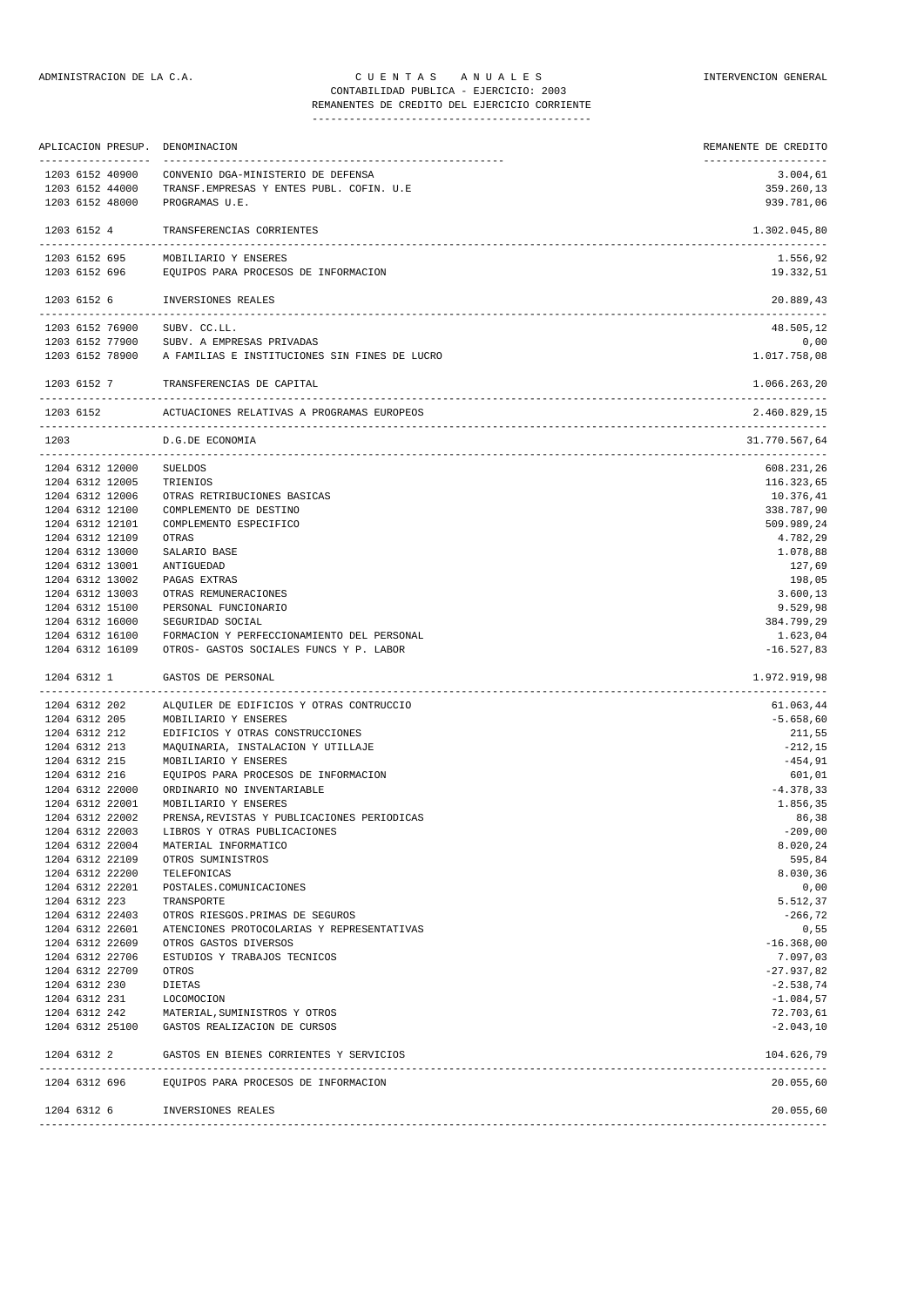ADMINISTRACION DE LA C.A. — C U E N T A S   A N U A L E S — INTERVENCION GENERAL

CONTABILIDAD PUBLICA - EJERCICIO: 2003

REMANENTES DE CREDITO DEL EJERCICIO CORRIENTE

| APLICACION PRESUP. | DENOMINACION | REMANENTE DE CREDITO |
|---|---|---|
| 1203 6152 40900 | CONVENIO DGA-MINISTERIO DE DEFENSA | 3.004,61 |
| 1203 6152 44000 | TRANSF.EMPRESAS Y ENTES PUBL. COFIN. U.E | 359.260,13 |
| 1203 6152 48000 | PROGRAMAS U.E. | 939.781,06 |
| 1203 6152 4 | TRANSFERENCIAS CORRIENTES | 1.302.045,80 |
| 1203 6152 695 | MOBILIARIO Y ENSERES | 1.556,92 |
| 1203 6152 696 | EQUIPOS PARA PROCESOS DE INFORMACION | 19.332,51 |
| 1203 6152 6 | INVERSIONES REALES | 20.889,43 |
| 1203 6152 76900 | SUBV. CC.LL. | 48.505,12 |
| 1203 6152 77900 | SUBV. A EMPRESAS PRIVADAS | 0,00 |
| 1203 6152 78900 | A FAMILIAS E INSTITUCIONES SIN FINES DE LUCRO | 1.017.758,08 |
| 1203 6152 7 | TRANSFERENCIAS DE CAPITAL | 1.066.263,20 |
| 1203 6152 | ACTUACIONES RELATIVAS A PROGRAMAS EUROPEOS | 2.460.829,15 |
| 1203 | D.G.DE ECONOMIA | 31.770.567,64 |
| 1204 6312 12000 | SUELDOS | 608.231,26 |
| 1204 6312 12005 | TRIENIOS | 116.323,65 |
| 1204 6312 12006 | OTRAS RETRIBUCIONES BASICAS | 10.376,41 |
| 1204 6312 12100 | COMPLEMENTO DE DESTINO | 338.787,90 |
| 1204 6312 12101 | COMPLEMENTO ESPECIFICO | 509.989,24 |
| 1204 6312 12109 | OTRAS | 4.782,29 |
| 1204 6312 13000 | SALARIO BASE | 1.078,88 |
| 1204 6312 13001 | ANTIGUEDAD | 127,69 |
| 1204 6312 13002 | PAGAS EXTRAS | 198,05 |
| 1204 6312 13003 | OTRAS REMUNERACIONES | 3.600,13 |
| 1204 6312 15100 | PERSONAL FUNCIONARIO | 9.529,98 |
| 1204 6312 16000 | SEGURIDAD SOCIAL | 384.799,29 |
| 1204 6312 16100 | FORMACION Y PERFECCIONAMIENTO DEL PERSONAL | 1.623,04 |
| 1204 6312 16109 | OTROS- GASTOS SOCIALES FUNCS Y P. LABOR | -16.527,83 |
| 1204 6312 1 | GASTOS DE PERSONAL | 1.972.919,98 |
| 1204 6312 202 | ALQUILER DE EDIFICIOS Y OTRAS CONTRUCCIO | 61.063,44 |
| 1204 6312 205 | MOBILIARIO Y ENSERES | -5.658,60 |
| 1204 6312 212 | EDIFICIOS Y OTRAS CONSTRUCCIONES | 211,55 |
| 1204 6312 213 | MAQUINARIA, INSTALACION Y UTILLAJE | -212,15 |
| 1204 6312 215 | MOBILIARIO Y ENSERES | -454,91 |
| 1204 6312 216 | EQUIPOS PARA PROCESOS DE INFORMACION | 601,01 |
| 1204 6312 22000 | ORDINARIO NO INVENTARIABLE | -4.378,33 |
| 1204 6312 22001 | MOBILIARIO Y ENSERES | 1.856,35 |
| 1204 6312 22002 | PRENSA,REVISTAS Y PUBLICACIONES PERIODICAS | 86,38 |
| 1204 6312 22003 | LIBROS Y OTRAS PUBLICACIONES | -209,00 |
| 1204 6312 22004 | MATERIAL INFORMATICO | 8.020,24 |
| 1204 6312 22109 | OTROS SUMINISTROS | 595,84 |
| 1204 6312 22200 | TELEFONICAS | 8.030,36 |
| 1204 6312 22201 | POSTALES.COMUNICACIONES | 0,00 |
| 1204 6312 223 | TRANSPORTE | 5.512,37 |
| 1204 6312 22403 | OTROS RIESGOS.PRIMAS DE SEGUROS | -266,72 |
| 1204 6312 22601 | ATENCIONES PROTOCOLARIAS Y REPRESENTATIVAS | 0,55 |
| 1204 6312 22609 | OTROS GASTOS DIVERSOS | -16.368,00 |
| 1204 6312 22706 | ESTUDIOS Y TRABAJOS TECNICOS | 7.097,03 |
| 1204 6312 22709 | OTROS | -27.937,82 |
| 1204 6312 230 | DIETAS | -2.538,74 |
| 1204 6312 231 | LOCOMOCION | -1.084,57 |
| 1204 6312 242 | MATERIAL,SUMINISTROS Y OTROS | 72.703,61 |
| 1204 6312 25100 | GASTOS REALIZACION DE CURSOS | -2.043,10 |
| 1204 6312 2 | GASTOS EN BIENES CORRIENTES Y SERVICIOS | 104.626,79 |
| 1204 6312 696 | EQUIPOS PARA PROCESOS DE INFORMACION | 20.055,60 |
| 1204 6312 6 | INVERSIONES REALES | 20.055,60 |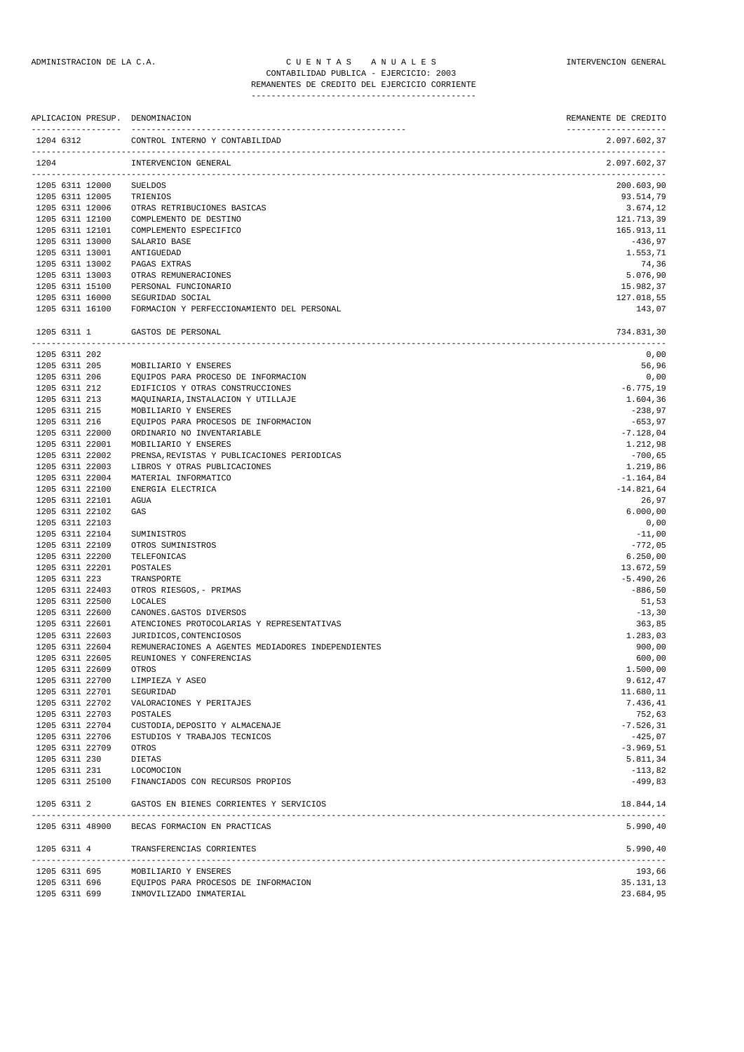ADMINISTRACION DE LA C.A. — C U E N T A S A N U A L E S — INTERVENCION GENERAL

CONTABILIDAD PUBLICA - EJERCICIO: 2003

REMANENTES DE CREDITO DEL EJERCICIO CORRIENTE

| APLICACION PRESUP. | DENOMINACION | REMANENTE DE CREDITO |
|---|---|---|
| 1204 6312 | CONTROL INTERNO Y CONTABILIDAD | 2.097.602,37 |
| 1204 | INTERVENCION GENERAL | 2.097.602,37 |
| 1205 6311 12000 | SUELDOS | 200.603,90 |
| 1205 6311 12005 | TRIENIOS | 93.514,79 |
| 1205 6311 12006 | OTRAS RETRIBUCIONES BASICAS | 3.674,12 |
| 1205 6311 12100 | COMPLEMENTO DE DESTINO | 121.713,39 |
| 1205 6311 12101 | COMPLEMENTO ESPECIFICO | 165.913,11 |
| 1205 6311 13000 | SALARIO BASE | -436,97 |
| 1205 6311 13001 | ANTIGUEDAD | 1.553,71 |
| 1205 6311 13002 | PAGAS EXTRAS | 74,36 |
| 1205 6311 13003 | OTRAS REMUNERACIONES | 5.076,90 |
| 1205 6311 15100 | PERSONAL FUNCIONARIO | 15.982,37 |
| 1205 6311 16000 | SEGURIDAD SOCIAL | 127.018,55 |
| 1205 6311 16100 | FORMACION Y PERFECCIONAMIENTO DEL PERSONAL | 143,07 |
| 1205 6311 1 | GASTOS DE PERSONAL | 734.831,30 |
| 1205 6311 202 | | 0,00 |
| 1205 6311 205 | MOBILIARIO Y ENSERES | 56,96 |
| 1205 6311 206 | EQUIPOS PARA PROCESO DE INFORMACION | 0,00 |
| 1205 6311 212 | EDIFICIOS Y OTRAS CONSTRUCCIONES | -6.775,19 |
| 1205 6311 213 | MAQUINARIA,INSTALACION Y UTILLAJE | 1.604,36 |
| 1205 6311 215 | MOBILIARIO Y ENSERES | -238,97 |
| 1205 6311 216 | EQUIPOS PARA PROCESOS DE INFORMACION | -653,97 |
| 1205 6311 22000 | ORDINARIO NO INVENTARIABLE | -7.128,04 |
| 1205 6311 22001 | MOBILIARIO Y ENSERES | 1.212,98 |
| 1205 6311 22002 | PRENSA,REVISTAS Y PUBLICACIONES PERIODICAS | -700,65 |
| 1205 6311 22003 | LIBROS Y OTRAS PUBLICACIONES | 1.219,86 |
| 1205 6311 22004 | MATERIAL INFORMATICO | -1.164,84 |
| 1205 6311 22100 | ENERGIA ELECTRICA | -14.821,64 |
| 1205 6311 22101 | AGUA | 26,97 |
| 1205 6311 22102 | GAS | 6.000,00 |
| 1205 6311 22103 | | 0,00 |
| 1205 6311 22104 | SUMINISTROS | -11,00 |
| 1205 6311 22109 | OTROS SUMINISTROS | -772,05 |
| 1205 6311 22200 | TELEFONICAS | 6.250,00 |
| 1205 6311 22201 | POSTALES | 13.672,59 |
| 1205 6311 223 | TRANSPORTE | -5.490,26 |
| 1205 6311 22403 | OTROS RIESGOS,- PRIMAS | -886,50 |
| 1205 6311 22500 | LOCALES | 51,53 |
| 1205 6311 22600 | CANONES.GASTOS DIVERSOS | -13,30 |
| 1205 6311 22601 | ATENCIONES PROTOCOLARIAS Y REPRESENTATIVAS | 363,85 |
| 1205 6311 22603 | JURIDICOS,CONTENCIOSOS | 1.283,03 |
| 1205 6311 22604 | REMUNERACIONES A AGENTES MEDIADORES INDEPENDIENTES | 900,00 |
| 1205 6311 22605 | REUNIONES Y CONFERENCIAS | 600,00 |
| 1205 6311 22609 | OTROS | 1.500,00 |
| 1205 6311 22700 | LIMPIEZA Y ASEO | 9.612,47 |
| 1205 6311 22701 | SEGURIDAD | 11.680,11 |
| 1205 6311 22702 | VALORACIONES Y PERITAJES | 7.436,41 |
| 1205 6311 22703 | POSTALES | 752,63 |
| 1205 6311 22704 | CUSTODIA,DEPOSITO Y ALMACENAJE | -7.526,31 |
| 1205 6311 22706 | ESTUDIOS Y TRABAJOS TECNICOS | -425,07 |
| 1205 6311 22709 | OTROS | -3.969,51 |
| 1205 6311 230 | DIETAS | 5.811,34 |
| 1205 6311 231 | LOCOMOCION | -113,82 |
| 1205 6311 25100 | FINANCIADOS CON RECURSOS PROPIOS | -499,83 |
| 1205 6311 2 | GASTOS EN BIENES CORRIENTES Y SERVICIOS | 18.844,14 |
| 1205 6311 48900 | BECAS FORMACION EN PRACTICAS | 5.990,40 |
| 1205 6311 4 | TRANSFERENCIAS CORRIENTES | 5.990,40 |
| 1205 6311 695 | MOBILIARIO Y ENSERES | 193,66 |
| 1205 6311 696 | EQUIPOS PARA PROCESOS DE INFORMACION | 35.131,13 |
| 1205 6311 699 | INMOVILIZADO INMATERIAL | 23.684,95 |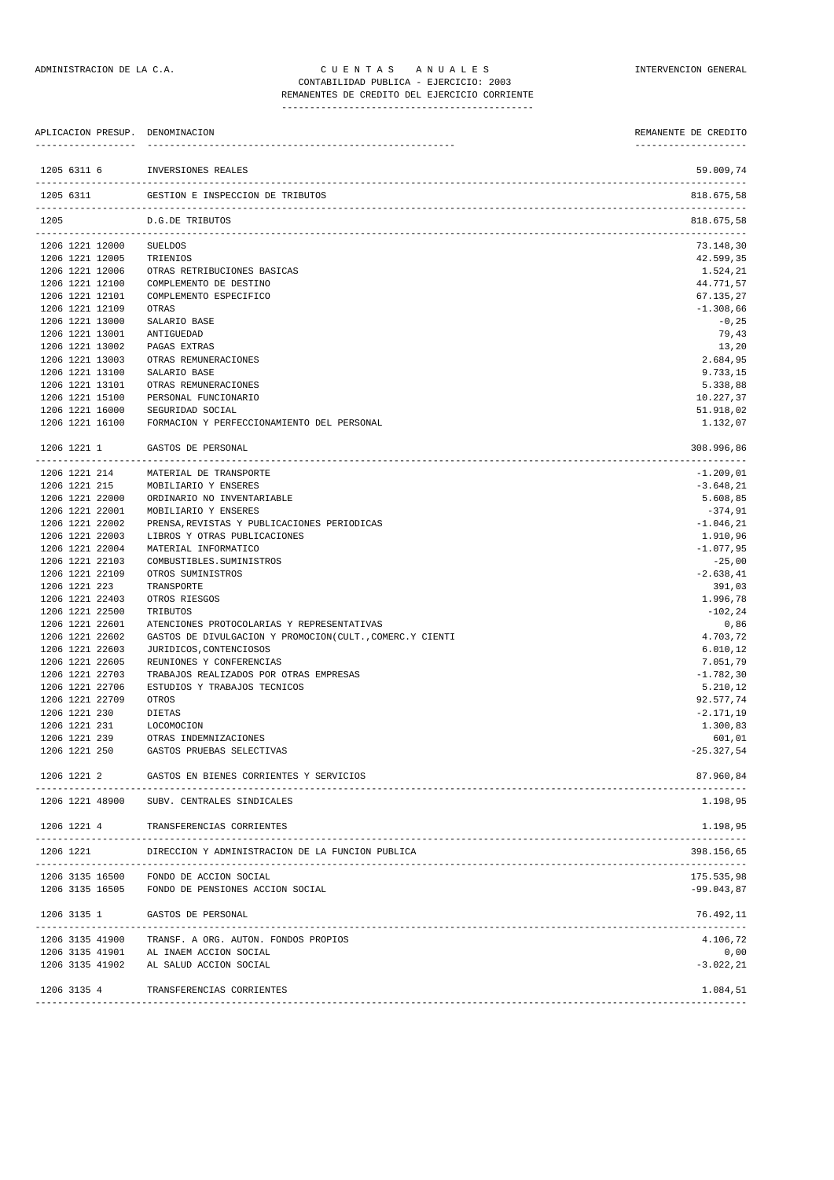CUENTAS ANUALES

CONTABILIDAD PUBLICA - EJERCICIO: 2003

REMANENTES DE CREDITO DEL EJERCICIO CORRIENTE

| APLICACION PRESUP. | DENOMINACION | REMANENTE DE CREDITO |
|---|---|---|
| 1205 6311 6 | INVERSIONES REALES | 59.009,74 |
| 1205 6311 | GESTION E INSPECCION DE TRIBUTOS | 818.675,58 |
| 1205 | D.G.DE TRIBUTOS | 818.675,58 |
| 1206 1221 12000 | SUELDOS | 73.148,30 |
| 1206 1221 12005 | TRIENIOS | 42.599,35 |
| 1206 1221 12006 | OTRAS RETRIBUCIONES BASICAS | 1.524,21 |
| 1206 1221 12100 | COMPLEMENTO DE DESTINO | 44.771,57 |
| 1206 1221 12101 | COMPLEMENTO ESPECIFICO | 67.135,27 |
| 1206 1221 12109 | OTRAS | -1.308,66 |
| 1206 1221 13000 | SALARIO BASE | -0,25 |
| 1206 1221 13001 | ANTIGUEDAD | 79,43 |
| 1206 1221 13002 | PAGAS EXTRAS | 13,20 |
| 1206 1221 13003 | OTRAS REMUNERACIONES | 2.684,95 |
| 1206 1221 13100 | SALARIO BASE | 9.733,15 |
| 1206 1221 13101 | OTRAS REMUNERACIONES | 5.338,88 |
| 1206 1221 15100 | PERSONAL FUNCIONARIO | 10.227,37 |
| 1206 1221 16000 | SEGURIDAD SOCIAL | 51.918,02 |
| 1206 1221 16100 | FORMACION Y PERFECCIONAMIENTO DEL PERSONAL | 1.132,07 |
| 1206 1221 1 | GASTOS DE PERSONAL | 308.996,86 |
| 1206 1221 214 | MATERIAL DE TRANSPORTE | -1.209,01 |
| 1206 1221 215 | MOBILIARIO Y ENSERES | -3.648,21 |
| 1206 1221 22000 | ORDINARIO NO INVENTARIABLE | 5.608,85 |
| 1206 1221 22001 | MOBILIARIO Y ENSERES | -374,91 |
| 1206 1221 22002 | PRENSA,REVISTAS Y PUBLICACIONES PERIODICAS | -1.046,21 |
| 1206 1221 22003 | LIBROS Y OTRAS PUBLICACIONES | 1.910,96 |
| 1206 1221 22004 | MATERIAL INFORMATICO | -1.077,95 |
| 1206 1221 22103 | COMBUSTIBLES.SUMINISTROS | -25,00 |
| 1206 1221 22109 | OTROS SUMINISTROS | -2.638,41 |
| 1206 1221 223 | TRANSPORTE | 391,03 |
| 1206 1221 22403 | OTROS RIESGOS | 1.996,78 |
| 1206 1221 22500 | TRIBUTOS | -102,24 |
| 1206 1221 22601 | ATENCIONES PROTOCOLARIAS Y REPRESENTATIVAS | 0,86 |
| 1206 1221 22602 | GASTOS DE DIVULGACION Y PROMOCION(CULT.,COMERC.Y CIENTI | 4.703,72 |
| 1206 1221 22603 | JURIDICOS,CONTENCIOSOS | 6.010,12 |
| 1206 1221 22605 | REUNIONES Y CONFERENCIAS | 7.051,79 |
| 1206 1221 22703 | TRABAJOS REALIZADOS POR OTRAS EMPRESAS | -1.782,30 |
| 1206 1221 22706 | ESTUDIOS Y TRABAJOS TECNICOS | 5.210,12 |
| 1206 1221 22709 | OTROS | 92.577,74 |
| 1206 1221 230 | DIETAS | -2.171,19 |
| 1206 1221 231 | LOCOMOCION | 1.300,83 |
| 1206 1221 239 | OTRAS INDEMNIZACIONES | 601,01 |
| 1206 1221 250 | GASTOS PRUEBAS SELECTIVAS | -25.327,54 |
| 1206 1221 2 | GASTOS EN BIENES CORRIENTES Y SERVICIOS | 87.960,84 |
| 1206 1221 48900 | SUBV. CENTRALES SINDICALES | 1.198,95 |
| 1206 1221 4 | TRANSFERENCIAS CORRIENTES | 1.198,95 |
| 1206 1221 | DIRECCION Y ADMINISTRACION DE LA FUNCION PUBLICA | 398.156,65 |
| 1206 3135 16500 | FONDO DE ACCION SOCIAL | 175.535,98 |
| 1206 3135 16505 | FONDO DE PENSIONES ACCION SOCIAL | -99.043,87 |
| 1206 3135 1 | GASTOS DE PERSONAL | 76.492,11 |
| 1206 3135 41900 | TRANSF. A ORG. AUTON. FONDOS PROPIOS | 4.106,72 |
| 1206 3135 41901 | AL INAEM ACCION SOCIAL | 0,00 |
| 1206 3135 41902 | AL SALUD ACCION SOCIAL | -3.022,21 |
| 1206 3135 4 | TRANSFERENCIAS CORRIENTES | 1.084,51 |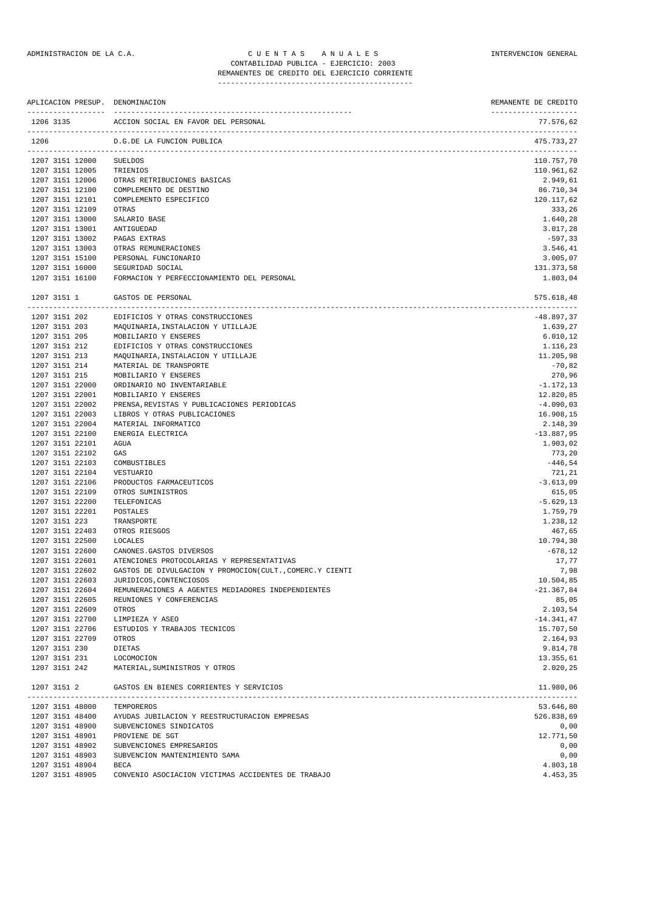ADMINISTRACION DE LA C.A. — C U E N T A S   A N U A L E S — INTERVENCION GENERAL

CONTABILIDAD PUBLICA - EJERCICIO: 2003

REMANENTES DE CREDITO DEL EJERCICIO CORRIENTE

| APLICACION PRESUP. | DENOMINACION | REMANENTE DE CREDITO |
|---|---|---|
| 1206 3135 | ACCION SOCIAL EN FAVOR DEL PERSONAL | 77.576,62 |
| 1206 | D.G.DE LA FUNCION PUBLICA | 475.733,27 |
| 1207 3151 12000 | SUELDOS | 110.757,70 |
| 1207 3151 12005 | TRIENIOS | 110.961,62 |
| 1207 3151 12006 | OTRAS RETRIBUCIONES BASICAS | 2.949,61 |
| 1207 3151 12100 | COMPLEMENTO DE DESTINO | 86.710,34 |
| 1207 3151 12101 | COMPLEMENTO ESPECIFICO | 120.117,62 |
| 1207 3151 12109 | OTRAS | 333,26 |
| 1207 3151 13000 | SALARIO BASE | 1.640,28 |
| 1207 3151 13001 | ANTIGUEDAD | 3.017,28 |
| 1207 3151 13002 | PAGAS EXTRAS | -597,33 |
| 1207 3151 13003 | OTRAS REMUNERACIONES | 3.546,41 |
| 1207 3151 15100 | PERSONAL FUNCIONARIO | 3.005,07 |
| 1207 3151 16000 | SEGURIDAD SOCIAL | 131.373,58 |
| 1207 3151 16100 | FORMACION Y PERFECCIONAMIENTO DEL PERSONAL | 1.803,04 |
| 1207 3151 1 | GASTOS DE PERSONAL | 575.618,48 |
| 1207 3151 202 | EDIFICIOS Y OTRAS CONSTRUCCIONES | -48.897,37 |
| 1207 3151 203 | MAQUINARIA,INSTALACION Y UTILLAJE | 1.639,27 |
| 1207 3151 205 | MOBILIARIO Y ENSERES | 6.010,12 |
| 1207 3151 212 | EDIFICIOS Y OTRAS CONSTRUCCIONES | 1.116,23 |
| 1207 3151 213 | MAQUINARIA,INSTALACION Y UTILLAJE | 11.205,98 |
| 1207 3151 214 | MATERIAL DE TRANSPORTE | -70,82 |
| 1207 3151 215 | MOBILIARIO Y ENSERES | 270,96 |
| 1207 3151 22000 | ORDINARIO NO INVENTARIABLE | -1.172,13 |
| 1207 3151 22001 | MOBILIARIO Y ENSERES | 12.820,85 |
| 1207 3151 22002 | PRENSA,REVISTAS Y PUBLICACIONES PERIODICAS | -4.090,03 |
| 1207 3151 22003 | LIBROS Y OTRAS PUBLICACIONES | 16.908,15 |
| 1207 3151 22004 | MATERIAL INFORMATICO | 2.148,39 |
| 1207 3151 22100 | ENERGIA ELECTRICA | -13.887,95 |
| 1207 3151 22101 | AGUA | 1.903,02 |
| 1207 3151 22102 | GAS | 773,20 |
| 1207 3151 22103 | COMBUSTIBLES | -446,54 |
| 1207 3151 22104 | VESTUARIO | 721,21 |
| 1207 3151 22106 | PRODUCTOS FARMACEUTICOS | -3.613,09 |
| 1207 3151 22109 | OTROS SUMINISTROS | 615,05 |
| 1207 3151 22200 | TELEFONICAS | -5.629,13 |
| 1207 3151 22201 | POSTALES | 1.759,79 |
| 1207 3151 223 | TRANSPORTE | 1.238,12 |
| 1207 3151 22403 | OTROS RIESGOS | 467,65 |
| 1207 3151 22500 | LOCALES | 10.794,30 |
| 1207 3151 22600 | CANONES.GASTOS DIVERSOS | -678,12 |
| 1207 3151 22601 | ATENCIONES PROTOCOLARIAS Y REPRESENTATIVAS | 17,77 |
| 1207 3151 22602 | GASTOS DE DIVULGACION Y PROMOCION(CULT.,COMERC.Y CIENTI | 7,98 |
| 1207 3151 22603 | JURIDICOS,CONTENCIOSOS | 10.504,85 |
| 1207 3151 22604 | REMUNERACIONES A AGENTES MEDIADORES INDEPENDIENTES | -21.367,84 |
| 1207 3151 22605 | REUNIONES Y CONFERENCIAS | 85,05 |
| 1207 3151 22609 | OTROS | 2.103,54 |
| 1207 3151 22700 | LIMPIEZA Y ASEO | -14.341,47 |
| 1207 3151 22706 | ESTUDIOS Y TRABAJOS TECNICOS | 15.707,50 |
| 1207 3151 22709 | OTROS | 2.164,93 |
| 1207 3151 230 | DIETAS | 9.814,78 |
| 1207 3151 231 | LOCOMOCION | 13.355,61 |
| 1207 3151 242 | MATERIAL,SUMINISTROS Y OTROS | 2.020,25 |
| 1207 3151 2 | GASTOS EN BIENES CORRIENTES Y SERVICIOS | 11.980,06 |
| 1207 3151 48000 | TEMPOREROS | 53.646,80 |
| 1207 3151 48400 | AYUDAS JUBILACION Y REESTRUCTURACION EMPRESAS | 526.838,69 |
| 1207 3151 48900 | SUBVENCIONES SINDICATOS | 0,00 |
| 1207 3151 48901 | PROVIENE DE SGT | 12.771,50 |
| 1207 3151 48902 | SUBVENCIONES EMPRESARIOS | 0,00 |
| 1207 3151 48903 | SUBVENCION MANTENIMIENTO SAMA | 0,00 |
| 1207 3151 48904 | BECA | 4.803,18 |
| 1207 3151 48905 | CONVENIO ASOCIACION VICTIMAS ACCIDENTES DE TRABAJO | 4.453,35 |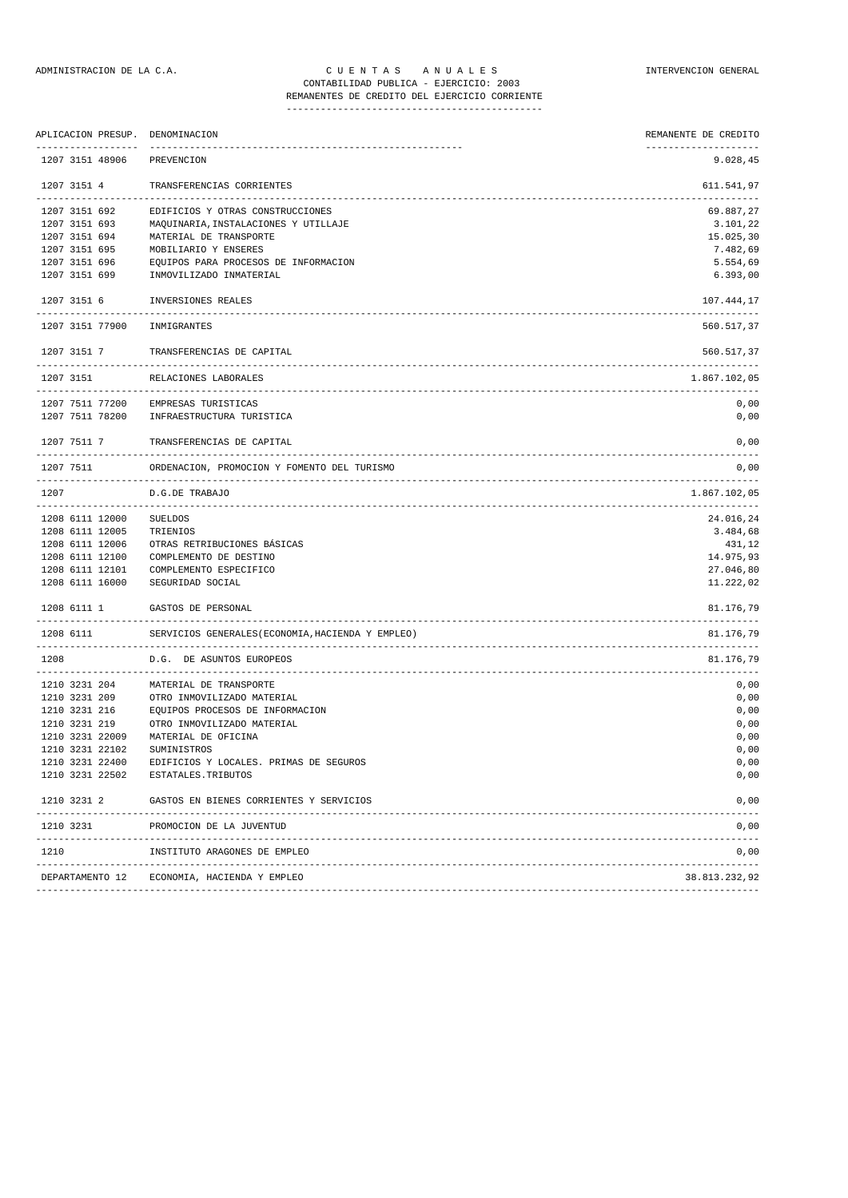ADMINISTRACION DE LA C.A. — CUENTAS ANUALES — INTERVENCION GENERAL

CONTABILIDAD PUBLICA - EJERCICIO: 2003

REMANENTES DE CREDITO DEL EJERCICIO CORRIENTE

| APLICACION PRESUP. | DENOMINACION | REMANENTE DE CREDITO |
|---|---|---|
| 1207 3151 48906 | PREVENCION | 9.028,45 |
| 1207 3151 4 | TRANSFERENCIAS CORRIENTES | 611.541,97 |
| 1207 3151 692 | EDIFICIOS Y OTRAS CONSTRUCCIONES | 69.887,27 |
| 1207 3151 693 | MAQUINARIA,INSTALACIONES Y UTILLAJE | 3.101,22 |
| 1207 3151 694 | MATERIAL DE TRANSPORTE | 15.025,30 |
| 1207 3151 695 | MOBILIARIO Y ENSERES | 7.482,69 |
| 1207 3151 696 | EQUIPOS PARA PROCESOS DE INFORMACION | 5.554,69 |
| 1207 3151 699 | INMOVILIZADO INMATERIAL | 6.393,00 |
| 1207 3151 6 | INVERSIONES REALES | 107.444,17 |
| 1207 3151 77900 | INMIGRANTES | 560.517,37 |
| 1207 3151 7 | TRANSFERENCIAS DE CAPITAL | 560.517,37 |
| 1207 3151 | RELACIONES LABORALES | 1.867.102,05 |
| 1207 7511 77200 | EMPRESAS TURISTICAS | 0,00 |
| 1207 7511 78200 | INFRAESTRUCTURA TURISTICA | 0,00 |
| 1207 7511 7 | TRANSFERENCIAS DE CAPITAL | 0,00 |
| 1207 7511 | ORDENACION, PROMOCION Y FOMENTO DEL TURISMO | 0,00 |
| 1207 | D.G.DE TRABAJO | 1.867.102,05 |
| 1208 6111 12000 | SUELDOS | 24.016,24 |
| 1208 6111 12005 | TRIENIOS | 3.484,68 |
| 1208 6111 12006 | OTRAS RETRIBUCIONES BÁSICAS | 431,12 |
| 1208 6111 12100 | COMPLEMENTO DE DESTINO | 14.975,93 |
| 1208 6111 12101 | COMPLEMENTO ESPECIFICO | 27.046,80 |
| 1208 6111 16000 | SEGURIDAD SOCIAL | 11.222,02 |
| 1208 6111 1 | GASTOS DE PERSONAL | 81.176,79 |
| 1208 6111 | SERVICIOS GENERALES(ECONOMIA,HACIENDA Y EMPLEO) | 81.176,79 |
| 1208 | D.G. DE ASUNTOS EUROPEOS | 81.176,79 |
| 1210 3231 204 | MATERIAL DE TRANSPORTE | 0,00 |
| 1210 3231 209 | OTRO INMOVILIZADO MATERIAL | 0,00 |
| 1210 3231 216 | EQUIPOS PROCESOS DE INFORMACION | 0,00 |
| 1210 3231 219 | OTRO INMOVILIZADO MATERIAL | 0,00 |
| 1210 3231 22009 | MATERIAL DE OFICINA | 0,00 |
| 1210 3231 22102 | SUMINISTROS | 0,00 |
| 1210 3231 22400 | EDIFICIOS Y LOCALES. PRIMAS DE SEGUROS | 0,00 |
| 1210 3231 22502 | ESTATALES.TRIBUTOS | 0,00 |
| 1210 3231 2 | GASTOS EN BIENES CORRIENTES Y SERVICIOS | 0,00 |
| 1210 3231 | PROMOCION DE LA JUVENTUD | 0,00 |
| 1210 | INSTITUTO ARAGONES DE EMPLEO | 0,00 |
| DEPARTAMENTO 12 | ECONOMIA, HACIENDA Y EMPLEO | 38.813.232,92 |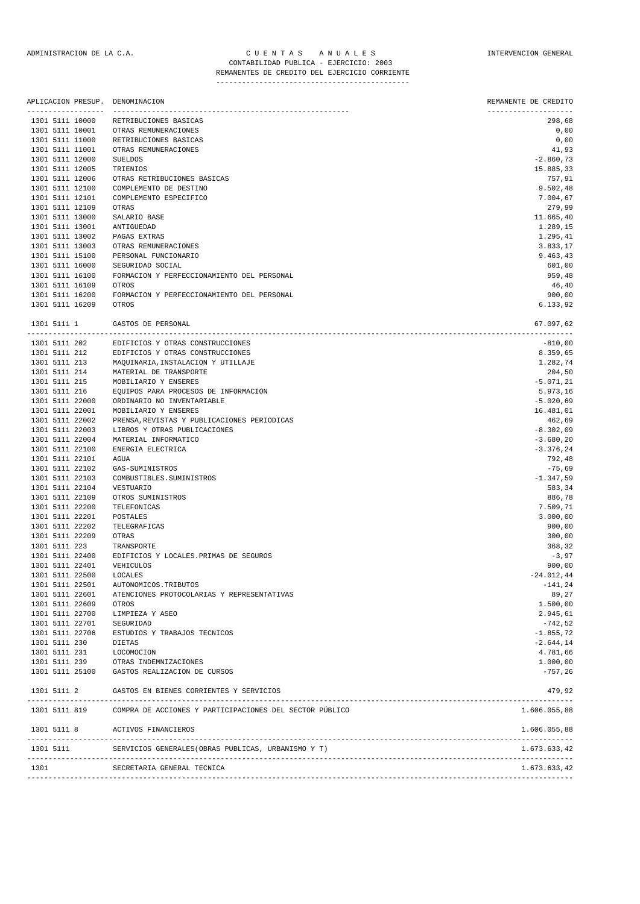ADMINISTRACION DE LA C.A. — C U E N T A S   A N U A L E S — INTERVENCION GENERAL

CONTABILIDAD PUBLICA - EJERCICIO: 2003

REMANENTES DE CREDITO DEL EJERCICIO CORRIENTE

| APLICACION PRESUP. | DENOMINACION | REMANENTE DE CREDITO |
|---|---|---|
| 1301 5111 10000 | RETRIBUCIONES BASICAS | 298,68 |
| 1301 5111 10001 | OTRAS REMUNERACIONES | 0,00 |
| 1301 5111 11000 | RETRIBUCIONES BASICAS | 0,00 |
| 1301 5111 11001 | OTRAS REMUNERACIONES | 41,93 |
| 1301 5111 12000 | SUELDOS | -2.860,73 |
| 1301 5111 12005 | TRIENIOS | 15.885,33 |
| 1301 5111 12006 | OTRAS RETRIBUCIONES BASICAS | 757,91 |
| 1301 5111 12100 | COMPLEMENTO DE DESTINO | 9.502,48 |
| 1301 5111 12101 | COMPLEMENTO ESPECIFICO | 7.004,67 |
| 1301 5111 12109 | OTRAS | 279,99 |
| 1301 5111 13000 | SALARIO BASE | 11.665,40 |
| 1301 5111 13001 | ANTIGUEDAD | 1.289,15 |
| 1301 5111 13002 | PAGAS EXTRAS | 1.295,41 |
| 1301 5111 13003 | OTRAS REMUNERACIONES | 3.833,17 |
| 1301 5111 15100 | PERSONAL FUNCIONARIO | 9.463,43 |
| 1301 5111 16000 | SEGURIDAD SOCIAL | 601,00 |
| 1301 5111 16100 | FORMACION Y PERFECCIONAMIENTO DEL PERSONAL | 959,48 |
| 1301 5111 16109 | OTROS | 46,40 |
| 1301 5111 16200 | FORMACION Y PERFECCIONAMIENTO DEL PERSONAL | 900,00 |
| 1301 5111 16209 | OTROS | 6.133,92 |
| 1301 5111 1 | GASTOS DE PERSONAL | 67.097,62 |
| 1301 5111 202 | EDIFICIOS Y OTRAS CONSTRUCCIONES | -810,00 |
| 1301 5111 212 | EDIFICIOS Y OTRAS CONSTRUCCIONES | 8.359,65 |
| 1301 5111 213 | MAQUINARIA,INSTALACION Y UTILLAJE | 1.282,74 |
| 1301 5111 214 | MATERIAL DE TRANSPORTE | 204,50 |
| 1301 5111 215 | MOBILIARIO Y ENSERES | -5.071,21 |
| 1301 5111 216 | EQUIPOS PARA PROCESOS DE INFORMACION | 5.973,16 |
| 1301 5111 22000 | ORDINARIO NO INVENTARIABLE | -5.020,69 |
| 1301 5111 22001 | MOBILIARIO Y ENSERES | 16.481,01 |
| 1301 5111 22002 | PRENSA,REVISTAS Y PUBLICACIONES PERIODICAS | 462,69 |
| 1301 5111 22003 | LIBROS Y OTRAS PUBLICACIONES | -8.302,09 |
| 1301 5111 22004 | MATERIAL INFORMATICO | -3.680,20 |
| 1301 5111 22100 | ENERGIA ELECTRICA | -3.376,24 |
| 1301 5111 22101 | AGUA | 792,48 |
| 1301 5111 22102 | GAS-SUMINISTROS | -75,69 |
| 1301 5111 22103 | COMBUSTIBLES.SUMINISTROS | -1.347,59 |
| 1301 5111 22104 | VESTUARIO | 583,34 |
| 1301 5111 22109 | OTROS SUMINISTROS | 886,78 |
| 1301 5111 22200 | TELEFONICAS | 7.509,71 |
| 1301 5111 22201 | POSTALES | 3.000,00 |
| 1301 5111 22202 | TELEGRAFICAS | 900,00 |
| 1301 5111 22209 | OTRAS | 300,00 |
| 1301 5111 223 | TRANSPORTE | 368,32 |
| 1301 5111 22400 | EDIFICIOS Y LOCALES.PRIMAS DE SEGUROS | -3,97 |
| 1301 5111 22401 | VEHICULOS | 900,00 |
| 1301 5111 22500 | LOCALES | -24.012,44 |
| 1301 5111 22501 | AUTONOMICOS.TRIBUTOS | -141,24 |
| 1301 5111 22601 | ATENCIONES PROTOCOLARIAS Y REPRESENTATIVAS | 89,27 |
| 1301 5111 22609 | OTROS | 1.500,00 |
| 1301 5111 22700 | LIMPIEZA Y ASEO | 2.945,61 |
| 1301 5111 22701 | SEGURIDAD | -742,52 |
| 1301 5111 22706 | ESTUDIOS Y TRABAJOS TECNICOS | -1.855,72 |
| 1301 5111 230 | DIETAS | -2.644,14 |
| 1301 5111 231 | LOCOMOCION | 4.781,66 |
| 1301 5111 239 | OTRAS INDEMNIZACIONES | 1.000,00 |
| 1301 5111 25100 | GASTOS REALIZACION DE CURSOS | -757,26 |
| 1301 5111 2 | GASTOS EN BIENES CORRIENTES Y SERVICIOS | 479,92 |
| 1301 5111 819 | COMPRA DE ACCIONES Y PARTICIPACIONES DEL SECTOR PÚBLICO | 1.606.055,88 |
| 1301 5111 8 | ACTIVOS FINANCIEROS | 1.606.055,88 |
| 1301 5111 | SERVICIOS GENERALES(OBRAS PUBLICAS, URBANISMO Y T) | 1.673.633,42 |
| 1301 | SECRETARIA GENERAL TECNICA | 1.673.633,42 |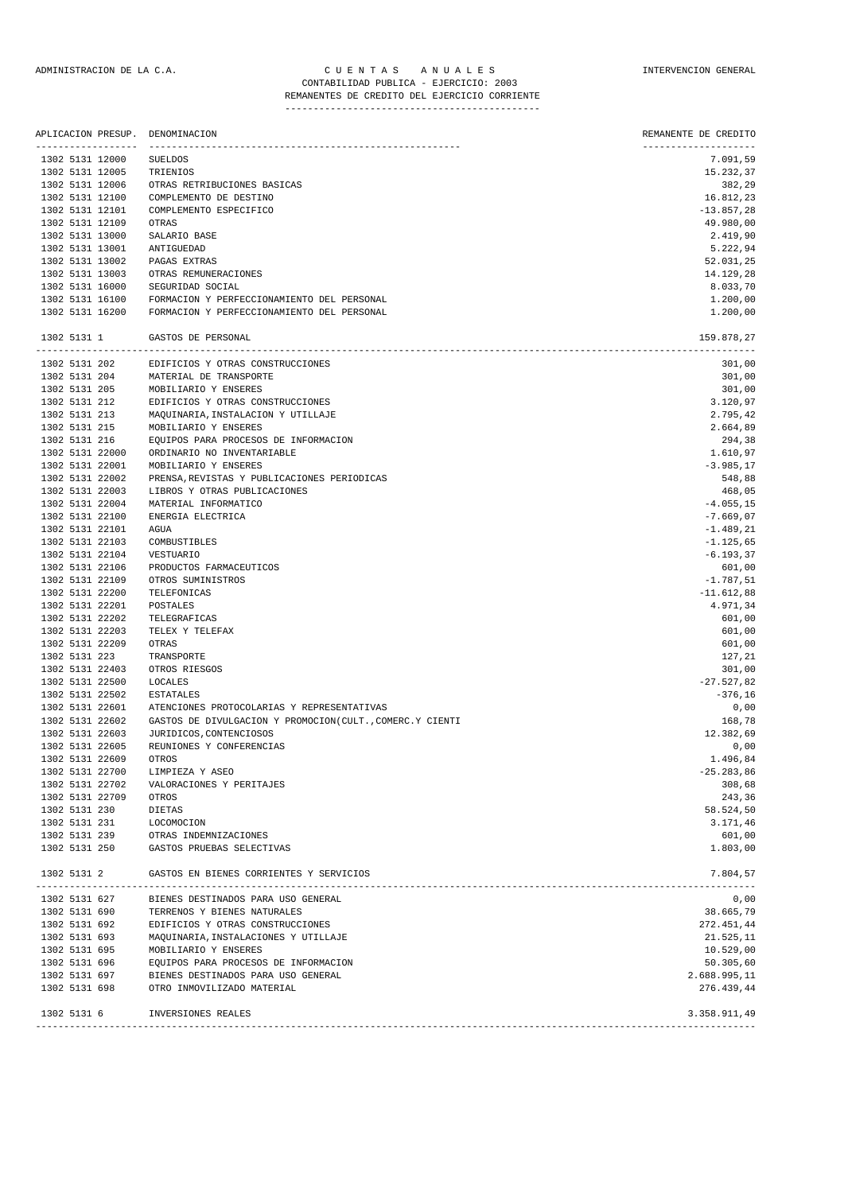ADMINISTRACION DE LA C.A. — C U E N T A S   A N U A L E S — INTERVENCION GENERAL

CONTABILIDAD PUBLICA - EJERCICIO: 2003

REMANENTES DE CREDITO DEL EJERCICIO CORRIENTE

| APLICACION PRESUP. | DENOMINACION | REMANENTE DE CREDITO |
|---|---|---|
| 1302 5131 12000 | SUELDOS | 7.091,59 |
| 1302 5131 12005 | TRIENIOS | 15.232,37 |
| 1302 5131 12006 | OTRAS RETRIBUCIONES BASICAS | 382,29 |
| 1302 5131 12100 | COMPLEMENTO DE DESTINO | 16.812,23 |
| 1302 5131 12101 | COMPLEMENTO ESPECIFICO | -13.857,28 |
| 1302 5131 12109 | OTRAS | 49.980,00 |
| 1302 5131 13000 | SALARIO BASE | 2.419,90 |
| 1302 5131 13001 | ANTIGUEDAD | 5.222,94 |
| 1302 5131 13002 | PAGAS EXTRAS | 52.031,25 |
| 1302 5131 13003 | OTRAS REMUNERACIONES | 14.129,28 |
| 1302 5131 16000 | SEGURIDAD SOCIAL | 8.033,70 |
| 1302 5131 16100 | FORMACION Y PERFECCIONAMIENTO DEL PERSONAL | 1.200,00 |
| 1302 5131 16200 | FORMACION Y PERFECCIONAMIENTO DEL PERSONAL | 1.200,00 |
| 1302 5131 1 | GASTOS DE PERSONAL | 159.878,27 |
| 1302 5131 202 | EDIFICIOS Y OTRAS CONSTRUCCIONES | 301,00 |
| 1302 5131 204 | MATERIAL DE TRANSPORTE | 301,00 |
| 1302 5131 205 | MOBILIARIO Y ENSERES | 301,00 |
| 1302 5131 212 | EDIFICIOS Y OTRAS CONSTRUCCIONES | 3.120,97 |
| 1302 5131 213 | MAQUINARIA,INSTALACION Y UTILLAJE | 2.795,42 |
| 1302 5131 215 | MOBILIARIO Y ENSERES | 2.664,89 |
| 1302 5131 216 | EQUIPOS PARA PROCESOS DE INFORMACION | 294,38 |
| 1302 5131 22000 | ORDINARIO NO INVENTARIABLE | 1.610,97 |
| 1302 5131 22001 | MOBILIARIO Y ENSERES | -3.985,17 |
| 1302 5131 22002 | PRENSA,REVISTAS Y PUBLICACIONES PERIODICAS | 548,88 |
| 1302 5131 22003 | LIBROS Y OTRAS PUBLICACIONES | 468,05 |
| 1302 5131 22004 | MATERIAL INFORMATICO | -4.055,15 |
| 1302 5131 22100 | ENERGIA ELECTRICA | -7.669,07 |
| 1302 5131 22101 | AGUA | -1.489,21 |
| 1302 5131 22103 | COMBUSTIBLES | -1.125,65 |
| 1302 5131 22104 | VESTUARIO | -6.193,37 |
| 1302 5131 22106 | PRODUCTOS FARMACEUTICOS | 601,00 |
| 1302 5131 22109 | OTROS SUMINISTROS | -1.787,51 |
| 1302 5131 22200 | TELEFONICAS | -11.612,88 |
| 1302 5131 22201 | POSTALES | 4.971,34 |
| 1302 5131 22202 | TELEGRAFICAS | 601,00 |
| 1302 5131 22203 | TELEX Y TELEFAX | 601,00 |
| 1302 5131 22209 | OTRAS | 601,00 |
| 1302 5131 223 | TRANSPORTE | 127,21 |
| 1302 5131 22403 | OTROS RIESGOS | 301,00 |
| 1302 5131 22500 | LOCALES | -27.527,82 |
| 1302 5131 22502 | ESTATALES | -376,16 |
| 1302 5131 22601 | ATENCIONES PROTOCOLARIAS Y REPRESENTATIVAS | 0,00 |
| 1302 5131 22602 | GASTOS DE DIVULGACION Y PROMOCION(CULT.,COMERC.Y CIENTI | 168,78 |
| 1302 5131 22603 | JURIDICOS,CONTENCIOSOS | 12.382,69 |
| 1302 5131 22605 | REUNIONES Y CONFERENCIAS | 0,00 |
| 1302 5131 22609 | OTROS | 1.496,84 |
| 1302 5131 22700 | LIMPIEZA Y ASEO | -25.283,86 |
| 1302 5131 22702 | VALORACIONES Y PERITAJES | 308,68 |
| 1302 5131 22709 | OTROS | 243,36 |
| 1302 5131 230 | DIETAS | 58.524,50 |
| 1302 5131 231 | LOCOMOCION | 3.171,46 |
| 1302 5131 239 | OTRAS INDEMNIZACIONES | 601,00 |
| 1302 5131 250 | GASTOS PRUEBAS SELECTIVAS | 1.803,00 |
| 1302 5131 2 | GASTOS EN BIENES CORRIENTES Y SERVICIOS | 7.804,57 |
| 1302 5131 627 | BIENES DESTINADOS PARA USO GENERAL | 0,00 |
| 1302 5131 690 | TERRENOS Y BIENES NATURALES | 38.665,79 |
| 1302 5131 692 | EDIFICIOS Y OTRAS CONSTRUCCIONES | 272.451,44 |
| 1302 5131 693 | MAQUINARIA,INSTALACIONES Y UTILLAJE | 21.525,11 |
| 1302 5131 695 | MOBILIARIO Y ENSERES | 10.529,00 |
| 1302 5131 696 | EQUIPOS PARA PROCESOS DE INFORMACION | 50.305,60 |
| 1302 5131 697 | BIENES DESTINADOS PARA USO GENERAL | 2.688.995,11 |
| 1302 5131 698 | OTRO INMOVILIZADO MATERIAL | 276.439,44 |
| 1302 5131 6 | INVERSIONES REALES | 3.358.911,49 |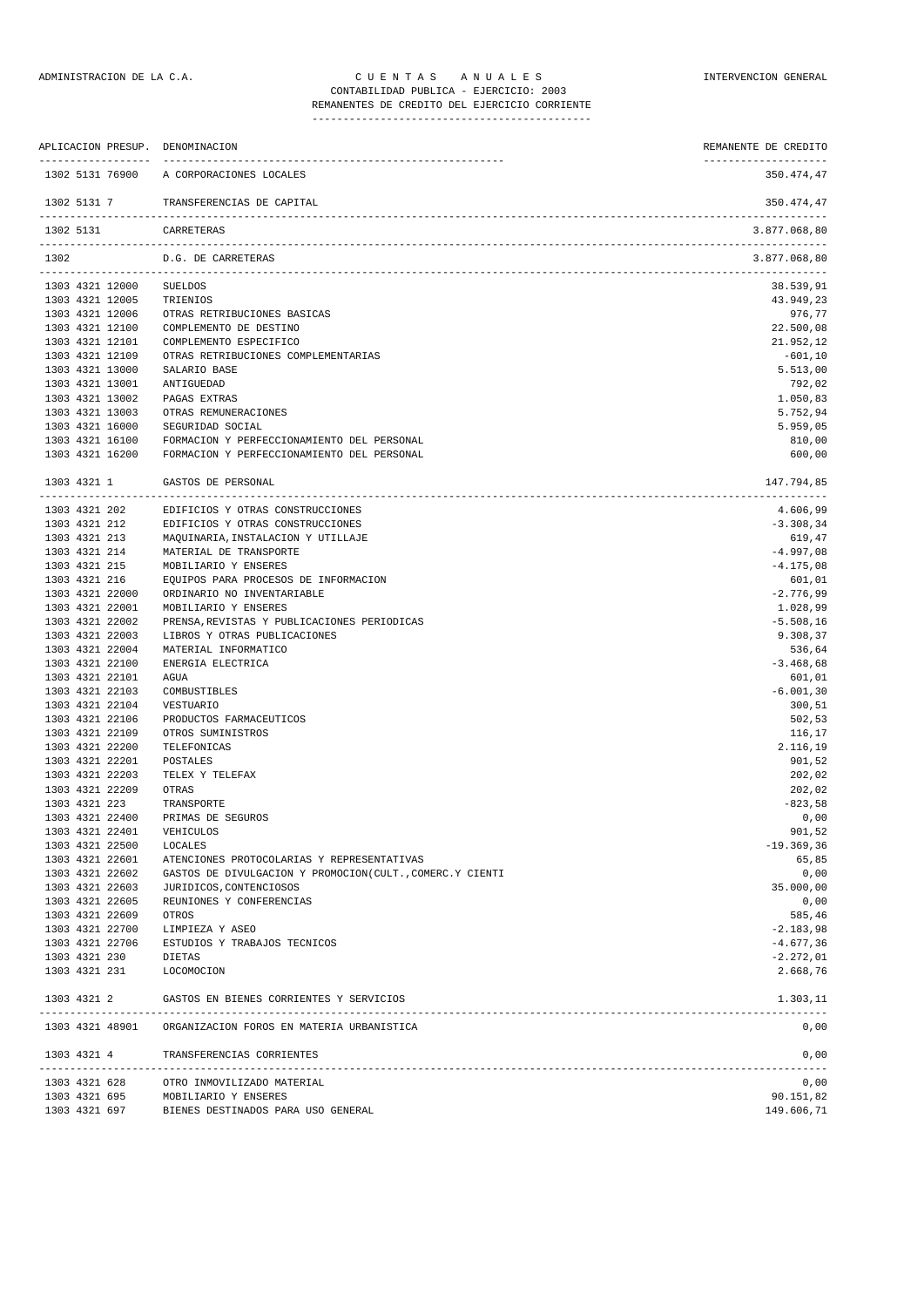ADMINISTRACION DE LA C.A. — C U E N T A S  A N U A L E S — INTERVENCION GENERAL

CONTABILIDAD PUBLICA - EJERCICIO: 2003

REMANENTES DE CREDITO DEL EJERCICIO CORRIENTE

| APLICACION PRESUP. | DENOMINACION | REMANENTE DE CREDITO |
|---|---|---|
| 1302 5131 76900 | A CORPORACIONES LOCALES | 350.474,47 |
| 1302 5131 7 | TRANSFERENCIAS DE CAPITAL | 350.474,47 |
| 1302 5131 | CARRETERAS | 3.877.068,80 |
| 1302 | D.G. DE CARRETERAS | 3.877.068,80 |
| 1303 4321 12000 | SUELDOS | 38.539,91 |
| 1303 4321 12005 | TRIENIOS | 43.949,23 |
| 1303 4321 12006 | OTRAS RETRIBUCIONES BASICAS | 976,77 |
| 1303 4321 12100 | COMPLEMENTO DE DESTINO | 22.500,08 |
| 1303 4321 12101 | COMPLEMENTO ESPECIFICO | 21.952,12 |
| 1303 4321 12109 | OTRAS RETRIBUCIONES COMPLEMENTARIAS | -601,10 |
| 1303 4321 13000 | SALARIO BASE | 5.513,00 |
| 1303 4321 13001 | ANTIGUEDAD | 792,02 |
| 1303 4321 13002 | PAGAS EXTRAS | 1.050,83 |
| 1303 4321 13003 | OTRAS REMUNERACIONES | 5.752,94 |
| 1303 4321 16000 | SEGURIDAD SOCIAL | 5.959,05 |
| 1303 4321 16100 | FORMACION Y PERFECCIONAMIENTO DEL PERSONAL | 810,00 |
| 1303 4321 16200 | FORMACION Y PERFECCIONAMIENTO DEL PERSONAL | 600,00 |
| 1303 4321 1 | GASTOS DE PERSONAL | 147.794,85 |
| 1303 4321 202 | EDIFICIOS Y OTRAS CONSTRUCCIONES | 4.606,99 |
| 1303 4321 212 | EDIFICIOS Y OTRAS CONSTRUCCIONES | -3.308,34 |
| 1303 4321 213 | MAQUINARIA,INSTALACION Y UTILLAJE | 619,47 |
| 1303 4321 214 | MATERIAL DE TRANSPORTE | -4.997,08 |
| 1303 4321 215 | MOBILIARIO Y ENSERES | -4.175,08 |
| 1303 4321 216 | EQUIPOS PARA PROCESOS DE INFORMACION | 601,01 |
| 1303 4321 22000 | ORDINARIO NO INVENTARIABLE | -2.776,99 |
| 1303 4321 22001 | MOBILIARIO Y ENSERES | 1.028,99 |
| 1303 4321 22002 | PRENSA,REVISTAS Y PUBLICACIONES PERIODICAS | -5.508,16 |
| 1303 4321 22003 | LIBROS Y OTRAS PUBLICACIONES | 9.308,37 |
| 1303 4321 22004 | MATERIAL INFORMATICO | 536,64 |
| 1303 4321 22100 | ENERGIA ELECTRICA | -3.468,68 |
| 1303 4321 22101 | AGUA | 601,01 |
| 1303 4321 22103 | COMBUSTIBLES | -6.001,30 |
| 1303 4321 22104 | VESTUARIO | 300,51 |
| 1303 4321 22106 | PRODUCTOS FARMACEUTICOS | 502,53 |
| 1303 4321 22109 | OTROS SUMINISTROS | 116,17 |
| 1303 4321 22200 | TELEFONICAS | 2.116,19 |
| 1303 4321 22201 | POSTALES | 901,52 |
| 1303 4321 22203 | TELEX Y TELEFAX | 202,02 |
| 1303 4321 22209 | OTRAS | 202,02 |
| 1303 4321 223 | TRANSPORTE | -823,58 |
| 1303 4321 22400 | PRIMAS DE SEGUROS | 0,00 |
| 1303 4321 22401 | VEHICULOS | 901,52 |
| 1303 4321 22500 | LOCALES | -19.369,36 |
| 1303 4321 22601 | ATENCIONES PROTOCOLARIAS Y REPRESENTATIVAS | 65,85 |
| 1303 4321 22602 | GASTOS DE DIVULGACION Y PROMOCION(CULT.,COMERC.Y CIENTI | 0,00 |
| 1303 4321 22603 | JURIDICOS,CONTENCIOSOS | 35.000,00 |
| 1303 4321 22605 | REUNIONES Y CONFERENCIAS | 0,00 |
| 1303 4321 22609 | OTROS | 585,46 |
| 1303 4321 22700 | LIMPIEZA Y ASEO | -2.183,98 |
| 1303 4321 22706 | ESTUDIOS Y TRABAJOS TECNICOS | -4.677,36 |
| 1303 4321 230 | DIETAS | -2.272,01 |
| 1303 4321 231 | LOCOMOCION | 2.668,76 |
| 1303 4321 2 | GASTOS EN BIENES CORRIENTES Y SERVICIOS | 1.303,11 |
| 1303 4321 48901 | ORGANIZACION FOROS EN MATERIA URBANISTICA | 0,00 |
| 1303 4321 4 | TRANSFERENCIAS CORRIENTES | 0,00 |
| 1303 4321 628 | OTRO INMOVILIZADO MATERIAL | 0,00 |
| 1303 4321 695 | MOBILIARIO Y ENSERES | 90.151,82 |
| 1303 4321 697 | BIENES DESTINADOS PARA USO GENERAL | 149.606,71 |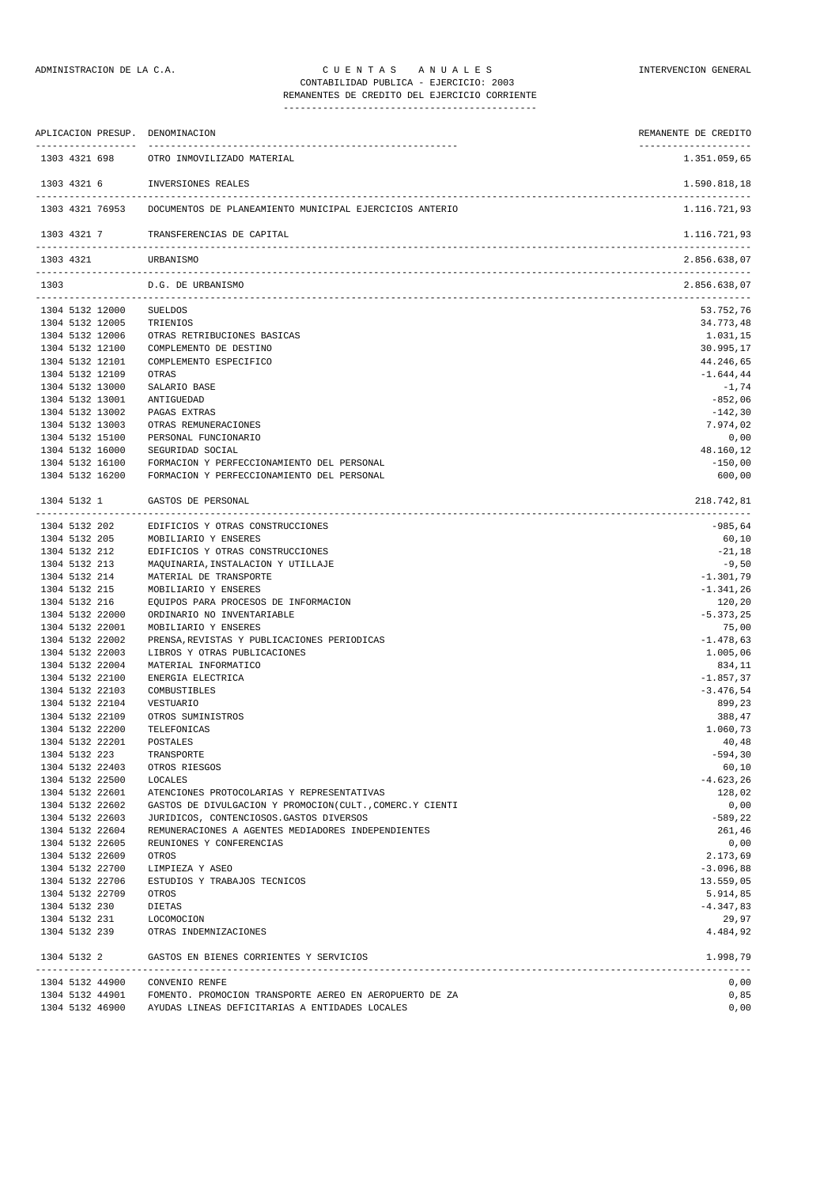ADMINISTRACION DE LA C.A. — C U E N T A S   A N U A L E S — INTERVENCION GENERAL

CONTABILIDAD PUBLICA - EJERCICIO: 2003

REMANENTES DE CREDITO DEL EJERCICIO CORRIENTE

| APLICACION PRESUP. | DENOMINACION | REMANENTE DE CREDITO |
|---|---|---|
| 1303 4321 698 | OTRO INMOVILIZADO MATERIAL | 1.351.059,65 |
| 1303 4321 6 | INVERSIONES REALES | 1.590.818,18 |
| 1303 4321 76953 | DOCUMENTOS DE PLANEAMIENTO MUNICIPAL EJERCICIOS ANTERIO | 1.116.721,93 |
| 1303 4321 7 | TRANSFERENCIAS DE CAPITAL | 1.116.721,93 |
| 1303 4321 | URBANISMO | 2.856.638,07 |
| 1303 | D.G. DE URBANISMO | 2.856.638,07 |
| 1304 5132 12000 | SUELDOS | 53.752,76 |
| 1304 5132 12005 | TRIENIOS | 34.773,48 |
| 1304 5132 12006 | OTRAS RETRIBUCIONES BASICAS | 1.031,15 |
| 1304 5132 12100 | COMPLEMENTO DE DESTINO | 30.995,17 |
| 1304 5132 12101 | COMPLEMENTO ESPECIFICO | 44.246,65 |
| 1304 5132 12109 | OTRAS | -1.644,44 |
| 1304 5132 13000 | SALARIO BASE | -1,74 |
| 1304 5132 13001 | ANTIGUEDAD | -852,06 |
| 1304 5132 13002 | PAGAS EXTRAS | -142,30 |
| 1304 5132 13003 | OTRAS REMUNERACIONES | 7.974,02 |
| 1304 5132 15100 | PERSONAL FUNCIONARIO | 0,00 |
| 1304 5132 16000 | SEGURIDAD SOCIAL | 48.160,12 |
| 1304 5132 16100 | FORMACION Y PERFECCIONAMIENTO DEL PERSONAL | -150,00 |
| 1304 5132 16200 | FORMACION Y PERFECCIONAMIENTO DEL PERSONAL | 600,00 |
| 1304 5132 1 | GASTOS DE PERSONAL | 218.742,81 |
| 1304 5132 202 | EDIFICIOS Y OTRAS CONSTRUCCIONES | -985,64 |
| 1304 5132 205 | MOBILIARIO Y ENSERES | 60,10 |
| 1304 5132 212 | EDIFICIOS Y OTRAS CONSTRUCCIONES | -21,18 |
| 1304 5132 213 | MAQUINARIA,INSTALACION Y UTILLAJE | -9,50 |
| 1304 5132 214 | MATERIAL DE TRANSPORTE | -1.301,79 |
| 1304 5132 215 | MOBILIARIO Y ENSERES | -1.341,26 |
| 1304 5132 216 | EQUIPOS PARA PROCESOS DE INFORMACION | 120,20 |
| 1304 5132 22000 | ORDINARIO NO INVENTARIABLE | -5.373,25 |
| 1304 5132 22001 | MOBILIARIO Y ENSERES | 75,00 |
| 1304 5132 22002 | PRENSA,REVISTAS Y PUBLICACIONES PERIODICAS | -1.478,63 |
| 1304 5132 22003 | LIBROS Y OTRAS PUBLICACIONES | 1.005,06 |
| 1304 5132 22004 | MATERIAL INFORMATICO | 834,11 |
| 1304 5132 22100 | ENERGIA ELECTRICA | -1.857,37 |
| 1304 5132 22103 | COMBUSTIBLES | -3.476,54 |
| 1304 5132 22104 | VESTUARIO | 899,23 |
| 1304 5132 22109 | OTROS SUMINISTROS | 388,47 |
| 1304 5132 22200 | TELEFONICAS | 1.060,73 |
| 1304 5132 22201 | POSTALES | 40,48 |
| 1304 5132 223 | TRANSPORTE | -594,30 |
| 1304 5132 22403 | OTROS RIESGOS | 60,10 |
| 1304 5132 22500 | LOCALES | -4.623,26 |
| 1304 5132 22601 | ATENCIONES PROTOCOLARIAS Y REPRESENTATIVAS | 128,02 |
| 1304 5132 22602 | GASTOS DE DIVULGACION Y PROMOCION(CULT.,COMERC.Y CIENTI | 0,00 |
| 1304 5132 22603 | JURIDICOS, CONTENCIOSOS.GASTOS DIVERSOS | -589,22 |
| 1304 5132 22604 | REMUNERACIONES A AGENTES MEDIADORES INDEPENDIENTES | 261,46 |
| 1304 5132 22605 | REUNIONES Y CONFERENCIAS | 0,00 |
| 1304 5132 22609 | OTROS | 2.173,69 |
| 1304 5132 22700 | LIMPIEZA Y ASEO | -3.096,88 |
| 1304 5132 22706 | ESTUDIOS Y TRABAJOS TECNICOS | 13.559,05 |
| 1304 5132 22709 | OTROS | 5.914,85 |
| 1304 5132 230 | DIETAS | -4.347,83 |
| 1304 5132 231 | LOCOMOCION | 29,97 |
| 1304 5132 239 | OTRAS INDEMNIZACIONES | 4.484,92 |
| 1304 5132 2 | GASTOS EN BIENES CORRIENTES Y SERVICIOS | 1.998,79 |
| 1304 5132 44900 | CONVENIO RENFE | 0,00 |
| 1304 5132 44901 | FOMENTO. PROMOCION TRANSPORTE AEREO EN AEROPUERTO DE ZA | 0,85 |
| 1304 5132 46900 | AYUDAS LINEAS DEFICITARIAS A ENTIDADES LOCALES | 0,00 |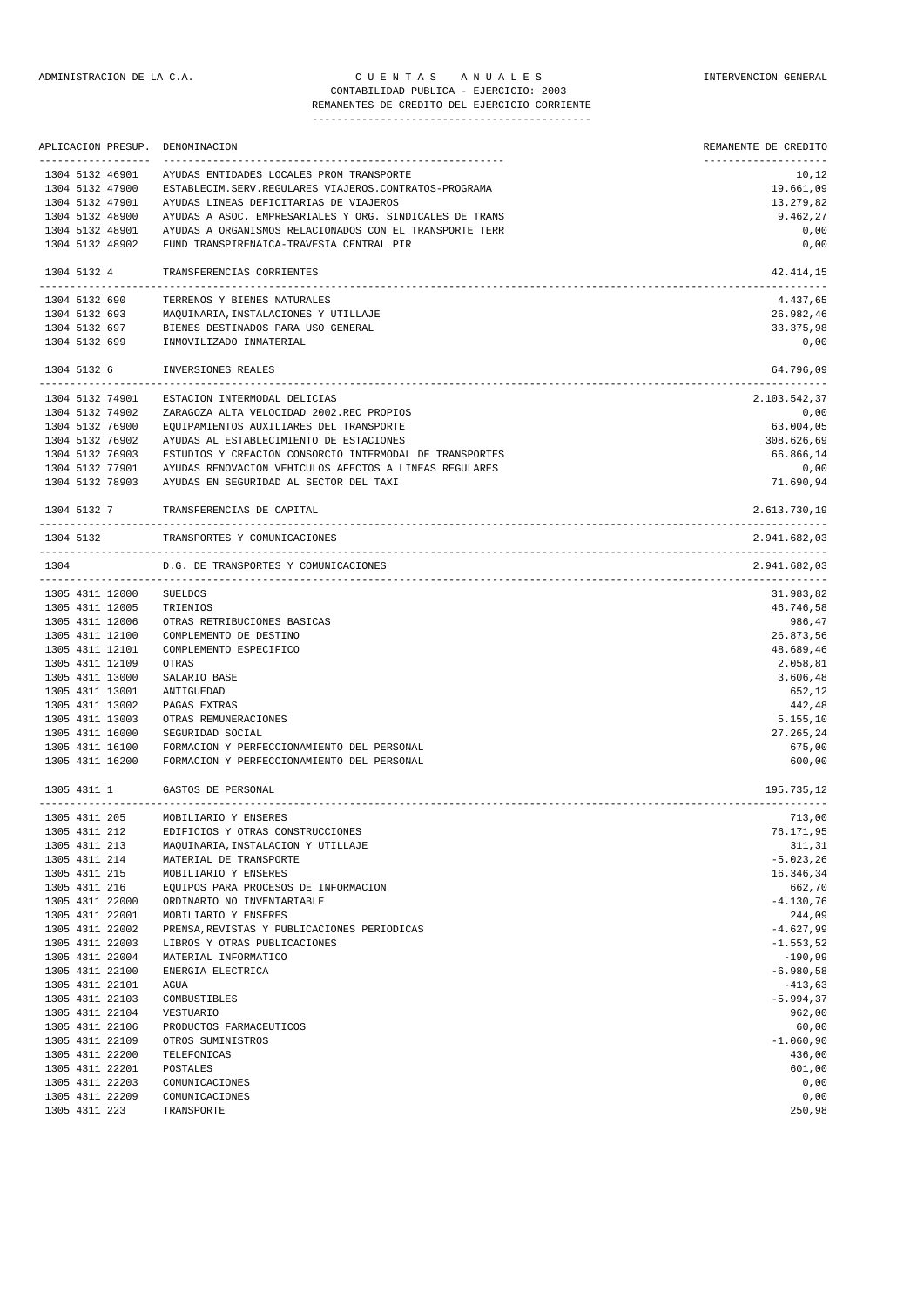ADMINISTRACION DE LA C.A. — C U E N T A S   A N U A L E S — INTERVENCION GENERAL

CONTABILIDAD PUBLICA - EJERCICIO: 2003

REMANENTES DE CREDITO DEL EJERCICIO CORRIENTE

| APLICACION PRESUP. | DENOMINACION | REMANENTE DE CREDITO |
|---|---|---|
| 1304 5132 46901 | AYUDAS ENTIDADES LOCALES PROM TRANSPORTE | 10,12 |
| 1304 5132 47900 | ESTABLECIM.SERV.REGULARES VIAJEROS.CONTRATOS-PROGRAMA | 19.661,09 |
| 1304 5132 47901 | AYUDAS LINEAS DEFICITARIAS DE VIAJEROS | 13.279,82 |
| 1304 5132 48900 | AYUDAS A ASOC. EMPRESARIALES Y ORG. SINDICALES DE TRANS | 9.462,27 |
| 1304 5132 48901 | AYUDAS A ORGANISMOS RELACIONADOS CON EL TRANSPORTE TERR | 0,00 |
| 1304 5132 48902 | FUND TRANSPIRENAICA-TRAVESIA CENTRAL PIR | 0,00 |
| 1304 5132 4 | TRANSFERENCIAS CORRIENTES | 42.414,15 |
| 1304 5132 690 | TERRENOS Y BIENES NATURALES | 4.437,65 |
| 1304 5132 693 | MAQUINARIA,INSTALACIONES Y UTILLAJE | 26.982,46 |
| 1304 5132 697 | BIENES DESTINADOS PARA USO GENERAL | 33.375,98 |
| 1304 5132 699 | INMOVILIZADO INMATERIAL | 0,00 |
| 1304 5132 6 | INVERSIONES REALES | 64.796,09 |
| 1304 5132 74901 | ESTACION INTERMODAL DELICIAS | 2.103.542,37 |
| 1304 5132 74902 | ZARAGOZA ALTA VELOCIDAD 2002.REC PROPIOS | 0,00 |
| 1304 5132 76900 | EQUIPAMIENTOS AUXILIARES DEL TRANSPORTE | 63.004,05 |
| 1304 5132 76902 | AYUDAS AL ESTABLECIMIENTO DE ESTACIONES | 308.626,69 |
| 1304 5132 76903 | ESTUDIOS Y CREACION CONSORCIO INTERMODAL DE TRANSPORTES | 66.866,14 |
| 1304 5132 77901 | AYUDAS RENOVACION VEHICULOS AFECTOS A LINEAS REGULARES | 0,00 |
| 1304 5132 78903 | AYUDAS EN SEGURIDAD AL SECTOR DEL TAXI | 71.690,94 |
| 1304 5132 7 | TRANSFERENCIAS DE CAPITAL | 2.613.730,19 |
| 1304 5132 | TRANSPORTES Y COMUNICACIONES | 2.941.682,03 |
| 1304 | D.G. DE TRANSPORTES Y COMUNICACIONES | 2.941.682,03 |
| 1305 4311 12000 | SUELDOS | 31.983,82 |
| 1305 4311 12005 | TRIENIOS | 46.746,58 |
| 1305 4311 12006 | OTRAS RETRIBUCIONES BASICAS | 986,47 |
| 1305 4311 12100 | COMPLEMENTO DE DESTINO | 26.873,56 |
| 1305 4311 12101 | COMPLEMENTO ESPECIFICO | 48.689,46 |
| 1305 4311 12109 | OTRAS | 2.058,81 |
| 1305 4311 13000 | SALARIO BASE | 3.606,48 |
| 1305 4311 13001 | ANTIGUEDAD | 652,12 |
| 1305 4311 13002 | PAGAS EXTRAS | 442,48 |
| 1305 4311 13003 | OTRAS REMUNERACIONES | 5.155,10 |
| 1305 4311 16000 | SEGURIDAD SOCIAL | 27.265,24 |
| 1305 4311 16100 | FORMACION Y PERFECCIONAMIENTO DEL PERSONAL | 675,00 |
| 1305 4311 16200 | FORMACION Y PERFECCIONAMIENTO DEL PERSONAL | 600,00 |
| 1305 4311 1 | GASTOS DE PERSONAL | 195.735,12 |
| 1305 4311 205 | MOBILIARIO Y ENSERES | 713,00 |
| 1305 4311 212 | EDIFICIOS Y OTRAS CONSTRUCCIONES | 76.171,95 |
| 1305 4311 213 | MAQUINARIA,INSTALACION Y UTILLAJE | 311,31 |
| 1305 4311 214 | MATERIAL DE TRANSPORTE | -5.023,26 |
| 1305 4311 215 | MOBILIARIO Y ENSERES | 16.346,34 |
| 1305 4311 216 | EQUIPOS PARA PROCESOS DE INFORMACION | 662,70 |
| 1305 4311 22000 | ORDINARIO NO INVENTARIABLE | -4.130,76 |
| 1305 4311 22001 | MOBILIARIO Y ENSERES | 244,09 |
| 1305 4311 22002 | PRENSA,REVISTAS Y PUBLICACIONES PERIODICAS | -4.627,99 |
| 1305 4311 22003 | LIBROS Y OTRAS PUBLICACIONES | -1.553,52 |
| 1305 4311 22004 | MATERIAL INFORMATICO | -190,99 |
| 1305 4311 22100 | ENERGIA ELECTRICA | -6.980,58 |
| 1305 4311 22101 | AGUA | -413,63 |
| 1305 4311 22103 | COMBUSTIBLES | -5.994,37 |
| 1305 4311 22104 | VESTUARIO | 962,00 |
| 1305 4311 22106 | PRODUCTOS FARMACEUTICOS | 60,00 |
| 1305 4311 22109 | OTROS SUMINISTROS | -1.060,90 |
| 1305 4311 22200 | TELEFONICAS | 436,00 |
| 1305 4311 22201 | POSTALES | 601,00 |
| 1305 4311 22203 | COMUNICACIONES | 0,00 |
| 1305 4311 22209 | COMUNICACIONES | 0,00 |
| 1305 4311 223 | TRANSPORTE | 250,98 |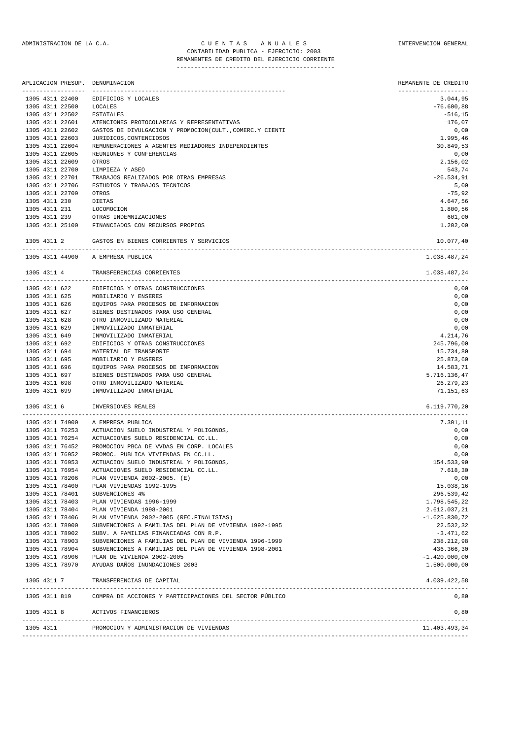ADMINISTRACION DE LA C.A. — C U E N T A S   A N U A L E S — INTERVENCION GENERAL

CONTABILIDAD PUBLICA - EJERCICIO: 2003

REMANENTES DE CREDITO DEL EJERCICIO CORRIENTE

| APLICACION PRESUP. | DENOMINACION | REMANENTE DE CREDITO |
|---|---|---|
| 1305 4311 22400 | EDIFICIOS Y LOCALES | 3.044,95 |
| 1305 4311 22500 | LOCALES | -76.600,88 |
| 1305 4311 22502 | ESTATALES | -516,15 |
| 1305 4311 22601 | ATENCIONES PROTOCOLARIAS Y REPRESENTATIVAS | 176,07 |
| 1305 4311 22602 | GASTOS DE DIVULGACION Y PROMOCION(CULT.,COMERC.Y CIENTI | 0,00 |
| 1305 4311 22603 | JURIDICOS,CONTENCIOSOS | 1.995,46 |
| 1305 4311 22604 | REMUNERACIONES A AGENTES MEDIADORES INDEPENDIENTES | 30.849,53 |
| 1305 4311 22605 | REUNIONES Y CONFERENCIAS | 0,00 |
| 1305 4311 22609 | OTROS | 2.156,02 |
| 1305 4311 22700 | LIMPIEZA Y ASEO | 543,74 |
| 1305 4311 22701 | TRABAJOS REALIZADOS POR OTRAS EMPRESAS | -26.534,91 |
| 1305 4311 22706 | ESTUDIOS Y TRABAJOS TECNICOS | 5,00 |
| 1305 4311 22709 | OTROS | -75,92 |
| 1305 4311 230 | DIETAS | 4.647,56 |
| 1305 4311 231 | LOCOMOCION | 1.800,56 |
| 1305 4311 239 | OTRAS INDEMNIZACIONES | 601,00 |
| 1305 4311 25100 | FINANCIADOS CON RECURSOS PROPIOS | 1.202,00 |
| 1305 4311 2 | GASTOS EN BIENES CORRIENTES Y SERVICIOS | 10.077,40 |
| 1305 4311 44900 | A EMPRESA PUBLICA | 1.038.487,24 |
| 1305 4311 4 | TRANSFERENCIAS CORRIENTES | 1.038.487,24 |
| 1305 4311 622 | EDIFICIOS Y OTRAS CONSTRUCCIONES | 0,00 |
| 1305 4311 625 | MOBILIARIO Y ENSERES | 0,00 |
| 1305 4311 626 | EQUIPOS PARA PROCESOS DE INFORMACION | 0,00 |
| 1305 4311 627 | BIENES DESTINADOS PARA USO GENERAL | 0,00 |
| 1305 4311 628 | OTRO INMOVILIZADO MATERIAL | 0,00 |
| 1305 4311 629 | INMOVILIZADO INMATERIAL | 0,00 |
| 1305 4311 649 | INMOVILIZADO INMATERIAL | 4.214,76 |
| 1305 4311 692 | EDIFICIOS Y OTRAS CONSTRUCCIONES | 245.796,00 |
| 1305 4311 694 | MATERIAL DE TRANSPORTE | 15.734,80 |
| 1305 4311 695 | MOBILIARIO Y ENSERES | 25.873,60 |
| 1305 4311 696 | EQUIPOS PARA PROCESOS DE INFORMACION | 14.583,71 |
| 1305 4311 697 | BIENES DESTINADOS PARA USO GENERAL | 5.716.136,47 |
| 1305 4311 698 | OTRO INMOVILIZADO MATERIAL | 26.279,23 |
| 1305 4311 699 | INMOVILIZADO INMATERIAL | 71.151,63 |
| 1305 4311 6 | INVERSIONES REALES | 6.119.770,20 |
| 1305 4311 74900 | A EMPRESA PUBLICA | 7.301,11 |
| 1305 4311 76253 | ACTUACION SUELO INDUSTRIAL Y POLIGONOS, | 0,00 |
| 1305 4311 76254 | ACTUACIONES SUELO RESIDENCIAL CC.LL. | 0,00 |
| 1305 4311 76452 | PROMOCION PBCA DE VVDAS EN CORP. LOCALES | 0,00 |
| 1305 4311 76952 | PROMOC. PUBLICA VIVIENDAS EN CC.LL. | 0,00 |
| 1305 4311 76953 | ACTUACION SUELO INDUSTRIAL Y POLIGONOS, | 154.533,90 |
| 1305 4311 76954 | ACTUACIONES SUELO RESIDENCIAL CC.LL. | 7.618,30 |
| 1305 4311 78206 | PLAN VIVIENDA 2002-2005. (E) | 0,00 |
| 1305 4311 78400 | PLAN VIVIENDAS 1992-1995 | 15.038,16 |
| 1305 4311 78401 | SUBVENCIONES 4% | 296.539,42 |
| 1305 4311 78403 | PLAN VIVIENDAS 1996-1999 | 1.798.545,22 |
| 1305 4311 78404 | PLAN VIVIENDA 1998-2001 | 2.612.037,21 |
| 1305 4311 78406 | PLAN VIVIENDA 2002-2005 (REC.FINALISTAS) | -1.625.830,72 |
| 1305 4311 78900 | SUBVENCIONES A FAMILIAS DEL PLAN DE VIVIENDA 1992-1995 | 22.532,32 |
| 1305 4311 78902 | SUBV. A FAMILIAS FINANCIADAS CON R.P. | -3.471,62 |
| 1305 4311 78903 | SUBVENCIONES A FAMILIAS DEL PLAN DE VIVIENDA 1996-1999 | 238.212,98 |
| 1305 4311 78904 | SUBVENCIONES A FAMILIAS DEL PLAN DE VIVIENDA 1998-2001 | 436.366,30 |
| 1305 4311 78906 | PLAN DE VIVIENDA 2002-2005 | -1.420.000,00 |
| 1305 4311 78970 | AYUDAS DAÑOS INUNDACIONES 2003 | 1.500.000,00 |
| 1305 4311 7 | TRANSFERENCIAS DE CAPITAL | 4.039.422,58 |
| 1305 4311 819 | COMPRA DE ACCIONES Y PARTICIPACIONES DEL SECTOR PÚBLICO | 0,80 |
| 1305 4311 8 | ACTIVOS FINANCIEROS | 0,80 |
| 1305 4311 | PROMOCION Y ADMINISTRACION DE VIVIENDAS | 11.403.493,34 |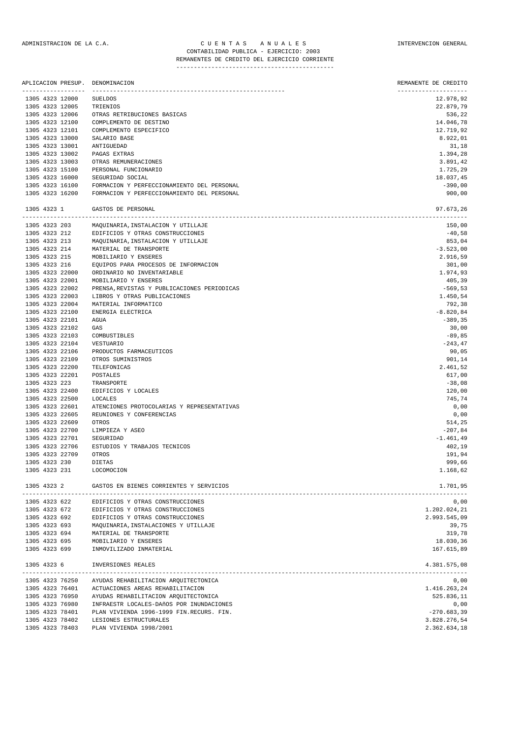ADMINISTRACION DE LA C.A. — C U E N T A S   A N U A L E S — INTERVENCION GENERAL

CONTABILIDAD PUBLICA - EJERCICIO: 2003

REMANENTES DE CREDITO DEL EJERCICIO CORRIENTE

| APLICACION PRESUP. | DENOMINACION | REMANENTE DE CREDITO |
|---|---|---|
| 1305 4323 12000 | SUELDOS | 12.978,92 |
| 1305 4323 12005 | TRIENIOS | 22.879,79 |
| 1305 4323 12006 | OTRAS RETRIBUCIONES BASICAS | 536,22 |
| 1305 4323 12100 | COMPLEMENTO DE DESTINO | 14.046,78 |
| 1305 4323 12101 | COMPLEMENTO ESPECIFICO | 12.719,92 |
| 1305 4323 13000 | SALARIO BASE | 8.922,01 |
| 1305 4323 13001 | ANTIGUEDAD | 31,18 |
| 1305 4323 13002 | PAGAS EXTRAS | 1.394,28 |
| 1305 4323 13003 | OTRAS REMUNERACIONES | 3.891,42 |
| 1305 4323 15100 | PERSONAL FUNCIONARIO | 1.725,29 |
| 1305 4323 16000 | SEGURIDAD SOCIAL | 18.037,45 |
| 1305 4323 16100 | FORMACION Y PERFECCIONAMIENTO DEL PERSONAL | -390,00 |
| 1305 4323 16200 | FORMACION Y PERFECCIONAMIENTO DEL PERSONAL | 900,00 |
| 1305 4323 1 | GASTOS DE PERSONAL | 97.673,26 |
| 1305 4323 203 | MAQUINARIA,INSTALACION Y UTILLAJE | 150,00 |
| 1305 4323 212 | EDIFICIOS Y OTRAS CONSTRUCCIONES | -40,58 |
| 1305 4323 213 | MAQUINARIA,INSTALACION Y UTILLAJE | 853,04 |
| 1305 4323 214 | MATERIAL DE TRANSPORTE | -3.523,00 |
| 1305 4323 215 | MOBILIARIO Y ENSERES | 2.916,59 |
| 1305 4323 216 | EQUIPOS PARA PROCESOS DE INFORMACION | 301,00 |
| 1305 4323 22000 | ORDINARIO NO INVENTARIABLE | 1.974,93 |
| 1305 4323 22001 | MOBILIARIO Y ENSERES | 405,39 |
| 1305 4323 22002 | PRENSA,REVISTAS Y PUBLICACIONES PERIODICAS | -569,53 |
| 1305 4323 22003 | LIBROS Y OTRAS PUBLICACIONES | 1.450,54 |
| 1305 4323 22004 | MATERIAL INFORMATICO | 792,38 |
| 1305 4323 22100 | ENERGIA ELECTRICA | -8.820,84 |
| 1305 4323 22101 | AGUA | -389,35 |
| 1305 4323 22102 | GAS | 30,00 |
| 1305 4323 22103 | COMBUSTIBLES | -89,85 |
| 1305 4323 22104 | VESTUARIO | -243,47 |
| 1305 4323 22106 | PRODUCTOS FARMACEUTICOS | 90,05 |
| 1305 4323 22109 | OTROS SUMINISTROS | 901,14 |
| 1305 4323 22200 | TELEFONICAS | 2.461,52 |
| 1305 4323 22201 | POSTALES | 617,00 |
| 1305 4323 223 | TRANSPORTE | -38,08 |
| 1305 4323 22400 | EDIFICIOS Y LOCALES | 120,00 |
| 1305 4323 22500 | LOCALES | 745,74 |
| 1305 4323 22601 | ATENCIONES PROTOCOLARIAS Y REPRESENTATIVAS | 0,00 |
| 1305 4323 22605 | REUNIONES Y CONFERENCIAS | 0,00 |
| 1305 4323 22609 | OTROS | 514,25 |
| 1305 4323 22700 | LIMPIEZA Y ASEO | -207,84 |
| 1305 4323 22701 | SEGURIDAD | -1.461,49 |
| 1305 4323 22706 | ESTUDIOS Y TRABAJOS TECNICOS | 402,19 |
| 1305 4323 22709 | OTROS | 191,94 |
| 1305 4323 230 | DIETAS | 999,66 |
| 1305 4323 231 | LOCOMOCION | 1.168,62 |
| 1305 4323 2 | GASTOS EN BIENES CORRIENTES Y SERVICIOS | 1.701,95 |
| 1305 4323 622 | EDIFICIOS Y OTRAS CONSTRUCCIONES | 0,00 |
| 1305 4323 672 | EDIFICIOS Y OTRAS CONSTRUCCIONES | 1.202.024,21 |
| 1305 4323 692 | EDIFICIOS Y OTRAS CONSTRUCCIONES | 2.993.545,09 |
| 1305 4323 693 | MAQUINARIA,INSTALACIONES Y UTILLAJE | 39,75 |
| 1305 4323 694 | MATERIAL DE TRANSPORTE | 319,78 |
| 1305 4323 695 | MOBILIARIO Y ENSERES | 18.030,36 |
| 1305 4323 699 | INMOVILIZADO INMATERIAL | 167.615,89 |
| 1305 4323 6 | INVERSIONES REALES | 4.381.575,08 |
| 1305 4323 76250 | AYUDAS REHABILITACION ARQUITECTONICA | 0,00 |
| 1305 4323 76401 | ACTUACIONES AREAS REHABILITACION | 1.416.263,24 |
| 1305 4323 76950 | AYUDAS REHABILITACION ARQUITECTONICA | 525.836,11 |
| 1305 4323 76980 | INFRAESTR LOCALES-DAñOS POR INUNDACIONES | 0,00 |
| 1305 4323 78401 | PLAN VIVIENDA 1996-1999 FIN.RECURS. FIN. | -270.683,39 |
| 1305 4323 78402 | LESIONES ESTRUCTURALES | 3.828.276,54 |
| 1305 4323 78403 | PLAN VIVIENDA 1998/2001 | 2.362.634,18 |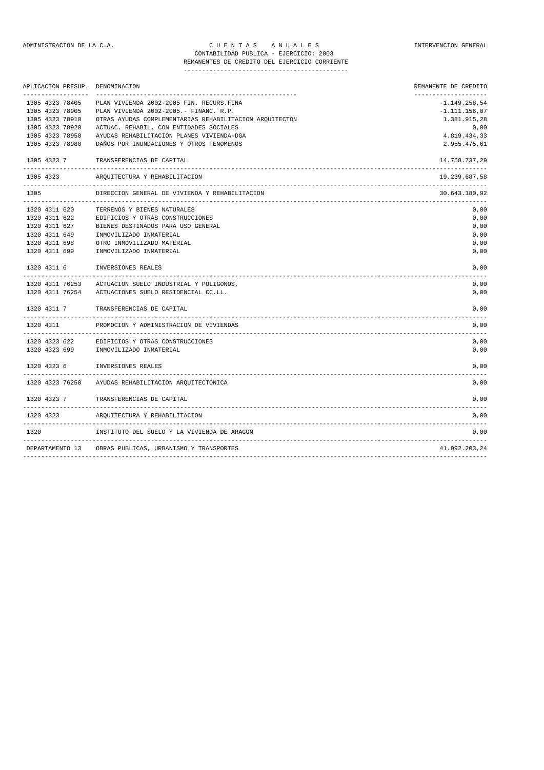ADMINISTRACION DE LA C.A. | C U E N T A S   A N U A L E S | INTERVENCION GENERAL

CONTABILIDAD PUBLICA - EJERCICIO: 2003

REMANENTES DE CREDITO DEL EJERCICIO CORRIENTE

| APLICACION PRESUP. | DENOMINACION | REMANENTE DE CREDITO |
|---|---|---|
| 1305 4323 78405 | PLAN VIVIENDA 2002-2005 FIN. RECURS.FINA | -1.149.258,54 |
| 1305 4323 78905 | PLAN VIVIENDA 2002-2005.- FINANC. R.P. | -1.111.156,07 |
| 1305 4323 78910 | OTRAS AYUDAS COMPLEMENTARIAS REHABILITACION ARQUITECTON | 1.381.915,28 |
| 1305 4323 78920 | ACTUAC. REHABIL. CON ENTIDADES SOCIALES | 0,00 |
| 1305 4323 78950 | AYUDAS REHABILITACION PLANES VIVIENDA-DGA | 4.819.434,33 |
| 1305 4323 78980 | DAÑOS POR INUNDACIONES Y OTROS FENOMENOS | 2.955.475,61 |
| 1305 4323 7 | TRANSFERENCIAS DE CAPITAL | 14.758.737,29 |
| 1305 4323 | ARQUITECTURA Y REHABILITACION | 19.239.687,58 |
| 1305 | DIRECCION GENERAL DE VIVIENDA Y REHABILITACION | 30.643.180,92 |
| 1320 4311 620 | TERRENOS Y BIENES NATURALES | 0,00 |
| 1320 4311 622 | EDIFICIOS Y OTRAS CONSTRUCCIONES | 0,00 |
| 1320 4311 627 | BIENES DESTINADOS PARA USO GENERAL | 0,00 |
| 1320 4311 649 | INMOVILIZADO INMATERIAL | 0,00 |
| 1320 4311 698 | OTRO INMOVILIZADO MATERIAL | 0,00 |
| 1320 4311 699 | INMOVILIZADO INMATERIAL | 0,00 |
| 1320 4311 6 | INVERSIONES REALES | 0,00 |
| 1320 4311 76253 | ACTUACION SUELO INDUSTRIAL Y POLIGONOS, | 0,00 |
| 1320 4311 76254 | ACTUACIONES SUELO RESIDENCIAL CC.LL. | 0,00 |
| 1320 4311 7 | TRANSFERENCIAS DE CAPITAL | 0,00 |
| 1320 4311 | PROMOCION Y ADMINISTRACION DE VIVIENDAS | 0,00 |
| 1320 4323 622 | EDIFICIOS Y OTRAS CONSTRUCCIONES | 0,00 |
| 1320 4323 699 | INMOVILIZADO INMATERIAL | 0,00 |
| 1320 4323 6 | INVERSIONES REALES | 0,00 |
| 1320 4323 76250 | AYUDAS REHABILITACION ARQUITECTONICA | 0,00 |
| 1320 4323 7 | TRANSFERENCIAS DE CAPITAL | 0,00 |
| 1320 4323 | ARQUITECTURA Y REHABILITACION | 0,00 |
| 1320 | INSTITUTO DEL SUELO Y LA VIVIENDA DE ARAGON | 0,00 |
| DEPARTAMENTO 13 | OBRAS PUBLICAS, URBANISMO Y TRANSPORTES | 41.992.203,24 |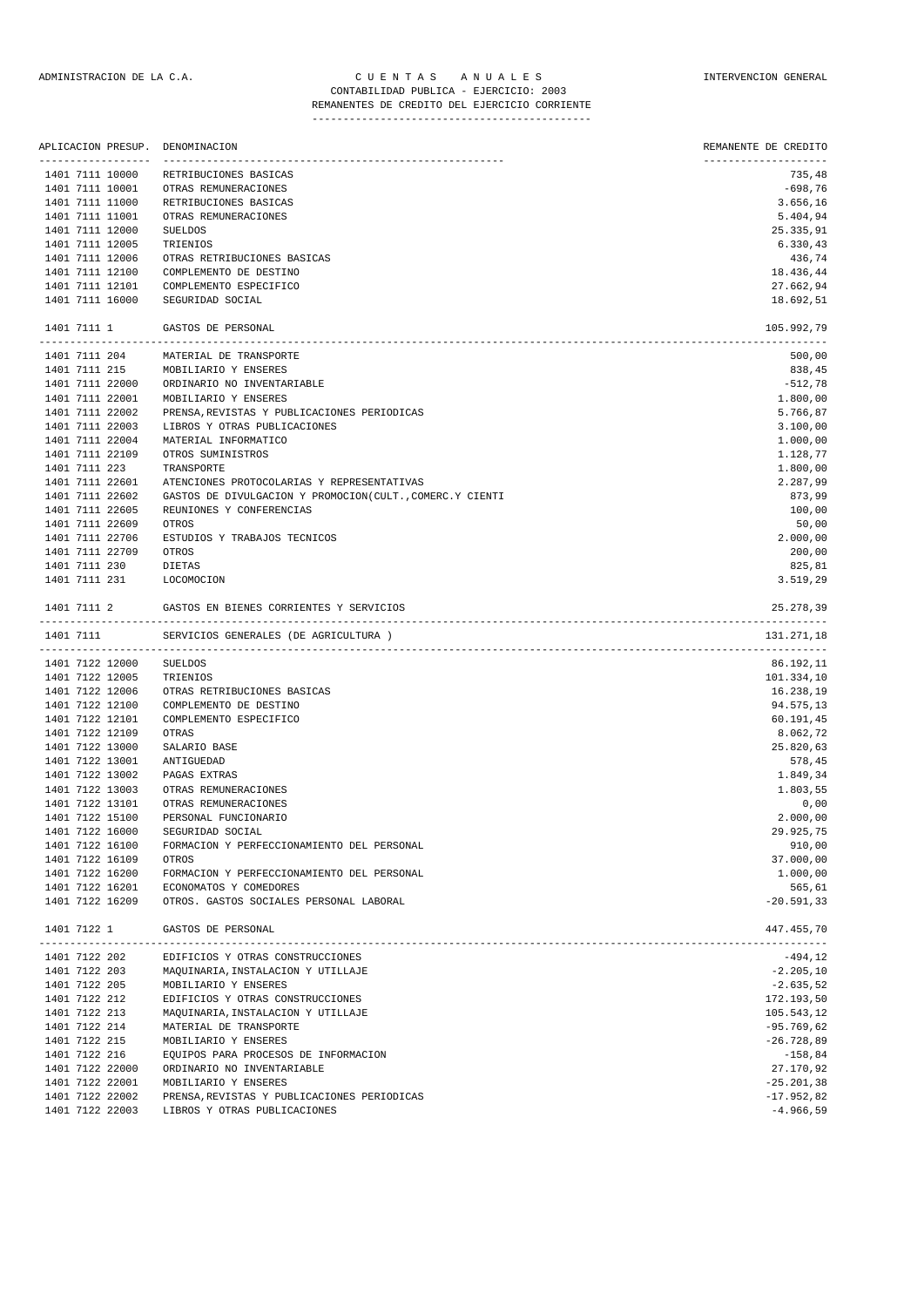ADMINISTRACION DE LA C.A. — CUENTAS ANUALES — INTERVENCION GENERAL

CONTABILIDAD PUBLICA - EJERCICIO: 2003

REMANENTES DE CREDITO DEL EJERCICIO CORRIENTE

| APLICACION PRESUP. | DENOMINACION | REMANENTE DE CREDITO |
|---|---|---|
| 1401 7111 10000 | RETRIBUCIONES BASICAS | 735,48 |
| 1401 7111 10001 | OTRAS REMUNERACIONES | -698,76 |
| 1401 7111 11000 | RETRIBUCIONES BASICAS | 3.656,16 |
| 1401 7111 11001 | OTRAS REMUNERACIONES | 5.404,94 |
| 1401 7111 12000 | SUELDOS | 25.335,91 |
| 1401 7111 12005 | TRIENIOS | 6.330,43 |
| 1401 7111 12006 | OTRAS RETRIBUCIONES BASICAS | 436,74 |
| 1401 7111 12100 | COMPLEMENTO DE DESTINO | 18.436,44 |
| 1401 7111 12101 | COMPLEMENTO ESPECIFICO | 27.662,94 |
| 1401 7111 16000 | SEGURIDAD SOCIAL | 18.692,51 |
| 1401 7111 1 | GASTOS DE PERSONAL | 105.992,79 |
| 1401 7111 204 | MATERIAL DE TRANSPORTE | 500,00 |
| 1401 7111 215 | MOBILIARIO Y ENSERES | 838,45 |
| 1401 7111 22000 | ORDINARIO NO INVENTARIABLE | -512,78 |
| 1401 7111 22001 | MOBILIARIO Y ENSERES | 1.800,00 |
| 1401 7111 22002 | PRENSA,REVISTAS Y PUBLICACIONES PERIODICAS | 5.766,87 |
| 1401 7111 22003 | LIBROS Y OTRAS PUBLICACIONES | 3.100,00 |
| 1401 7111 22004 | MATERIAL INFORMATICO | 1.000,00 |
| 1401 7111 22109 | OTROS SUMINISTROS | 1.128,77 |
| 1401 7111 223 | TRANSPORTE | 1.800,00 |
| 1401 7111 22601 | ATENCIONES PROTOCOLARIAS Y REPRESENTATIVAS | 2.287,99 |
| 1401 7111 22602 | GASTOS DE DIVULGACION Y PROMOCION(CULT.,COMERC.Y CIENTI | 873,99 |
| 1401 7111 22605 | REUNIONES Y CONFERENCIAS | 100,00 |
| 1401 7111 22609 | OTROS | 50,00 |
| 1401 7111 22706 | ESTUDIOS Y TRABAJOS TECNICOS | 2.000,00 |
| 1401 7111 22709 | OTROS | 200,00 |
| 1401 7111 230 | DIETAS | 825,81 |
| 1401 7111 231 | LOCOMOCION | 3.519,29 |
| 1401 7111 2 | GASTOS EN BIENES CORRIENTES Y SERVICIOS | 25.278,39 |
| 1401 7111 | SERVICIOS GENERALES (DE AGRICULTURA ) | 131.271,18 |
| 1401 7122 12000 | SUELDOS | 86.192,11 |
| 1401 7122 12005 | TRIENIOS | 101.334,10 |
| 1401 7122 12006 | OTRAS RETRIBUCIONES BASICAS | 16.238,19 |
| 1401 7122 12100 | COMPLEMENTO DE DESTINO | 94.575,13 |
| 1401 7122 12101 | COMPLEMENTO ESPECIFICO | 60.191,45 |
| 1401 7122 12109 | OTRAS | 8.062,72 |
| 1401 7122 13000 | SALARIO BASE | 25.820,63 |
| 1401 7122 13001 | ANTIGUEDAD | 578,45 |
| 1401 7122 13002 | PAGAS EXTRAS | 1.849,34 |
| 1401 7122 13003 | OTRAS REMUNERACIONES | 1.803,55 |
| 1401 7122 13101 | OTRAS REMUNERACIONES | 0,00 |
| 1401 7122 15100 | PERSONAL FUNCIONARIO | 2.000,00 |
| 1401 7122 16000 | SEGURIDAD SOCIAL | 29.925,75 |
| 1401 7122 16100 | FORMACION Y PERFECCIONAMIENTO DEL PERSONAL | 910,00 |
| 1401 7122 16109 | OTROS | 37.000,00 |
| 1401 7122 16200 | FORMACION Y PERFECCIONAMIENTO DEL PERSONAL | 1.000,00 |
| 1401 7122 16201 | ECONOMATOS Y COMEDORES | 565,61 |
| 1401 7122 16209 | OTROS. GASTOS SOCIALES PERSONAL LABORAL | -20.591,33 |
| 1401 7122 1 | GASTOS DE PERSONAL | 447.455,70 |
| 1401 7122 202 | EDIFICIOS Y OTRAS CONSTRUCCIONES | -494,12 |
| 1401 7122 203 | MAQUINARIA,INSTALACION Y UTILLAJE | -2.205,10 |
| 1401 7122 205 | MOBILIARIO Y ENSERES | -2.635,52 |
| 1401 7122 212 | EDIFICIOS Y OTRAS CONSTRUCCIONES | 172.193,50 |
| 1401 7122 213 | MAQUINARIA,INSTALACION Y UTILLAJE | 105.543,12 |
| 1401 7122 214 | MATERIAL DE TRANSPORTE | -95.769,62 |
| 1401 7122 215 | MOBILIARIO Y ENSERES | -26.728,89 |
| 1401 7122 216 | EQUIPOS PARA PROCESOS DE INFORMACION | -158,84 |
| 1401 7122 22000 | ORDINARIO NO INVENTARIABLE | 27.170,92 |
| 1401 7122 22001 | MOBILIARIO Y ENSERES | -25.201,38 |
| 1401 7122 22002 | PRENSA,REVISTAS Y PUBLICACIONES PERIODICAS | -17.952,82 |
| 1401 7122 22003 | LIBROS Y OTRAS PUBLICACIONES | -4.966,59 |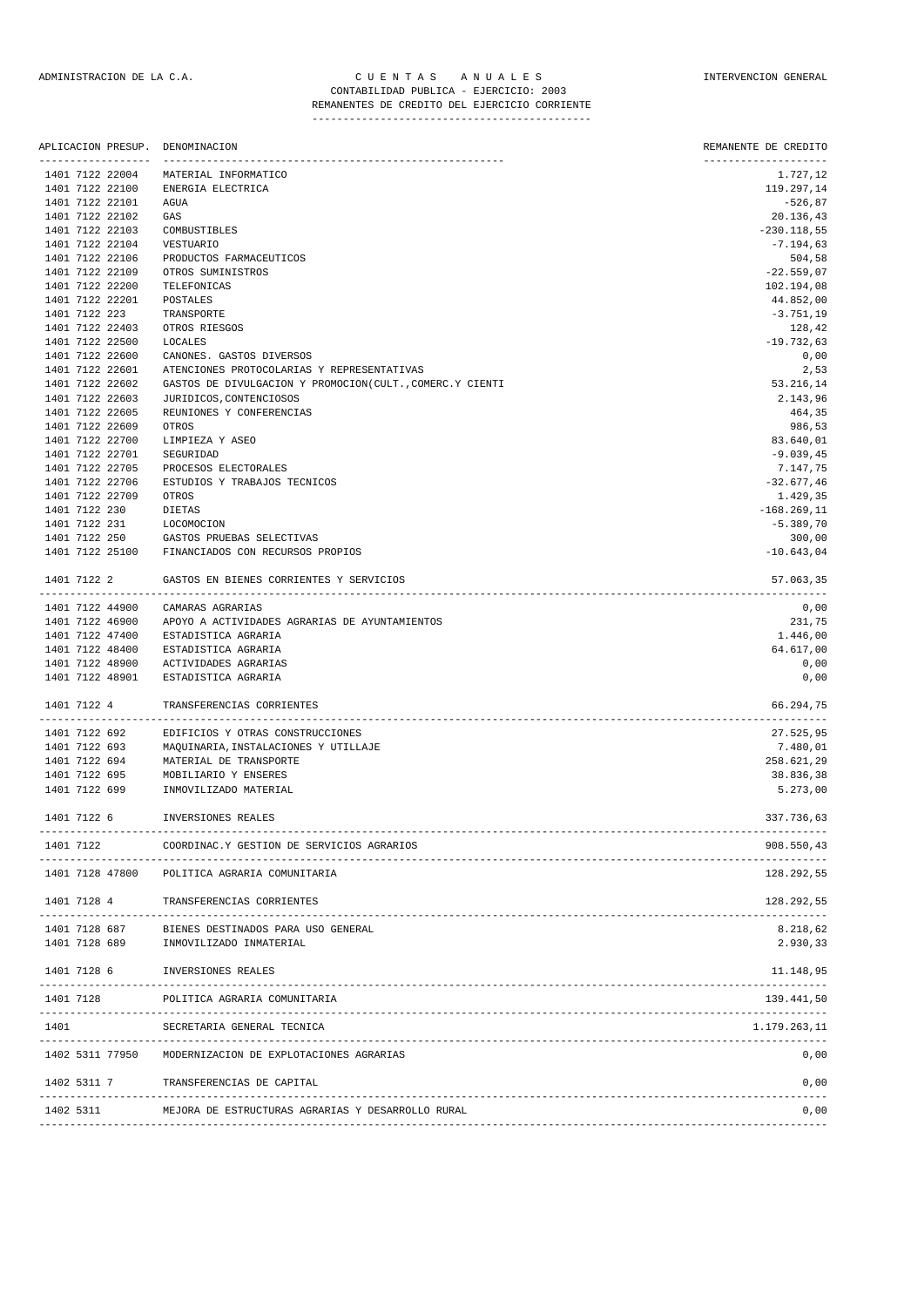ADMINISTRACION DE LA C.A. — C U E N T A S   A N U A L E S — INTERVENCION GENERAL

CONTABILIDAD PUBLICA - EJERCICIO: 2003

REMANENTES DE CREDITO DEL EJERCICIO CORRIENTE

| APLICACION PRESUP. | DENOMINACION | REMANENTE DE CREDITO |
|---|---|---|
| 1401 7122 22004 | MATERIAL INFORMATICO | 1.727,12 |
| 1401 7122 22100 | ENERGIA ELECTRICA | 119.297,14 |
| 1401 7122 22101 | AGUA | -526,87 |
| 1401 7122 22102 | GAS | 20.136,43 |
| 1401 7122 22103 | COMBUSTIBLES | -230.118,55 |
| 1401 7122 22104 | VESTUARIO | -7.194,63 |
| 1401 7122 22106 | PRODUCTOS FARMACEUTICOS | 504,58 |
| 1401 7122 22109 | OTROS SUMINISTROS | -22.559,07 |
| 1401 7122 22200 | TELEFONICAS | 102.194,08 |
| 1401 7122 22201 | POSTALES | 44.852,00 |
| 1401 7122 223 | TRANSPORTE | -3.751,19 |
| 1401 7122 22403 | OTROS RIESGOS | 128,42 |
| 1401 7122 22500 | LOCALES | -19.732,63 |
| 1401 7122 22600 | CANONES. GASTOS DIVERSOS | 0,00 |
| 1401 7122 22601 | ATENCIONES PROTOCOLARIAS Y REPRESENTATIVAS | 2,53 |
| 1401 7122 22602 | GASTOS DE DIVULGACION Y PROMOCION(CULT.,COMERC.Y CIENTI | 53.216,14 |
| 1401 7122 22603 | JURIDICOS,CONTENCIOSOS | 2.143,96 |
| 1401 7122 22605 | REUNIONES Y CONFERENCIAS | 464,35 |
| 1401 7122 22609 | OTROS | 986,53 |
| 1401 7122 22700 | LIMPIEZA Y ASEO | 83.640,01 |
| 1401 7122 22701 | SEGURIDAD | -9.039,45 |
| 1401 7122 22705 | PROCESOS ELECTORALES | 7.147,75 |
| 1401 7122 22706 | ESTUDIOS Y TRABAJOS TECNICOS | -32.677,46 |
| 1401 7122 22709 | OTROS | 1.429,35 |
| 1401 7122 230 | DIETAS | -168.269,11 |
| 1401 7122 231 | LOCOMOCION | -5.389,70 |
| 1401 7122 250 | GASTOS PRUEBAS SELECTIVAS | 300,00 |
| 1401 7122 25100 | FINANCIADOS CON RECURSOS PROPIOS | -10.643,04 |
| 1401 7122 2 | GASTOS EN BIENES CORRIENTES Y SERVICIOS | 57.063,35 |
| 1401 7122 44900 | CAMARAS AGRARIAS | 0,00 |
| 1401 7122 46900 | APOYO A ACTIVIDADES AGRARIAS DE AYUNTAMIENTOS | 231,75 |
| 1401 7122 47400 | ESTADISTICA AGRARIA | 1.446,00 |
| 1401 7122 48400 | ESTADISTICA AGRARIA | 64.617,00 |
| 1401 7122 48900 | ACTIVIDADES AGRARIAS | 0,00 |
| 1401 7122 48901 | ESTADISTICA AGRARIA | 0,00 |
| 1401 7122 4 | TRANSFERENCIAS CORRIENTES | 66.294,75 |
| 1401 7122 692 | EDIFICIOS Y OTRAS CONSTRUCCIONES | 27.525,95 |
| 1401 7122 693 | MAQUINARIA,INSTALACIONES Y UTILLAJE | 7.480,01 |
| 1401 7122 694 | MATERIAL DE TRANSPORTE | 258.621,29 |
| 1401 7122 695 | MOBILIARIO Y ENSERES | 38.836,38 |
| 1401 7122 699 | INMOVILIZADO MATERIAL | 5.273,00 |
| 1401 7122 6 | INVERSIONES REALES | 337.736,63 |
| 1401 7122 | COORDINAC.Y GESTION DE SERVICIOS AGRARIOS | 908.550,43 |
| 1401 7128 47800 | POLITICA AGRARIA COMUNITARIA | 128.292,55 |
| 1401 7128 4 | TRANSFERENCIAS CORRIENTES | 128.292,55 |
| 1401 7128 687 | BIENES DESTINADOS PARA USO GENERAL | 8.218,62 |
| 1401 7128 689 | INMOVILIZADO INMATERIAL | 2.930,33 |
| 1401 7128 6 | INVERSIONES REALES | 11.148,95 |
| 1401 7128 | POLITICA AGRARIA COMUNITARIA | 139.441,50 |
| 1401 | SECRETARIA GENERAL TECNICA | 1.179.263,11 |
| 1402 5311 77950 | MODERNIZACION DE EXPLOTACIONES AGRARIAS | 0,00 |
| 1402 5311 7 | TRANSFERENCIAS DE CAPITAL | 0,00 |
| 1402 5311 | MEJORA DE ESTRUCTURAS AGRARIAS Y DESARROLLO RURAL | 0,00 |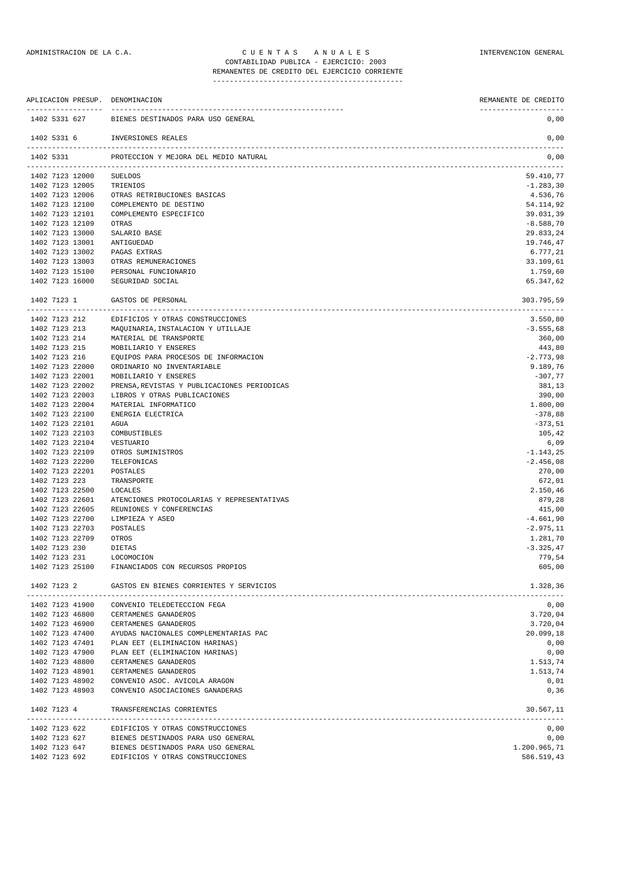ADMINISTRACION DE LA C.A. — C U E N T A S   A N U A L E S — INTERVENCION GENERAL

CONTABILIDAD PUBLICA - EJERCICIO: 2003

REMANENTES DE CREDITO DEL EJERCICIO CORRIENTE

| APLICACION PRESUP. | DENOMINACION | REMANENTE DE CREDITO |
|---|---|---|
| 1402 5331 627 | BIENES DESTINADOS PARA USO GENERAL | 0,00 |
| 1402 5331 6 | INVERSIONES REALES | 0,00 |
| 1402 5331 | PROTECCION Y MEJORA DEL MEDIO NATURAL | 0,00 |
| 1402 7123 12000 | SUELDOS | 59.410,77 |
| 1402 7123 12005 | TRIENIOS | -1.283,30 |
| 1402 7123 12006 | OTRAS RETRIBUCIONES BASICAS | 4.536,76 |
| 1402 7123 12100 | COMPLEMENTO DE DESTINO | 54.114,92 |
| 1402 7123 12101 | COMPLEMENTO ESPECIFICO | 39.031,39 |
| 1402 7123 12109 | OTRAS | -8.588,70 |
| 1402 7123 13000 | SALARIO BASE | 29.833,24 |
| 1402 7123 13001 | ANTIGUEDAD | 19.746,47 |
| 1402 7123 13002 | PAGAS EXTRAS | 6.777,21 |
| 1402 7123 13003 | OTRAS REMUNERACIONES | 33.109,61 |
| 1402 7123 15100 | PERSONAL FUNCIONARIO | 1.759,60 |
| 1402 7123 16000 | SEGURIDAD SOCIAL | 65.347,62 |
| 1402 7123 1 | GASTOS DE PERSONAL | 303.795,59 |
| 1402 7123 212 | EDIFICIOS Y OTRAS CONSTRUCCIONES | 3.550,80 |
| 1402 7123 213 | MAQUINARIA,INSTALACION Y UTILLAJE | -3.555,68 |
| 1402 7123 214 | MATERIAL DE TRANSPORTE | 360,00 |
| 1402 7123 215 | MOBILIARIO Y ENSERES | 443,80 |
| 1402 7123 216 | EQUIPOS PARA PROCESOS DE INFORMACION | -2.773,98 |
| 1402 7123 22000 | ORDINARIO NO INVENTARIABLE | 9.189,76 |
| 1402 7123 22001 | MOBILIARIO Y ENSERES | -307,77 |
| 1402 7123 22002 | PRENSA,REVISTAS Y PUBLICACIONES PERIODICAS | 381,13 |
| 1402 7123 22003 | LIBROS Y OTRAS PUBLICACIONES | 390,00 |
| 1402 7123 22004 | MATERIAL INFORMATICO | 1.800,00 |
| 1402 7123 22100 | ENERGIA ELECTRICA | -378,88 |
| 1402 7123 22101 | AGUA | -373,51 |
| 1402 7123 22103 | COMBUSTIBLES | 105,42 |
| 1402 7123 22104 | VESTUARIO | 6,09 |
| 1402 7123 22109 | OTROS SUMINISTROS | -1.143,25 |
| 1402 7123 22200 | TELEFONICAS | -2.456,08 |
| 1402 7123 22201 | POSTALES | 270,00 |
| 1402 7123 223 | TRANSPORTE | 672,01 |
| 1402 7123 22500 | LOCALES | 2.150,46 |
| 1402 7123 22601 | ATENCIONES PROTOCOLARIAS Y REPRESENTATIVAS | 879,28 |
| 1402 7123 22605 | REUNIONES Y CONFERENCIAS | 415,00 |
| 1402 7123 22700 | LIMPIEZA Y ASEO | -4.661,90 |
| 1402 7123 22703 | POSTALES | -2.975,11 |
| 1402 7123 22709 | OTROS | 1.281,70 |
| 1402 7123 230 | DIETAS | -3.325,47 |
| 1402 7123 231 | LOCOMOCION | 779,54 |
| 1402 7123 25100 | FINANCIADOS CON RECURSOS PROPIOS | 605,00 |
| 1402 7123 2 | GASTOS EN BIENES CORRIENTES Y SERVICIOS | 1.328,36 |
| 1402 7123 41900 | CONVENIO TELEDETECCION FEGA | 0,00 |
| 1402 7123 46800 | CERTAMENES GANADEROS | 3.720,04 |
| 1402 7123 46900 | CERTAMENES GANADEROS | 3.720,04 |
| 1402 7123 47400 | AYUDAS NACIONALES COMPLEMENTARIAS PAC | 20.099,18 |
| 1402 7123 47401 | PLAN EET (ELIMINACION HARINAS) | 0,00 |
| 1402 7123 47900 | PLAN EET (ELIMINACION HARINAS) | 0,00 |
| 1402 7123 48800 | CERTAMENES GANADEROS | 1.513,74 |
| 1402 7123 48901 | CERTAMENES GANADEROS | 1.513,74 |
| 1402 7123 48902 | CONVENIO ASOC. AVICOLA ARAGON | 0,01 |
| 1402 7123 48903 | CONVENIO ASOCIACIONES GANADERAS | 0,36 |
| 1402 7123 4 | TRANSFERENCIAS CORRIENTES | 30.567,11 |
| 1402 7123 622 | EDIFICIOS Y OTRAS CONSTRUCCIONES | 0,00 |
| 1402 7123 627 | BIENES DESTINADOS PARA USO GENERAL | 0,00 |
| 1402 7123 647 | BIENES DESTINADOS PARA USO GENERAL | 1.200.965,71 |
| 1402 7123 692 | EDIFICIOS Y OTRAS CONSTRUCCIONES | 586.519,43 |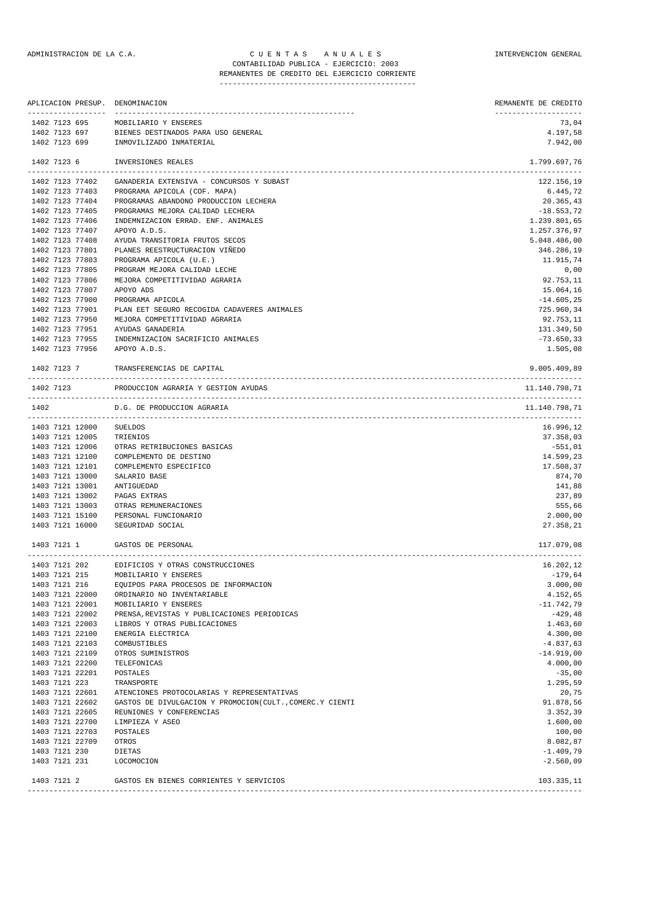ADMINISTRACION DE LA C.A. — C U E N T A S   A N U A L E S — INTERVENCION GENERAL

CONTABILIDAD PUBLICA - EJERCICIO: 2003

REMANENTES DE CREDITO DEL EJERCICIO CORRIENTE

| APLICACION PRESUP. | DENOMINACION | REMANENTE DE CREDITO |
|---|---|---|
| 1402 7123 695 | MOBILIARIO Y ENSERES | 73,04 |
| 1402 7123 697 | BIENES DESTINADOS PARA USO GENERAL | 4.197,58 |
| 1402 7123 699 | INMOVILIZADO INMATERIAL | 7.942,00 |
| 1402 7123 6 | INVERSIONES REALES | 1.799.697,76 |
| 1402 7123 77402 | GANADERIA EXTENSIVA - CONCURSOS Y SUBAST | 122.156,19 |
| 1402 7123 77403 | PROGRAMA APICOLA (COF. MAPA) | 6.445,72 |
| 1402 7123 77404 | PROGRAMAS ABANDONO PRODUCCION LECHERA | 20.365,43 |
| 1402 7123 77405 | PROGRAMAS MEJORA CALIDAD LECHERA | -18.553,72 |
| 1402 7123 77406 | INDEMNIZACION ERRAD. ENF. ANIMALES | 1.239.801,65 |
| 1402 7123 77407 | APOYO A.D.S. | 1.257.376,97 |
| 1402 7123 77408 | AYUDA TRANSITORIA FRUTOS SECOS | 5.048.486,00 |
| 1402 7123 77801 | PLANES REESTRUCTURACION VIÑEDO | 346.286,19 |
| 1402 7123 77803 | PROGRAMA APICOLA (U.E.) | 11.915,74 |
| 1402 7123 77805 | PROGRAM MEJORA CALIDAD LECHE | 0,00 |
| 1402 7123 77806 | MEJORA COMPETITIVIDAD AGRARIA | 92.753,11 |
| 1402 7123 77807 | APOYO ADS | 15.064,16 |
| 1402 7123 77900 | PROGRAMA APICOLA | -14.605,25 |
| 1402 7123 77901 | PLAN EET SEGURO RECOGIDA CADAVERES ANIMALES | 725.960,34 |
| 1402 7123 77950 | MEJORA COMPETITIVIDAD AGRARIA | 92.753,11 |
| 1402 7123 77951 | AYUDAS GANADERIA | 131.349,50 |
| 1402 7123 77955 | INDEMNIZACION SACRIFICIO ANIMALES | -73.650,33 |
| 1402 7123 77956 | APOYO A.D.S. | 1.505,08 |
| 1402 7123 7 | TRANSFERENCIAS DE CAPITAL | 9.005.409,89 |
| 1402 7123 | PRODUCCION AGRARIA Y GESTION AYUDAS | 11.140.798,71 |
| 1402 | D.G. DE PRODUCCION AGRARIA | 11.140.798,71 |
| 1403 7121 12000 | SUELDOS | 16.996,12 |
| 1403 7121 12005 | TRIENIOS | 37.358,03 |
| 1403 7121 12006 | OTRAS RETRIBUCIONES BASICAS | -551,01 |
| 1403 7121 12100 | COMPLEMENTO DE DESTINO | 14.599,23 |
| 1403 7121 12101 | COMPLEMENTO ESPECIFICO | 17.508,37 |
| 1403 7121 13000 | SALARIO BASE | 874,70 |
| 1403 7121 13001 | ANTIGUEDAD | 141,88 |
| 1403 7121 13002 | PAGAS EXTRAS | 237,89 |
| 1403 7121 13003 | OTRAS REMUNERACIONES | 555,66 |
| 1403 7121 15100 | PERSONAL FUNCIONARIO | 2.000,00 |
| 1403 7121 16000 | SEGURIDAD SOCIAL | 27.358,21 |
| 1403 7121 1 | GASTOS DE PERSONAL | 117.079,08 |
| 1403 7121 202 | EDIFICIOS Y OTRAS CONSTRUCCIONES | 16.202,12 |
| 1403 7121 215 | MOBILIARIO Y ENSERES | -179,64 |
| 1403 7121 216 | EQUIPOS PARA PROCESOS DE INFORMACION | 3.000,00 |
| 1403 7121 22000 | ORDINARIO NO INVENTARIABLE | 4.152,65 |
| 1403 7121 22001 | MOBILIARIO Y ENSERES | -11.742,79 |
| 1403 7121 22002 | PRENSA,REVISTAS Y PUBLICACIONES PERIODICAS | -429,48 |
| 1403 7121 22003 | LIBROS Y OTRAS PUBLICACIONES | 1.463,60 |
| 1403 7121 22100 | ENERGIA ELECTRICA | 4.300,00 |
| 1403 7121 22103 | COMBUSTIBLES | -4.837,63 |
| 1403 7121 22109 | OTROS SUMINISTROS | -14.919,00 |
| 1403 7121 22200 | TELEFONICAS | 4.000,00 |
| 1403 7121 22201 | POSTALES | -35,00 |
| 1403 7121 223 | TRANSPORTE | 1.295,59 |
| 1403 7121 22601 | ATENCIONES PROTOCOLARIAS Y REPRESENTATIVAS | 20,75 |
| 1403 7121 22602 | GASTOS DE DIVULGACION Y PROMOCION(CULT.,COMERC.Y CIENTI | 91.878,56 |
| 1403 7121 22605 | REUNIONES Y CONFERENCIAS | 3.352,39 |
| 1403 7121 22700 | LIMPIEZA Y ASEO | 1.600,00 |
| 1403 7121 22703 | POSTALES | 100,00 |
| 1403 7121 22709 | OTROS | 8.082,87 |
| 1403 7121 230 | DIETAS | -1.409,79 |
| 1403 7121 231 | LOCOMOCION | -2.560,09 |
| 1403 7121 2 | GASTOS EN BIENES CORRIENTES Y SERVICIOS | 103.335,11 |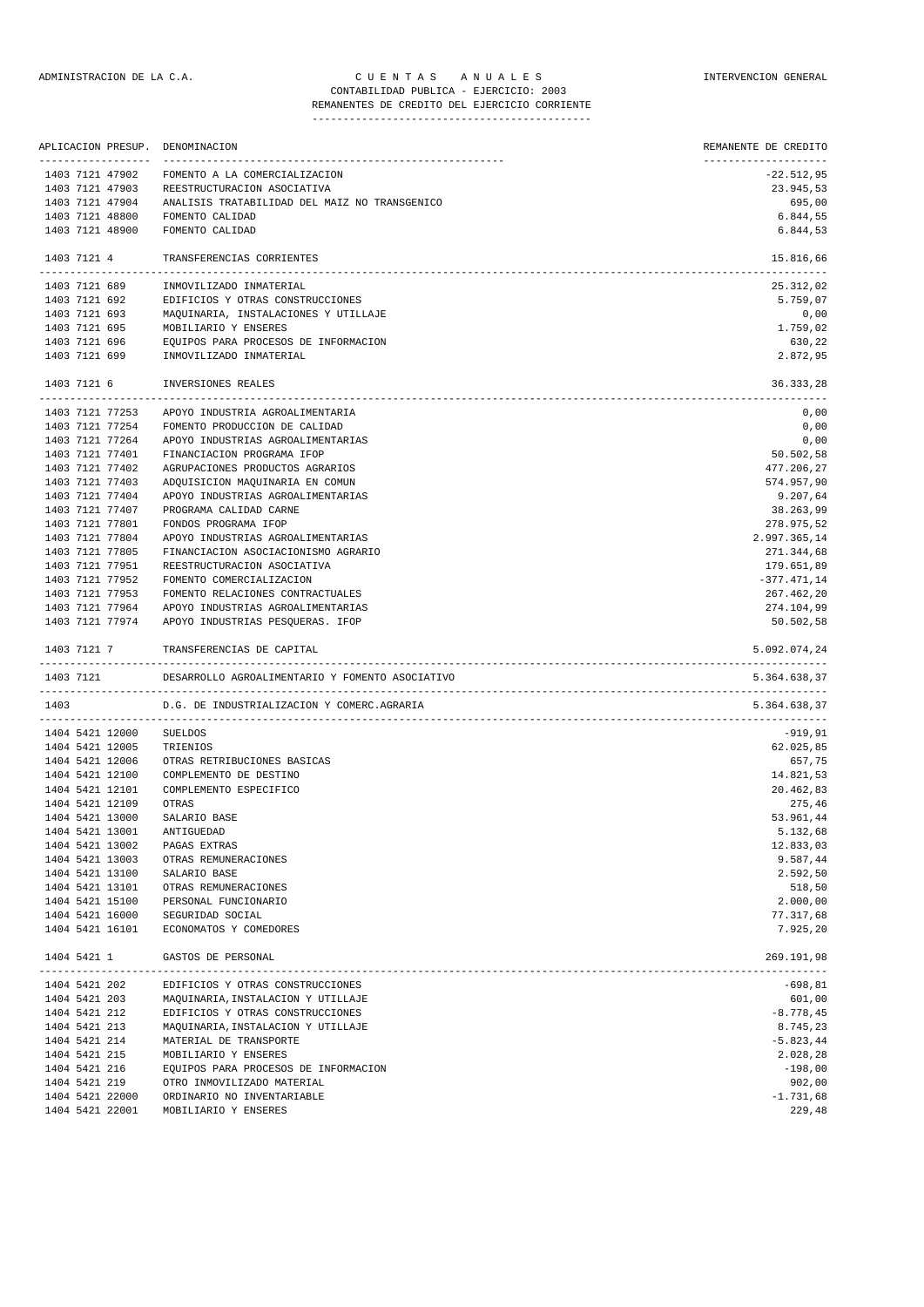ADMINISTRACION DE LA C.A. — C U E N T A S   A N U A L E S — INTERVENCION GENERAL

CONTABILIDAD PUBLICA - EJERCICIO: 2003

REMANENTES DE CREDITO DEL EJERCICIO CORRIENTE

| APLICACION PRESUP. | DENOMINACION | REMANENTE DE CREDITO |
|---|---|---|
| 1403 7121 47902 | FOMENTO A LA COMERCIALIZACION | -22.512,95 |
| 1403 7121 47903 | REESTRUCTURACION ASOCIATIVA | 23.945,53 |
| 1403 7121 47904 | ANALISIS TRATABILIDAD DEL MAIZ NO TRANSGENICO | 695,00 |
| 1403 7121 48800 | FOMENTO CALIDAD | 6.844,55 |
| 1403 7121 48900 | FOMENTO CALIDAD | 6.844,53 |
| 1403 7121 4 | TRANSFERENCIAS CORRIENTES | 15.816,66 |
| 1403 7121 689 | INMOVILIZADO INMATERIAL | 25.312,02 |
| 1403 7121 692 | EDIFICIOS Y OTRAS CONSTRUCCIONES | 5.759,07 |
| 1403 7121 693 | MAQUINARIA, INSTALACIONES Y UTILLAJE | 0,00 |
| 1403 7121 695 | MOBILIARIO Y ENSERES | 1.759,02 |
| 1403 7121 696 | EQUIPOS PARA PROCESOS DE INFORMACION | 630,22 |
| 1403 7121 699 | INMOVILIZADO INMATERIAL | 2.872,95 |
| 1403 7121 6 | INVERSIONES REALES | 36.333,28 |
| 1403 7121 77253 | APOYO INDUSTRIA AGROALIMENTARIA | 0,00 |
| 1403 7121 77254 | FOMENTO PRODUCCION DE CALIDAD | 0,00 |
| 1403 7121 77264 | APOYO INDUSTRIAS AGROALIMENTARIAS | 0,00 |
| 1403 7121 77401 | FINANCIACION PROGRAMA IFOP | 50.502,58 |
| 1403 7121 77402 | AGRUPACIONES PRODUCTOS AGRARIOS | 477.206,27 |
| 1403 7121 77403 | ADQUISICION MAQUINARIA EN COMUN | 574.957,90 |
| 1403 7121 77404 | APOYO INDUSTRIAS AGROALIMENTARIAS | 9.207,64 |
| 1403 7121 77407 | PROGRAMA CALIDAD CARNE | 38.263,99 |
| 1403 7121 77801 | FONDOS PROGRAMA IFOP | 278.975,52 |
| 1403 7121 77804 | APOYO INDUSTRIAS AGROALIMENTARIAS | 2.997.365,14 |
| 1403 7121 77805 | FINANCIACION ASOCIACIONISMO AGRARIO | 271.344,68 |
| 1403 7121 77951 | REESTRUCTURACION ASOCIATIVA | 179.651,89 |
| 1403 7121 77952 | FOMENTO COMERCIALIZACION | -377.471,14 |
| 1403 7121 77953 | FOMENTO RELACIONES CONTRACTUALES | 267.462,20 |
| 1403 7121 77964 | APOYO INDUSTRIAS AGROALIMENTARIAS | 274.104,99 |
| 1403 7121 77974 | APOYO INDUSTRIAS PESQUERAS. IFOP | 50.502,58 |
| 1403 7121 7 | TRANSFERENCIAS DE CAPITAL | 5.092.074,24 |
| 1403 7121 | DESARROLLO AGROALIMENTARIO Y FOMENTO ASOCIATIVO | 5.364.638,37 |
| 1403 | D.G. DE INDUSTRIALIZACION Y COMERC.AGRARIA | 5.364.638,37 |
| 1404 5421 12000 | SUELDOS | -919,91 |
| 1404 5421 12005 | TRIENIOS | 62.025,85 |
| 1404 5421 12006 | OTRAS RETRIBUCIONES BASICAS | 657,75 |
| 1404 5421 12100 | COMPLEMENTO DE DESTINO | 14.821,53 |
| 1404 5421 12101 | COMPLEMENTO ESPECIFICO | 20.462,83 |
| 1404 5421 12109 | OTRAS | 275,46 |
| 1404 5421 13000 | SALARIO BASE | 53.961,44 |
| 1404 5421 13001 | ANTIGUEDAD | 5.132,68 |
| 1404 5421 13002 | PAGAS EXTRAS | 12.833,03 |
| 1404 5421 13003 | OTRAS REMUNERACIONES | 9.587,44 |
| 1404 5421 13100 | SALARIO BASE | 2.592,50 |
| 1404 5421 13101 | OTRAS REMUNERACIONES | 518,50 |
| 1404 5421 15100 | PERSONAL FUNCIONARIO | 2.000,00 |
| 1404 5421 16000 | SEGURIDAD SOCIAL | 77.317,68 |
| 1404 5421 16101 | ECONOMATOS Y COMEDORES | 7.925,20 |
| 1404 5421 1 | GASTOS DE PERSONAL | 269.191,98 |
| 1404 5421 202 | EDIFICIOS Y OTRAS CONSTRUCCIONES | -698,81 |
| 1404 5421 203 | MAQUINARIA,INSTALACION Y UTILLAJE | 601,00 |
| 1404 5421 212 | EDIFICIOS Y OTRAS CONSTRUCCIONES | -8.778,45 |
| 1404 5421 213 | MAQUINARIA,INSTALACION Y UTILLAJE | 8.745,23 |
| 1404 5421 214 | MATERIAL DE TRANSPORTE | -5.823,44 |
| 1404 5421 215 | MOBILIARIO Y ENSERES | 2.028,28 |
| 1404 5421 216 | EQUIPOS PARA PROCESOS DE INFORMACION | -198,00 |
| 1404 5421 219 | OTRO INMOVILIZADO MATERIAL | 902,00 |
| 1404 5421 22000 | ORDINARIO NO INVENTARIABLE | -1.731,68 |
| 1404 5421 22001 | MOBILIARIO Y ENSERES | 229,48 |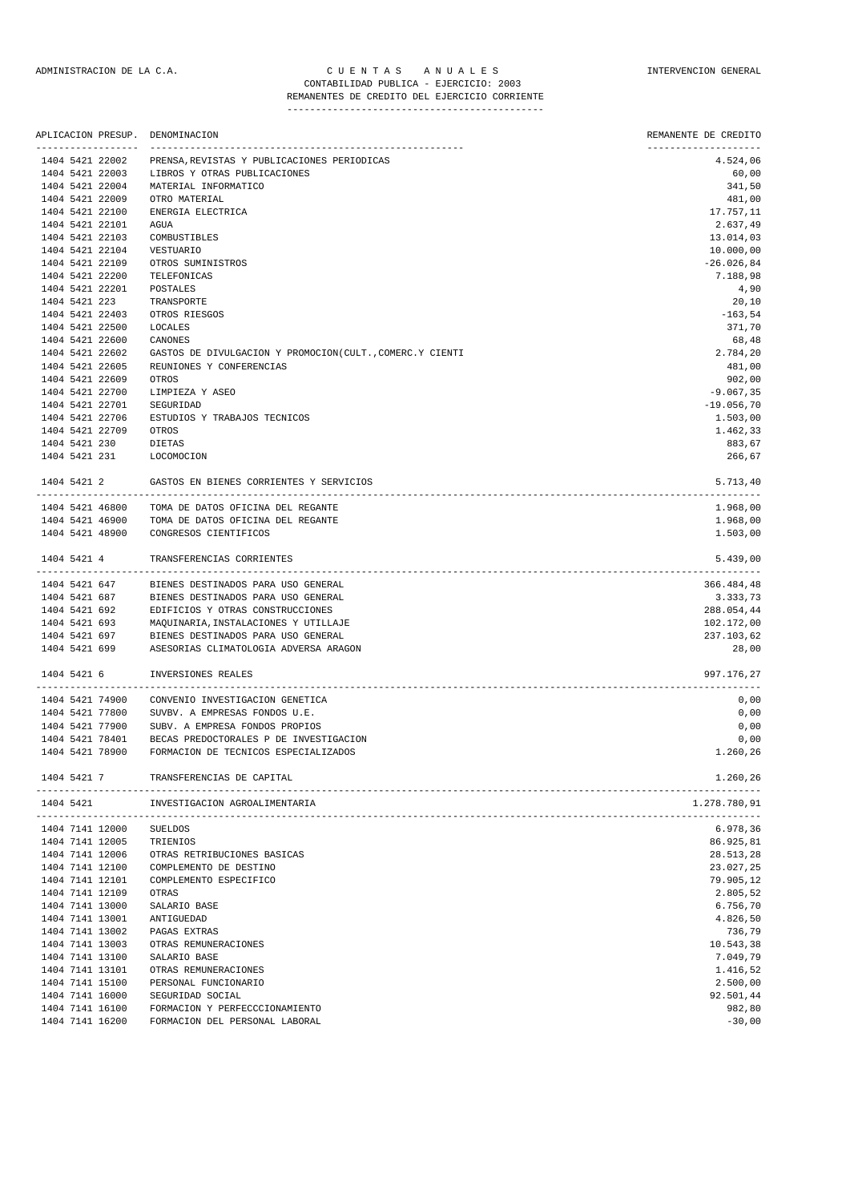ADMINISTRACION DE LA C.A. — C U E N T A S   A N U A L E S — INTERVENCION GENERAL

CONTABILIDAD PUBLICA - EJERCICIO: 2003

REMANENTES DE CREDITO DEL EJERCICIO CORRIENTE

| APLICACION PRESUP. | DENOMINACION | REMANENTE DE CREDITO |
|---|---|---|
| 1404 5421 22002 | PRENSA,REVISTAS Y PUBLICACIONES PERIODICAS | 4.524,06 |
| 1404 5421 22003 | LIBROS Y OTRAS PUBLICACIONES | 60,00 |
| 1404 5421 22004 | MATERIAL INFORMATICO | 341,50 |
| 1404 5421 22009 | OTRO MATERIAL | 481,00 |
| 1404 5421 22100 | ENERGIA ELECTRICA | 17.757,11 |
| 1404 5421 22101 | AGUA | 2.637,49 |
| 1404 5421 22103 | COMBUSTIBLES | 13.014,03 |
| 1404 5421 22104 | VESTUARIO | 10.000,00 |
| 1404 5421 22109 | OTROS SUMINISTROS | -26.026,84 |
| 1404 5421 22200 | TELEFONICAS | 7.188,98 |
| 1404 5421 22201 | POSTALES | 4,90 |
| 1404 5421 223 | TRANSPORTE | 20,10 |
| 1404 5421 22403 | OTROS RIESGOS | -163,54 |
| 1404 5421 22500 | LOCALES | 371,70 |
| 1404 5421 22600 | CANONES | 68,48 |
| 1404 5421 22602 | GASTOS DE DIVULGACION Y PROMOCION(CULT.,COMERC.Y CIENTI | 2.784,20 |
| 1404 5421 22605 | REUNIONES Y CONFERENCIAS | 481,00 |
| 1404 5421 22609 | OTROS | 902,00 |
| 1404 5421 22700 | LIMPIEZA Y ASEO | -9.067,35 |
| 1404 5421 22701 | SEGURIDAD | -19.056,70 |
| 1404 5421 22706 | ESTUDIOS Y TRABAJOS TECNICOS | 1.503,00 |
| 1404 5421 22709 | OTROS | 1.462,33 |
| 1404 5421 230 | DIETAS | 883,67 |
| 1404 5421 231 | LOCOMOCION | 266,67 |
| 1404 5421 2 | GASTOS EN BIENES CORRIENTES Y SERVICIOS | 5.713,40 |
| 1404 5421 46800 | TOMA DE DATOS OFICINA DEL REGANTE | 1.968,00 |
| 1404 5421 46900 | TOMA DE DATOS OFICINA DEL REGANTE | 1.968,00 |
| 1404 5421 48900 | CONGRESOS CIENTIFICOS | 1.503,00 |
| 1404 5421 4 | TRANSFERENCIAS CORRIENTES | 5.439,00 |
| 1404 5421 647 | BIENES DESTINADOS PARA USO GENERAL | 366.484,48 |
| 1404 5421 687 | BIENES DESTINADOS PARA USO GENERAL | 3.333,73 |
| 1404 5421 692 | EDIFICIOS Y OTRAS CONSTRUCCIONES | 288.054,44 |
| 1404 5421 693 | MAQUINARIA,INSTALACIONES Y UTILLAJE | 102.172,00 |
| 1404 5421 697 | BIENES DESTINADOS PARA USO GENERAL | 237.103,62 |
| 1404 5421 699 | ASESORIAS CLIMATOLOGIA ADVERSA ARAGON | 28,00 |
| 1404 5421 6 | INVERSIONES REALES | 997.176,27 |
| 1404 5421 74900 | CONVENIO INVESTIGACION GENETICA | 0,00 |
| 1404 5421 77800 | SUVBV. A EMPRESAS FONDOS U.E. | 0,00 |
| 1404 5421 77900 | SUBV. A EMPRESA FONDOS PROPIOS | 0,00 |
| 1404 5421 78401 | BECAS PREDOCTORALES P DE INVESTIGACION | 0,00 |
| 1404 5421 78900 | FORMACION DE TECNICOS ESPECIALIZADOS | 1.260,26 |
| 1404 5421 7 | TRANSFERENCIAS DE CAPITAL | 1.260,26 |
| 1404 5421 | INVESTIGACION AGROALIMENTARIA | 1.278.780,91 |
| 1404 7141 12000 | SUELDOS | 6.978,36 |
| 1404 7141 12005 | TRIENIOS | 86.925,81 |
| 1404 7141 12006 | OTRAS RETRIBUCIONES BASICAS | 28.513,28 |
| 1404 7141 12100 | COMPLEMENTO DE DESTINO | 23.027,25 |
| 1404 7141 12101 | COMPLEMENTO ESPECIFICO | 79.905,12 |
| 1404 7141 12109 | OTRAS | 2.805,52 |
| 1404 7141 13000 | SALARIO BASE | 6.756,70 |
| 1404 7141 13001 | ANTIGUEDAD | 4.826,50 |
| 1404 7141 13002 | PAGAS EXTRAS | 736,79 |
| 1404 7141 13003 | OTRAS REMUNERACIONES | 10.543,38 |
| 1404 7141 13100 | SALARIO BASE | 7.049,79 |
| 1404 7141 13101 | OTRAS REMUNERACIONES | 1.416,52 |
| 1404 7141 15100 | PERSONAL FUNCIONARIO | 2.500,00 |
| 1404 7141 16000 | SEGURIDAD SOCIAL | 92.501,44 |
| 1404 7141 16100 | FORMACION Y PERFECCCIONAMIENTO | 982,80 |
| 1404 7141 16200 | FORMACION DEL PERSONAL LABORAL | -30,00 |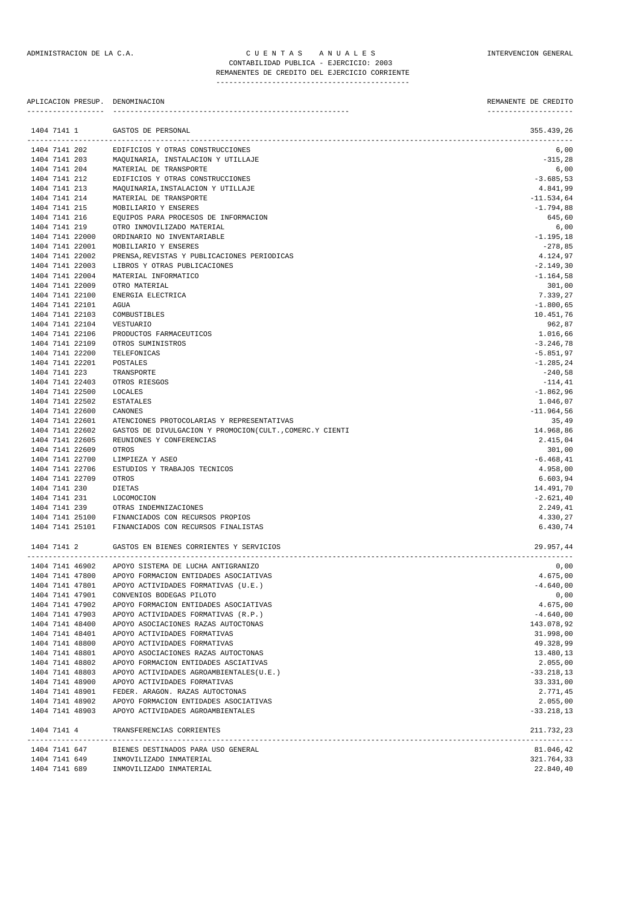ADMINISTRACION DE LA C.A. — C U E N T A S   A N U A L E S — INTERVENCION GENERAL

CONTABILIDAD PUBLICA - EJERCICIO: 2003

REMANENTES DE CREDITO DEL EJERCICIO CORRIENTE

| APLICACION PRESUP. | DENOMINACION | REMANENTE DE CREDITO |
|---|---|---|
| 1404 7141 1 | GASTOS DE PERSONAL | 355.439,26 |
| 1404 7141 202 | EDIFICIOS Y OTRAS CONSTRUCCIONES | 6,00 |
| 1404 7141 203 | MAQUINARIA, INSTALACION Y UTILLAJE | -315,28 |
| 1404 7141 204 | MATERIAL DE TRANSPORTE | 6,00 |
| 1404 7141 212 | EDIFICIOS Y OTRAS CONSTRUCCIONES | -3.685,53 |
| 1404 7141 213 | MAQUINARIA,INSTALACION Y UTILLAJE | 4.841,99 |
| 1404 7141 214 | MATERIAL DE TRANSPORTE | -11.534,64 |
| 1404 7141 215 | MOBILIARIO Y ENSERES | -1.794,88 |
| 1404 7141 216 | EQUIPOS PARA PROCESOS DE INFORMACION | 645,60 |
| 1404 7141 219 | OTRO INMOVILIZADO MATERIAL | 6,00 |
| 1404 7141 22000 | ORDINARIO NO INVENTARIABLE | -1.195,18 |
| 1404 7141 22001 | MOBILIARIO Y ENSERES | -278,85 |
| 1404 7141 22002 | PRENSA,REVISTAS Y PUBLICACIONES PERIODICAS | 4.124,97 |
| 1404 7141 22003 | LIBROS Y OTRAS PUBLICACIONES | -2.149,30 |
| 1404 7141 22004 | MATERIAL INFORMATICO | -1.164,58 |
| 1404 7141 22009 | OTRO MATERIAL | 301,00 |
| 1404 7141 22100 | ENERGIA ELECTRICA | 7.339,27 |
| 1404 7141 22101 | AGUA | -1.800,65 |
| 1404 7141 22103 | COMBUSTIBLES | 10.451,76 |
| 1404 7141 22104 | VESTUARIO | 962,87 |
| 1404 7141 22106 | PRODUCTOS FARMACEUTICOS | 1.016,66 |
| 1404 7141 22109 | OTROS SUMINISTROS | -3.246,78 |
| 1404 7141 22200 | TELEFONICAS | -5.851,97 |
| 1404 7141 22201 | POSTALES | -1.285,24 |
| 1404 7141 223 | TRANSPORTE | -240,58 |
| 1404 7141 22403 | OTROS RIESGOS | -114,41 |
| 1404 7141 22500 | LOCALES | -1.862,96 |
| 1404 7141 22502 | ESTATALES | 1.046,07 |
| 1404 7141 22600 | CANONES | -11.964,56 |
| 1404 7141 22601 | ATENCIONES PROTOCOLARIAS Y REPRESENTATIVAS | 35,49 |
| 1404 7141 22602 | GASTOS DE DIVULGACION Y PROMOCION(CULT.,COMERC.Y CIENTI | 14.968,86 |
| 1404 7141 22605 | REUNIONES Y CONFERENCIAS | 2.415,04 |
| 1404 7141 22609 | OTROS | 301,00 |
| 1404 7141 22700 | LIMPIEZA Y ASEO | -6.468,41 |
| 1404 7141 22706 | ESTUDIOS Y TRABAJOS TECNICOS | 4.958,00 |
| 1404 7141 22709 | OTROS | 6.603,94 |
| 1404 7141 230 | DIETAS | 14.491,70 |
| 1404 7141 231 | LOCOMOCION | -2.621,40 |
| 1404 7141 239 | OTRAS INDEMNIZACIONES | 2.249,41 |
| 1404 7141 25100 | FINANCIADOS CON RECURSOS PROPIOS | 4.330,27 |
| 1404 7141 25101 | FINANCIADOS CON RECURSOS FINALISTAS | 6.430,74 |
| 1404 7141 2 | GASTOS EN BIENES CORRIENTES Y SERVICIOS | 29.957,44 |
| 1404 7141 46902 | APOYO SISTEMA DE LUCHA ANTIGRANIZO | 0,00 |
| 1404 7141 47800 | APOYO FORMACION ENTIDADES ASOCIATIVAS | 4.675,00 |
| 1404 7141 47801 | APOYO ACTIVIDADES FORMATIVAS (U.E.) | -4.640,00 |
| 1404 7141 47901 | CONVENIOS BODEGAS PILOTO | 0,00 |
| 1404 7141 47902 | APOYO FORMACION ENTIDADES ASOCIATIVAS | 4.675,00 |
| 1404 7141 47903 | APOYO ACTIVIDADES FORMATIVAS (R.P.) | -4.640,00 |
| 1404 7141 48400 | APOYO ASOCIACIONES RAZAS AUTOCTONAS | 143.078,92 |
| 1404 7141 48401 | APOYO ACTIVIDADES FORMATIVAS | 31.998,00 |
| 1404 7141 48800 | APOYO ACTIVIDADES FORMATIVAS | 49.328,99 |
| 1404 7141 48801 | APOYO ASOCIACIONES RAZAS AUTOCTONAS | 13.480,13 |
| 1404 7141 48802 | APOYO FORMACION ENTIDADES ASCIATIVAS | 2.055,00 |
| 1404 7141 48803 | APOYO ACTIVIDADES AGROAMBIENTALES(U.E.) | -33.218,13 |
| 1404 7141 48900 | APOYO ACTIVIDADES FORMATIVAS | 33.331,00 |
| 1404 7141 48901 | FEDER. ARAGON. RAZAS AUTOCTONAS | 2.771,45 |
| 1404 7141 48902 | APOYO FORMACION ENTIDADES ASOCIATIVAS | 2.055,00 |
| 1404 7141 48903 | APOYO ACTIVIDADES AGROAMBIENTALES | -33.218,13 |
| 1404 7141 4 | TRANSFERENCIAS CORRIENTES | 211.732,23 |
| 1404 7141 647 | BIENES DESTINADOS PARA USO GENERAL | 81.046,42 |
| 1404 7141 649 | INMOVILIZADO INMATERIAL | 321.764,33 |
| 1404 7141 689 | INMOVILIZADO INMATERIAL | 22.840,40 |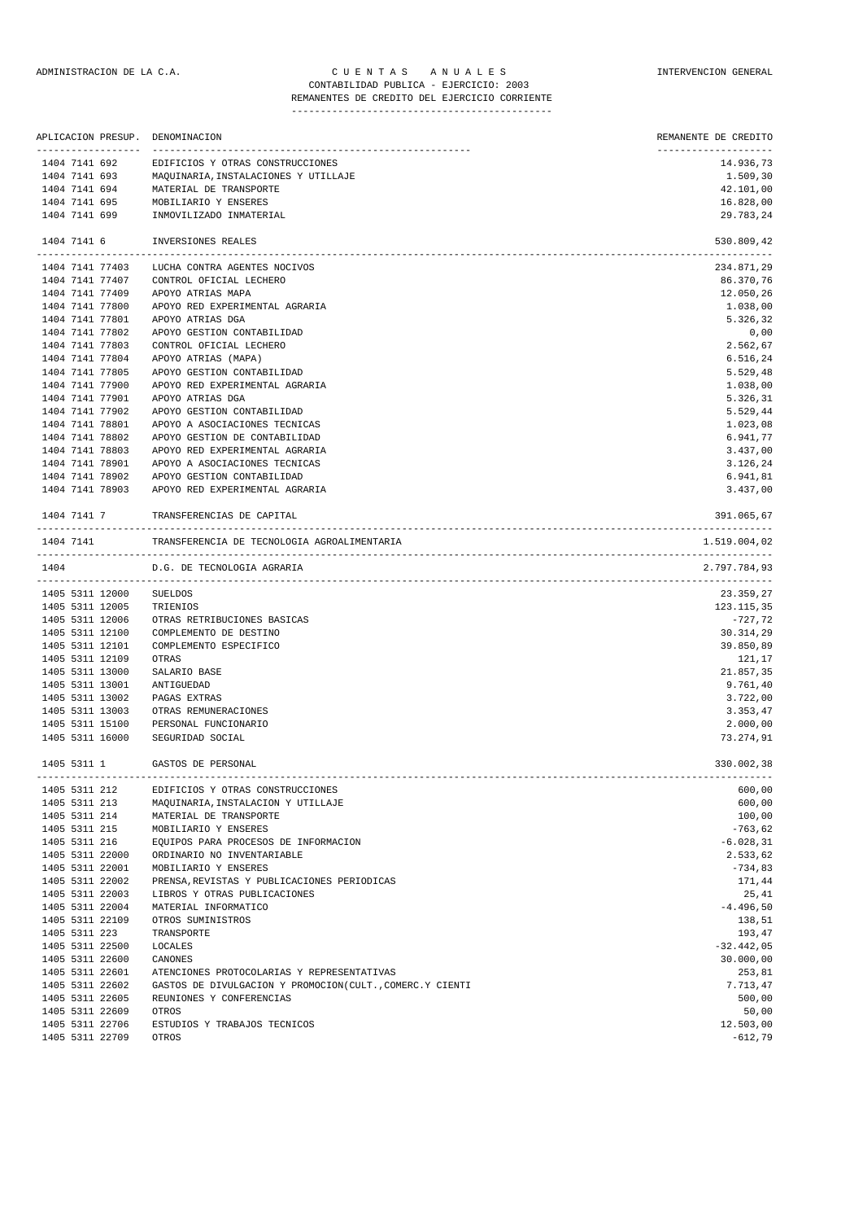ADMINISTRACION DE LA C.A. — CUENTAS ANUALES — INTERVENCION GENERAL

CONTABILIDAD PUBLICA - EJERCICIO: 2003

REMANENTES DE CREDITO DEL EJERCICIO CORRIENTE

| APLICACION PRESUP. | DENOMINACION | REMANENTE DE CREDITO |
|---|---|---|
| 1404 7141 692 | EDIFICIOS Y OTRAS CONSTRUCCIONES | 14.936,73 |
| 1404 7141 693 | MAQUINARIA,INSTALACIONES Y UTILLAJE | 1.509,30 |
| 1404 7141 694 | MATERIAL DE TRANSPORTE | 42.101,00 |
| 1404 7141 695 | MOBILIARIO Y ENSERES | 16.828,00 |
| 1404 7141 699 | INMOVILIZADO INMATERIAL | 29.783,24 |
| 1404 7141 6 | INVERSIONES REALES | 530.809,42 |
| 1404 7141 77403 | LUCHA CONTRA AGENTES NOCIVOS | 234.871,29 |
| 1404 7141 77407 | CONTROL OFICIAL LECHERO | 86.370,76 |
| 1404 7141 77409 | APOYO ATRIAS MAPA | 12.050,26 |
| 1404 7141 77800 | APOYO RED EXPERIMENTAL AGRARIA | 1.038,00 |
| 1404 7141 77801 | APOYO ATRIAS DGA | 5.326,32 |
| 1404 7141 77802 | APOYO GESTION CONTABILIDAD | 0,00 |
| 1404 7141 77803 | CONTROL OFICIAL LECHERO | 2.562,67 |
| 1404 7141 77804 | APOYO ATRIAS (MAPA) | 6.516,24 |
| 1404 7141 77805 | APOYO GESTION CONTABILIDAD | 5.529,48 |
| 1404 7141 77900 | APOYO RED EXPERIMENTAL AGRARIA | 1.038,00 |
| 1404 7141 77901 | APOYO ATRIAS DGA | 5.326,31 |
| 1404 7141 77902 | APOYO GESTION CONTABILIDAD | 5.529,44 |
| 1404 7141 78801 | APOYO A ASOCIACIONES TECNICAS | 1.023,08 |
| 1404 7141 78802 | APOYO GESTION DE CONTABILIDAD | 6.941,77 |
| 1404 7141 78803 | APOYO RED EXPERIMENTAL AGRARIA | 3.437,00 |
| 1404 7141 78901 | APOYO A ASOCIACIONES TECNICAS | 3.126,24 |
| 1404 7141 78902 | APOYO GESTION CONTABILIDAD | 6.941,81 |
| 1404 7141 78903 | APOYO RED EXPERIMENTAL AGRARIA | 3.437,00 |
| 1404 7141 7 | TRANSFERENCIAS DE CAPITAL | 391.065,67 |
| 1404 7141 | TRANSFERENCIA DE TECNOLOGIA AGROALIMENTARIA | 1.519.004,02 |
| 1404 | D.G. DE TECNOLOGIA AGRARIA | 2.797.784,93 |
| 1405 5311 12000 | SUELDOS | 23.359,27 |
| 1405 5311 12005 | TRIENIOS | 123.115,35 |
| 1405 5311 12006 | OTRAS RETRIBUCIONES BASICAS | -727,72 |
| 1405 5311 12100 | COMPLEMENTO DE DESTINO | 30.314,29 |
| 1405 5311 12101 | COMPLEMENTO ESPECIFICO | 39.850,89 |
| 1405 5311 12109 | OTRAS | 121,17 |
| 1405 5311 13000 | SALARIO BASE | 21.857,35 |
| 1405 5311 13001 | ANTIGUEDAD | 9.761,40 |
| 1405 5311 13002 | PAGAS EXTRAS | 3.722,00 |
| 1405 5311 13003 | OTRAS REMUNERACIONES | 3.353,47 |
| 1405 5311 15100 | PERSONAL FUNCIONARIO | 2.000,00 |
| 1405 5311 16000 | SEGURIDAD SOCIAL | 73.274,91 |
| 1405 5311 1 | GASTOS DE PERSONAL | 330.002,38 |
| 1405 5311 212 | EDIFICIOS Y OTRAS CONSTRUCCIONES | 600,00 |
| 1405 5311 213 | MAQUINARIA,INSTALACION Y UTILLAJE | 600,00 |
| 1405 5311 214 | MATERIAL DE TRANSPORTE | 100,00 |
| 1405 5311 215 | MOBILIARIO Y ENSERES | -763,62 |
| 1405 5311 216 | EQUIPOS PARA PROCESOS DE INFORMACION | -6.028,31 |
| 1405 5311 22000 | ORDINARIO NO INVENTARIABLE | 2.533,62 |
| 1405 5311 22001 | MOBILIARIO Y ENSERES | -734,83 |
| 1405 5311 22002 | PRENSA,REVISTAS Y PUBLICACIONES PERIODICAS | 171,44 |
| 1405 5311 22003 | LIBROS Y OTRAS PUBLICACIONES | 25,41 |
| 1405 5311 22004 | MATERIAL INFORMATICO | -4.496,50 |
| 1405 5311 22109 | OTROS SUMINISTROS | 138,51 |
| 1405 5311 223 | TRANSPORTE | 193,47 |
| 1405 5311 22500 | LOCALES | -32.442,05 |
| 1405 5311 22600 | CANONES | 30.000,00 |
| 1405 5311 22601 | ATENCIONES PROTOCOLARIAS Y REPRESENTATIVAS | 253,81 |
| 1405 5311 22602 | GASTOS DE DIVULGACION Y PROMOCION(CULT.,COMERC.Y CIENTI | 7.713,47 |
| 1405 5311 22605 | REUNIONES Y CONFERENCIAS | 500,00 |
| 1405 5311 22609 | OTROS | 50,00 |
| 1405 5311 22706 | ESTUDIOS Y TRABAJOS TECNICOS | 12.503,00 |
| 1405 5311 22709 | OTROS | -612,79 |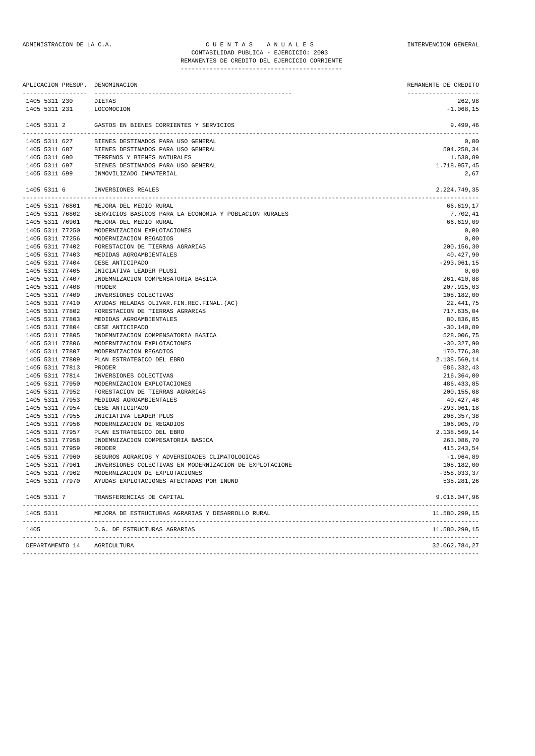ADMINISTRACION DE LA C.A. | C U E N T A S A N U A L E S | INTERVENCION GENERAL

CONTABILIDAD PUBLICA - EJERCICIO: 2003

REMANENTES DE CREDITO DEL EJERCICIO CORRIENTE

| APLICACION PRESUP. | DENOMINACION | REMANENTE DE CREDITO |
|---|---|---|
| 1405 5311 230 | DIETAS | 262,98 |
| 1405 5311 231 | LOCOMOCION | -1.068,15 |
| 1405 5311 2 | GASTOS EN BIENES CORRIENTES Y SERVICIOS | 9.499,46 |
| 1405 5311 627 | BIENES DESTINADOS PARA USO GENERAL | 0,00 |
| 1405 5311 687 | BIENES DESTINADOS PARA USO GENERAL | 504.258,34 |
| 1405 5311 690 | TERRENOS Y BIENES NATURALES | 1.530,89 |
| 1405 5311 697 | BIENES DESTINADOS PARA USO GENERAL | 1.718.957,45 |
| 1405 5311 699 | INMOVILIZADO INMATERIAL | 2,67 |
| 1405 5311 6 | INVERSIONES REALES | 2.224.749,35 |
| 1405 5311 76801 | MEJORA DEL MEDIO RURAL | 66.619,17 |
| 1405 5311 76802 | SERVICIOS BASICOS PARA LA ECONOMIA Y POBLACION RURALES | 7.702,41 |
| 1405 5311 76901 | MEJORA DEL MEDIO RURAL | 66.619,09 |
| 1405 5311 77250 | MODERNIZACION EXPLOTACIONES | 0,00 |
| 1405 5311 77256 | MODERNIZACION REGADIOS | 0,00 |
| 1405 5311 77402 | FORESTACION DE TIERRAS AGRARIAS | 200.156,30 |
| 1405 5311 77403 | MEDIDAS AGROAMBIENTALES | 40.427,90 |
| 1405 5311 77404 | CESE ANTICIPADO | -293.061,15 |
| 1405 5311 77405 | INICIATIVA LEADER PLUSI | 0,00 |
| 1405 5311 77407 | INDEMNIZACION COMPENSATORIA BASICA | 261.410,88 |
| 1405 5311 77408 | PRODER | 207.915,03 |
| 1405 5311 77409 | INVERSIONES COLECTIVAS | 108.182,00 |
| 1405 5311 77410 | AYUDAS HELADAS OLIVAR.FIN.REC.FINAL.(AC) | 22.441,75 |
| 1405 5311 77802 | FORESTACION DE TIERRAS AGRARIAS | 717.635,04 |
| 1405 5311 77803 | MEDIDAS AGROAMBIENTALES | 80.836,85 |
| 1405 5311 77804 | CESE ANTICIPADO | -30.140,89 |
| 1405 5311 77805 | INDEMNIZACION COMPENSATORIA BASICA | 528.006,75 |
| 1405 5311 77806 | MODERNIZACION EXPLOTACIONES | -30.327,90 |
| 1405 5311 77807 | MODERNIZACION REGADIOS | 170.776,38 |
| 1405 5311 77809 | PLAN ESTRATEGICO DEL EBRO | 2.138.569,14 |
| 1405 5311 77813 | PRODER | 686.332,43 |
| 1405 5311 77814 | INVERSIONES COLECTIVAS | 216.364,00 |
| 1405 5311 77950 | MODERNIZACION EXPLOTACIONES | 486.433,85 |
| 1405 5311 77952 | FORESTACION DE TIERRAS AGRARIAS | 200.155,08 |
| 1405 5311 77953 | MEDIDAS AGROAMBIENTALES | 40.427,48 |
| 1405 5311 77954 | CESE ANTICIPADO | -293.061,18 |
| 1405 5311 77955 | INICIATIVA LEADER PLUS | 208.357,38 |
| 1405 5311 77956 | MODERNIZACION DE REGADIOS | 106.905,79 |
| 1405 5311 77957 | PLAN ESTRATEGICO DEL EBRO | 2.138.569,14 |
| 1405 5311 77958 | INDEMNIZACION COMPESATORIA BASICA | 263.086,70 |
| 1405 5311 77959 | PRODER | 415.243,54 |
| 1405 5311 77960 | SEGUROS AGRARIOS Y ADVERSIDADES CLIMATOLOGICAS | -1.964,89 |
| 1405 5311 77961 | INVERSIONES COLECTIVAS EN MODERNIZACION DE EXPLOTACIONE | 108.182,00 |
| 1405 5311 77962 | MODERNIZACION DE EXPLOTACIONES | -358.033,37 |
| 1405 5311 77970 | AYUDAS EXPLOTACIONES AFECTADAS POR INUND | 535.281,26 |
| 1405 5311 7 | TRANSFERENCIAS DE CAPITAL | 9.016.047,96 |
| 1405 5311 | MEJORA DE ESTRUCTURAS AGRARIAS Y DESARROLLO RURAL | 11.580.299,15 |
| 1405 | D.G. DE ESTRUCTURAS AGRARIAS | 11.580.299,15 |
| DEPARTAMENTO 14 | AGRICULTURA | 32.062.784,27 |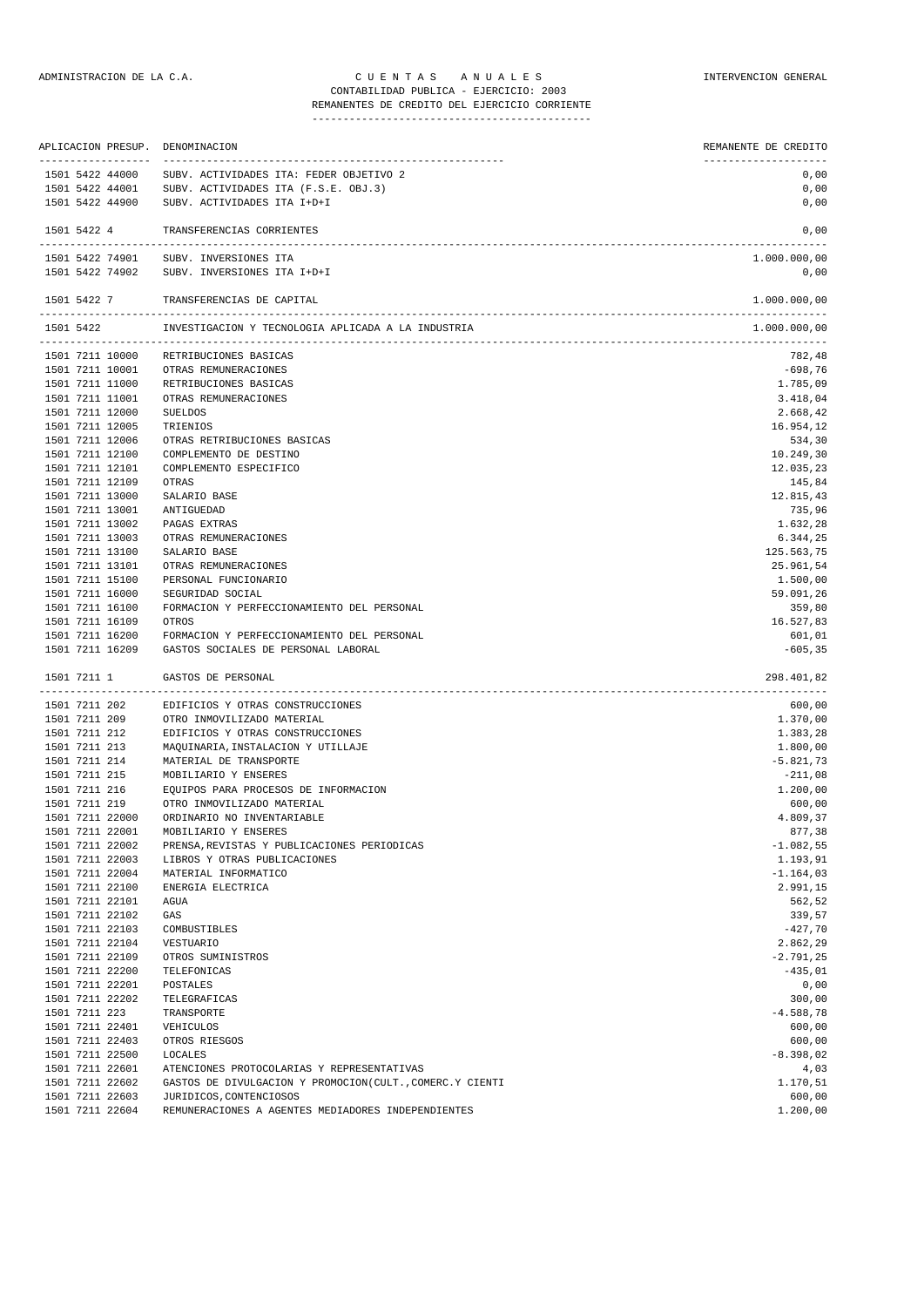ADMINISTRACION DE LA C.A. — C U E N T A S   A N U A L E S — INTERVENCION GENERAL

CONTABILIDAD PUBLICA - EJERCICIO: 2003

REMANENTES DE CREDITO DEL EJERCICIO CORRIENTE

| APLICACION PRESUP. | DENOMINACION | REMANENTE DE CREDITO |
|---|---|---|
| 1501 5422 44000 | SUBV. ACTIVIDADES ITA: FEDER OBJETIVO 2 | 0,00 |
| 1501 5422 44001 | SUBV. ACTIVIDADES ITA (F.S.E. OBJ.3) | 0,00 |
| 1501 5422 44900 | SUBV. ACTIVIDADES ITA I+D+I | 0,00 |
| 1501 5422 4 | TRANSFERENCIAS CORRIENTES | 0,00 |
| 1501 5422 74901 | SUBV. INVERSIONES ITA | 1.000.000,00 |
| 1501 5422 74902 | SUBV. INVERSIONES ITA I+D+I | 0,00 |
| 1501 5422 7 | TRANSFERENCIAS DE CAPITAL | 1.000.000,00 |
| 1501 5422 | INVESTIGACION Y TECNOLOGIA APLICADA A LA INDUSTRIA | 1.000.000,00 |
| 1501 7211 10000 | RETRIBUCIONES BASICAS | 782,48 |
| 1501 7211 10001 | OTRAS REMUNERACIONES | -698,76 |
| 1501 7211 11000 | RETRIBUCIONES BASICAS | 1.785,09 |
| 1501 7211 11001 | OTRAS REMUNERACIONES | 3.418,04 |
| 1501 7211 12000 | SUELDOS | 2.668,42 |
| 1501 7211 12005 | TRIENIOS | 16.954,12 |
| 1501 7211 12006 | OTRAS RETRIBUCIONES BASICAS | 534,30 |
| 1501 7211 12100 | COMPLEMENTO DE DESTINO | 10.249,30 |
| 1501 7211 12101 | COMPLEMENTO ESPECIFICO | 12.035,23 |
| 1501 7211 12109 | OTRAS | 145,84 |
| 1501 7211 13000 | SALARIO BASE | 12.815,43 |
| 1501 7211 13001 | ANTIGUEDAD | 735,96 |
| 1501 7211 13002 | PAGAS EXTRAS | 1.632,28 |
| 1501 7211 13003 | OTRAS REMUNERACIONES | 6.344,25 |
| 1501 7211 13100 | SALARIO BASE | 125.563,75 |
| 1501 7211 13101 | OTRAS REMUNERACIONES | 25.961,54 |
| 1501 7211 15100 | PERSONAL FUNCIONARIO | 1.500,00 |
| 1501 7211 16000 | SEGURIDAD SOCIAL | 59.091,26 |
| 1501 7211 16100 | FORMACION Y PERFECCIONAMIENTO DEL PERSONAL | 359,80 |
| 1501 7211 16109 | OTROS | 16.527,83 |
| 1501 7211 16200 | FORMACION Y PERFECCIONAMIENTO DEL PERSONAL | 601,01 |
| 1501 7211 16209 | GASTOS SOCIALES DE PERSONAL LABORAL | -605,35 |
| 1501 7211 1 | GASTOS DE PERSONAL | 298.401,82 |
| 1501 7211 202 | EDIFICIOS Y OTRAS CONSTRUCCIONES | 600,00 |
| 1501 7211 209 | OTRO INMOVILIZADO MATERIAL | 1.370,00 |
| 1501 7211 212 | EDIFICIOS Y OTRAS CONSTRUCCIONES | 1.383,28 |
| 1501 7211 213 | MAQUINARIA,INSTALACION Y UTILLAJE | 1.800,00 |
| 1501 7211 214 | MATERIAL DE TRANSPORTE | -5.821,73 |
| 1501 7211 215 | MOBILIARIO Y ENSERES | -211,08 |
| 1501 7211 216 | EQUIPOS PARA PROCESOS DE INFORMACION | 1.200,00 |
| 1501 7211 219 | OTRO INMOVILIZADO MATERIAL | 600,00 |
| 1501 7211 22000 | ORDINARIO NO INVENTARIABLE | 4.809,37 |
| 1501 7211 22001 | MOBILIARIO Y ENSERES | 877,38 |
| 1501 7211 22002 | PRENSA,REVISTAS Y PUBLICACIONES PERIODICAS | -1.082,55 |
| 1501 7211 22003 | LIBROS Y OTRAS PUBLICACIONES | 1.193,91 |
| 1501 7211 22004 | MATERIAL INFORMATICO | -1.164,03 |
| 1501 7211 22100 | ENERGIA ELECTRICA | 2.991,15 |
| 1501 7211 22101 | AGUA | 562,52 |
| 1501 7211 22102 | GAS | 339,57 |
| 1501 7211 22103 | COMBUSTIBLES | -427,70 |
| 1501 7211 22104 | VESTUARIO | 2.862,29 |
| 1501 7211 22109 | OTROS SUMINISTROS | -2.791,25 |
| 1501 7211 22200 | TELEFONICAS | -435,01 |
| 1501 7211 22201 | POSTALES | 0,00 |
| 1501 7211 22202 | TELEGRAFICAS | 300,00 |
| 1501 7211 223 | TRANSPORTE | -4.588,78 |
| 1501 7211 22401 | VEHICULOS | 600,00 |
| 1501 7211 22403 | OTROS RIESGOS | 600,00 |
| 1501 7211 22500 | LOCALES | -8.398,02 |
| 1501 7211 22601 | ATENCIONES PROTOCOLARIAS Y REPRESENTATIVAS | 4,03 |
| 1501 7211 22602 | GASTOS DE DIVULGACION Y PROMOCION(CULT.,COMERC.Y CIENTI | 1.170,51 |
| 1501 7211 22603 | JURIDICOS,CONTENCIOSOS | 600,00 |
| 1501 7211 22604 | REMUNERACIONES A AGENTES MEDIADORES INDEPENDIENTES | 1.200,00 |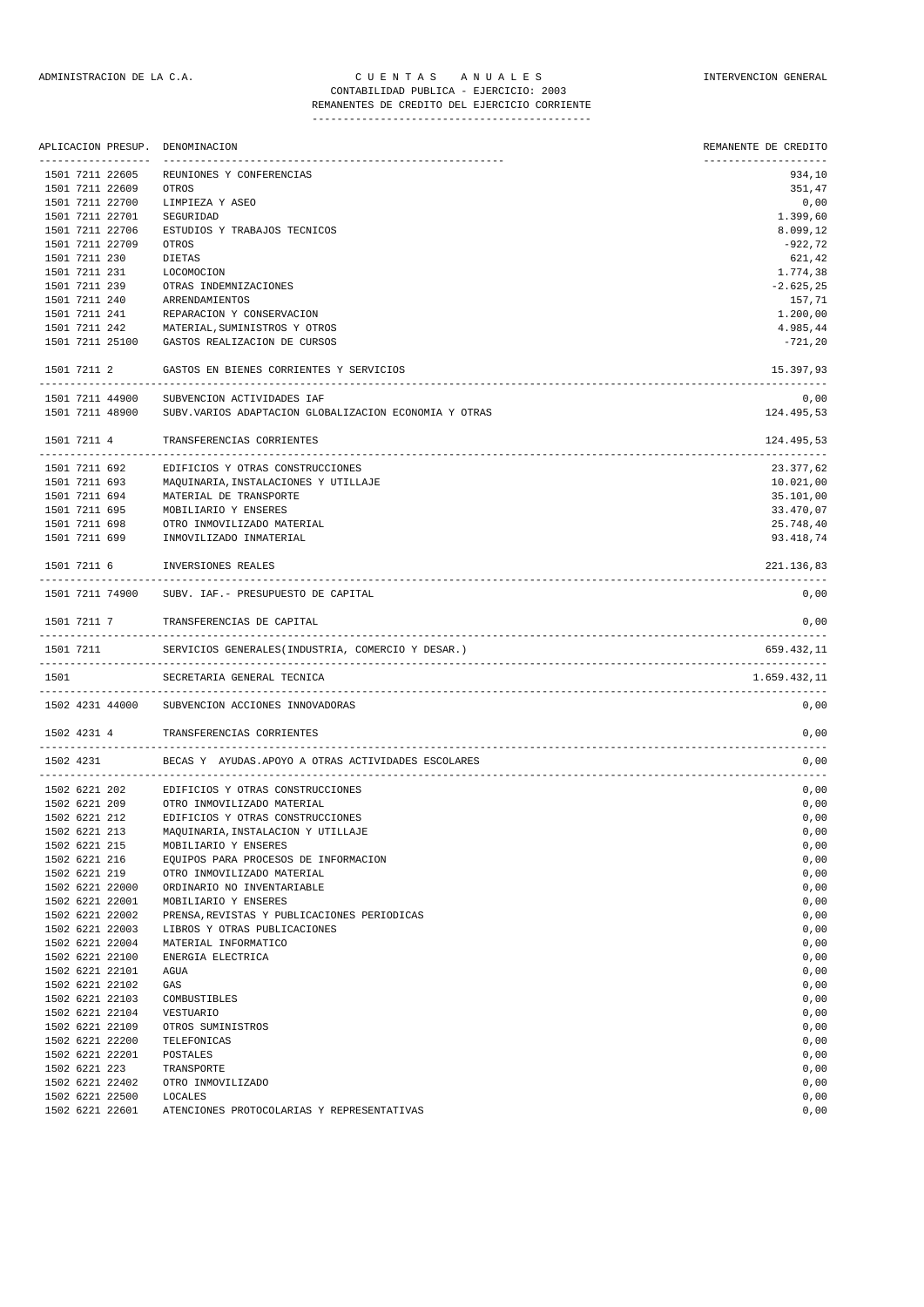ADMINISTRACION DE LA C.A. — C U E N T A S   A N U A L E S — INTERVENCION GENERAL

CONTABILIDAD PUBLICA - EJERCICIO: 2003

REMANENTES DE CREDITO DEL EJERCICIO CORRIENTE

| APLICACION PRESUP. | DENOMINACION | REMANENTE DE CREDITO |
|---|---|---|
| 1501 7211 22605 | REUNIONES Y CONFERENCIAS | 934,10 |
| 1501 7211 22609 | OTROS | 351,47 |
| 1501 7211 22700 | LIMPIEZA Y ASEO | 0,00 |
| 1501 7211 22701 | SEGURIDAD | 1.399,60 |
| 1501 7211 22706 | ESTUDIOS Y TRABAJOS TECNICOS | 8.099,12 |
| 1501 7211 22709 | OTROS | -922,72 |
| 1501 7211 230 | DIETAS | 621,42 |
| 1501 7211 231 | LOCOMOCION | 1.774,38 |
| 1501 7211 239 | OTRAS INDEMNIZACIONES | -2.625,25 |
| 1501 7211 240 | ARRENDAMIENTOS | 157,71 |
| 1501 7211 241 | REPARACION Y CONSERVACION | 1.200,00 |
| 1501 7211 242 | MATERIAL,SUMINISTROS Y OTROS | 4.985,44 |
| 1501 7211 25100 | GASTOS REALIZACION DE CURSOS | -721,20 |
| 1501 7211 2 | GASTOS EN BIENES CORRIENTES Y SERVICIOS | 15.397,93 |
| 1501 7211 44900 | SUBVENCION ACTIVIDADES IAF | 0,00 |
| 1501 7211 48900 | SUBV.VARIOS ADAPTACION GLOBALIZACION ECONOMIA Y OTRAS | 124.495,53 |
| 1501 7211 4 | TRANSFERENCIAS CORRIENTES | 124.495,53 |
| 1501 7211 692 | EDIFICIOS Y OTRAS CONSTRUCCIONES | 23.377,62 |
| 1501 7211 693 | MAQUINARIA,INSTALACIONES Y UTILLAJE | 10.021,00 |
| 1501 7211 694 | MATERIAL DE TRANSPORTE | 35.101,00 |
| 1501 7211 695 | MOBILIARIO Y ENSERES | 33.470,07 |
| 1501 7211 698 | OTRO INMOVILIZADO MATERIAL | 25.748,40 |
| 1501 7211 699 | INMOVILIZADO INMATERIAL | 93.418,74 |
| 1501 7211 6 | INVERSIONES REALES | 221.136,83 |
| 1501 7211 74900 | SUBV. IAF.- PRESUPUESTO DE CAPITAL | 0,00 |
| 1501 7211 7 | TRANSFERENCIAS DE CAPITAL | 0,00 |
| 1501 7211 | SERVICIOS GENERALES(INDUSTRIA, COMERCIO Y DESAR.) | 659.432,11 |
| 1501 | SECRETARIA GENERAL TECNICA | 1.659.432,11 |
| 1502 4231 44000 | SUBVENCION ACCIONES INNOVADORAS | 0,00 |
| 1502 4231 4 | TRANSFERENCIAS CORRIENTES | 0,00 |
| 1502 4231 | BECAS Y AYUDAS.APOYO A OTRAS ACTIVIDADES ESCOLARES | 0,00 |
| 1502 6221 202 | EDIFICIOS Y OTRAS CONSTRUCCIONES | 0,00 |
| 1502 6221 209 | OTRO INMOVILIZADO MATERIAL | 0,00 |
| 1502 6221 212 | EDIFICIOS Y OTRAS CONSTRUCCIONES | 0,00 |
| 1502 6221 213 | MAQUINARIA,INSTALACION Y UTILLAJE | 0,00 |
| 1502 6221 215 | MOBILIARIO Y ENSERES | 0,00 |
| 1502 6221 216 | EQUIPOS PARA PROCESOS DE INFORMACION | 0,00 |
| 1502 6221 219 | OTRO INMOVILIZADO MATERIAL | 0,00 |
| 1502 6221 22000 | ORDINARIO NO INVENTARIABLE | 0,00 |
| 1502 6221 22001 | MOBILIARIO Y ENSERES | 0,00 |
| 1502 6221 22002 | PRENSA,REVISTAS Y PUBLICACIONES PERIODICAS | 0,00 |
| 1502 6221 22003 | LIBROS Y OTRAS PUBLICACIONES | 0,00 |
| 1502 6221 22004 | MATERIAL INFORMATICO | 0,00 |
| 1502 6221 22100 | ENERGIA ELECTRICA | 0,00 |
| 1502 6221 22101 | AGUA | 0,00 |
| 1502 6221 22102 | GAS | 0,00 |
| 1502 6221 22103 | COMBUSTIBLES | 0,00 |
| 1502 6221 22104 | VESTUARIO | 0,00 |
| 1502 6221 22109 | OTROS SUMINISTROS | 0,00 |
| 1502 6221 22200 | TELEFONICAS | 0,00 |
| 1502 6221 22201 | POSTALES | 0,00 |
| 1502 6221 223 | TRANSPORTE | 0,00 |
| 1502 6221 22402 | OTRO INMOVILIZADO | 0,00 |
| 1502 6221 22500 | LOCALES | 0,00 |
| 1502 6221 22601 | ATENCIONES PROTOCOLARIAS Y REPRESENTATIVAS | 0,00 |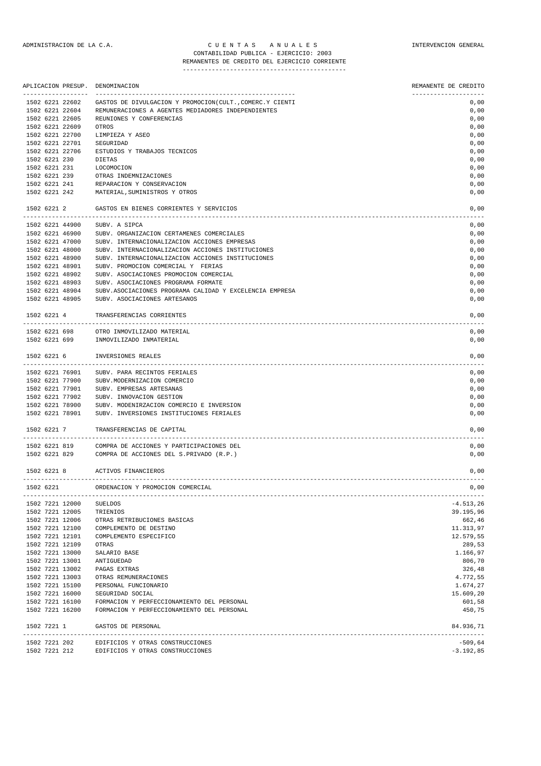ADMINISTRACION DE LA C.A. — CUENTAS ANUALES — INTERVENCION GENERAL

CONTABILIDAD PUBLICA - EJERCICIO: 2003

REMANENTES DE CREDITO DEL EJERCICIO CORRIENTE

| APLICACION PRESUP. | DENOMINACION | REMANENTE DE CREDITO |
|---|---|---|
| 1502 6221 22602 | GASTOS DE DIVULGACION Y PROMOCION(CULT.,COMERC.Y CIENTI | 0,00 |
| 1502 6221 22604 | REMUNERACIONES A AGENTES MEDIADORES INDEPENDIENTES | 0,00 |
| 1502 6221 22605 | REUNIONES Y CONFERENCIAS | 0,00 |
| 1502 6221 22609 | OTROS | 0,00 |
| 1502 6221 22700 | LIMPIEZA Y ASEO | 0,00 |
| 1502 6221 22701 | SEGURIDAD | 0,00 |
| 1502 6221 22706 | ESTUDIOS Y TRABAJOS TECNICOS | 0,00 |
| 1502 6221 230 | DIETAS | 0,00 |
| 1502 6221 231 | LOCOMOCION | 0,00 |
| 1502 6221 239 | OTRAS INDEMNIZACIONES | 0,00 |
| 1502 6221 241 | REPARACION Y CONSERVACION | 0,00 |
| 1502 6221 242 | MATERIAL,SUMINISTROS Y OTROS | 0,00 |
| 1502 6221 2 | GASTOS EN BIENES CORRIENTES Y SERVICIOS | 0,00 |
| 1502 6221 44900 | SUBV. A SIPCA | 0,00 |
| 1502 6221 46900 | SUBV. ORGANIZACION CERTAMENES COMERCIALES | 0,00 |
| 1502 6221 47000 | SUBV. INTERNACIONALIZACION ACCIONES EMPRESAS | 0,00 |
| 1502 6221 48000 | SUBV. INTERNACIONALIZACION ACCIONES INSTITUCIONES | 0,00 |
| 1502 6221 48900 | SUBV. INTERNACIONALIZACION ACCIONES INSTITUCIONES | 0,00 |
| 1502 6221 48901 | SUBV. PROMOCION COMERCIAL Y FERIAS | 0,00 |
| 1502 6221 48902 | SUBV. ASOCIACIONES PROMOCION COMERCIAL | 0,00 |
| 1502 6221 48903 | SUBV. ASOCIACIONES PROGRAMA FORMATE | 0,00 |
| 1502 6221 48904 | SUBV.ASOCIACIONES PROGRAMA CALIDAD Y EXCELENCIA EMPRESA | 0,00 |
| 1502 6221 48905 | SUBV. ASOCIACIONES ARTESANOS | 0,00 |
| 1502 6221 4 | TRANSFERENCIAS CORRIENTES | 0,00 |
| 1502 6221 698 | OTRO INMOVILIZADO MATERIAL | 0,00 |
| 1502 6221 699 | INMOVILIZADO INMATERIAL | 0,00 |
| 1502 6221 6 | INVERSIONES REALES | 0,00 |
| 1502 6221 76901 | SUBV. PARA RECINTOS FERIALES | 0,00 |
| 1502 6221 77900 | SUBV.MODERNIZACION COMERCIO | 0,00 |
| 1502 6221 77901 | SUBV. EMPRESAS ARTESANAS | 0,00 |
| 1502 6221 77902 | SUBV. INNOVACION GESTION | 0,00 |
| 1502 6221 78900 | SUBV. MODENIRZACION COMERCIO E INVERSION | 0,00 |
| 1502 6221 78901 | SUBV. INVERSIONES INSTITUCIONES FERIALES | 0,00 |
| 1502 6221 7 | TRANSFERENCIAS DE CAPITAL | 0,00 |
| 1502 6221 819 | COMPRA DE ACCIONES Y PARTICIPACIONES DEL | 0,00 |
| 1502 6221 829 | COMPRA DE ACCIONES DEL S.PRIVADO (R.P.) | 0,00 |
| 1502 6221 8 | ACTIVOS FINANCIEROS | 0,00 |
| 1502 6221 | ORDENACION Y PROMOCION COMERCIAL | 0,00 |
| 1502 7221 12000 | SUELDOS | -4.513,26 |
| 1502 7221 12005 | TRIENIOS | 39.195,96 |
| 1502 7221 12006 | OTRAS RETRIBUCIONES BASICAS | 662,46 |
| 1502 7221 12100 | COMPLEMENTO DE DESTINO | 11.313,97 |
| 1502 7221 12101 | COMPLEMENTO ESPECIFICO | 12.579,55 |
| 1502 7221 12109 | OTRAS | 289,53 |
| 1502 7221 13000 | SALARIO BASE | 1.166,97 |
| 1502 7221 13001 | ANTIGUEDAD | 806,70 |
| 1502 7221 13002 | PAGAS EXTRAS | 326,48 |
| 1502 7221 13003 | OTRAS REMUNERACIONES | 4.772,55 |
| 1502 7221 15100 | PERSONAL FUNCIONARIO | 1.674,27 |
| 1502 7221 16000 | SEGURIDAD SOCIAL | 15.609,20 |
| 1502 7221 16100 | FORMACION Y PERFECCIONAMIENTO DEL PERSONAL | 601,58 |
| 1502 7221 16200 | FORMACION Y PERFECCIONAMIENTO DEL PERSONAL | 450,75 |
| 1502 7221 1 | GASTOS DE PERSONAL | 84.936,71 |
| 1502 7221 202 | EDIFICIOS Y OTRAS CONSTRUCCIONES | -509,64 |
| 1502 7221 212 | EDIFICIOS Y OTRAS CONSTRUCCIONES | -3.192,85 |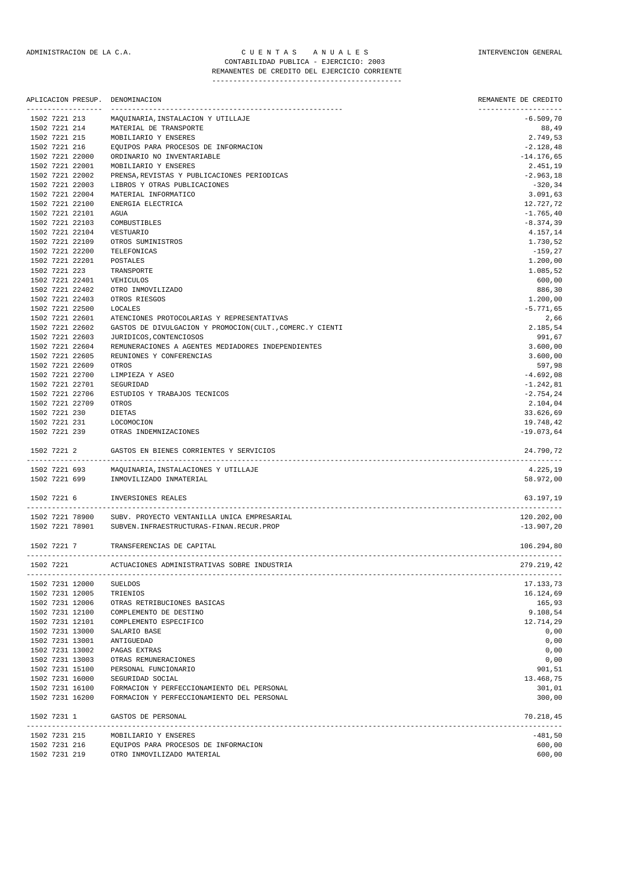ADMINISTRACION DE LA C.A. — C U E N T A S   A N U A L E S — INTERVENCION GENERAL

CONTABILIDAD PUBLICA - EJERCICIO: 2003

REMANENTES DE CREDITO DEL EJERCICIO CORRIENTE

| APLICACION PRESUP. | DENOMINACION | REMANENTE DE CREDITO |
|---|---|---|
| 1502 7221 213 | MAQUINARIA,INSTALACION Y UTILLAJE | -6.509,70 |
| 1502 7221 214 | MATERIAL DE TRANSPORTE | 88,49 |
| 1502 7221 215 | MOBILIARIO Y ENSERES | 2.749,53 |
| 1502 7221 216 | EQUIPOS PARA PROCESOS DE INFORMACION | -2.128,48 |
| 1502 7221 22000 | ORDINARIO NO INVENTARIABLE | -14.176,65 |
| 1502 7221 22001 | MOBILIARIO Y ENSERES | 2.451,19 |
| 1502 7221 22002 | PRENSA,REVISTAS Y PUBLICACIONES PERIODICAS | -2.963,18 |
| 1502 7221 22003 | LIBROS Y OTRAS PUBLICACIONES | -320,34 |
| 1502 7221 22004 | MATERIAL INFORMATICO | 3.091,63 |
| 1502 7221 22100 | ENERGIA ELECTRICA | 12.727,72 |
| 1502 7221 22101 | AGUA | -1.765,40 |
| 1502 7221 22103 | COMBUSTIBLES | -8.374,39 |
| 1502 7221 22104 | VESTUARIO | 4.157,14 |
| 1502 7221 22109 | OTROS SUMINISTROS | 1.730,52 |
| 1502 7221 22200 | TELEFONICAS | -159,27 |
| 1502 7221 22201 | POSTALES | 1.200,00 |
| 1502 7221 223 | TRANSPORTE | 1.085,52 |
| 1502 7221 22401 | VEHICULOS | 600,00 |
| 1502 7221 22402 | OTRO INMOVILIZADO | 886,30 |
| 1502 7221 22403 | OTROS RIESGOS | 1.200,00 |
| 1502 7221 22500 | LOCALES | -5.771,65 |
| 1502 7221 22601 | ATENCIONES PROTOCOLARIAS Y REPRESENTATIVAS | 2,66 |
| 1502 7221 22602 | GASTOS DE DIVULGACION Y PROMOCION(CULT.,COMERC.Y CIENTI | 2.185,54 |
| 1502 7221 22603 | JURIDICOS,CONTENCIOSOS | 991,67 |
| 1502 7221 22604 | REMUNERACIONES A AGENTES MEDIADORES INDEPENDIENTES | 3.600,00 |
| 1502 7221 22605 | REUNIONES Y CONFERENCIAS | 3.600,00 |
| 1502 7221 22609 | OTROS | 597,98 |
| 1502 7221 22700 | LIMPIEZA Y ASEO | -4.692,08 |
| 1502 7221 22701 | SEGURIDAD | -1.242,81 |
| 1502 7221 22706 | ESTUDIOS Y TRABAJOS TECNICOS | -2.754,24 |
| 1502 7221 22709 | OTROS | 2.104,04 |
| 1502 7221 230 | DIETAS | 33.626,69 |
| 1502 7221 231 | LOCOMOCION | 19.748,42 |
| 1502 7221 239 | OTRAS INDEMNIZACIONES | -19.073,64 |
| 1502 7221 2 | GASTOS EN BIENES CORRIENTES Y SERVICIOS | 24.790,72 |
| 1502 7221 693 | MAQUINARIA,INSTALACIONES Y UTILLAJE | 4.225,19 |
| 1502 7221 699 | INMOVILIZADO INMATERIAL | 58.972,00 |
| 1502 7221 6 | INVERSIONES REALES | 63.197,19 |
| 1502 7221 78900 | SUBV. PROYECTO VENTANILLA UNICA EMPRESARIAL | 120.202,00 |
| 1502 7221 78901 | SUBVEN.INFRAESTRUCTURAS-FINAN.RECUR.PROP | -13.907,20 |
| 1502 7221 7 | TRANSFERENCIAS DE CAPITAL | 106.294,80 |
| 1502 7221 | ACTUACIONES ADMINISTRATIVAS SOBRE INDUSTRIA | 279.219,42 |
| 1502 7231 12000 | SUELDOS | 17.133,73 |
| 1502 7231 12005 | TRIENIOS | 16.124,69 |
| 1502 7231 12006 | OTRAS RETRIBUCIONES BASICAS | 165,93 |
| 1502 7231 12100 | COMPLEMENTO DE DESTINO | 9.108,54 |
| 1502 7231 12101 | COMPLEMENTO ESPECIFICO | 12.714,29 |
| 1502 7231 13000 | SALARIO BASE | 0,00 |
| 1502 7231 13001 | ANTIGUEDAD | 0,00 |
| 1502 7231 13002 | PAGAS EXTRAS | 0,00 |
| 1502 7231 13003 | OTRAS REMUNERACIONES | 0,00 |
| 1502 7231 15100 | PERSONAL FUNCIONARIO | 901,51 |
| 1502 7231 16000 | SEGURIDAD SOCIAL | 13.468,75 |
| 1502 7231 16100 | FORMACION Y PERFECCIONAMIENTO DEL PERSONAL | 301,01 |
| 1502 7231 16200 | FORMACION Y PERFECCIONAMIENTO DEL PERSONAL | 300,00 |
| 1502 7231 1 | GASTOS DE PERSONAL | 70.218,45 |
| 1502 7231 215 | MOBILIARIO Y ENSERES | -481,50 |
| 1502 7231 216 | EQUIPOS PARA PROCESOS DE INFORMACION | 600,00 |
| 1502 7231 219 | OTRO INMOVILIZADO MATERIAL | 600,00 |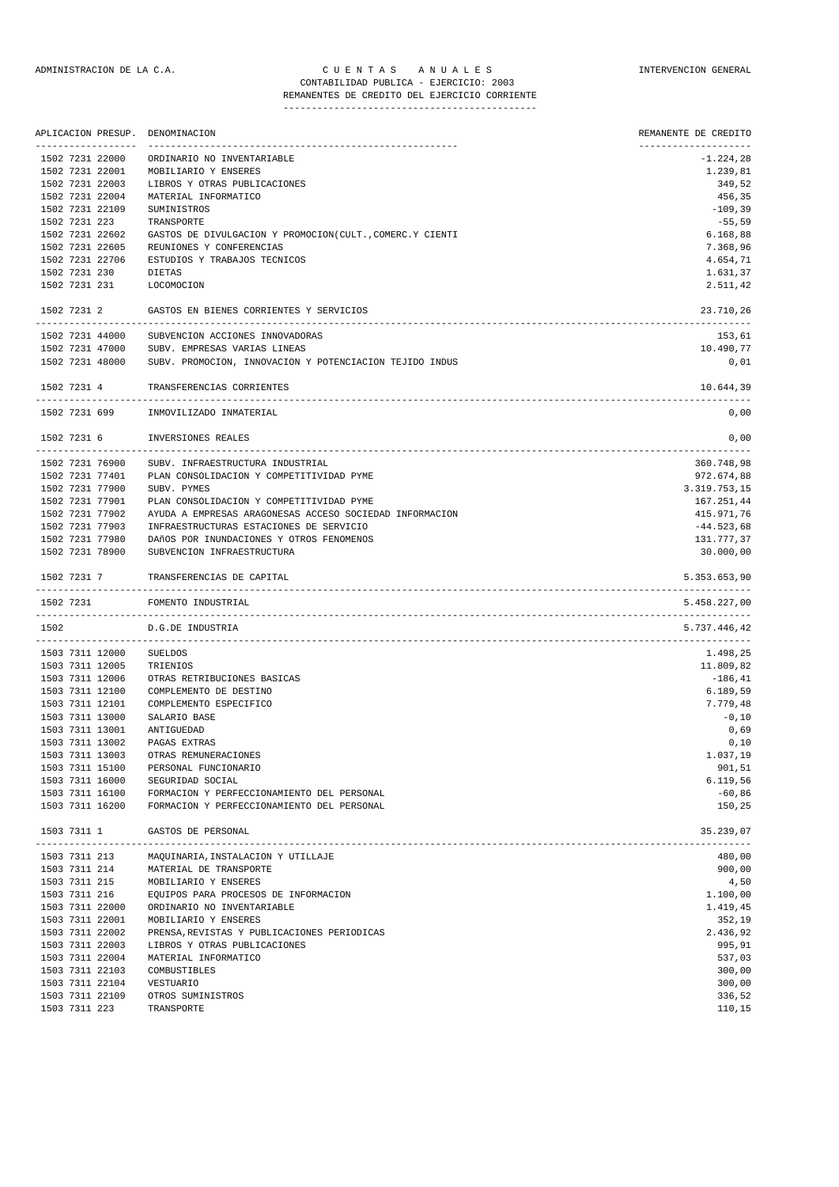ADMINISTRACION DE LA C.A. — C U E N T A S   A N U A L E S — INTERVENCION GENERAL

CONTABILIDAD PUBLICA - EJERCICIO: 2003

REMANENTES DE CREDITO DEL EJERCICIO CORRIENTE

| APLICACION PRESUP. | DENOMINACION | REMANENTE DE CREDITO |
|---|---|---|
| 1502 7231 22000 | ORDINARIO NO INVENTARIABLE | -1.224,28 |
| 1502 7231 22001 | MOBILIARIO Y ENSERES | 1.239,81 |
| 1502 7231 22003 | LIBROS Y OTRAS PUBLICACIONES | 349,52 |
| 1502 7231 22004 | MATERIAL INFORMATICO | 456,35 |
| 1502 7231 22109 | SUMINISTROS | -109,39 |
| 1502 7231 223 | TRANSPORTE | -55,59 |
| 1502 7231 22602 | GASTOS DE DIVULGACION Y PROMOCION(CULT.,COMERC.Y CIENTI | 6.168,88 |
| 1502 7231 22605 | REUNIONES Y CONFERENCIAS | 7.368,96 |
| 1502 7231 22706 | ESTUDIOS Y TRABAJOS TECNICOS | 4.654,71 |
| 1502 7231 230 | DIETAS | 1.631,37 |
| 1502 7231 231 | LOCOMOCION | 2.511,42 |
| 1502 7231 2 | GASTOS EN BIENES CORRIENTES Y SERVICIOS | 23.710,26 |
| 1502 7231 44000 | SUBVENCION ACCIONES INNOVADORAS | 153,61 |
| 1502 7231 47000 | SUBV. EMPRESAS VARIAS LINEAS | 10.490,77 |
| 1502 7231 48000 | SUBV. PROMOCION, INNOVACION Y POTENCIACION TEJIDO INDUS | 0,01 |
| 1502 7231 4 | TRANSFERENCIAS CORRIENTES | 10.644,39 |
| 1502 7231 699 | INMOVILIZADO INMATERIAL | 0,00 |
| 1502 7231 6 | INVERSIONES REALES | 0,00 |
| 1502 7231 76900 | SUBV. INFRAESTRUCTURA INDUSTRIAL | 360.748,98 |
| 1502 7231 77401 | PLAN CONSOLIDACION Y COMPETITIVIDAD PYME | 972.674,88 |
| 1502 7231 77900 | SUBV. PYMES | 3.319.753,15 |
| 1502 7231 77901 | PLAN CONSOLIDACION Y COMPETITIVIDAD PYME | 167.251,44 |
| 1502 7231 77902 | AYUDA A EMPRESAS ARAGONESAS ACCESO SOCIEDAD INFORMACION | 415.971,76 |
| 1502 7231 77903 | INFRAESTRUCTURAS ESTACIONES DE SERVICIO | -44.523,68 |
| 1502 7231 77980 | DAñOS POR INUNDACIONES Y OTROS FENOMENOS | 131.777,37 |
| 1502 7231 78900 | SUBVENCION INFRAESTRUCTURA | 30.000,00 |
| 1502 7231 7 | TRANSFERENCIAS DE CAPITAL | 5.353.653,90 |
| 1502 7231 | FOMENTO INDUSTRIAL | 5.458.227,00 |
| 1502 | D.G.DE INDUSTRIA | 5.737.446,42 |
| 1503 7311 12000 | SUELDOS | 1.498,25 |
| 1503 7311 12005 | TRIENIOS | 11.809,82 |
| 1503 7311 12006 | OTRAS RETRIBUCIONES BASICAS | -186,41 |
| 1503 7311 12100 | COMPLEMENTO DE DESTINO | 6.189,59 |
| 1503 7311 12101 | COMPLEMENTO ESPECIFICO | 7.779,48 |
| 1503 7311 13000 | SALARIO BASE | -0,10 |
| 1503 7311 13001 | ANTIGUEDAD | 0,69 |
| 1503 7311 13002 | PAGAS EXTRAS | 0,10 |
| 1503 7311 13003 | OTRAS REMUNERACIONES | 1.037,19 |
| 1503 7311 15100 | PERSONAL FUNCIONARIO | 901,51 |
| 1503 7311 16000 | SEGURIDAD SOCIAL | 6.119,56 |
| 1503 7311 16100 | FORMACION Y PERFECCIONAMIENTO DEL PERSONAL | -60,86 |
| 1503 7311 16200 | FORMACION Y PERFECCIONAMIENTO DEL PERSONAL | 150,25 |
| 1503 7311 1 | GASTOS DE PERSONAL | 35.239,07 |
| 1503 7311 213 | MAQUINARIA,INSTALACION Y UTILLAJE | 480,00 |
| 1503 7311 214 | MATERIAL DE TRANSPORTE | 900,00 |
| 1503 7311 215 | MOBILIARIO Y ENSERES | 4,50 |
| 1503 7311 216 | EQUIPOS PARA PROCESOS DE INFORMACION | 1.100,00 |
| 1503 7311 22000 | ORDINARIO NO INVENTARIABLE | 1.419,45 |
| 1503 7311 22001 | MOBILIARIO Y ENSERES | 352,19 |
| 1503 7311 22002 | PRENSA,REVISTAS Y PUBLICACIONES PERIODICAS | 2.436,92 |
| 1503 7311 22003 | LIBROS Y OTRAS PUBLICACIONES | 995,91 |
| 1503 7311 22004 | MATERIAL INFORMATICO | 537,03 |
| 1503 7311 22103 | COMBUSTIBLES | 300,00 |
| 1503 7311 22104 | VESTUARIO | 300,00 |
| 1503 7311 22109 | OTROS SUMINISTROS | 336,52 |
| 1503 7311 223 | TRANSPORTE | 110,15 |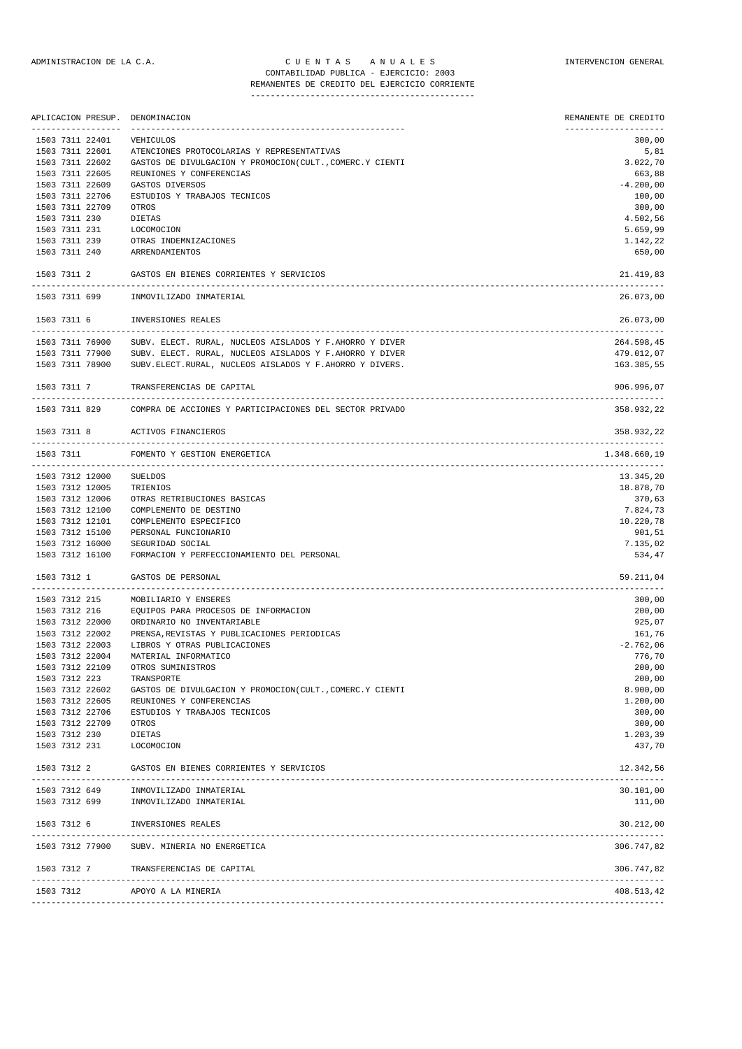ADMINISTRACION DE LA C.A. — C U E N T A S   A N U A L E S — INTERVENCION GENERAL

CONTABILIDAD PUBLICA - EJERCICIO: 2003

REMANENTES DE CREDITO DEL EJERCICIO CORRIENTE

| APLICACION PRESUP. | DENOMINACION | REMANENTE DE CREDITO |
|---|---|---|
| 1503 7311 22401 | VEHICULOS | 300,00 |
| 1503 7311 22601 | ATENCIONES PROTOCOLARIAS Y REPRESENTATIVAS | 5,81 |
| 1503 7311 22602 | GASTOS DE DIVULGACION Y PROMOCION(CULT.,COMERC.Y CIENTI | 3.022,70 |
| 1503 7311 22605 | REUNIONES Y CONFERENCIAS | 663,88 |
| 1503 7311 22609 | GASTOS DIVERSOS | -4.200,00 |
| 1503 7311 22706 | ESTUDIOS Y TRABAJOS TECNICOS | 100,00 |
| 1503 7311 22709 | OTROS | 300,00 |
| 1503 7311 230 | DIETAS | 4.502,56 |
| 1503 7311 231 | LOCOMOCION | 5.659,99 |
| 1503 7311 239 | OTRAS INDEMNIZACIONES | 1.142,22 |
| 1503 7311 240 | ARRENDAMIENTOS | 650,00 |
| 1503 7311 2 | GASTOS EN BIENES CORRIENTES Y SERVICIOS | 21.419,83 |
| 1503 7311 699 | INMOVILIZADO INMATERIAL | 26.073,00 |
| 1503 7311 6 | INVERSIONES REALES | 26.073,00 |
| 1503 7311 76900 | SUBV. ELECT. RURAL, NUCLEOS AISLADOS Y F.AHORRO Y DIVER | 264.598,45 |
| 1503 7311 77900 | SUBV. ELECT. RURAL, NUCLEOS AISLADOS Y F.AHORRO Y DIVER | 479.012,07 |
| 1503 7311 78900 | SUBV.ELECT.RURAL, NUCLEOS AISLADOS Y F.AHORRO Y DIVERS. | 163.385,55 |
| 1503 7311 7 | TRANSFERENCIAS DE CAPITAL | 906.996,07 |
| 1503 7311 829 | COMPRA DE ACCIONES Y PARTICIPACIONES DEL SECTOR PRIVADO | 358.932,22 |
| 1503 7311 8 | ACTIVOS FINANCIEROS | 358.932,22 |
| 1503 7311 | FOMENTO Y GESTION ENERGETICA | 1.348.660,19 |
| 1503 7312 12000 | SUELDOS | 13.345,20 |
| 1503 7312 12005 | TRIENIOS | 18.878,70 |
| 1503 7312 12006 | OTRAS RETRIBUCIONES BASICAS | 370,63 |
| 1503 7312 12100 | COMPLEMENTO DE DESTINO | 7.824,73 |
| 1503 7312 12101 | COMPLEMENTO ESPECIFICO | 10.220,78 |
| 1503 7312 15100 | PERSONAL FUNCIONARIO | 901,51 |
| 1503 7312 16000 | SEGURIDAD SOCIAL | 7.135,02 |
| 1503 7312 16100 | FORMACION Y PERFECCIONAMIENTO DEL PERSONAL | 534,47 |
| 1503 7312 1 | GASTOS DE PERSONAL | 59.211,04 |
| 1503 7312 215 | MOBILIARIO Y ENSERES | 300,00 |
| 1503 7312 216 | EQUIPOS PARA PROCESOS DE INFORMACION | 200,00 |
| 1503 7312 22000 | ORDINARIO NO INVENTARIABLE | 925,07 |
| 1503 7312 22002 | PRENSA,REVISTAS Y PUBLICACIONES PERIODICAS | 161,76 |
| 1503 7312 22003 | LIBROS Y OTRAS PUBLICACIONES | -2.762,06 |
| 1503 7312 22004 | MATERIAL INFORMATICO | 776,70 |
| 1503 7312 22109 | OTROS SUMINISTROS | 200,00 |
| 1503 7312 223 | TRANSPORTE | 200,00 |
| 1503 7312 22602 | GASTOS DE DIVULGACION Y PROMOCION(CULT.,COMERC.Y CIENTI | 8.900,00 |
| 1503 7312 22605 | REUNIONES Y CONFERENCIAS | 1.200,00 |
| 1503 7312 22706 | ESTUDIOS Y TRABAJOS TECNICOS | 300,00 |
| 1503 7312 22709 | OTROS | 300,00 |
| 1503 7312 230 | DIETAS | 1.203,39 |
| 1503 7312 231 | LOCOMOCION | 437,70 |
| 1503 7312 2 | GASTOS EN BIENES CORRIENTES Y SERVICIOS | 12.342,56 |
| 1503 7312 649 | INMOVILIZADO INMATERIAL | 30.101,00 |
| 1503 7312 699 | INMOVILIZADO INMATERIAL | 111,00 |
| 1503 7312 6 | INVERSIONES REALES | 30.212,00 |
| 1503 7312 77900 | SUBV. MINERIA NO ENERGETICA | 306.747,82 |
| 1503 7312 7 | TRANSFERENCIAS DE CAPITAL | 306.747,82 |
| 1503 7312 | APOYO A LA MINERIA | 408.513,42 |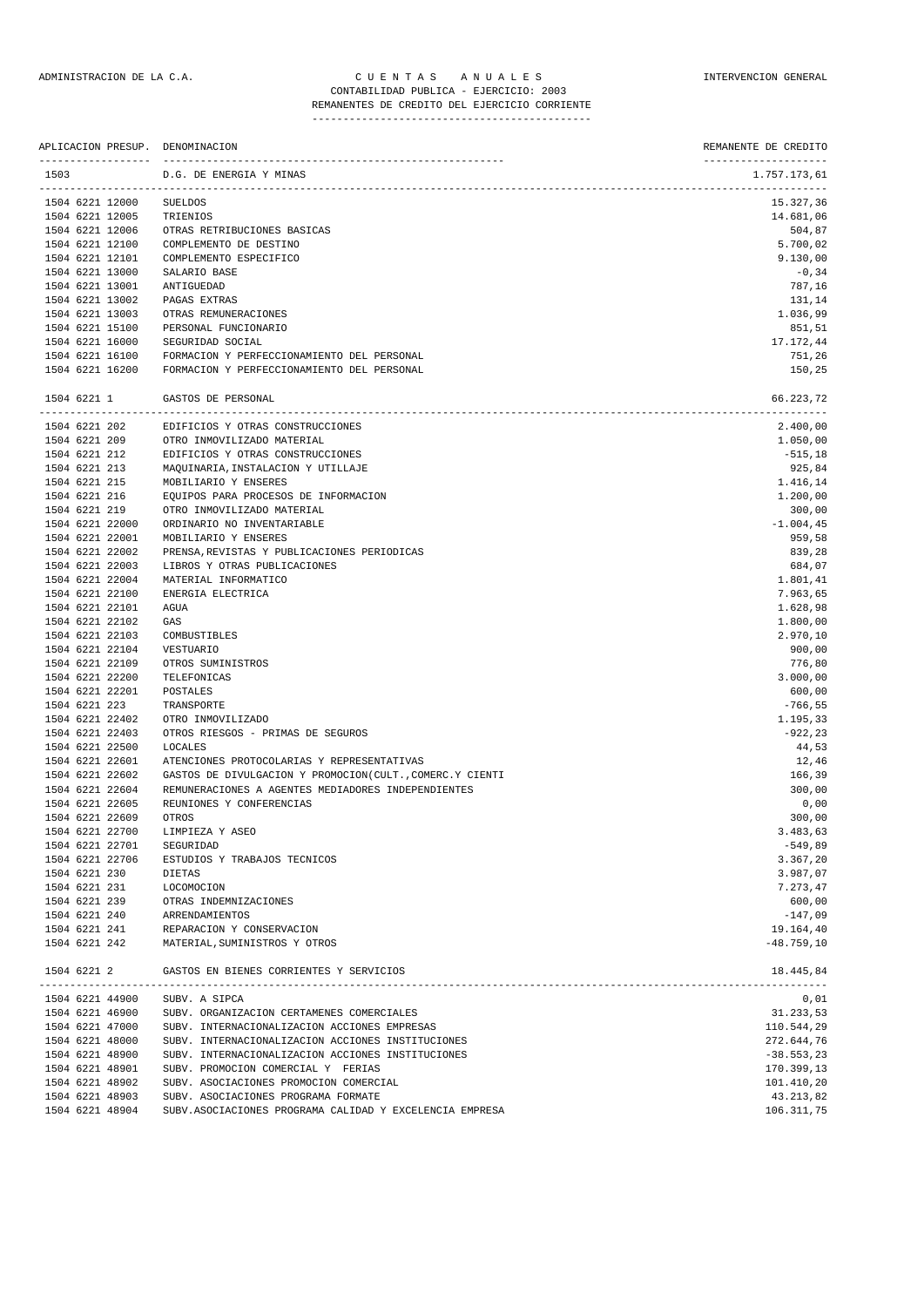ADMINISTRACION DE LA C.A. — C U E N T A S   A N U A L E S — INTERVENCION GENERAL

CONTABILIDAD PUBLICA - EJERCICIO: 2003

REMANENTES DE CREDITO DEL EJERCICIO CORRIENTE

| APLICACION PRESUP. | DENOMINACION | REMANENTE DE CREDITO |
|---|---|---|
| 1503 | D.G. DE ENERGIA Y MINAS | 1.757.173,61 |
| 1504 6221 12000 | SUELDOS | 15.327,36 |
| 1504 6221 12005 | TRIENIOS | 14.681,06 |
| 1504 6221 12006 | OTRAS RETRIBUCIONES BASICAS | 504,87 |
| 1504 6221 12100 | COMPLEMENTO DE DESTINO | 5.700,02 |
| 1504 6221 12101 | COMPLEMENTO ESPECIFICO | 9.130,00 |
| 1504 6221 13000 | SALARIO BASE | -0,34 |
| 1504 6221 13001 | ANTIGUEDAD | 787,16 |
| 1504 6221 13002 | PAGAS EXTRAS | 131,14 |
| 1504 6221 13003 | OTRAS REMUNERACIONES | 1.036,99 |
| 1504 6221 15100 | PERSONAL FUNCIONARIO | 851,51 |
| 1504 6221 16000 | SEGURIDAD SOCIAL | 17.172,44 |
| 1504 6221 16100 | FORMACION Y PERFECCIONAMIENTO DEL PERSONAL | 751,26 |
| 1504 6221 16200 | FORMACION Y PERFECCIONAMIENTO DEL PERSONAL | 150,25 |
| 1504 6221 1 | GASTOS DE PERSONAL | 66.223,72 |
| 1504 6221 202 | EDIFICIOS Y OTRAS CONSTRUCCIONES | 2.400,00 |
| 1504 6221 209 | OTRO INMOVILIZADO MATERIAL | 1.050,00 |
| 1504 6221 212 | EDIFICIOS Y OTRAS CONSTRUCCIONES | -515,18 |
| 1504 6221 213 | MAQUINARIA,INSTALACION Y UTILLAJE | 925,84 |
| 1504 6221 215 | MOBILIARIO Y ENSERES | 1.416,14 |
| 1504 6221 216 | EQUIPOS PARA PROCESOS DE INFORMACION | 1.200,00 |
| 1504 6221 219 | OTRO INMOVILIZADO MATERIAL | 300,00 |
| 1504 6221 22000 | ORDINARIO NO INVENTARIABLE | -1.004,45 |
| 1504 6221 22001 | MOBILIARIO Y ENSERES | 959,58 |
| 1504 6221 22002 | PRENSA,REVISTAS Y PUBLICACIONES PERIODICAS | 839,28 |
| 1504 6221 22003 | LIBROS Y OTRAS PUBLICACIONES | 684,07 |
| 1504 6221 22004 | MATERIAL INFORMATICO | 1.801,41 |
| 1504 6221 22100 | ENERGIA ELECTRICA | 7.963,65 |
| 1504 6221 22101 | AGUA | 1.628,98 |
| 1504 6221 22102 | GAS | 1.800,00 |
| 1504 6221 22103 | COMBUSTIBLES | 2.970,10 |
| 1504 6221 22104 | VESTUARIO | 900,00 |
| 1504 6221 22109 | OTROS SUMINISTROS | 776,80 |
| 1504 6221 22200 | TELEFONICAS | 3.000,00 |
| 1504 6221 22201 | POSTALES | 600,00 |
| 1504 6221 223 | TRANSPORTE | -766,55 |
| 1504 6221 22402 | OTRO INMOVILIZADO | 1.195,33 |
| 1504 6221 22403 | OTROS RIESGOS - PRIMAS DE SEGUROS | -922,23 |
| 1504 6221 22500 | LOCALES | 44,53 |
| 1504 6221 22601 | ATENCIONES PROTOCOLARIAS Y REPRESENTATIVAS | 12,46 |
| 1504 6221 22602 | GASTOS DE DIVULGACION Y PROMOCION(CULT.,COMERC.Y CIENTI | 166,39 |
| 1504 6221 22604 | REMUNERACIONES A AGENTES MEDIADORES INDEPENDIENTES | 300,00 |
| 1504 6221 22605 | REUNIONES Y CONFERENCIAS | 0,00 |
| 1504 6221 22609 | OTROS | 300,00 |
| 1504 6221 22700 | LIMPIEZA Y ASEO | 3.483,63 |
| 1504 6221 22701 | SEGURIDAD | -549,89 |
| 1504 6221 22706 | ESTUDIOS Y TRABAJOS TECNICOS | 3.367,20 |
| 1504 6221 230 | DIETAS | 3.987,07 |
| 1504 6221 231 | LOCOMOCION | 7.273,47 |
| 1504 6221 239 | OTRAS INDEMNIZACIONES | 600,00 |
| 1504 6221 240 | ARRENDAMIENTOS | -147,09 |
| 1504 6221 241 | REPARACION Y CONSERVACION | 19.164,40 |
| 1504 6221 242 | MATERIAL,SUMINISTROS Y OTROS | -48.759,10 |
| 1504 6221 2 | GASTOS EN BIENES CORRIENTES Y SERVICIOS | 18.445,84 |
| 1504 6221 44900 | SUBV. A SIPCA | 0,01 |
| 1504 6221 46900 | SUBV. ORGANIZACION CERTAMENES COMERCIALES | 31.233,53 |
| 1504 6221 47000 | SUBV. INTERNACIONALIZACION ACCIONES EMPRESAS | 110.544,29 |
| 1504 6221 48000 | SUBV. INTERNACIONALIZACION ACCIONES INSTITUCIONES | 272.644,76 |
| 1504 6221 48900 | SUBV. INTERNACIONALIZACION ACCIONES INSTITUCIONES | -38.553,23 |
| 1504 6221 48901 | SUBV. PROMOCION COMERCIAL Y FERIAS | 170.399,13 |
| 1504 6221 48902 | SUBV. ASOCIACIONES PROMOCION COMERCIAL | 101.410,20 |
| 1504 6221 48903 | SUBV. ASOCIACIONES PROGRAMA FORMATE | 43.213,82 |
| 1504 6221 48904 | SUBV.ASOCIACIONES PROGRAMA CALIDAD Y EXCELENCIA EMPRESA | 106.311,75 |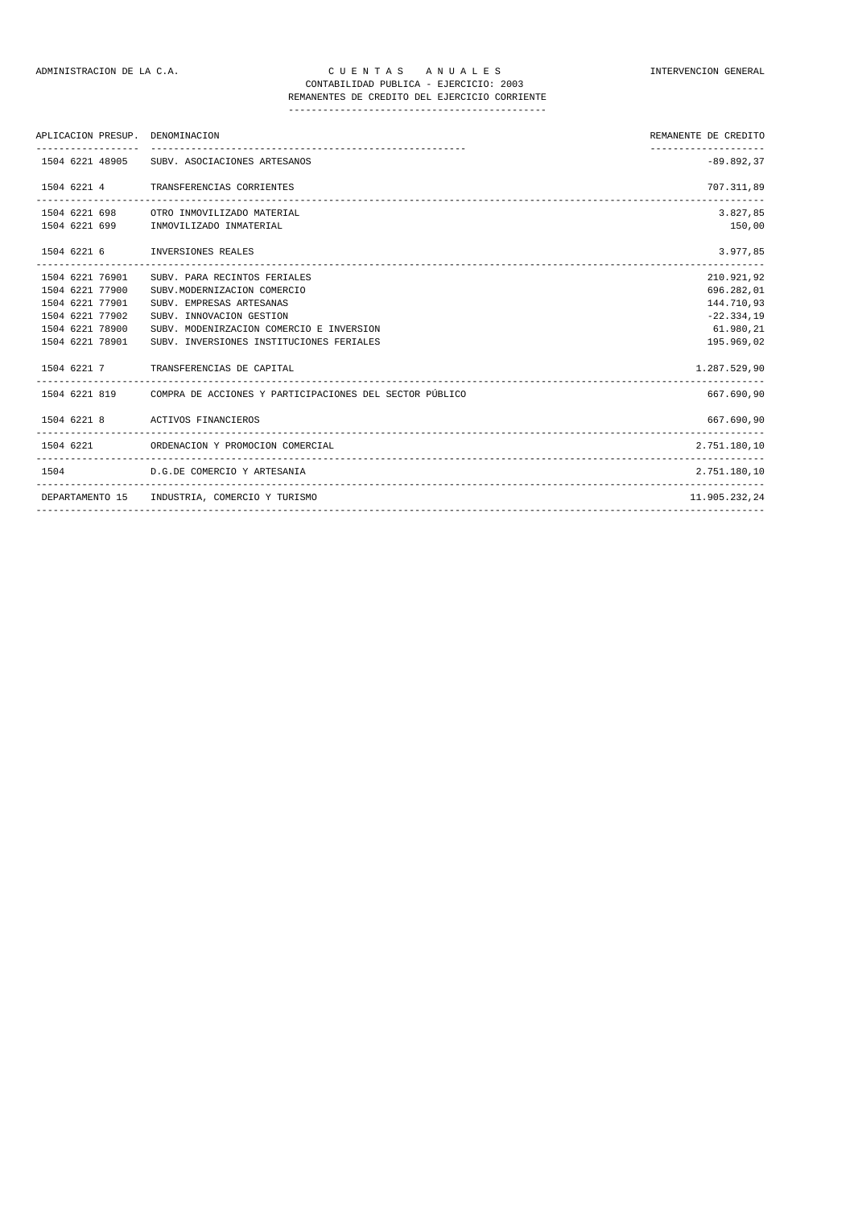ADMINISTRACION DE LA C.A. — C U E N T A S   A N U A L E S — INTERVENCION GENERAL

CONTABILIDAD PUBLICA - EJERCICIO: 2003

REMANENTES DE CREDITO DEL EJERCICIO CORRIENTE

| APLICACION PRESUP. | DENOMINACION | REMANENTE DE CREDITO |
|---|---|---|
| 1504 6221 48905 | SUBV. ASOCIACIONES ARTESANOS | -89.892,37 |
| 1504 6221 4 | TRANSFERENCIAS CORRIENTES | 707.311,89 |
| 1504 6221 698 | OTRO INMOVILIZADO MATERIAL | 3.827,85 |
| 1504 6221 699 | INMOVILIZADO INMATERIAL | 150,00 |
| 1504 6221 6 | INVERSIONES REALES | 3.977,85 |
| 1504 6221 76901 | SUBV. PARA RECINTOS FERIALES | 210.921,92 |
| 1504 6221 77900 | SUBV.MODERNIZACION COMERCIO | 696.282,01 |
| 1504 6221 77901 | SUBV. EMPRESAS ARTESANAS | 144.710,93 |
| 1504 6221 77902 | SUBV. INNOVACION GESTION | -22.334,19 |
| 1504 6221 78900 | SUBV. MODENIRZACION COMERCIO E INVERSION | 61.980,21 |
| 1504 6221 78901 | SUBV. INVERSIONES INSTITUCIONES FERIALES | 195.969,02 |
| 1504 6221 7 | TRANSFERENCIAS DE CAPITAL | 1.287.529,90 |
| 1504 6221 819 | COMPRA DE ACCIONES Y PARTICIPACIONES DEL SECTOR PÚBLICO | 667.690,90 |
| 1504 6221 8 | ACTIVOS FINANCIEROS | 667.690,90 |
| 1504 6221 | ORDENACION Y PROMOCION COMERCIAL | 2.751.180,10 |
| 1504 | D.G.DE COMERCIO Y ARTESANIA | 2.751.180,10 |
| DEPARTAMENTO 15 | INDUSTRIA, COMERCIO Y TURISMO | 11.905.232,24 |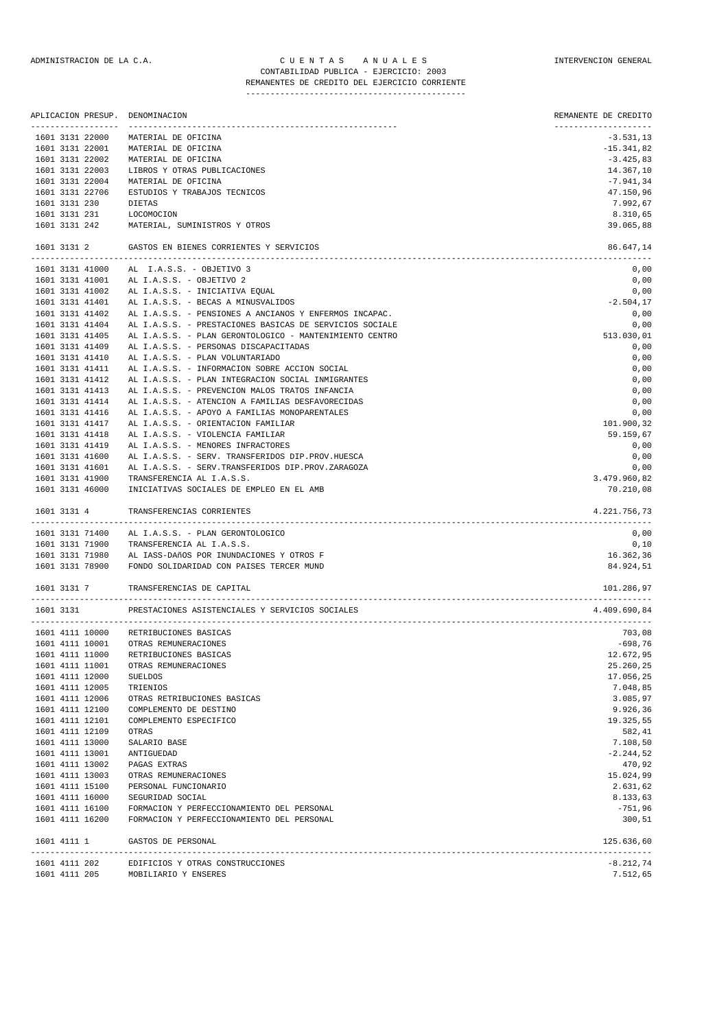ADMINISTRACION DE LA C.A. — C U E N T A S   A N U A L E S — INTERVENCION GENERAL

CONTABILIDAD PUBLICA - EJERCICIO: 2003

REMANENTES DE CREDITO DEL EJERCICIO CORRIENTE

| APLICACION PRESUP. | DENOMINACION | REMANENTE DE CREDITO |
|---|---|---|
| 1601 3131 22000 | MATERIAL DE OFICINA | -3.531,13 |
| 1601 3131 22001 | MATERIAL DE OFICINA | -15.341,82 |
| 1601 3131 22002 | MATERIAL DE OFICINA | -3.425,83 |
| 1601 3131 22003 | LIBROS Y OTRAS PUBLICACIONES | 14.367,10 |
| 1601 3131 22004 | MATERIAL DE OFICINA | -7.941,34 |
| 1601 3131 22706 | ESTUDIOS Y TRABAJOS TECNICOS | 47.150,96 |
| 1601 3131 230 | DIETAS | 7.992,67 |
| 1601 3131 231 | LOCOMOCION | 8.310,65 |
| 1601 3131 242 | MATERIAL, SUMINISTROS Y OTROS | 39.065,88 |
| 1601 3131 2 | GASTOS EN BIENES CORRIENTES Y SERVICIOS | 86.647,14 |
| 1601 3131 41000 | AL I.A.S.S. - OBJETIVO 3 | 0,00 |
| 1601 3131 41001 | AL I.A.S.S. - OBJETIVO 2 | 0,00 |
| 1601 3131 41002 | AL I.A.S.S. - INICIATIVA EQUAL | 0,00 |
| 1601 3131 41401 | AL I.A.S.S. - BECAS A MINUSVALIDOS | -2.504,17 |
| 1601 3131 41402 | AL I.A.S.S. - PENSIONES A ANCIANOS Y ENFERMOS INCAPAC. | 0,00 |
| 1601 3131 41404 | AL I.A.S.S. - PRESTACIONES BASICAS DE SERVICIOS SOCIALE | 0,00 |
| 1601 3131 41405 | AL I.A.S.S. - PLAN GERONTOLOGICO - MANTENIMIENTO CENTRO | 513.030,01 |
| 1601 3131 41409 | AL I.A.S.S. - PERSONAS DISCAPACITADAS | 0,00 |
| 1601 3131 41410 | AL I.A.S.S. - PLAN VOLUNTARIADO | 0,00 |
| 1601 3131 41411 | AL I.A.S.S. - INFORMACION SOBRE ACCION SOCIAL | 0,00 |
| 1601 3131 41412 | AL I.A.S.S. - PLAN INTEGRACION SOCIAL INMIGRANTES | 0,00 |
| 1601 3131 41413 | AL I.A.S.S. - PREVENCION MALOS TRATOS INFANCIA | 0,00 |
| 1601 3131 41414 | AL I.A.S.S. - ATENCION A FAMILIAS DESFAVORECIDAS | 0,00 |
| 1601 3131 41416 | AL I.A.S.S. - APOYO A FAMILIAS MONOPARENTALES | 0,00 |
| 1601 3131 41417 | AL I.A.S.S. - ORIENTACION FAMILIAR | 101.900,32 |
| 1601 3131 41418 | AL I.A.S.S. - VIOLENCIA FAMILIAR | 59.159,67 |
| 1601 3131 41419 | AL I.A.S.S. - MENORES INFRACTORES | 0,00 |
| 1601 3131 41600 | AL I.A.S.S. - SERV. TRANSFERIDOS DIP.PROV.HUESCA | 0,00 |
| 1601 3131 41601 | AL I.A.S.S. - SERV.TRANSFERIDOS DIP.PROV.ZARAGOZA | 0,00 |
| 1601 3131 41900 | TRANSFERENCIA AL I.A.S.S. | 3.479.960,82 |
| 1601 3131 46000 | INICIATIVAS SOCIALES DE EMPLEO EN EL AMB | 70.210,08 |
| 1601 3131 4 | TRANSFERENCIAS CORRIENTES | 4.221.756,73 |
| 1601 3131 71400 | AL I.A.S.S. - PLAN GERONTOLOGICO | 0,00 |
| 1601 3131 71900 | TRANSFERENCIA AL I.A.S.S. | 0,10 |
| 1601 3131 71980 | AL IASS-DAñOS POR INUNDACIONES Y OTROS F | 16.362,36 |
| 1601 3131 78900 | FONDO SOLIDARIDAD CON PAISES TERCER MUND | 84.924,51 |
| 1601 3131 7 | TRANSFERENCIAS DE CAPITAL | 101.286,97 |
| 1601 3131 | PRESTACIONES ASISTENCIALES Y SERVICIOS SOCIALES | 4.409.690,84 |
| 1601 4111 10000 | RETRIBUCIONES BASICAS | 703,08 |
| 1601 4111 10001 | OTRAS REMUNERACIONES | -698,76 |
| 1601 4111 11000 | RETRIBUCIONES BASICAS | 12.672,95 |
| 1601 4111 11001 | OTRAS REMUNERACIONES | 25.260,25 |
| 1601 4111 12000 | SUELDOS | 17.056,25 |
| 1601 4111 12005 | TRIENIOS | 7.048,85 |
| 1601 4111 12006 | OTRAS RETRIBUCIONES BASICAS | 3.085,97 |
| 1601 4111 12100 | COMPLEMENTO DE DESTINO | 9.926,36 |
| 1601 4111 12101 | COMPLEMENTO ESPECIFICO | 19.325,55 |
| 1601 4111 12109 | OTRAS | 582,41 |
| 1601 4111 13000 | SALARIO BASE | 7.108,50 |
| 1601 4111 13001 | ANTIGUEDAD | -2.244,52 |
| 1601 4111 13002 | PAGAS EXTRAS | 470,92 |
| 1601 4111 13003 | OTRAS REMUNERACIONES | 15.024,99 |
| 1601 4111 15100 | PERSONAL FUNCIONARIO | 2.631,62 |
| 1601 4111 16000 | SEGURIDAD SOCIAL | 8.133,63 |
| 1601 4111 16100 | FORMACION Y PERFECCIONAMIENTO DEL PERSONAL | -751,96 |
| 1601 4111 16200 | FORMACION Y PERFECCIONAMIENTO DEL PERSONAL | 300,51 |
| 1601 4111 1 | GASTOS DE PERSONAL | 125.636,60 |
| 1601 4111 202 | EDIFICIOS Y OTRAS CONSTRUCCIONES | -8.212,74 |
| 1601 4111 205 | MOBILIARIO Y ENSERES | 7.512,65 |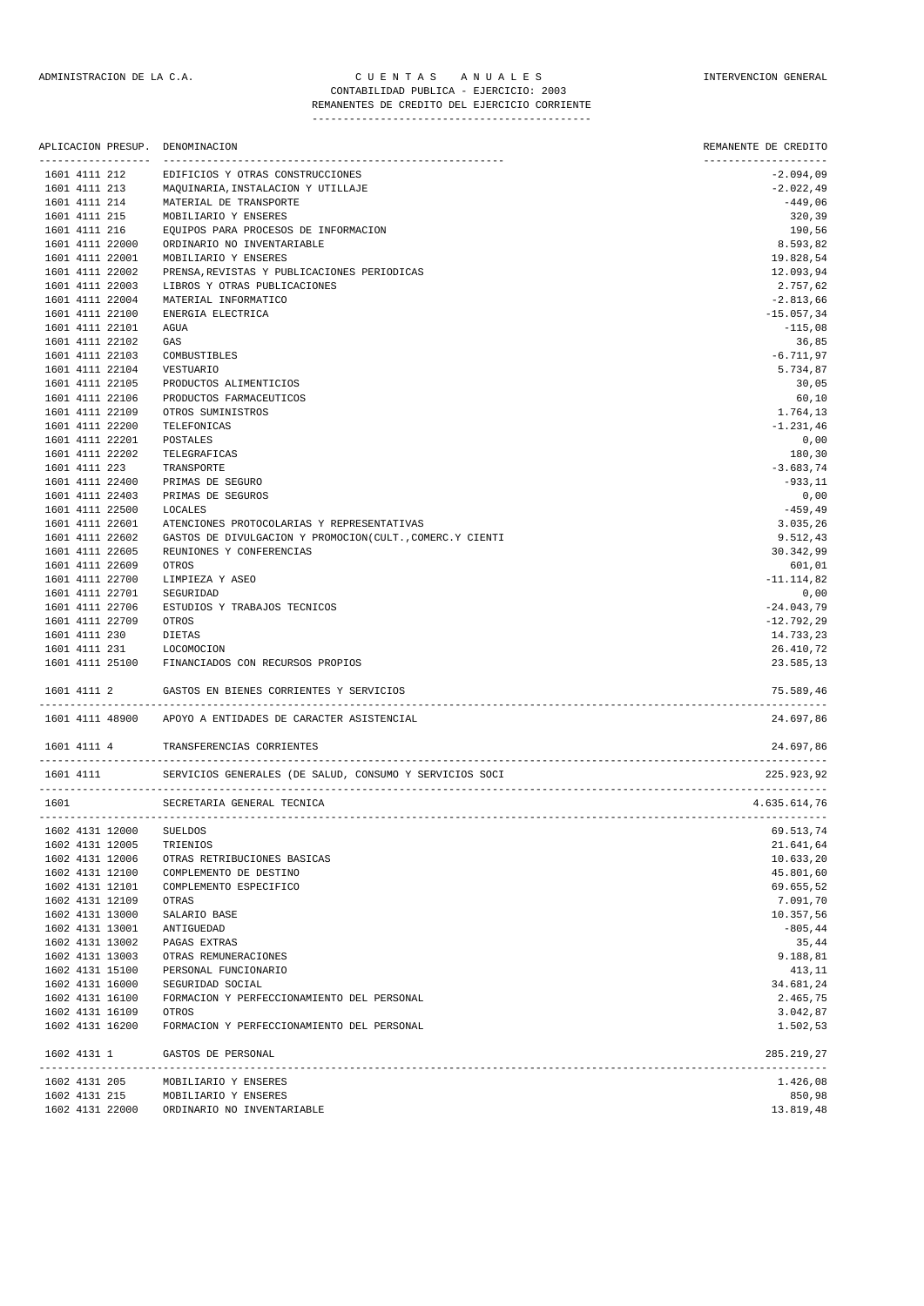ADMINISTRACION DE LA C.A. | C U E N T A S   A N U A L E S | INTERVENCION GENERAL

CONTABILIDAD PUBLICA - EJERCICIO: 2003

REMANENTES DE CREDITO DEL EJERCICIO CORRIENTE

| APLICACION PRESUP. | DENOMINACION | REMANENTE DE CREDITO |
|---|---|---|
| 1601 4111 212 | EDIFICIOS Y OTRAS CONSTRUCCIONES | -2.094,09 |
| 1601 4111 213 | MAQUINARIA,INSTALACION Y UTILLAJE | -2.022,49 |
| 1601 4111 214 | MATERIAL DE TRANSPORTE | -449,06 |
| 1601 4111 215 | MOBILIARIO Y ENSERES | 320,39 |
| 1601 4111 216 | EQUIPOS PARA PROCESOS DE INFORMACION | 190,56 |
| 1601 4111 22000 | ORDINARIO NO INVENTARIABLE | 8.593,82 |
| 1601 4111 22001 | MOBILIARIO Y ENSERES | 19.828,54 |
| 1601 4111 22002 | PRENSA,REVISTAS Y PUBLICACIONES PERIODICAS | 12.093,94 |
| 1601 4111 22003 | LIBROS Y OTRAS PUBLICACIONES | 2.757,62 |
| 1601 4111 22004 | MATERIAL INFORMATICO | -2.813,66 |
| 1601 4111 22100 | ENERGIA ELECTRICA | -15.057,34 |
| 1601 4111 22101 | AGUA | -115,08 |
| 1601 4111 22102 | GAS | 36,85 |
| 1601 4111 22103 | COMBUSTIBLES | -6.711,97 |
| 1601 4111 22104 | VESTUARIO | 5.734,87 |
| 1601 4111 22105 | PRODUCTOS ALIMENTICIOS | 30,05 |
| 1601 4111 22106 | PRODUCTOS FARMACEUTICOS | 60,10 |
| 1601 4111 22109 | OTROS SUMINISTROS | 1.764,13 |
| 1601 4111 22200 | TELEFONICAS | -1.231,46 |
| 1601 4111 22201 | POSTALES | 0,00 |
| 1601 4111 22202 | TELEGRAFICAS | 180,30 |
| 1601 4111 223 | TRANSPORTE | -3.683,74 |
| 1601 4111 22400 | PRIMAS DE SEGURO | -933,11 |
| 1601 4111 22403 | PRIMAS DE SEGUROS | 0,00 |
| 1601 4111 22500 | LOCALES | -459,49 |
| 1601 4111 22601 | ATENCIONES PROTOCOLARIAS Y REPRESENTATIVAS | 3.035,26 |
| 1601 4111 22602 | GASTOS DE DIVULGACION Y PROMOCION(CULT.,COMERC.Y CIENTI | 9.512,43 |
| 1601 4111 22605 | REUNIONES Y CONFERENCIAS | 30.342,99 |
| 1601 4111 22609 | OTROS | 601,01 |
| 1601 4111 22700 | LIMPIEZA Y ASEO | -11.114,82 |
| 1601 4111 22701 | SEGURIDAD | 0,00 |
| 1601 4111 22706 | ESTUDIOS Y TRABAJOS TECNICOS | -24.043,79 |
| 1601 4111 22709 | OTROS | -12.792,29 |
| 1601 4111 230 | DIETAS | 14.733,23 |
| 1601 4111 231 | LOCOMOCION | 26.410,72 |
| 1601 4111 25100 | FINANCIADOS CON RECURSOS PROPIOS | 23.585,13 |
| 1601 4111 2 | GASTOS EN BIENES CORRIENTES Y SERVICIOS | 75.589,46 |
| 1601 4111 48900 | APOYO A ENTIDADES DE CARACTER ASISTENCIAL | 24.697,86 |
| 1601 4111 4 | TRANSFERENCIAS CORRIENTES | 24.697,86 |
| 1601 4111 | SERVICIOS GENERALES (DE SALUD, CONSUMO Y SERVICIOS SOCI | 225.923,92 |
| 1601 | SECRETARIA GENERAL TECNICA | 4.635.614,76 |
| 1602 4131 12000 | SUELDOS | 69.513,74 |
| 1602 4131 12005 | TRIENIOS | 21.641,64 |
| 1602 4131 12006 | OTRAS RETRIBUCIONES BASICAS | 10.633,20 |
| 1602 4131 12100 | COMPLEMENTO DE DESTINO | 45.801,60 |
| 1602 4131 12101 | COMPLEMENTO ESPECIFICO | 69.655,52 |
| 1602 4131 12109 | OTRAS | 7.091,70 |
| 1602 4131 13000 | SALARIO BASE | 10.357,56 |
| 1602 4131 13001 | ANTIGUEDAD | -805,44 |
| 1602 4131 13002 | PAGAS EXTRAS | 35,44 |
| 1602 4131 13003 | OTRAS REMUNERACIONES | 9.188,81 |
| 1602 4131 15100 | PERSONAL FUNCIONARIO | 413,11 |
| 1602 4131 16000 | SEGURIDAD SOCIAL | 34.681,24 |
| 1602 4131 16100 | FORMACION Y PERFECCIONAMIENTO DEL PERSONAL | 2.465,75 |
| 1602 4131 16109 | OTROS | 3.042,87 |
| 1602 4131 16200 | FORMACION Y PERFECCIONAMIENTO DEL PERSONAL | 1.502,53 |
| 1602 4131 1 | GASTOS DE PERSONAL | 285.219,27 |
| 1602 4131 205 | MOBILIARIO Y ENSERES | 1.426,08 |
| 1602 4131 215 | MOBILIARIO Y ENSERES | 850,98 |
| 1602 4131 22000 | ORDINARIO NO INVENTARIABLE | 13.819,48 |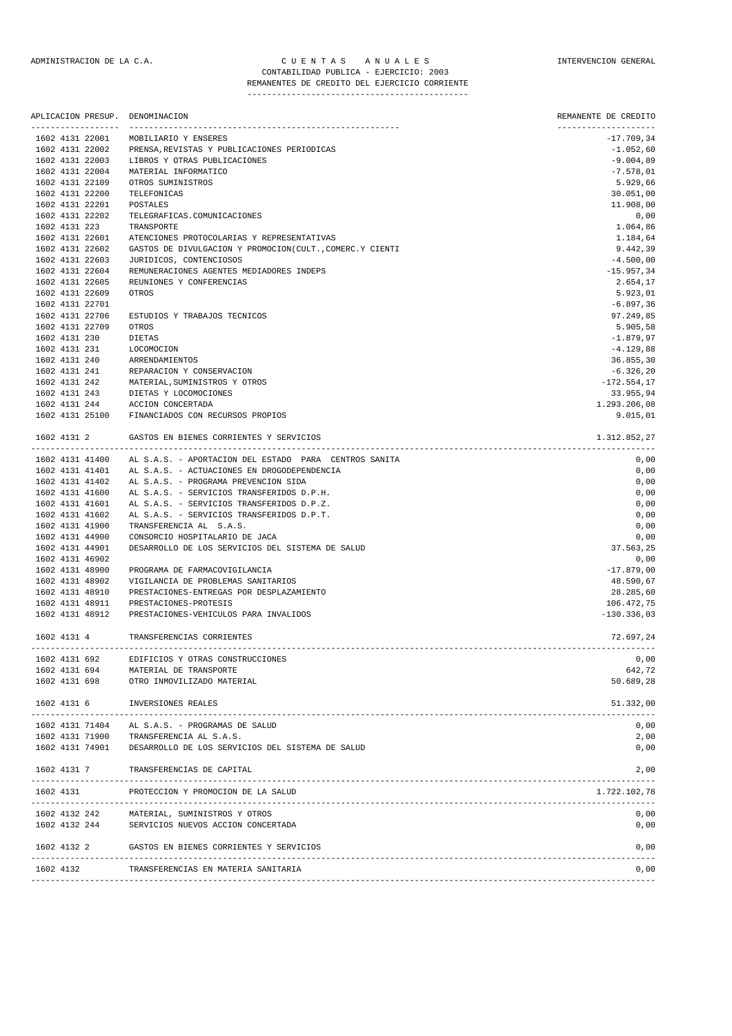ADMINISTRACION DE LA C.A. — CUENTAS ANUALES — INTERVENCION GENERAL

CONTABILIDAD PUBLICA - EJERCICIO: 2003

REMANENTES DE CREDITO DEL EJERCICIO CORRIENTE

| APLICACION PRESUP. | DENOMINACION | REMANENTE DE CREDITO |
|---|---|---|
| 1602 4131 22001 | MOBILIARIO Y ENSERES | -17.709,34 |
| 1602 4131 22002 | PRENSA,REVISTAS Y PUBLICACIONES PERIODICAS | -1.052,60 |
| 1602 4131 22003 | LIBROS Y OTRAS PUBLICACIONES | -9.004,89 |
| 1602 4131 22004 | MATERIAL INFORMATICO | -7.578,01 |
| 1602 4131 22109 | OTROS SUMINISTROS | 5.929,66 |
| 1602 4131 22200 | TELEFONICAS | 30.051,00 |
| 1602 4131 22201 | POSTALES | 11.908,00 |
| 1602 4131 22202 | TELEGRAFICAS.COMUNICACIONES | 0,00 |
| 1602 4131 223 | TRANSPORTE | 1.064,86 |
| 1602 4131 22601 | ATENCIONES PROTOCOLARIAS Y REPRESENTATIVAS | 1.184,64 |
| 1602 4131 22602 | GASTOS DE DIVULGACION Y PROMOCION(CULT.,COMERC.Y CIENTI | 9.442,39 |
| 1602 4131 22603 | JURIDICOS, CONTENCIOSOS | -4.500,00 |
| 1602 4131 22604 | REMUNERACIONES AGENTES MEDIADORES INDEPS | -15.957,34 |
| 1602 4131 22605 | REUNIONES Y CONFERENCIAS | 2.654,17 |
| 1602 4131 22609 | OTROS | 5.923,01 |
| 1602 4131 22701 | | -6.897,36 |
| 1602 4131 22706 | ESTUDIOS Y TRABAJOS TECNICOS | 97.249,85 |
| 1602 4131 22709 | OTROS | 5.905,58 |
| 1602 4131 230 | DIETAS | -1.879,97 |
| 1602 4131 231 | LOCOMOCION | -4.129,88 |
| 1602 4131 240 | ARRENDAMIENTOS | 36.855,30 |
| 1602 4131 241 | REPARACION Y CONSERVACION | -6.326,20 |
| 1602 4131 242 | MATERIAL,SUMINISTROS Y OTROS | -172.554,17 |
| 1602 4131 243 | DIETAS Y LOCOMOCIONES | 33.955,94 |
| 1602 4131 244 | ACCION CONCERTADA | 1.293.206,08 |
| 1602 4131 25100 | FINANCIADOS CON RECURSOS PROPIOS | 9.015,01 |
| 1602 4131 2 | GASTOS EN BIENES CORRIENTES Y SERVICIOS | 1.312.852,27 |
| 1602 4131 41400 | AL S.A.S. - APORTACION DEL ESTADO PARA CENTROS SANITA | 0,00 |
| 1602 4131 41401 | AL S.A.S. - ACTUACIONES EN DROGODEPENDENCIA | 0,00 |
| 1602 4131 41402 | AL S.A.S. - PROGRAMA PREVENCION SIDA | 0,00 |
| 1602 4131 41600 | AL S.A.S. - SERVICIOS TRANSFERIDOS D.P.H. | 0,00 |
| 1602 4131 41601 | AL S.A.S. - SERVICIOS TRANSFERIDOS D.P.Z. | 0,00 |
| 1602 4131 41602 | AL S.A.S. - SERVICIOS TRANSFERIDOS D.P.T. | 0,00 |
| 1602 4131 41900 | TRANSFERENCIA AL S.A.S. | 0,00 |
| 1602 4131 44900 | CONSORCIO HOSPITALARIO DE JACA | 0,00 |
| 1602 4131 44901 | DESARROLLO DE LOS SERVICIOS DEL SISTEMA DE SALUD | 37.563,25 |
| 1602 4131 46902 | | 0,00 |
| 1602 4131 48900 | PROGRAMA DE FARMACOVIGILANCIA | -17.879,00 |
| 1602 4131 48902 | VIGILANCIA DE PROBLEMAS SANITARIOS | 48.590,67 |
| 1602 4131 48910 | PRESTACIONES-ENTREGAS POR DESPLAZAMIENTO | 28.285,60 |
| 1602 4131 48911 | PRESTACIONES-PROTESIS | 106.472,75 |
| 1602 4131 48912 | PRESTACIONES-VEHICULOS PARA INVALIDOS | -130.336,03 |
| 1602 4131 4 | TRANSFERENCIAS CORRIENTES | 72.697,24 |
| 1602 4131 692 | EDIFICIOS Y OTRAS CONSTRUCCIONES | 0,00 |
| 1602 4131 694 | MATERIAL DE TRANSPORTE | 642,72 |
| 1602 4131 698 | OTRO INMOVILIZADO MATERIAL | 50.689,28 |
| 1602 4131 6 | INVERSIONES REALES | 51.332,00 |
| 1602 4131 71404 | AL S.A.S. - PROGRAMAS DE SALUD | 0,00 |
| 1602 4131 71900 | TRANSFERENCIA AL S.A.S. | 2,00 |
| 1602 4131 74901 | DESARROLLO DE LOS SERVICIOS DEL SISTEMA DE SALUD | 0,00 |
| 1602 4131 7 | TRANSFERENCIAS DE CAPITAL | 2,00 |
| 1602 4131 | PROTECCION Y PROMOCION DE LA SALUD | 1.722.102,78 |
| 1602 4132 242 | MATERIAL, SUMINISTROS Y OTROS | 0,00 |
| 1602 4132 244 | SERVICIOS NUEVOS ACCION CONCERTADA | 0,00 |
| 1602 4132 2 | GASTOS EN BIENES CORRIENTES Y SERVICIOS | 0,00 |
| 1602 4132 | TRANSFERENCIAS EN MATERIA SANITARIA | 0,00 |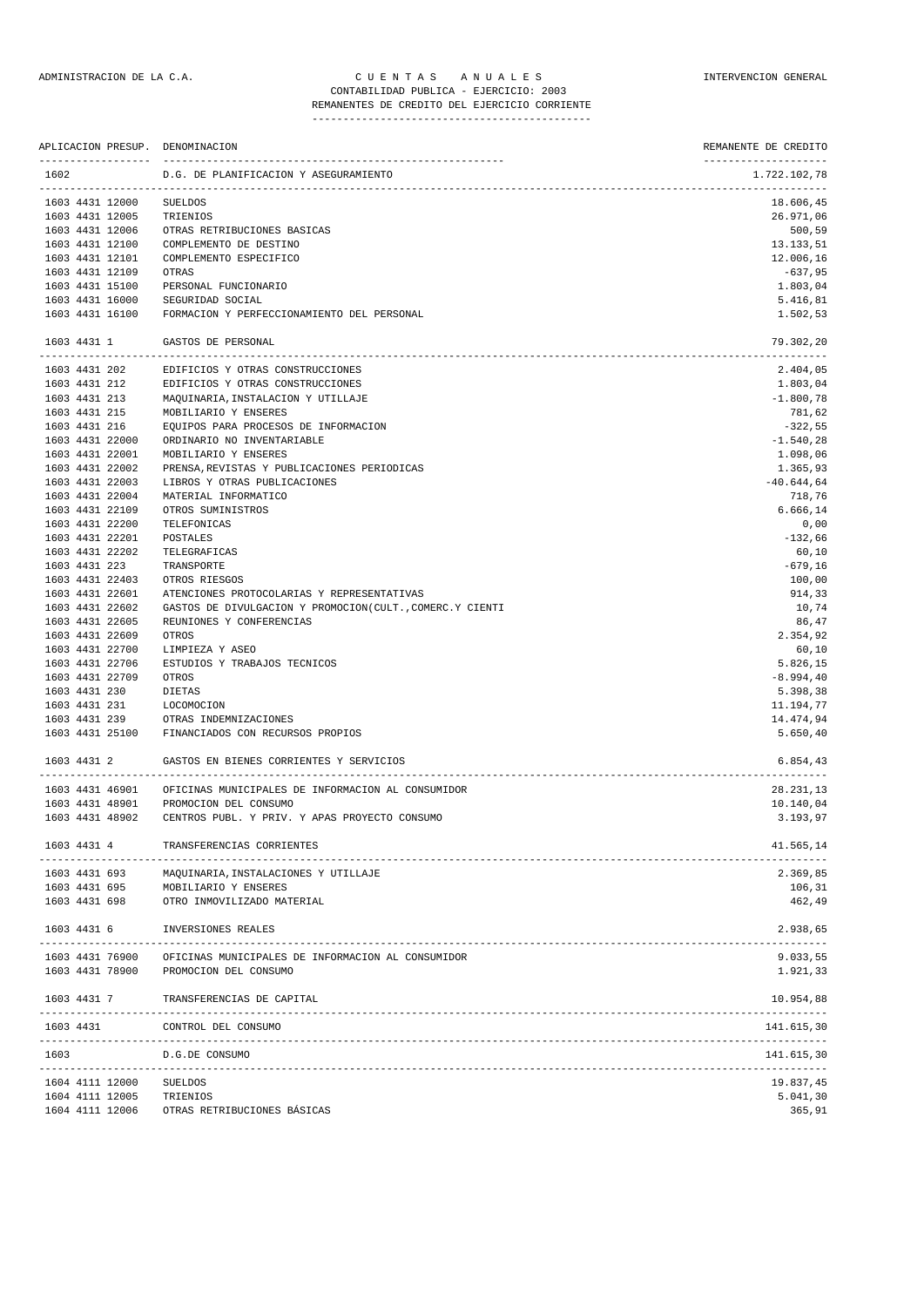ADMINISTRACION DE LA C.A. — C U E N T A S A N U A L E S — INTERVENCION GENERAL

CONTABILIDAD PUBLICA - EJERCICIO: 2003

REMANENTES DE CREDITO DEL EJERCICIO CORRIENTE

| APLICACION PRESUP. | DENOMINACION | REMANENTE DE CREDITO |
|---|---|---|
| 1602 | D.G. DE PLANIFICACION Y ASEGURAMIENTO | 1.722.102,78 |
| 1603 4431 12000 | SUELDOS | 18.606,45 |
| 1603 4431 12005 | TRIENIOS | 26.971,06 |
| 1603 4431 12006 | OTRAS RETRIBUCIONES BASICAS | 500,59 |
| 1603 4431 12100 | COMPLEMENTO DE DESTINO | 13.133,51 |
| 1603 4431 12101 | COMPLEMENTO ESPECIFICO | 12.006,16 |
| 1603 4431 12109 | OTRAS | -637,95 |
| 1603 4431 15100 | PERSONAL FUNCIONARIO | 1.803,04 |
| 1603 4431 16000 | SEGURIDAD SOCIAL | 5.416,81 |
| 1603 4431 16100 | FORMACION Y PERFECCIONAMIENTO DEL PERSONAL | 1.502,53 |
| 1603 4431 1 | GASTOS DE PERSONAL | 79.302,20 |
| 1603 4431 202 | EDIFICIOS Y OTRAS CONSTRUCCIONES | 2.404,05 |
| 1603 4431 212 | EDIFICIOS Y OTRAS CONSTRUCCIONES | 1.803,04 |
| 1603 4431 213 | MAQUINARIA,INSTALACION Y UTILLAJE | -1.800,78 |
| 1603 4431 215 | MOBILIARIO Y ENSERES | 781,62 |
| 1603 4431 216 | EQUIPOS PARA PROCESOS DE INFORMACION | -322,55 |
| 1603 4431 22000 | ORDINARIO NO INVENTARIABLE | -1.540,28 |
| 1603 4431 22001 | MOBILIARIO Y ENSERES | 1.098,06 |
| 1603 4431 22002 | PRENSA,REVISTAS Y PUBLICACIONES PERIODICAS | 1.365,93 |
| 1603 4431 22003 | LIBROS Y OTRAS PUBLICACIONES | -40.644,64 |
| 1603 4431 22004 | MATERIAL INFORMATICO | 718,76 |
| 1603 4431 22109 | OTROS SUMINISTROS | 6.666,14 |
| 1603 4431 22200 | TELEFONICAS | 0,00 |
| 1603 4431 22201 | POSTALES | -132,66 |
| 1603 4431 22202 | TELEGRAFICAS | 60,10 |
| 1603 4431 223 | TRANSPORTE | -679,16 |
| 1603 4431 22403 | OTROS RIESGOS | 100,00 |
| 1603 4431 22601 | ATENCIONES PROTOCOLARIAS Y REPRESENTATIVAS | 914,33 |
| 1603 4431 22602 | GASTOS DE DIVULGACION Y PROMOCION(CULT.,COMERC.Y CIENTI | 10,74 |
| 1603 4431 22605 | REUNIONES Y CONFERENCIAS | 86,47 |
| 1603 4431 22609 | OTROS | 2.354,92 |
| 1603 4431 22700 | LIMPIEZA Y ASEO | 60,10 |
| 1603 4431 22706 | ESTUDIOS Y TRABAJOS TECNICOS | 5.826,15 |
| 1603 4431 22709 | OTROS | -8.994,40 |
| 1603 4431 230 | DIETAS | 5.398,38 |
| 1603 4431 231 | LOCOMOCION | 11.194,77 |
| 1603 4431 239 | OTRAS INDEMNIZACIONES | 14.474,94 |
| 1603 4431 25100 | FINANCIADOS CON RECURSOS PROPIOS | 5.650,40 |
| 1603 4431 2 | GASTOS EN BIENES CORRIENTES Y SERVICIOS | 6.854,43 |
| 1603 4431 46901 | OFICINAS MUNICIPALES DE INFORMACION AL CONSUMIDOR | 28.231,13 |
| 1603 4431 48901 | PROMOCION DEL CONSUMO | 10.140,04 |
| 1603 4431 48902 | CENTROS PUBL. Y PRIV. Y APAS PROYECTO CONSUMO | 3.193,97 |
| 1603 4431 4 | TRANSFERENCIAS CORRIENTES | 41.565,14 |
| 1603 4431 693 | MAQUINARIA,INSTALACIONES Y UTILLAJE | 2.369,85 |
| 1603 4431 695 | MOBILIARIO Y ENSERES | 106,31 |
| 1603 4431 698 | OTRO INMOVILIZADO MATERIAL | 462,49 |
| 1603 4431 6 | INVERSIONES REALES | 2.938,65 |
| 1603 4431 76900 | OFICINAS MUNICIPALES DE INFORMACION AL CONSUMIDOR | 9.033,55 |
| 1603 4431 78900 | PROMOCION DEL CONSUMO | 1.921,33 |
| 1603 4431 7 | TRANSFERENCIAS DE CAPITAL | 10.954,88 |
| 1603 4431 | CONTROL DEL CONSUMO | 141.615,30 |
| 1603 | D.G.DE CONSUMO | 141.615,30 |
| 1604 4111 12000 | SUELDOS | 19.837,45 |
| 1604 4111 12005 | TRIENIOS | 5.041,30 |
| 1604 4111 12006 | OTRAS RETRIBUCIONES BÁSICAS | 365,91 |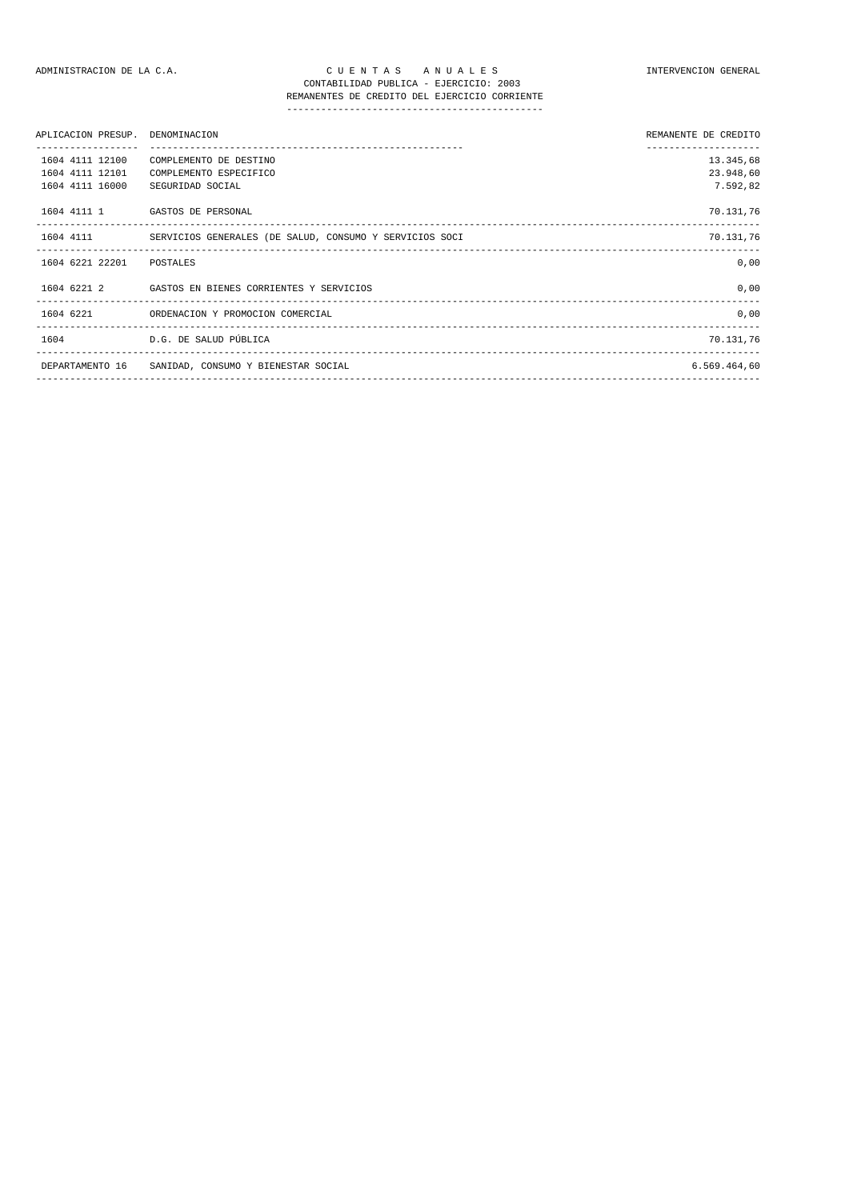ADMINISTRACION DE LA C.A. — C U E N T A S   A N U A L E S — INTERVENCION GENERAL

CONTABILIDAD PUBLICA - EJERCICIO: 2003

REMANENTES DE CREDITO DEL EJERCICIO CORRIENTE

| APLICACION PRESUP. | DENOMINACION | REMANENTE DE CREDITO |
|---|---|---|
| 1604 4111 12100 | COMPLEMENTO DE DESTINO | 13.345,68 |
| 1604 4111 12101 | COMPLEMENTO ESPECIFICO | 23.948,60 |
| 1604 4111 16000 | SEGURIDAD SOCIAL | 7.592,82 |
| 1604 4111 1 | GASTOS DE PERSONAL | 70.131,76 |
| 1604 4111 | SERVICIOS GENERALES (DE SALUD, CONSUMO Y SERVICIOS SOCI | 70.131,76 |
| 1604 6221 22201 | POSTALES | 0,00 |
| 1604 6221 2 | GASTOS EN BIENES CORRIENTES Y SERVICIOS | 0,00 |
| 1604 6221 | ORDENACION Y PROMOCION COMERCIAL | 0,00 |
| 1604 | D.G. DE SALUD PÚBLICA | 70.131,76 |
| DEPARTAMENTO 16 | SANIDAD, CONSUMO Y BIENESTAR SOCIAL | 6.569.464,60 |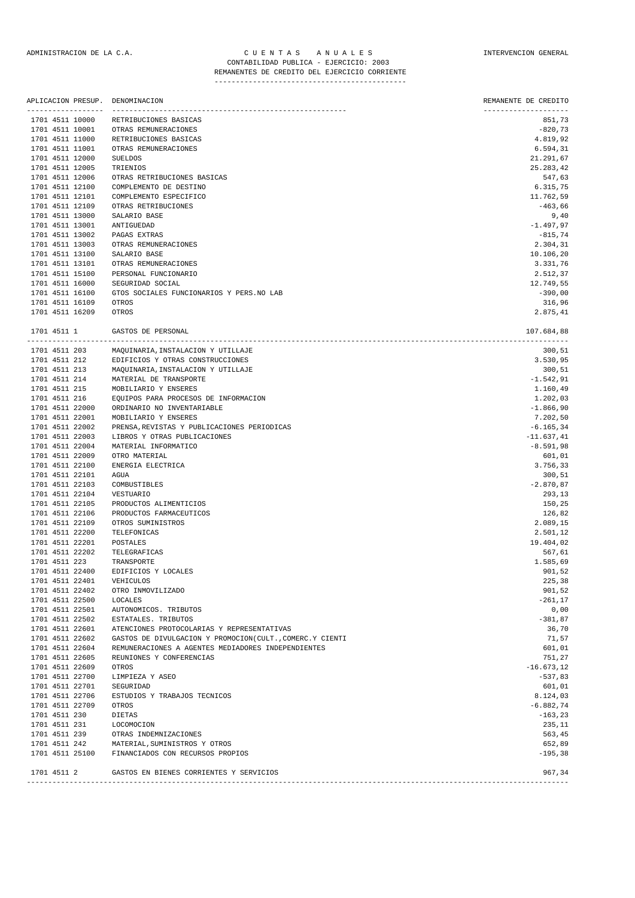ADMINISTRACION DE LA C.A. — C U E N T A S   A N U A L E S — INTERVENCION GENERAL

CONTABILIDAD PUBLICA - EJERCICIO: 2003

REMANENTES DE CREDITO DEL EJERCICIO CORRIENTE

| APLICACION PRESUP. | DENOMINACION | REMANENTE DE CREDITO |
|---|---|---|
| 1701 4511 10000 | RETRIBUCIONES BASICAS | 851,73 |
| 1701 4511 10001 | OTRAS REMUNERACIONES | -820,73 |
| 1701 4511 11000 | RETRIBUCIONES BASICAS | 4.819,92 |
| 1701 4511 11001 | OTRAS REMUNERACIONES | 6.594,31 |
| 1701 4511 12000 | SUELDOS | 21.291,67 |
| 1701 4511 12005 | TRIENIOS | 25.283,42 |
| 1701 4511 12006 | OTRAS RETRIBUCIONES BASICAS | 547,63 |
| 1701 4511 12100 | COMPLEMENTO DE DESTINO | 6.315,75 |
| 1701 4511 12101 | COMPLEMENTO ESPECIFICO | 11.762,59 |
| 1701 4511 12109 | OTRAS RETRIBUCIONES | -463,66 |
| 1701 4511 13000 | SALARIO BASE | 9,40 |
| 1701 4511 13001 | ANTIGUEDAD | -1.497,97 |
| 1701 4511 13002 | PAGAS EXTRAS | -815,74 |
| 1701 4511 13003 | OTRAS REMUNERACIONES | 2.304,31 |
| 1701 4511 13100 | SALARIO BASE | 10.106,20 |
| 1701 4511 13101 | OTRAS REMUNERACIONES | 3.331,76 |
| 1701 4511 15100 | PERSONAL FUNCIONARIO | 2.512,37 |
| 1701 4511 16000 | SEGURIDAD SOCIAL | 12.749,55 |
| 1701 4511 16100 | GTOS SOCIALES FUNCIONARIOS Y PERS.NO LAB | -390,00 |
| 1701 4511 16109 | OTROS | 316,96 |
| 1701 4511 16209 | OTROS | 2.875,41 |
| 1701 4511 1 | GASTOS DE PERSONAL | 107.684,88 |
| 1701 4511 203 | MAQUINARIA,INSTALACION Y UTILLAJE | 300,51 |
| 1701 4511 212 | EDIFICIOS Y OTRAS CONSTRUCCIONES | 3.530,95 |
| 1701 4511 213 | MAQUINARIA,INSTALACION Y UTILLAJE | 300,51 |
| 1701 4511 214 | MATERIAL DE TRANSPORTE | -1.542,91 |
| 1701 4511 215 | MOBILIARIO Y ENSERES | 1.160,49 |
| 1701 4511 216 | EQUIPOS PARA PROCESOS DE INFORMACION | 1.202,03 |
| 1701 4511 22000 | ORDINARIO NO INVENTARIABLE | -1.866,90 |
| 1701 4511 22001 | MOBILIARIO Y ENSERES | 7.202,50 |
| 1701 4511 22002 | PRENSA,REVISTAS Y PUBLICACIONES PERIODICAS | -6.165,34 |
| 1701 4511 22003 | LIBROS Y OTRAS PUBLICACIONES | -11.637,41 |
| 1701 4511 22004 | MATERIAL INFORMATICO | -8.591,98 |
| 1701 4511 22009 | OTRO MATERIAL | 601,01 |
| 1701 4511 22100 | ENERGIA ELECTRICA | 3.756,33 |
| 1701 4511 22101 | AGUA | 300,51 |
| 1701 4511 22103 | COMBUSTIBLES | -2.870,87 |
| 1701 4511 22104 | VESTUARIO | 293,13 |
| 1701 4511 22105 | PRODUCTOS ALIMENTICIOS | 150,25 |
| 1701 4511 22106 | PRODUCTOS FARMACEUTICOS | 126,82 |
| 1701 4511 22109 | OTROS SUMINISTROS | 2.089,15 |
| 1701 4511 22200 | TELEFONICAS | 2.501,12 |
| 1701 4511 22201 | POSTALES | 19.404,02 |
| 1701 4511 22202 | TELEGRAFICAS | 567,61 |
| 1701 4511 223 | TRANSPORTE | 1.585,69 |
| 1701 4511 22400 | EDIFICIOS Y LOCALES | 901,52 |
| 1701 4511 22401 | VEHICULOS | 225,38 |
| 1701 4511 22402 | OTRO INMOVILIZADO | 901,52 |
| 1701 4511 22500 | LOCALES | -261,17 |
| 1701 4511 22501 | AUTONOMICOS. TRIBUTOS | 0,00 |
| 1701 4511 22502 | ESTATALES. TRIBUTOS | -381,87 |
| 1701 4511 22601 | ATENCIONES PROTOCOLARIAS Y REPRESENTATIVAS | 36,70 |
| 1701 4511 22602 | GASTOS DE DIVULGACION Y PROMOCION(CULT.,COMERC.Y CIENTI | 71,57 |
| 1701 4511 22604 | REMUNERACIONES A AGENTES MEDIADORES INDEPENDIENTES | 601,01 |
| 1701 4511 22605 | REUNIONES Y CONFERENCIAS | 751,27 |
| 1701 4511 22609 | OTROS | -16.673,12 |
| 1701 4511 22700 | LIMPIEZA Y ASEO | -537,83 |
| 1701 4511 22701 | SEGURIDAD | 601,01 |
| 1701 4511 22706 | ESTUDIOS Y TRABAJOS TECNICOS | 8.124,03 |
| 1701 4511 22709 | OTROS | -6.882,74 |
| 1701 4511 230 | DIETAS | -163,23 |
| 1701 4511 231 | LOCOMOCION | 235,11 |
| 1701 4511 239 | OTRAS INDEMNIZACIONES | 563,45 |
| 1701 4511 242 | MATERIAL,SUMINISTROS Y OTROS | 652,89 |
| 1701 4511 25100 | FINANCIADOS CON RECURSOS PROPIOS | -195,38 |
| 1701 4511 2 | GASTOS EN BIENES CORRIENTES Y SERVICIOS | 967,34 |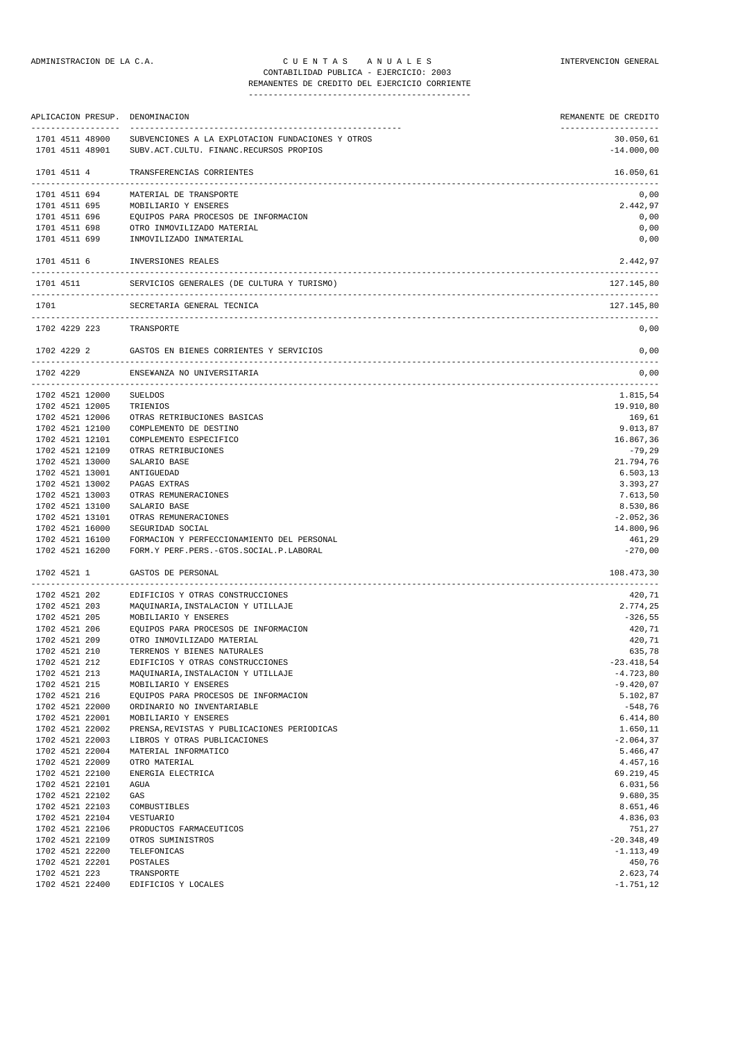ADMINISTRACION DE LA C.A. — C U E N T A S   A N U A L E S — INTERVENCION GENERAL

CONTABILIDAD PUBLICA - EJERCICIO: 2003

REMANENTES DE CREDITO DEL EJERCICIO CORRIENTE

| APLICACION PRESUP. | DENOMINACION | REMANENTE DE CREDITO |
|---|---|---|
| 1701 4511 48900 | SUBVENCIONES A LA EXPLOTACION FUNDACIONES Y OTROS | 30.050,61 |
| 1701 4511 48901 | SUBV.ACT.CULTU. FINANC.RECURSOS PROPIOS | -14.000,00 |
| 1701 4511 4 | TRANSFERENCIAS CORRIENTES | 16.050,61 |
| 1701 4511 694 | MATERIAL DE TRANSPORTE | 0,00 |
| 1701 4511 695 | MOBILIARIO Y ENSERES | 2.442,97 |
| 1701 4511 696 | EQUIPOS PARA PROCESOS DE INFORMACION | 0,00 |
| 1701 4511 698 | OTRO INMOVILIZADO MATERIAL | 0,00 |
| 1701 4511 699 | INMOVILIZADO INMATERIAL | 0,00 |
| 1701 4511 6 | INVERSIONES REALES | 2.442,97 |
| 1701 4511 | SERVICIOS GENERALES (DE CULTURA Y TURISMO) | 127.145,80 |
| 1701 | SECRETARIA GENERAL TECNICA | 127.145,80 |
| 1702 4229 223 | TRANSPORTE | 0,00 |
| 1702 4229 2 | GASTOS EN BIENES CORRIENTES Y SERVICIOS | 0,00 |
| 1702 4229 | ENSE¥ANZA NO UNIVERSITARIA | 0,00 |
| 1702 4521 12000 | SUELDOS | 1.815,54 |
| 1702 4521 12005 | TRIENIOS | 19.910,80 |
| 1702 4521 12006 | OTRAS RETRIBUCIONES BASICAS | 169,61 |
| 1702 4521 12100 | COMPLEMENTO DE DESTINO | 9.013,87 |
| 1702 4521 12101 | COMPLEMENTO ESPECIFICO | 16.867,36 |
| 1702 4521 12109 | OTRAS RETRIBUCIONES | -79,29 |
| 1702 4521 13000 | SALARIO BASE | 21.794,76 |
| 1702 4521 13001 | ANTIGUEDAD | 6.503,13 |
| 1702 4521 13002 | PAGAS EXTRAS | 3.393,27 |
| 1702 4521 13003 | OTRAS REMUNERACIONES | 7.613,50 |
| 1702 4521 13100 | SALARIO BASE | 8.530,86 |
| 1702 4521 13101 | OTRAS REMUNERACIONES | -2.052,36 |
| 1702 4521 16000 | SEGURIDAD SOCIAL | 14.800,96 |
| 1702 4521 16100 | FORMACION Y PERFECCIONAMIENTO DEL PERSONAL | 461,29 |
| 1702 4521 16200 | FORM.Y PERF.PERS.-GTOS.SOCIAL.P.LABORAL | -270,00 |
| 1702 4521 1 | GASTOS DE PERSONAL | 108.473,30 |
| 1702 4521 202 | EDIFICIOS Y OTRAS CONSTRUCCIONES | 420,71 |
| 1702 4521 203 | MAQUINARIA,INSTALACION Y UTILLAJE | 2.774,25 |
| 1702 4521 205 | MOBILIARIO Y ENSERES | -326,55 |
| 1702 4521 206 | EQUIPOS PARA PROCESOS DE INFORMACION | 420,71 |
| 1702 4521 209 | OTRO INMOVILIZADO MATERIAL | 420,71 |
| 1702 4521 210 | TERRENOS Y BIENES NATURALES | 635,78 |
| 1702 4521 212 | EDIFICIOS Y OTRAS CONSTRUCCIONES | -23.418,54 |
| 1702 4521 213 | MAQUINARIA,INSTALACION Y UTILLAJE | -4.723,80 |
| 1702 4521 215 | MOBILIARIO Y ENSERES | -9.420,07 |
| 1702 4521 216 | EQUIPOS PARA PROCESOS DE INFORMACION | 5.102,87 |
| 1702 4521 22000 | ORDINARIO NO INVENTARIABLE | -548,76 |
| 1702 4521 22001 | MOBILIARIO Y ENSERES | 6.414,80 |
| 1702 4521 22002 | PRENSA,REVISTAS Y PUBLICACIONES PERIODICAS | 1.650,11 |
| 1702 4521 22003 | LIBROS Y OTRAS PUBLICACIONES | -2.064,37 |
| 1702 4521 22004 | MATERIAL INFORMATICO | 5.466,47 |
| 1702 4521 22009 | OTRO MATERIAL | 4.457,16 |
| 1702 4521 22100 | ENERGIA ELECTRICA | 69.219,45 |
| 1702 4521 22101 | AGUA | 6.031,56 |
| 1702 4521 22102 | GAS | 9.680,35 |
| 1702 4521 22103 | COMBUSTIBLES | 8.651,46 |
| 1702 4521 22104 | VESTUARIO | 4.836,03 |
| 1702 4521 22106 | PRODUCTOS FARMACEUTICOS | 751,27 |
| 1702 4521 22109 | OTROS SUMINISTROS | -20.348,49 |
| 1702 4521 22200 | TELEFONICAS | -1.113,49 |
| 1702 4521 22201 | POSTALES | 450,76 |
| 1702 4521 223 | TRANSPORTE | 2.623,74 |
| 1702 4521 22400 | EDIFICIOS Y LOCALES | -1.751,12 |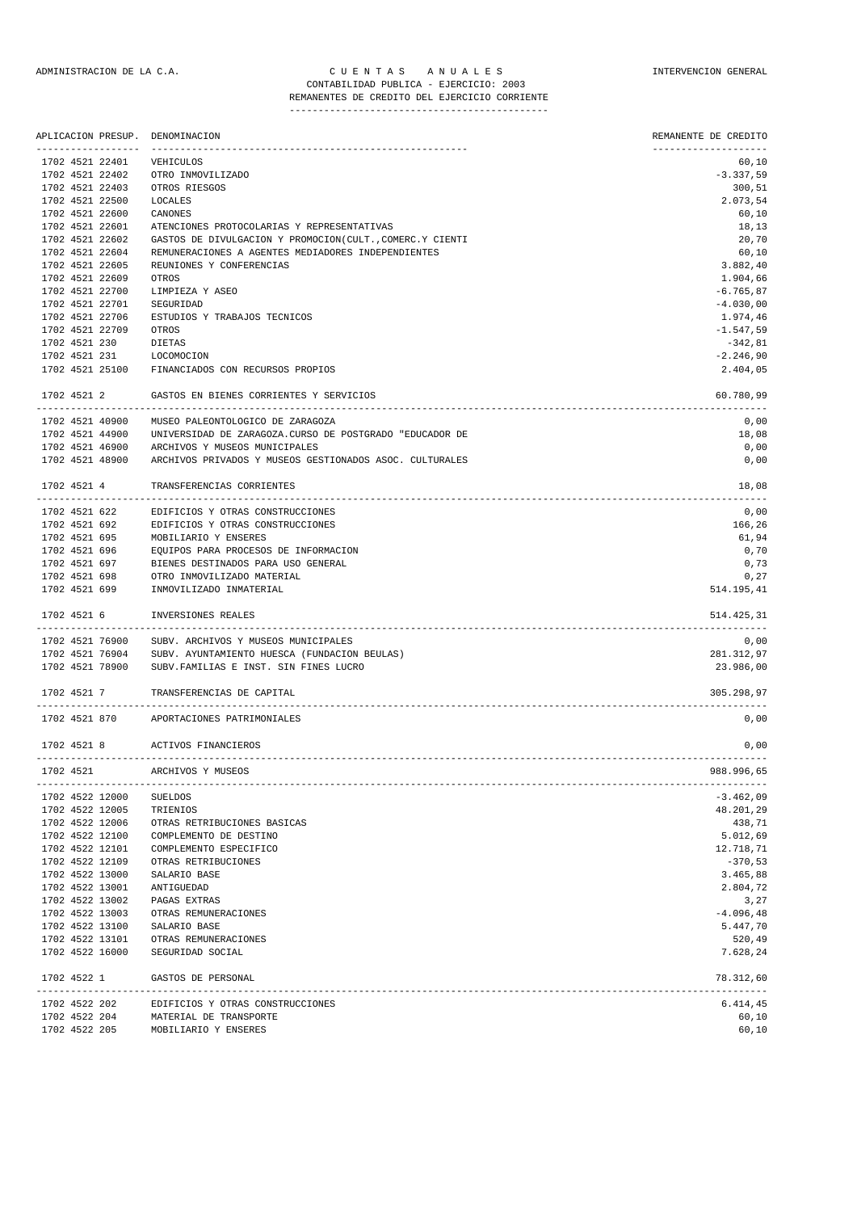ADMINISTRACION DE LA C.A. | C U E N T A S   A N U A L E S | INTERVENCION GENERAL

CONTABILIDAD PUBLICA - EJERCICIO: 2003

REMANENTES DE CREDITO DEL EJERCICIO CORRIENTE

| APLICACION PRESUP. | DENOMINACION | REMANENTE DE CREDITO |
|---|---|---|
| 1702 4521 22401 | VEHICULOS | 60,10 |
| 1702 4521 22402 | OTRO INMOVILIZADO | -3.337,59 |
| 1702 4521 22403 | OTROS RIESGOS | 300,51 |
| 1702 4521 22500 | LOCALES | 2.073,54 |
| 1702 4521 22600 | CANONES | 60,10 |
| 1702 4521 22601 | ATENCIONES PROTOCOLARIAS Y REPRESENTATIVAS | 18,13 |
| 1702 4521 22602 | GASTOS DE DIVULGACION Y PROMOCION(CULT.,COMERC.Y CIENTI | 20,70 |
| 1702 4521 22604 | REMUNERACIONES A AGENTES MEDIADORES INDEPENDIENTES | 60,10 |
| 1702 4521 22605 | REUNIONES Y CONFERENCIAS | 3.882,40 |
| 1702 4521 22609 | OTROS | 1.904,66 |
| 1702 4521 22700 | LIMPIEZA Y ASEO | -6.765,87 |
| 1702 4521 22701 | SEGURIDAD | -4.030,00 |
| 1702 4521 22706 | ESTUDIOS Y TRABAJOS TECNICOS | 1.974,46 |
| 1702 4521 22709 | OTROS | -1.547,59 |
| 1702 4521 230 | DIETAS | -342,81 |
| 1702 4521 231 | LOCOMOCION | -2.246,90 |
| 1702 4521 25100 | FINANCIADOS CON RECURSOS PROPIOS | 2.404,05 |
| 1702 4521 2 | GASTOS EN BIENES CORRIENTES Y SERVICIOS | 60.780,99 |
| 1702 4521 40900 | MUSEO PALEONTOLOGICO DE ZARAGOZA | 0,00 |
| 1702 4521 44900 | UNIVERSIDAD DE ZARAGOZA.CURSO DE POSTGRADO "EDUCADOR DE | 18,08 |
| 1702 4521 46900 | ARCHIVOS Y MUSEOS MUNICIPALES | 0,00 |
| 1702 4521 48900 | ARCHIVOS PRIVADOS Y MUSEOS GESTIONADOS ASOC. CULTURALES | 0,00 |
| 1702 4521 4 | TRANSFERENCIAS CORRIENTES | 18,08 |
| 1702 4521 622 | EDIFICIOS Y OTRAS CONSTRUCCIONES | 0,00 |
| 1702 4521 692 | EDIFICIOS Y OTRAS CONSTRUCCIONES | 166,26 |
| 1702 4521 695 | MOBILIARIO Y ENSERES | 61,94 |
| 1702 4521 696 | EQUIPOS PARA PROCESOS DE INFORMACION | 0,70 |
| 1702 4521 697 | BIENES DESTINADOS PARA USO GENERAL | 0,73 |
| 1702 4521 698 | OTRO INMOVILIZADO MATERIAL | 0,27 |
| 1702 4521 699 | INMOVILIZADO INMATERIAL | 514.195,41 |
| 1702 4521 6 | INVERSIONES REALES | 514.425,31 |
| 1702 4521 76900 | SUBV. ARCHIVOS Y MUSEOS MUNICIPALES | 0,00 |
| 1702 4521 76904 | SUBV. AYUNTAMIENTO HUESCA (FUNDACION BEULAS) | 281.312,97 |
| 1702 4521 78900 | SUBV.FAMILIAS E INST. SIN FINES LUCRO | 23.986,00 |
| 1702 4521 7 | TRANSFERENCIAS DE CAPITAL | 305.298,97 |
| 1702 4521 870 | APORTACIONES PATRIMONIALES | 0,00 |
| 1702 4521 8 | ACTIVOS FINANCIEROS | 0,00 |
| 1702 4521 | ARCHIVOS Y MUSEOS | 988.996,65 |
| 1702 4522 12000 | SUELDOS | -3.462,09 |
| 1702 4522 12005 | TRIENIOS | 48.201,29 |
| 1702 4522 12006 | OTRAS RETRIBUCIONES BASICAS | 438,71 |
| 1702 4522 12100 | COMPLEMENTO DE DESTINO | 5.012,69 |
| 1702 4522 12101 | COMPLEMENTO ESPECIFICO | 12.718,71 |
| 1702 4522 12109 | OTRAS RETRIBUCIONES | -370,53 |
| 1702 4522 13000 | SALARIO BASE | 3.465,88 |
| 1702 4522 13001 | ANTIGUEDAD | 2.804,72 |
| 1702 4522 13002 | PAGAS EXTRAS | 3,27 |
| 1702 4522 13003 | OTRAS REMUNERACIONES | -4.096,48 |
| 1702 4522 13100 | SALARIO BASE | 5.447,70 |
| 1702 4522 13101 | OTRAS REMUNERACIONES | 520,49 |
| 1702 4522 16000 | SEGURIDAD SOCIAL | 7.628,24 |
| 1702 4522 1 | GASTOS DE PERSONAL | 78.312,60 |
| 1702 4522 202 | EDIFICIOS Y OTRAS CONSTRUCCIONES | 6.414,45 |
| 1702 4522 204 | MATERIAL DE TRANSPORTE | 60,10 |
| 1702 4522 205 | MOBILIARIO Y ENSERES | 60,10 |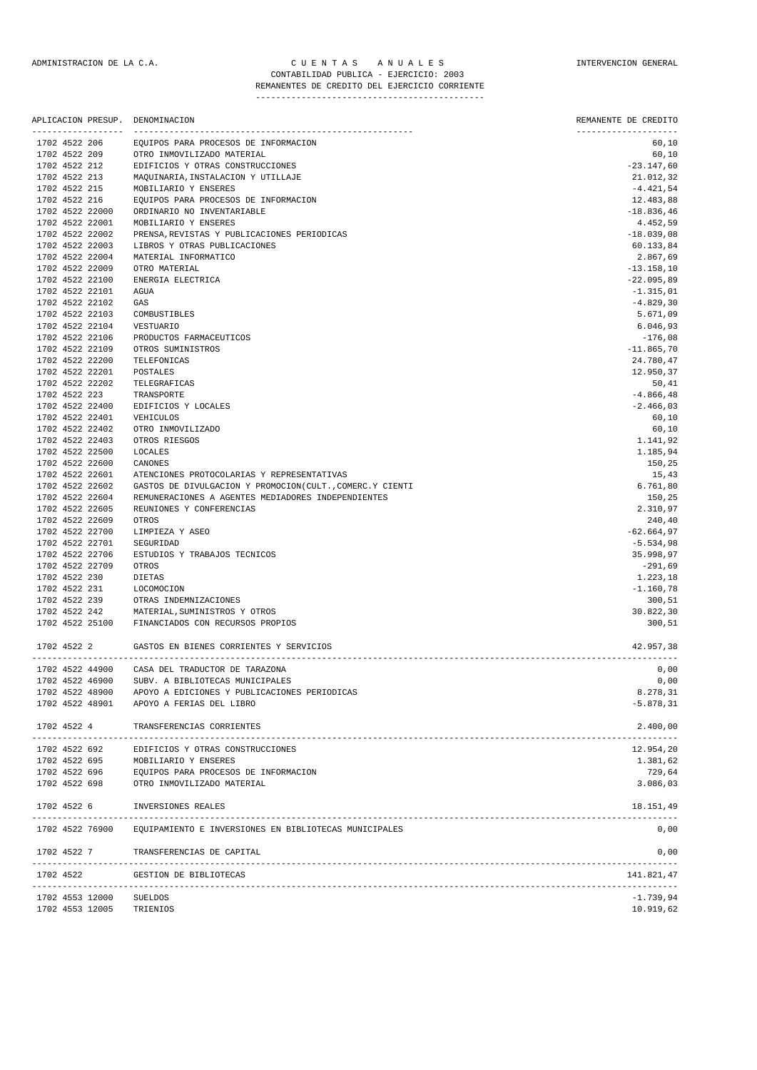ADMINISTRACION DE LA C.A. — C U E N T A S   A N U A L E S — INTERVENCION GENERAL

CONTABILIDAD PUBLICA - EJERCICIO: 2003

REMANENTES DE CREDITO DEL EJERCICIO CORRIENTE

| APLICACION PRESUP. | DENOMINACION | REMANENTE DE CREDITO |
|---|---|---|
| 1702 4522 206 | EQUIPOS PARA PROCESOS DE INFORMACION | 60,10 |
| 1702 4522 209 | OTRO INMOVILIZADO MATERIAL | 60,10 |
| 1702 4522 212 | EDIFICIOS Y OTRAS CONSTRUCCIONES | -23.147,60 |
| 1702 4522 213 | MAQUINARIA,INSTALACION Y UTILLAJE | 21.012,32 |
| 1702 4522 215 | MOBILIARIO Y ENSERES | -4.421,54 |
| 1702 4522 216 | EQUIPOS PARA PROCESOS DE INFORMACION | 12.483,88 |
| 1702 4522 22000 | ORDINARIO NO INVENTARIABLE | -18.836,46 |
| 1702 4522 22001 | MOBILIARIO Y ENSERES | 4.452,59 |
| 1702 4522 22002 | PRENSA,REVISTAS Y PUBLICACIONES PERIODICAS | -18.039,08 |
| 1702 4522 22003 | LIBROS Y OTRAS PUBLICACIONES | 60.133,84 |
| 1702 4522 22004 | MATERIAL INFORMATICO | 2.867,69 |
| 1702 4522 22009 | OTRO MATERIAL | -13.158,10 |
| 1702 4522 22100 | ENERGIA ELECTRICA | -22.095,89 |
| 1702 4522 22101 | AGUA | -1.315,01 |
| 1702 4522 22102 | GAS | -4.829,30 |
| 1702 4522 22103 | COMBUSTIBLES | 5.671,09 |
| 1702 4522 22104 | VESTUARIO | 6.046,93 |
| 1702 4522 22106 | PRODUCTOS FARMACEUTICOS | -176,08 |
| 1702 4522 22109 | OTROS SUMINISTROS | -11.865,70 |
| 1702 4522 22200 | TELEFONICAS | 24.780,47 |
| 1702 4522 22201 | POSTALES | 12.950,37 |
| 1702 4522 22202 | TELEGRAFICAS | 50,41 |
| 1702 4522 223 | TRANSPORTE | -4.866,48 |
| 1702 4522 22400 | EDIFICIOS Y LOCALES | -2.466,03 |
| 1702 4522 22401 | VEHICULOS | 60,10 |
| 1702 4522 22402 | OTRO INMOVILIZADO | 60,10 |
| 1702 4522 22403 | OTROS RIESGOS | 1.141,92 |
| 1702 4522 22500 | LOCALES | 1.185,94 |
| 1702 4522 22600 | CANONES | 150,25 |
| 1702 4522 22601 | ATENCIONES PROTOCOLARIAS Y REPRESENTATIVAS | 15,43 |
| 1702 4522 22602 | GASTOS DE DIVULGACION Y PROMOCION(CULT.,COMERC.Y CIENTI | 6.761,80 |
| 1702 4522 22604 | REMUNERACIONES A AGENTES MEDIADORES INDEPENDIENTES | 150,25 |
| 1702 4522 22605 | REUNIONES Y CONFERENCIAS | 2.310,97 |
| 1702 4522 22609 | OTROS | 240,40 |
| 1702 4522 22700 | LIMPIEZA Y ASEO | -62.664,97 |
| 1702 4522 22701 | SEGURIDAD | -5.534,98 |
| 1702 4522 22706 | ESTUDIOS Y TRABAJOS TECNICOS | 35.998,97 |
| 1702 4522 22709 | OTROS | -291,69 |
| 1702 4522 230 | DIETAS | 1.223,18 |
| 1702 4522 231 | LOCOMOCION | -1.160,78 |
| 1702 4522 239 | OTRAS INDEMNIZACIONES | 300,51 |
| 1702 4522 242 | MATERIAL,SUMINISTROS Y OTROS | 30.822,30 |
| 1702 4522 25100 | FINANCIADOS CON RECURSOS PROPIOS | 300,51 |
| 1702 4522 2 | GASTOS EN BIENES CORRIENTES Y SERVICIOS | 42.957,38 |
| 1702 4522 44900 | CASA DEL TRADUCTOR DE TARAZONA | 0,00 |
| 1702 4522 46900 | SUBV. A BIBLIOTECAS MUNICIPALES | 0,00 |
| 1702 4522 48900 | APOYO A EDICIONES Y PUBLICACIONES PERIODICAS | 8.278,31 |
| 1702 4522 48901 | APOYO A FERIAS DEL LIBRO | -5.878,31 |
| 1702 4522 4 | TRANSFERENCIAS CORRIENTES | 2.400,00 |
| 1702 4522 692 | EDIFICIOS Y OTRAS CONSTRUCCIONES | 12.954,20 |
| 1702 4522 695 | MOBILIARIO Y ENSERES | 1.381,62 |
| 1702 4522 696 | EQUIPOS PARA PROCESOS DE INFORMACION | 729,64 |
| 1702 4522 698 | OTRO INMOVILIZADO MATERIAL | 3.086,03 |
| 1702 4522 6 | INVERSIONES REALES | 18.151,49 |
| 1702 4522 76900 | EQUIPAMIENTO E INVERSIONES EN BIBLIOTECAS MUNICIPALES | 0,00 |
| 1702 4522 7 | TRANSFERENCIAS DE CAPITAL | 0,00 |
| 1702 4522 | GESTION DE BIBLIOTECAS | 141.821,47 |
| 1702 4553 12000 | SUELDOS | -1.739,94 |
| 1702 4553 12005 | TRIENIOS | 10.919,62 |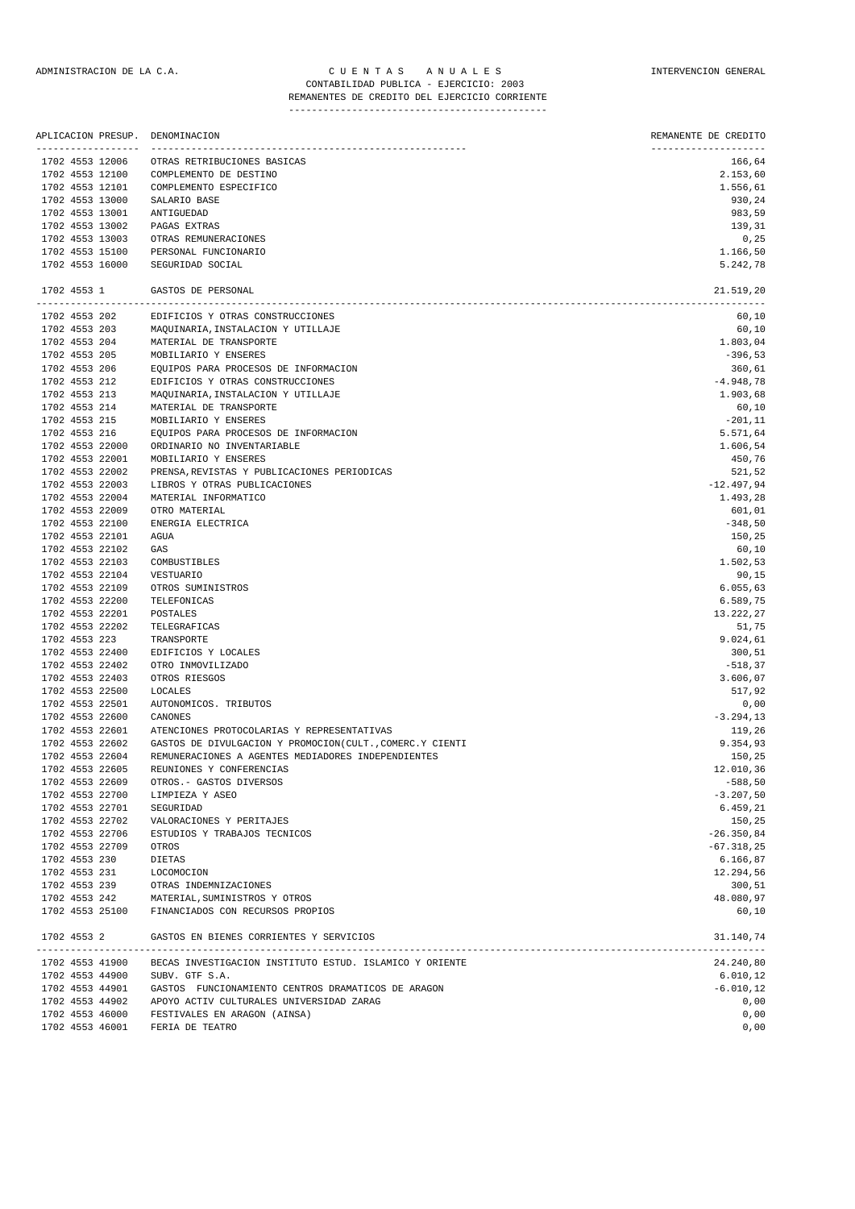ADMINISTRACION DE LA C.A. | C U E N T A S A N U A L E S | INTERVENCION GENERAL

CONTABILIDAD PUBLICA - EJERCICIO: 2003

REMANENTES DE CREDITO DEL EJERCICIO CORRIENTE

| APLICACION PRESUP. | DENOMINACION | REMANENTE DE CREDITO |
|---|---|---|
| 1702 4553 12006 | OTRAS RETRIBUCIONES BASICAS | 166,64 |
| 1702 4553 12100 | COMPLEMENTO DE DESTINO | 2.153,60 |
| 1702 4553 12101 | COMPLEMENTO ESPECIFICO | 1.556,61 |
| 1702 4553 13000 | SALARIO BASE | 930,24 |
| 1702 4553 13001 | ANTIGUEDAD | 983,59 |
| 1702 4553 13002 | PAGAS EXTRAS | 139,31 |
| 1702 4553 13003 | OTRAS REMUNERACIONES | 0,25 |
| 1702 4553 15100 | PERSONAL FUNCIONARIO | 1.166,50 |
| 1702 4553 16000 | SEGURIDAD SOCIAL | 5.242,78 |
| 1702 4553 1 | GASTOS DE PERSONAL | 21.519,20 |
| 1702 4553 202 | EDIFICIOS Y OTRAS CONSTRUCCIONES | 60,10 |
| 1702 4553 203 | MAQUINARIA,INSTALACION Y UTILLAJE | 60,10 |
| 1702 4553 204 | MATERIAL DE TRANSPORTE | 1.803,04 |
| 1702 4553 205 | MOBILIARIO Y ENSERES | -396,53 |
| 1702 4553 206 | EQUIPOS PARA PROCESOS DE INFORMACION | 360,61 |
| 1702 4553 212 | EDIFICIOS Y OTRAS CONSTRUCCIONES | -4.948,78 |
| 1702 4553 213 | MAQUINARIA,INSTALACION Y UTILLAJE | 1.903,68 |
| 1702 4553 214 | MATERIAL DE TRANSPORTE | 60,10 |
| 1702 4553 215 | MOBILIARIO Y ENSERES | -201,11 |
| 1702 4553 216 | EQUIPOS PARA PROCESOS DE INFORMACION | 5.571,64 |
| 1702 4553 22000 | ORDINARIO NO INVENTARIABLE | 1.606,54 |
| 1702 4553 22001 | MOBILIARIO Y ENSERES | 450,76 |
| 1702 4553 22002 | PRENSA,REVISTAS Y PUBLICACIONES PERIODICAS | 521,52 |
| 1702 4553 22003 | LIBROS Y OTRAS PUBLICACIONES | -12.497,94 |
| 1702 4553 22004 | MATERIAL INFORMATICO | 1.493,28 |
| 1702 4553 22009 | OTRO MATERIAL | 601,01 |
| 1702 4553 22100 | ENERGIA ELECTRICA | -348,50 |
| 1702 4553 22101 | AGUA | 150,25 |
| 1702 4553 22102 | GAS | 60,10 |
| 1702 4553 22103 | COMBUSTIBLES | 1.502,53 |
| 1702 4553 22104 | VESTUARIO | 90,15 |
| 1702 4553 22109 | OTROS SUMINISTROS | 6.055,63 |
| 1702 4553 22200 | TELEFONICAS | 6.589,75 |
| 1702 4553 22201 | POSTALES | 13.222,27 |
| 1702 4553 22202 | TELEGRAFICAS | 51,75 |
| 1702 4553 223 | TRANSPORTE | 9.024,61 |
| 1702 4553 22400 | EDIFICIOS Y LOCALES | 300,51 |
| 1702 4553 22402 | OTRO INMOVILIZADO | -518,37 |
| 1702 4553 22403 | OTROS RIESGOS | 3.606,07 |
| 1702 4553 22500 | LOCALES | 517,92 |
| 1702 4553 22501 | AUTONOMICOS. TRIBUTOS | 0,00 |
| 1702 4553 22600 | CANONES | -3.294,13 |
| 1702 4553 22601 | ATENCIONES PROTOCOLARIAS Y REPRESENTATIVAS | 119,26 |
| 1702 4553 22602 | GASTOS DE DIVULGACION Y PROMOCION(CULT.,COMERC.Y CIENTI | 9.354,93 |
| 1702 4553 22604 | REMUNERACIONES A AGENTES MEDIADORES INDEPENDIENTES | 150,25 |
| 1702 4553 22605 | REUNIONES Y CONFERENCIAS | 12.010,36 |
| 1702 4553 22609 | OTROS.- GASTOS DIVERSOS | -588,50 |
| 1702 4553 22700 | LIMPIEZA Y ASEO | -3.207,50 |
| 1702 4553 22701 | SEGURIDAD | 6.459,21 |
| 1702 4553 22702 | VALORACIONES Y PERITAJES | 150,25 |
| 1702 4553 22706 | ESTUDIOS Y TRABAJOS TECNICOS | -26.350,84 |
| 1702 4553 22709 | OTROS | -67.318,25 |
| 1702 4553 230 | DIETAS | 6.166,87 |
| 1702 4553 231 | LOCOMOCION | 12.294,56 |
| 1702 4553 239 | OTRAS INDEMNIZACIONES | 300,51 |
| 1702 4553 242 | MATERIAL,SUMINISTROS Y OTROS | 48.080,97 |
| 1702 4553 25100 | FINANCIADOS CON RECURSOS PROPIOS | 60,10 |
| 1702 4553 2 | GASTOS EN BIENES CORRIENTES Y SERVICIOS | 31.140,74 |
| 1702 4553 41900 | BECAS INVESTIGACION INSTITUTO ESTUD. ISLAMICO Y ORIENTE | 24.240,80 |
| 1702 4553 44900 | SUBV. GTF S.A. | 6.010,12 |
| 1702 4553 44901 | GASTOS FUNCIONAMIENTO CENTROS DRAMATICOS DE ARAGON | -6.010,12 |
| 1702 4553 44902 | APOYO ACTIV CULTURALES UNIVERSIDAD ZARAG | 0,00 |
| 1702 4553 46000 | FESTIVALES EN ARAGON (AINSA) | 0,00 |
| 1702 4553 46001 | FERIA DE TEATRO | 0,00 |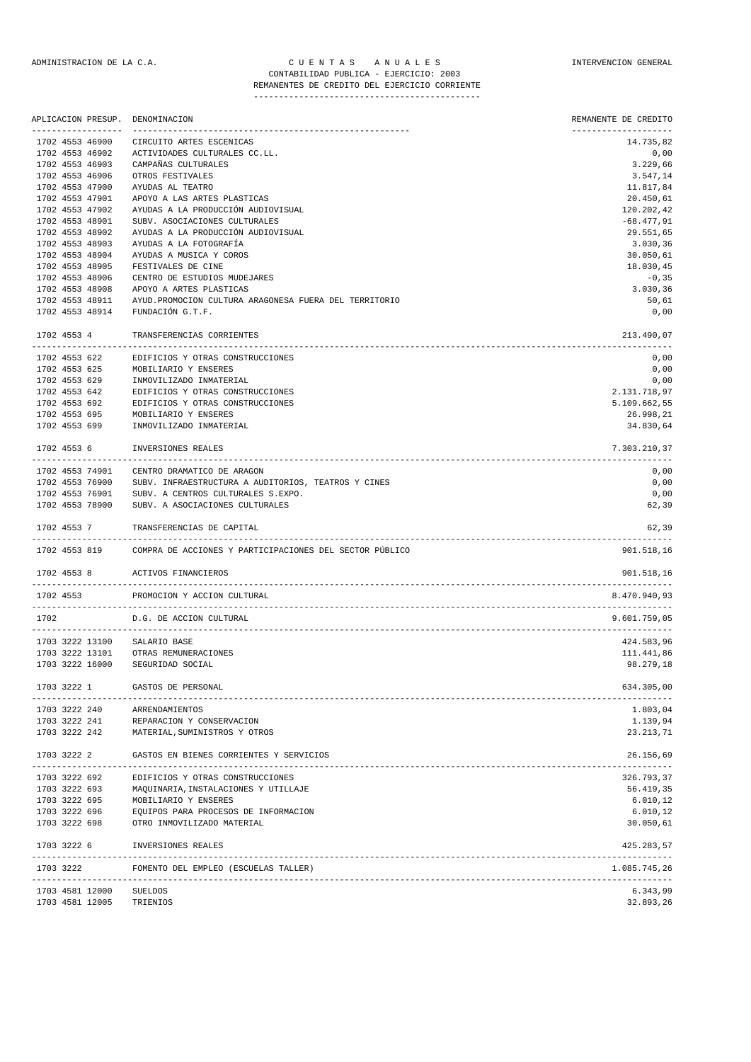ADMINISTRACION DE LA C.A. — C U E N T A S   A N U A L E S — INTERVENCION GENERAL

CONTABILIDAD PUBLICA - EJERCICIO: 2003

REMANENTES DE CREDITO DEL EJERCICIO CORRIENTE

| APLICACION PRESUP. | DENOMINACION | REMANENTE DE CREDITO |
|---|---|---|
| 1702 4553 46900 | CIRCUITO ARTES ESCENICAS | 14.735,82 |
| 1702 4553 46902 | ACTIVIDADES CULTURALES CC.LL. | 0,00 |
| 1702 4553 46903 | CAMPAÑAS CULTURALES | 3.229,66 |
| 1702 4553 46906 | OTROS FESTIVALES | 3.547,14 |
| 1702 4553 47900 | AYUDAS AL TEATRO | 11.817,84 |
| 1702 4553 47901 | APOYO A LAS ARTES PLASTICAS | 20.450,61 |
| 1702 4553 47902 | AYUDAS A LA PRODUCCIÓN AUDIOVISUAL | 120.202,42 |
| 1702 4553 48901 | SUBV. ASOCIACIONES CULTURALES | -68.477,91 |
| 1702 4553 48902 | AYUDAS A LA PRODUCCIÓN AUDIOVISUAL | 29.551,65 |
| 1702 4553 48903 | AYUDAS A LA FOTOGRAFÍA | 3.030,36 |
| 1702 4553 48904 | AYUDAS A MUSICA Y COROS | 30.050,61 |
| 1702 4553 48905 | FESTIVALES DE CINE | 18.030,45 |
| 1702 4553 48906 | CENTRO DE ESTUDIOS MUDEJARES | -0,35 |
| 1702 4553 48908 | APOYO A ARTES PLASTICAS | 3.030,36 |
| 1702 4553 48911 | AYUD.PROMOCION CULTURA ARAGONESA FUERA DEL TERRITORIO | 50,61 |
| 1702 4553 48914 | FUNDACIÓN G.T.F. | 0,00 |
| 1702 4553 4 | TRANSFERENCIAS CORRIENTES | 213.490,07 |
| 1702 4553 622 | EDIFICIOS Y OTRAS CONSTRUCCIONES | 0,00 |
| 1702 4553 625 | MOBILIARIO Y ENSERES | 0,00 |
| 1702 4553 629 | INMOVILIZADO INMATERIAL | 0,00 |
| 1702 4553 642 | EDIFICIOS Y OTRAS CONSTRUCCIONES | 2.131.718,97 |
| 1702 4553 692 | EDIFICIOS Y OTRAS CONSTRUCCIONES | 5.109.662,55 |
| 1702 4553 695 | MOBILIARIO Y ENSERES | 26.998,21 |
| 1702 4553 699 | INMOVILIZADO INMATERIAL | 34.830,64 |
| 1702 4553 6 | INVERSIONES REALES | 7.303.210,37 |
| 1702 4553 74901 | CENTRO DRAMATICO DE ARAGON | 0,00 |
| 1702 4553 76900 | SUBV. INFRAESTRUCTURA A AUDITORIOS, TEATROS Y CINES | 0,00 |
| 1702 4553 76901 | SUBV. A CENTROS CULTURALES S.EXPO. | 0,00 |
| 1702 4553 78900 | SUBV. A ASOCIACIONES CULTURALES | 62,39 |
| 1702 4553 7 | TRANSFERENCIAS DE CAPITAL | 62,39 |
| 1702 4553 819 | COMPRA DE ACCIONES Y PARTICIPACIONES DEL SECTOR PÚBLICO | 901.518,16 |
| 1702 4553 8 | ACTIVOS FINANCIEROS | 901.518,16 |
| 1702 4553 | PROMOCION Y ACCION CULTURAL | 8.470.940,93 |
| 1702 | D.G. DE ACCION CULTURAL | 9.601.759,05 |
| 1703 3222 13100 | SALARIO BASE | 424.583,96 |
| 1703 3222 13101 | OTRAS REMUNERACIONES | 111.441,86 |
| 1703 3222 16000 | SEGURIDAD SOCIAL | 98.279,18 |
| 1703 3222 1 | GASTOS DE PERSONAL | 634.305,00 |
| 1703 3222 240 | ARRENDAMIENTOS | 1.803,04 |
| 1703 3222 241 | REPARACION Y CONSERVACION | 1.139,94 |
| 1703 3222 242 | MATERIAL,SUMINISTROS Y OTROS | 23.213,71 |
| 1703 3222 2 | GASTOS EN BIENES CORRIENTES Y SERVICIOS | 26.156,69 |
| 1703 3222 692 | EDIFICIOS Y OTRAS CONSTRUCCIONES | 326.793,37 |
| 1703 3222 693 | MAQUINARIA,INSTALACIONES Y UTILLAJE | 56.419,35 |
| 1703 3222 695 | MOBILIARIO Y ENSERES | 6.010,12 |
| 1703 3222 696 | EQUIPOS PARA PROCESOS DE INFORMACION | 6.010,12 |
| 1703 3222 698 | OTRO INMOVILIZADO MATERIAL | 30.050,61 |
| 1703 3222 6 | INVERSIONES REALES | 425.283,57 |
| 1703 3222 | FOMENTO DEL EMPLEO (ESCUELAS TALLER) | 1.085.745,26 |
| 1703 4581 12000 | SUELDOS | 6.343,99 |
| 1703 4581 12005 | TRIENIOS | 32.893,26 |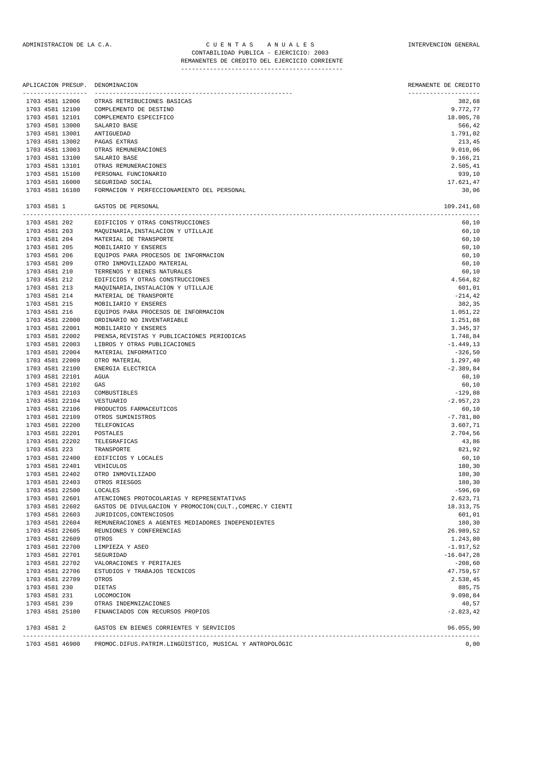ADMINISTRACION DE LA C.A. — C U E N T A S   A N U A L E S — INTERVENCION GENERAL

CONTABILIDAD PUBLICA - EJERCICIO: 2003

REMANENTES DE CREDITO DEL EJERCICIO CORRIENTE

| APLICACION PRESUP. | DENOMINACION | REMANENTE DE CREDITO |
|---|---|---|
| 1703 4581 12006 | OTRAS RETRIBUCIONES BASICAS | 382,68 |
| 1703 4581 12100 | COMPLEMENTO DE DESTINO | 9.772,77 |
| 1703 4581 12101 | COMPLEMENTO ESPECIFICO | 18.005,78 |
| 1703 4581 13000 | SALARIO BASE | 566,42 |
| 1703 4581 13001 | ANTIGUEDAD | 1.791,02 |
| 1703 4581 13002 | PAGAS EXTRAS | 213,45 |
| 1703 4581 13003 | OTRAS REMUNERACIONES | 9.010,06 |
| 1703 4581 13100 | SALARIO BASE | 9.166,21 |
| 1703 4581 13101 | OTRAS REMUNERACIONES | 2.505,41 |
| 1703 4581 15100 | PERSONAL FUNCIONARIO | 939,10 |
| 1703 4581 16000 | SEGURIDAD SOCIAL | 17.621,47 |
| 1703 4581 16100 | FORMACION Y PERFECCIONAMIENTO DEL PERSONAL | 30,06 |
| 1703 4581 1 | GASTOS DE PERSONAL | 109.241,68 |
| 1703 4581 202 | EDIFICIOS Y OTRAS CONSTRUCCIONES | 60,10 |
| 1703 4581 203 | MAQUINARIA,INSTALACION Y UTILLAJE | 60,10 |
| 1703 4581 204 | MATERIAL DE TRANSPORTE | 60,10 |
| 1703 4581 205 | MOBILIARIO Y ENSERES | 60,10 |
| 1703 4581 206 | EQUIPOS PARA PROCESOS DE INFORMACION | 60,10 |
| 1703 4581 209 | OTRO INMOVILIZADO MATERIAL | 60,10 |
| 1703 4581 210 | TERRENOS Y BIENES NATURALES | 60,10 |
| 1703 4581 212 | EDIFICIOS Y OTRAS CONSTRUCCIONES | 4.564,82 |
| 1703 4581 213 | MAQUINARIA,INSTALACION Y UTILLAJE | 601,01 |
| 1703 4581 214 | MATERIAL DE TRANSPORTE | -214,42 |
| 1703 4581 215 | MOBILIARIO Y ENSERES | 382,35 |
| 1703 4581 216 | EQUIPOS PARA PROCESOS DE INFORMACION | 1.051,22 |
| 1703 4581 22000 | ORDINARIO NO INVENTARIABLE | 1.251,88 |
| 1703 4581 22001 | MOBILIARIO Y ENSERES | 3.345,37 |
| 1703 4581 22002 | PRENSA,REVISTAS Y PUBLICACIONES PERIODICAS | 1.748,84 |
| 1703 4581 22003 | LIBROS Y OTRAS PUBLICACIONES | -1.449,13 |
| 1703 4581 22004 | MATERIAL INFORMATICO | -326,50 |
| 1703 4581 22009 | OTRO MATERIAL | 1.297,40 |
| 1703 4581 22100 | ENERGIA ELECTRICA | -2.389,84 |
| 1703 4581 22101 | AGUA | 60,10 |
| 1703 4581 22102 | GAS | 60,10 |
| 1703 4581 22103 | COMBUSTIBLES | -129,88 |
| 1703 4581 22104 | VESTUARIO | -2.957,23 |
| 1703 4581 22106 | PRODUCTOS FARMACEUTICOS | 60,10 |
| 1703 4581 22109 | OTROS SUMINISTROS | -7.781,80 |
| 1703 4581 22200 | TELEFONICAS | 3.607,71 |
| 1703 4581 22201 | POSTALES | 2.704,56 |
| 1703 4581 22202 | TELEGRAFICAS | 43,86 |
| 1703 4581 223 | TRANSPORTE | 821,92 |
| 1703 4581 22400 | EDIFICIOS Y LOCALES | 60,10 |
| 1703 4581 22401 | VEHICULOS | 180,30 |
| 1703 4581 22402 | OTRO INMOVILIZADO | 180,30 |
| 1703 4581 22403 | OTROS RIESGOS | 180,30 |
| 1703 4581 22500 | LOCALES | -596,69 |
| 1703 4581 22601 | ATENCIONES PROTOCOLARIAS Y REPRESENTATIVAS | 2.623,71 |
| 1703 4581 22602 | GASTOS DE DIVULGACION Y PROMOCION(CULT.,COMERC.Y CIENTI | 18.313,75 |
| 1703 4581 22603 | JURIDICOS,CONTENCIOSOS | 601,01 |
| 1703 4581 22604 | REMUNERACIONES A AGENTES MEDIADORES INDEPENDIENTES | 180,30 |
| 1703 4581 22605 | REUNIONES Y CONFERENCIAS | 26.989,52 |
| 1703 4581 22609 | OTROS | 1.243,80 |
| 1703 4581 22700 | LIMPIEZA Y ASEO | -1.917,52 |
| 1703 4581 22701 | SEGURIDAD | -16.047,28 |
| 1703 4581 22702 | VALORACIONES Y PERITAJES | -208,60 |
| 1703 4581 22706 | ESTUDIOS Y TRABAJOS TECNICOS | 47.759,57 |
| 1703 4581 22709 | OTROS | 2.538,45 |
| 1703 4581 230 | DIETAS | 885,75 |
| 1703 4581 231 | LOCOMOCION | 9.098,84 |
| 1703 4581 239 | OTRAS INDEMNIZACIONES | 40,57 |
| 1703 4581 25100 | FINANCIADOS CON RECURSOS PROPIOS | -2.823,42 |
| 1703 4581 2 | GASTOS EN BIENES CORRIENTES Y SERVICIOS | 96.055,90 |
| 1703 4581 46900 | PROMOC.DIFUS.PATRIM.LINGÜISTICO, MUSICAL Y ANTROPOLÓGIC | 0,00 |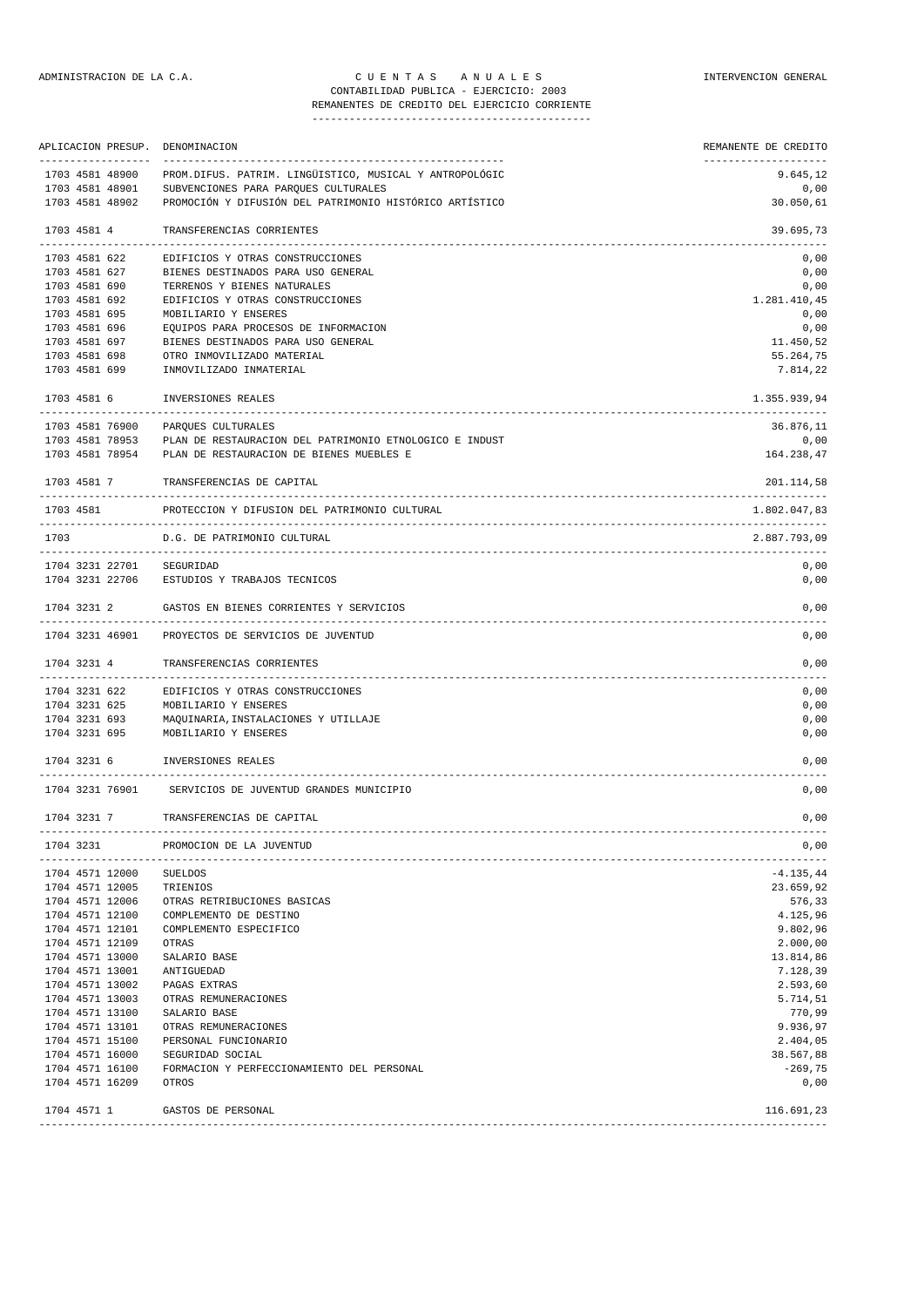ADMINISTRACION DE LA C.A. — C U E N T A S   A N U A L E S — INTERVENCION GENERAL

CONTABILIDAD PUBLICA - EJERCICIO: 2003

REMANENTES DE CREDITO DEL EJERCICIO CORRIENTE

| APLICACION PRESUP. | DENOMINACION | REMANENTE DE CREDITO |
|---|---|---|
| 1703 4581 48900 | PROM.DIFUS. PATRIM. LINGÜISTICO, MUSICAL Y ANTROPOLÓGIC | 9.645,12 |
| 1703 4581 48901 | SUBVENCIONES PARA PARQUES CULTURALES | 0,00 |
| 1703 4581 48902 | PROMOCIÓN Y DIFUSIÓN DEL PATRIMONIO HISTÓRICO ARTÍSTICO | 30.050,61 |
| 1703 4581 4 | TRANSFERENCIAS CORRIENTES | 39.695,73 |
| 1703 4581 622 | EDIFICIOS Y OTRAS CONSTRUCCIONES | 0,00 |
| 1703 4581 627 | BIENES DESTINADOS PARA USO GENERAL | 0,00 |
| 1703 4581 690 | TERRENOS Y BIENES NATURALES | 0,00 |
| 1703 4581 692 | EDIFICIOS Y OTRAS CONSTRUCCIONES | 1.281.410,45 |
| 1703 4581 695 | MOBILIARIO Y ENSERES | 0,00 |
| 1703 4581 696 | EQUIPOS PARA PROCESOS DE INFORMACION | 0,00 |
| 1703 4581 697 | BIENES DESTINADOS PARA USO GENERAL | 11.450,52 |
| 1703 4581 698 | OTRO INMOVILIZADO MATERIAL | 55.264,75 |
| 1703 4581 699 | INMOVILIZADO INMATERIAL | 7.814,22 |
| 1703 4581 6 | INVERSIONES REALES | 1.355.939,94 |
| 1703 4581 76900 | PARQUES CULTURALES | 36.876,11 |
| 1703 4581 78953 | PLAN DE RESTAURACION DEL PATRIMONIO ETNOLOGICO E INDUST | 0,00 |
| 1703 4581 78954 | PLAN DE RESTAURACION DE BIENES MUEBLES E | 164.238,47 |
| 1703 4581 7 | TRANSFERENCIAS DE CAPITAL | 201.114,58 |
| 1703 4581 | PROTECCION Y DIFUSION DEL PATRIMONIO CULTURAL | 1.802.047,83 |
| 1703 | D.G. DE PATRIMONIO CULTURAL | 2.887.793,09 |
| 1704 3231 22701 | SEGURIDAD | 0,00 |
| 1704 3231 22706 | ESTUDIOS Y TRABAJOS TECNICOS | 0,00 |
| 1704 3231 2 | GASTOS EN BIENES CORRIENTES Y SERVICIOS | 0,00 |
| 1704 3231 46901 | PROYECTOS DE SERVICIOS DE JUVENTUD | 0,00 |
| 1704 3231 4 | TRANSFERENCIAS CORRIENTES | 0,00 |
| 1704 3231 622 | EDIFICIOS Y OTRAS CONSTRUCCIONES | 0,00 |
| 1704 3231 625 | MOBILIARIO Y ENSERES | 0,00 |
| 1704 3231 693 | MAQUINARIA,INSTALACIONES Y UTILLAJE | 0,00 |
| 1704 3231 695 | MOBILIARIO Y ENSERES | 0,00 |
| 1704 3231 6 | INVERSIONES REALES | 0,00 |
| 1704 3231 76901 | SERVICIOS DE JUVENTUD GRANDES MUNICIPIO | 0,00 |
| 1704 3231 7 | TRANSFERENCIAS DE CAPITAL | 0,00 |
| 1704 3231 | PROMOCION DE LA JUVENTUD | 0,00 |
| 1704 4571 12000 | SUELDOS | -4.135,44 |
| 1704 4571 12005 | TRIENIOS | 23.659,92 |
| 1704 4571 12006 | OTRAS RETRIBUCIONES BASICAS | 576,33 |
| 1704 4571 12100 | COMPLEMENTO DE DESTINO | 4.125,96 |
| 1704 4571 12101 | COMPLEMENTO ESPECIFICO | 9.802,96 |
| 1704 4571 12109 | OTRAS | 2.000,00 |
| 1704 4571 13000 | SALARIO BASE | 13.814,86 |
| 1704 4571 13001 | ANTIGUEDAD | 7.128,39 |
| 1704 4571 13002 | PAGAS EXTRAS | 2.593,60 |
| 1704 4571 13003 | OTRAS REMUNERACIONES | 5.714,51 |
| 1704 4571 13100 | SALARIO BASE | 770,99 |
| 1704 4571 13101 | OTRAS REMUNERACIONES | 9.936,97 |
| 1704 4571 15100 | PERSONAL FUNCIONARIO | 2.404,05 |
| 1704 4571 16000 | SEGURIDAD SOCIAL | 38.567,88 |
| 1704 4571 16100 | FORMACION Y PERFECCIONAMIENTO DEL PERSONAL | -269,75 |
| 1704 4571 16209 | OTROS | 0,00 |
| 1704 4571 1 | GASTOS DE PERSONAL | 116.691,23 |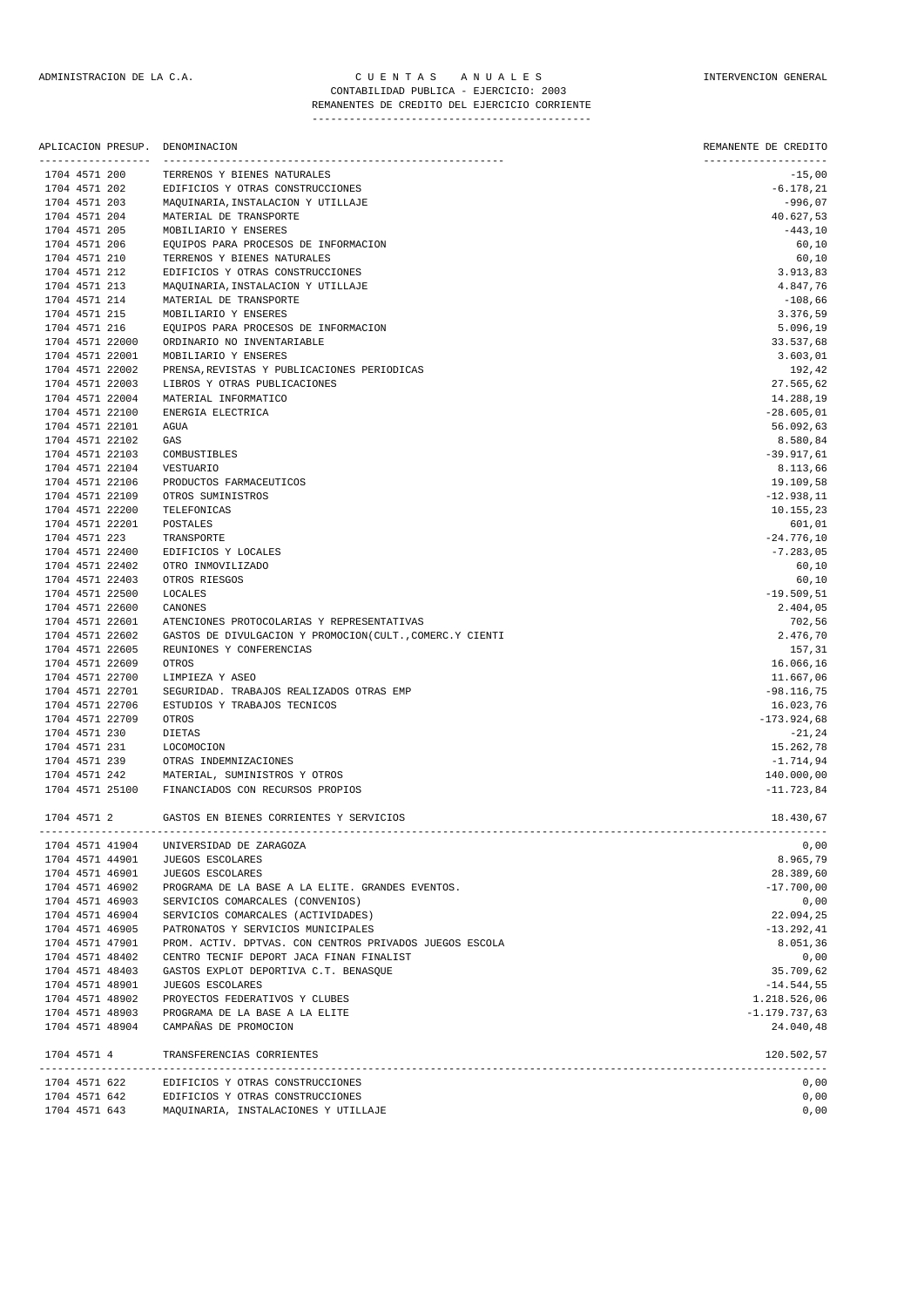ADMINISTRACION DE LA C.A. — C U E N T A S   A N U A L E S — INTERVENCION GENERAL

CONTABILIDAD PUBLICA - EJERCICIO: 2003

REMANENTES DE CREDITO DEL EJERCICIO CORRIENTE

| APLICACION PRESUP. | DENOMINACION | REMANENTE DE CREDITO |
|---|---|---|
| 1704 4571 200 | TERRENOS Y BIENES NATURALES | -15,00 |
| 1704 4571 202 | EDIFICIOS Y OTRAS CONSTRUCCIONES | -6.178,21 |
| 1704 4571 203 | MAQUINARIA,INSTALACION Y UTILLAJE | -996,07 |
| 1704 4571 204 | MATERIAL DE TRANSPORTE | 40.627,53 |
| 1704 4571 205 | MOBILIARIO Y ENSERES | -443,10 |
| 1704 4571 206 | EQUIPOS PARA PROCESOS DE INFORMACION | 60,10 |
| 1704 4571 210 | TERRENOS Y BIENES NATURALES | 60,10 |
| 1704 4571 212 | EDIFICIOS Y OTRAS CONSTRUCCIONES | 3.913,83 |
| 1704 4571 213 | MAQUINARIA,INSTALACION Y UTILLAJE | 4.847,76 |
| 1704 4571 214 | MATERIAL DE TRANSPORTE | -108,66 |
| 1704 4571 215 | MOBILIARIO Y ENSERES | 3.376,59 |
| 1704 4571 216 | EQUIPOS PARA PROCESOS DE INFORMACION | 5.096,19 |
| 1704 4571 22000 | ORDINARIO NO INVENTARIABLE | 33.537,68 |
| 1704 4571 22001 | MOBILIARIO Y ENSERES | 3.603,01 |
| 1704 4571 22002 | PRENSA,REVISTAS Y PUBLICACIONES PERIODICAS | 192,42 |
| 1704 4571 22003 | LIBROS Y OTRAS PUBLICACIONES | 27.565,62 |
| 1704 4571 22004 | MATERIAL INFORMATICO | 14.288,19 |
| 1704 4571 22100 | ENERGIA ELECTRICA | -28.605,01 |
| 1704 4571 22101 | AGUA | 56.092,63 |
| 1704 4571 22102 | GAS | 8.580,84 |
| 1704 4571 22103 | COMBUSTIBLES | -39.917,61 |
| 1704 4571 22104 | VESTUARIO | 8.113,66 |
| 1704 4571 22106 | PRODUCTOS FARMACEUTICOS | 19.109,58 |
| 1704 4571 22109 | OTROS SUMINISTROS | -12.938,11 |
| 1704 4571 22200 | TELEFONICAS | 10.155,23 |
| 1704 4571 22201 | POSTALES | 601,01 |
| 1704 4571 223 | TRANSPORTE | -24.776,10 |
| 1704 4571 22400 | EDIFICIOS Y LOCALES | -7.283,05 |
| 1704 4571 22402 | OTRO INMOVILIZADO | 60,10 |
| 1704 4571 22403 | OTROS RIESGOS | 60,10 |
| 1704 4571 22500 | LOCALES | -19.509,51 |
| 1704 4571 22600 | CANONES | 2.404,05 |
| 1704 4571 22601 | ATENCIONES PROTOCOLARIAS Y REPRESENTATIVAS | 702,56 |
| 1704 4571 22602 | GASTOS DE DIVULGACION Y PROMOCION(CULT.,COMERC.Y CIENTI | 2.476,70 |
| 1704 4571 22605 | REUNIONES Y CONFERENCIAS | 157,31 |
| 1704 4571 22609 | OTROS | 16.066,16 |
| 1704 4571 22700 | LIMPIEZA Y ASEO | 11.667,06 |
| 1704 4571 22701 | SEGURIDAD. TRABAJOS REALIZADOS OTRAS EMP | -98.116,75 |
| 1704 4571 22706 | ESTUDIOS Y TRABAJOS TECNICOS | 16.023,76 |
| 1704 4571 22709 | OTROS | -173.924,68 |
| 1704 4571 230 | DIETAS | -21,24 |
| 1704 4571 231 | LOCOMOCION | 15.262,78 |
| 1704 4571 239 | OTRAS INDEMNIZACIONES | -1.714,94 |
| 1704 4571 242 | MATERIAL, SUMINISTROS Y OTROS | 140.000,00 |
| 1704 4571 25100 | FINANCIADOS CON RECURSOS PROPIOS | -11.723,84 |
| 1704 4571 2 | GASTOS EN BIENES CORRIENTES Y SERVICIOS | 18.430,67 |
| 1704 4571 41904 | UNIVERSIDAD DE ZARAGOZA | 0,00 |
| 1704 4571 44901 | JUEGOS ESCOLARES | 8.965,79 |
| 1704 4571 46901 | JUEGOS ESCOLARES | 28.389,60 |
| 1704 4571 46902 | PROGRAMA DE LA BASE A LA ELITE. GRANDES EVENTOS. | -17.700,00 |
| 1704 4571 46903 | SERVICIOS COMARCALES (CONVENIOS) | 0,00 |
| 1704 4571 46904 | SERVICIOS COMARCALES (ACTIVIDADES) | 22.094,25 |
| 1704 4571 46905 | PATRONATOS Y SERVICIOS MUNICIPALES | -13.292,41 |
| 1704 4571 47901 | PROM. ACTIV. DPTVAS. CON CENTROS PRIVADOS JUEGOS ESCOLA | 8.051,36 |
| 1704 4571 48402 | CENTRO TECNIF DEPORT JACA FINAN FINALIST | 0,00 |
| 1704 4571 48403 | GASTOS EXPLOT DEPORTIVA C.T. BENASQUE | 35.709,62 |
| 1704 4571 48901 | JUEGOS ESCOLARES | -14.544,55 |
| 1704 4571 48902 | PROYECTOS FEDERATIVOS Y CLUBES | 1.218.526,06 |
| 1704 4571 48903 | PROGRAMA DE LA BASE A LA ELITE | -1.179.737,63 |
| 1704 4571 48904 | CAMPAÑAS DE PROMOCION | 24.040,48 |
| 1704 4571 4 | TRANSFERENCIAS CORRIENTES | 120.502,57 |
| 1704 4571 622 | EDIFICIOS Y OTRAS CONSTRUCCIONES | 0,00 |
| 1704 4571 642 | EDIFICIOS Y OTRAS CONSTRUCCIONES | 0,00 |
| 1704 4571 643 | MAQUINARIA, INSTALACIONES Y UTILLAJE | 0,00 |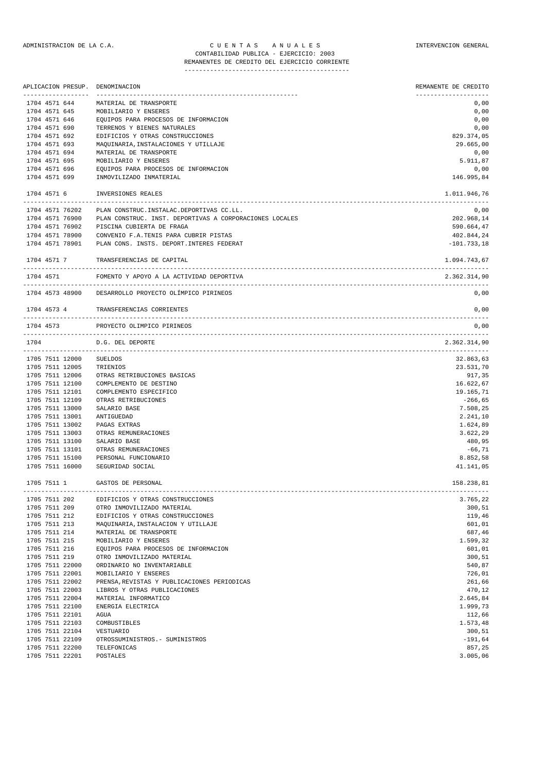ADMINISTRACION DE LA C.A. — C U E N T A S  A N U A L E S — INTERVENCION GENERAL

CONTABILIDAD PUBLICA - EJERCICIO: 2003

REMANENTES DE CREDITO DEL EJERCICIO CORRIENTE

| APLICACION PRESUP. | DENOMINACION | REMANENTE DE CREDITO |
|---|---|---|
| 1704 4571 644 | MATERIAL DE TRANSPORTE | 0,00 |
| 1704 4571 645 | MOBILIARIO Y ENSERES | 0,00 |
| 1704 4571 646 | EQUIPOS PARA PROCESOS DE INFORMACION | 0,00 |
| 1704 4571 690 | TERRENOS Y BIENES NATURALES | 0,00 |
| 1704 4571 692 | EDIFICIOS Y OTRAS CONSTRUCCIONES | 829.374,05 |
| 1704 4571 693 | MAQUINARIA,INSTALACIONES Y UTILLAJE | 29.665,00 |
| 1704 4571 694 | MATERIAL DE TRANSPORTE | 0,00 |
| 1704 4571 695 | MOBILIARIO Y ENSERES | 5.911,87 |
| 1704 4571 696 | EQUIPOS PARA PROCESOS DE INFORMACION | 0,00 |
| 1704 4571 699 | INMOVILIZADO INMATERIAL | 146.995,84 |
| 1704 4571 6 | INVERSIONES REALES | 1.011.946,76 |
| 1704 4571 76202 | PLAN CONSTRUC.INSTALAC.DEPORTIVAS CC.LL. | 0,00 |
| 1704 4571 76900 | PLAN CONSTRUC. INST. DEPORTIVAS A CORPORACIONES LOCALES | 202.968,14 |
| 1704 4571 76902 | PISCINA CUBIERTA DE FRAGA | 590.664,47 |
| 1704 4571 78900 | CONVENIO F.A.TENIS PARA CUBRIR PISTAS | 402.844,24 |
| 1704 4571 78901 | PLAN CONS. INSTS. DEPORT.INTERES FEDERAT | -101.733,18 |
| 1704 4571 7 | TRANSFERENCIAS DE CAPITAL | 1.094.743,67 |
| 1704 4571 | FOMENTO Y APOYO A LA ACTIVIDAD DEPORTIVA | 2.362.314,90 |
| 1704 4573 48900 | DESARROLLO PROYECTO OLÍMPICO PIRINEOS | 0,00 |
| 1704 4573 4 | TRANSFERENCIAS CORRIENTES | 0,00 |
| 1704 4573 | PROYECTO OLIMPICO PIRINEOS | 0,00 |
| 1704 | D.G. DEL DEPORTE | 2.362.314,90 |
| 1705 7511 12000 | SUELDOS | 32.863,63 |
| 1705 7511 12005 | TRIENIOS | 23.531,70 |
| 1705 7511 12006 | OTRAS RETRIBUCIONES BASICAS | 917,35 |
| 1705 7511 12100 | COMPLEMENTO DE DESTINO | 16.622,67 |
| 1705 7511 12101 | COMPLEMENTO ESPECIFICO | 19.165,71 |
| 1705 7511 12109 | OTRAS RETRIBUCIONES | -266,65 |
| 1705 7511 13000 | SALARIO BASE | 7.508,25 |
| 1705 7511 13001 | ANTIGUEDAD | 2.241,10 |
| 1705 7511 13002 | PAGAS EXTRAS | 1.624,89 |
| 1705 7511 13003 | OTRAS REMUNERACIONES | 3.622,29 |
| 1705 7511 13100 | SALARIO BASE | 480,95 |
| 1705 7511 13101 | OTRAS REMUNERACIONES | -66,71 |
| 1705 7511 15100 | PERSONAL FUNCIONARIO | 8.852,58 |
| 1705 7511 16000 | SEGURIDAD SOCIAL | 41.141,05 |
| 1705 7511 1 | GASTOS DE PERSONAL | 158.238,81 |
| 1705 7511 202 | EDIFICIOS Y OTRAS CONSTRUCCIONES | 3.765,22 |
| 1705 7511 209 | OTRO INMOVILIZADO MATERIAL | 300,51 |
| 1705 7511 212 | EDIFICIOS Y OTRAS CONSTRUCCIONES | 119,46 |
| 1705 7511 213 | MAQUINARIA,INSTALACION Y UTILLAJE | 601,01 |
| 1705 7511 214 | MATERIAL DE TRANSPORTE | 687,46 |
| 1705 7511 215 | MOBILIARIO Y ENSERES | 1.599,32 |
| 1705 7511 216 | EQUIPOS PARA PROCESOS DE INFORMACION | 601,01 |
| 1705 7511 219 | OTRO INMOVILIZADO MATERIAL | 300,51 |
| 1705 7511 22000 | ORDINARIO NO INVENTARIABLE | 540,87 |
| 1705 7511 22001 | MOBILIARIO Y ENSERES | 726,01 |
| 1705 7511 22002 | PRENSA,REVISTAS Y PUBLICACIONES PERIODICAS | 261,66 |
| 1705 7511 22003 | LIBROS Y OTRAS PUBLICACIONES | 470,12 |
| 1705 7511 22004 | MATERIAL INFORMATICO | 2.645,84 |
| 1705 7511 22100 | ENERGIA ELECTRICA | 1.999,73 |
| 1705 7511 22101 | AGUA | 112,66 |
| 1705 7511 22103 | COMBUSTIBLES | 1.573,48 |
| 1705 7511 22104 | VESTUARIO | 300,51 |
| 1705 7511 22109 | OTROSSUMINISTROS.- SUMINISTROS | -191,64 |
| 1705 7511 22200 | TELEFONICAS | 857,25 |
| 1705 7511 22201 | POSTALES | 3.005,06 |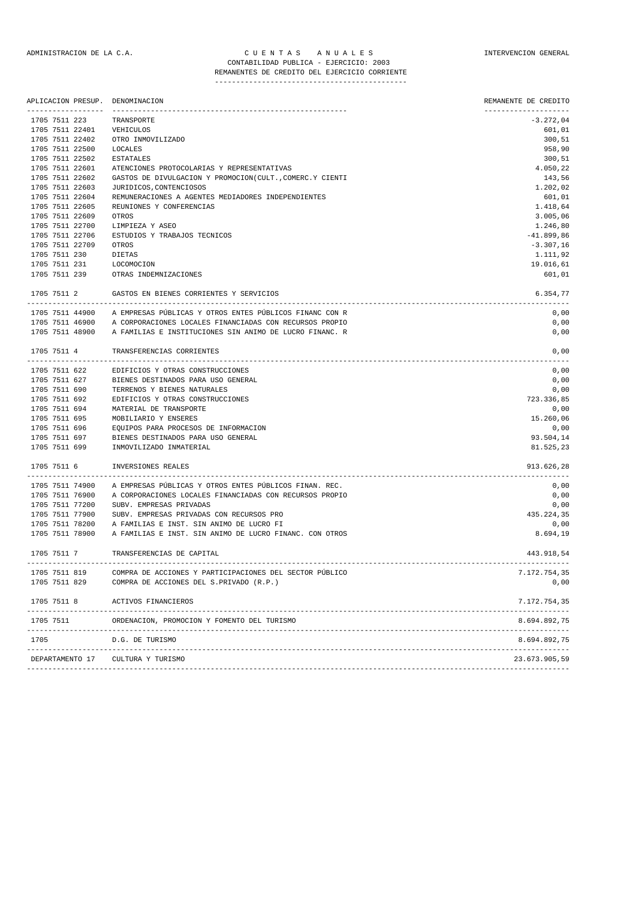ADMINISTRACION DE LA C.A. — C U E N T A S   A N U A L E S — INTERVENCION GENERAL

CONTABILIDAD PUBLICA - EJERCICIO: 2003

REMANENTES DE CREDITO DEL EJERCICIO CORRIENTE

| APLICACION PRESUP. | DENOMINACION | REMANENTE DE CREDITO |
|---|---|---|
| 1705 7511 223 | TRANSPORTE | -3.272,04 |
| 1705 7511 22401 | VEHICULOS | 601,01 |
| 1705 7511 22402 | OTRO INMOVILIZADO | 300,51 |
| 1705 7511 22500 | LOCALES | 958,90 |
| 1705 7511 22502 | ESTATALES | 300,51 |
| 1705 7511 22601 | ATENCIONES PROTOCOLARIAS Y REPRESENTATIVAS | 4.050,22 |
| 1705 7511 22602 | GASTOS DE DIVULGACION Y PROMOCION(CULT.,COMERC.Y CIENTI | 143,56 |
| 1705 7511 22603 | JURIDICOS,CONTENCIOSOS | 1.202,02 |
| 1705 7511 22604 | REMUNERACIONES A AGENTES MEDIADORES INDEPENDIENTES | 601,01 |
| 1705 7511 22605 | REUNIONES Y CONFERENCIAS | 1.418,64 |
| 1705 7511 22609 | OTROS | 3.005,06 |
| 1705 7511 22700 | LIMPIEZA Y ASEO | 1.246,80 |
| 1705 7511 22706 | ESTUDIOS Y TRABAJOS TECNICOS | -41.899,86 |
| 1705 7511 22709 | OTROS | -3.307,16 |
| 1705 7511 230 | DIETAS | 1.111,92 |
| 1705 7511 231 | LOCOMOCION | 19.016,61 |
| 1705 7511 239 | OTRAS INDEMNIZACIONES | 601,01 |
| 1705 7511 2 | GASTOS EN BIENES CORRIENTES Y SERVICIOS | 6.354,77 |
| 1705 7511 44900 | A EMPRESAS PÚBLICAS Y OTROS ENTES PÚBLICOS FINANC CON R | 0,00 |
| 1705 7511 46900 | A CORPORACIONES LOCALES FINANCIADAS CON RECURSOS PROPIO | 0,00 |
| 1705 7511 48900 | A FAMILIAS E INSTITUCIONES SIN ANIMO DE LUCRO FINANC. R | 0,00 |
| 1705 7511 4 | TRANSFERENCIAS CORRIENTES | 0,00 |
| 1705 7511 622 | EDIFICIOS Y OTRAS CONSTRUCCIONES | 0,00 |
| 1705 7511 627 | BIENES DESTINADOS PARA USO GENERAL | 0,00 |
| 1705 7511 690 | TERRENOS Y BIENES NATURALES | 0,00 |
| 1705 7511 692 | EDIFICIOS Y OTRAS CONSTRUCCIONES | 723.336,85 |
| 1705 7511 694 | MATERIAL DE TRANSPORTE | 0,00 |
| 1705 7511 695 | MOBILIARIO Y ENSERES | 15.260,06 |
| 1705 7511 696 | EQUIPOS PARA PROCESOS DE INFORMACION | 0,00 |
| 1705 7511 697 | BIENES DESTINADOS PARA USO GENERAL | 93.504,14 |
| 1705 7511 699 | INMOVILIZADO INMATERIAL | 81.525,23 |
| 1705 7511 6 | INVERSIONES REALES | 913.626,28 |
| 1705 7511 74900 | A EMPRESAS PÚBLICAS Y OTROS ENTES PÚBLICOS FINAN. REC. | 0,00 |
| 1705 7511 76900 | A CORPORACIONES LOCALES FINANCIADAS CON RECURSOS PROPIO | 0,00 |
| 1705 7511 77200 | SUBV. EMPRESAS PRIVADAS | 0,00 |
| 1705 7511 77900 | SUBV. EMPRESAS PRIVADAS CON RECURSOS PRO | 435.224,35 |
| 1705 7511 78200 | A FAMILIAS E INST. SIN ANIMO DE LUCRO FI | 0,00 |
| 1705 7511 78900 | A FAMILIAS E INST. SIN ANIMO DE LUCRO FINANC. CON OTROS | 8.694,19 |
| 1705 7511 7 | TRANSFERENCIAS DE CAPITAL | 443.918,54 |
| 1705 7511 819 | COMPRA DE ACCIONES Y PARTICIPACIONES DEL SECTOR PÚBLICO | 7.172.754,35 |
| 1705 7511 829 | COMPRA DE ACCIONES DEL S.PRIVADO (R.P.) | 0,00 |
| 1705 7511 8 | ACTIVOS FINANCIEROS | 7.172.754,35 |
| 1705 7511 | ORDENACION, PROMOCION Y FOMENTO DEL TURISMO | 8.694.892,75 |
| 1705 | D.G. DE TURISMO | 8.694.892,75 |
| DEPARTAMENTO 17 | CULTURA Y TURISMO | 23.673.905,59 |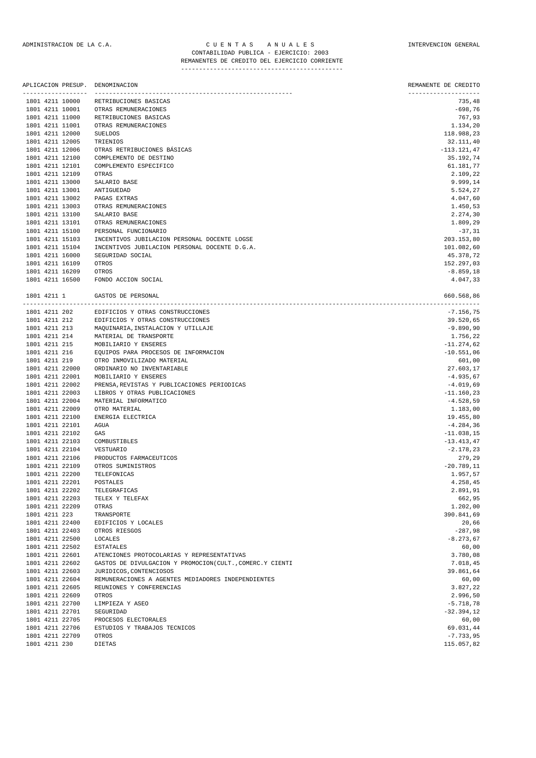ADMINISTRACION DE LA C.A. — C U E N T A S   A N U A L E S — INTERVENCION GENERAL

CONTABILIDAD PUBLICA - EJERCICIO: 2003

REMANENTES DE CREDITO DEL EJERCICIO CORRIENTE

| APLICACION PRESUP. | DENOMINACION | REMANENTE DE CREDITO |
|---|---|---|
| 1801 4211 10000 | RETRIBUCIONES BASICAS | 735,48 |
| 1801 4211 10001 | OTRAS REMUNERACIONES | -698,76 |
| 1801 4211 11000 | RETRIBUCIONES BASICAS | 767,93 |
| 1801 4211 11001 | OTRAS REMUNERACIONES | 1.134,20 |
| 1801 4211 12000 | SUELDOS | 118.988,23 |
| 1801 4211 12005 | TRIENIOS | 32.111,40 |
| 1801 4211 12006 | OTRAS RETRIBUCIONES BÁSICAS | -113.121,47 |
| 1801 4211 12100 | COMPLEMENTO DE DESTINO | 35.192,74 |
| 1801 4211 12101 | COMPLEMENTO ESPECIFICO | 61.181,77 |
| 1801 4211 12109 | OTRAS | 2.109,22 |
| 1801 4211 13000 | SALARIO BASE | 9.999,14 |
| 1801 4211 13001 | ANTIGUEDAD | 5.524,27 |
| 1801 4211 13002 | PAGAS EXTRAS | 4.047,60 |
| 1801 4211 13003 | OTRAS REMUNERACIONES | 1.450,53 |
| 1801 4211 13100 | SALARIO BASE | 2.274,30 |
| 1801 4211 13101 | OTRAS REMUNERACIONES | 1.809,29 |
| 1801 4211 15100 | PERSONAL FUNCIONARIO | -37,31 |
| 1801 4211 15103 | INCENTIVOS JUBILACION PERSONAL DOCENTE LOGSE | 203.153,80 |
| 1801 4211 15104 | INCENTIVOS JUBILACION PERSONAL DOCENTE D.G.A. | 101.082,60 |
| 1801 4211 16000 | SEGURIDAD SOCIAL | 45.378,72 |
| 1801 4211 16109 | OTROS | 152.297,03 |
| 1801 4211 16209 | OTROS | -8.859,18 |
| 1801 4211 16500 | FONDO ACCION SOCIAL | 4.047,33 |
| 1801 4211 1 | GASTOS DE PERSONAL | 660.568,86 |
| 1801 4211 202 | EDIFICIOS Y OTRAS CONSTRUCCIONES | -7.156,75 |
| 1801 4211 212 | EDIFICIOS Y OTRAS CONSTRUCCIONES | 39.520,65 |
| 1801 4211 213 | MAQUINARIA,INSTALACION Y UTILLAJE | -9.890,90 |
| 1801 4211 214 | MATERIAL DE TRANSPORTE | 1.756,22 |
| 1801 4211 215 | MOBILIARIO Y ENSERES | -11.274,62 |
| 1801 4211 216 | EQUIPOS PARA PROCESOS DE INFORMACION | -10.551,06 |
| 1801 4211 219 | OTRO INMOVILIZADO MATERIAL | 601,00 |
| 1801 4211 22000 | ORDINARIO NO INVENTARIABLE | 27.603,17 |
| 1801 4211 22001 | MOBILIARIO Y ENSERES | -4.935,67 |
| 1801 4211 22002 | PRENSA,REVISTAS Y PUBLICACIONES PERIODICAS | -4.019,69 |
| 1801 4211 22003 | LIBROS Y OTRAS PUBLICACIONES | -11.160,23 |
| 1801 4211 22004 | MATERIAL INFORMATICO | -4.528,59 |
| 1801 4211 22009 | OTRO MATERIAL | 1.183,00 |
| 1801 4211 22100 | ENERGIA ELECTRICA | 19.455,80 |
| 1801 4211 22101 | AGUA | -4.284,36 |
| 1801 4211 22102 | GAS | -11.038,15 |
| 1801 4211 22103 | COMBUSTIBLES | -13.413,47 |
| 1801 4211 22104 | VESTUARIO | -2.178,23 |
| 1801 4211 22106 | PRODUCTOS FARMACEUTICOS | 279,29 |
| 1801 4211 22109 | OTROS SUMINISTROS | -20.789,11 |
| 1801 4211 22200 | TELEFONICAS | 1.957,57 |
| 1801 4211 22201 | POSTALES | 4.258,45 |
| 1801 4211 22202 | TELEGRAFICAS | 2.891,91 |
| 1801 4211 22203 | TELEX Y TELEFAX | 662,95 |
| 1801 4211 22209 | OTRAS | 1.202,00 |
| 1801 4211 223 | TRANSPORTE | 390.841,69 |
| 1801 4211 22400 | EDIFICIOS Y LOCALES | 20,66 |
| 1801 4211 22403 | OTROS RIESGOS | -287,98 |
| 1801 4211 22500 | LOCALES | -8.273,67 |
| 1801 4211 22502 | ESTATALES | 60,00 |
| 1801 4211 22601 | ATENCIONES PROTOCOLARIAS Y REPRESENTATIVAS | 3.780,08 |
| 1801 4211 22602 | GASTOS DE DIVULGACION Y PROMOCION(CULT.,COMERC.Y CIENTI | 7.018,45 |
| 1801 4211 22603 | JURIDICOS,CONTENCIOSOS | 39.861,64 |
| 1801 4211 22604 | REMUNERACIONES A AGENTES MEDIADORES INDEPENDIENTES | 60,00 |
| 1801 4211 22605 | REUNIONES Y CONFERENCIAS | 3.827,22 |
| 1801 4211 22609 | OTROS | 2.996,50 |
| 1801 4211 22700 | LIMPIEZA Y ASEO | -5.718,78 |
| 1801 4211 22701 | SEGURIDAD | -32.394,12 |
| 1801 4211 22705 | PROCESOS ELECTORALES | 60,00 |
| 1801 4211 22706 | ESTUDIOS Y TRABAJOS TECNICOS | 69.031,44 |
| 1801 4211 22709 | OTROS | -7.733,95 |
| 1801 4211 230 | DIETAS | 115.057,82 |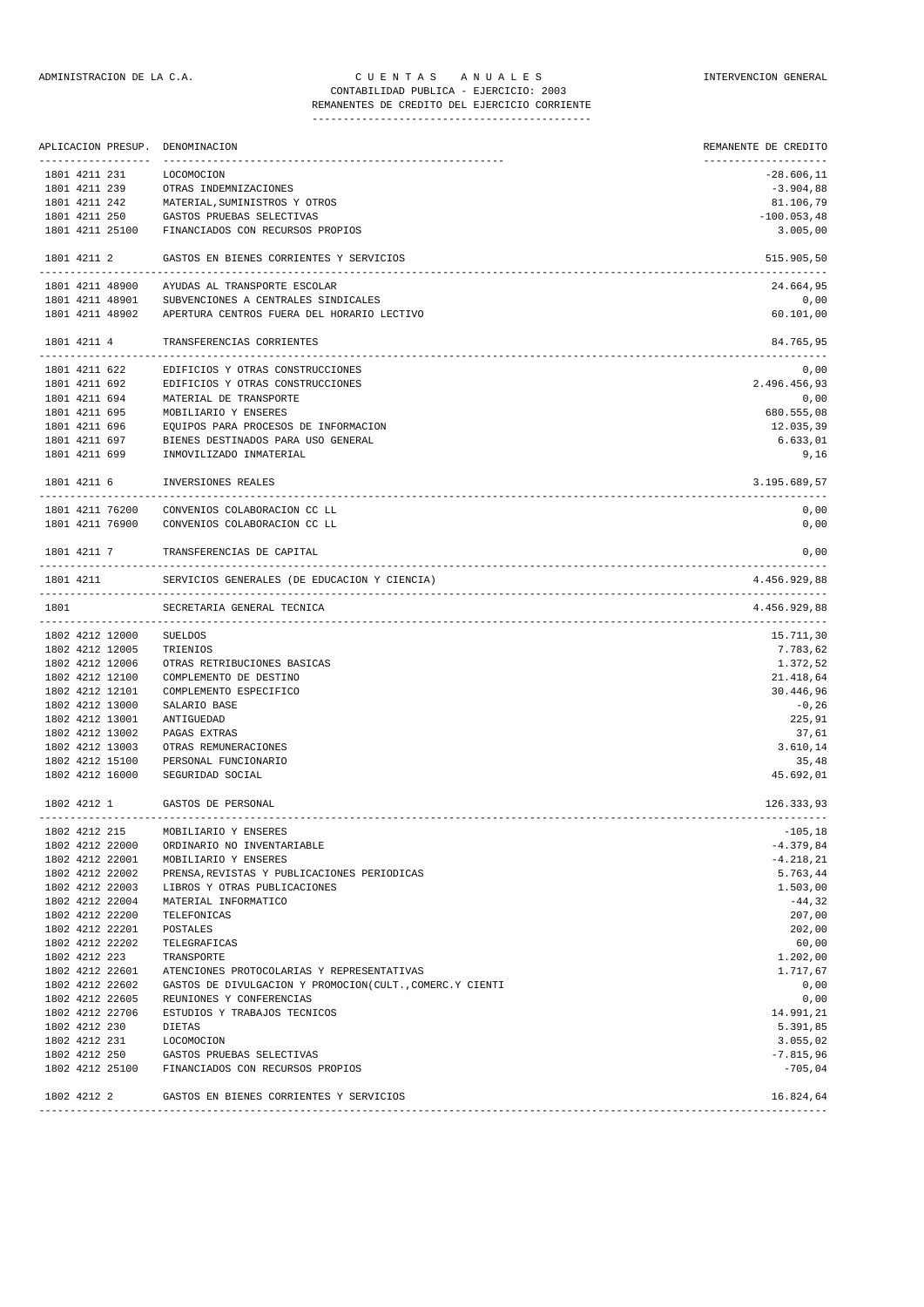ADMINISTRACION DE LA C.A. | C U E N T A S   A N U A L E S | INTERVENCION GENERAL

CONTABILIDAD PUBLICA - EJERCICIO: 2003

REMANENTES DE CREDITO DEL EJERCICIO CORRIENTE

| APLICACION PRESUP. | DENOMINACION | REMANENTE DE CREDITO |
|---|---|---|
| 1801 4211 231 | LOCOMOCION | -28.606,11 |
| 1801 4211 239 | OTRAS INDEMNIZACIONES | -3.904,88 |
| 1801 4211 242 | MATERIAL,SUMINISTROS Y OTROS | 81.106,79 |
| 1801 4211 250 | GASTOS PRUEBAS SELECTIVAS | -100.053,48 |
| 1801 4211 25100 | FINANCIADOS CON RECURSOS PROPIOS | 3.005,00 |
| 1801 4211 2 | GASTOS EN BIENES CORRIENTES Y SERVICIOS | 515.905,50 |
| 1801 4211 48900 | AYUDAS AL TRANSPORTE ESCOLAR | 24.664,95 |
| 1801 4211 48901 | SUBVENCIONES A CENTRALES SINDICALES | 0,00 |
| 1801 4211 48902 | APERTURA CENTROS FUERA DEL HORARIO LECTIVO | 60.101,00 |
| 1801 4211 4 | TRANSFERENCIAS CORRIENTES | 84.765,95 |
| 1801 4211 622 | EDIFICIOS Y OTRAS CONSTRUCCIONES | 0,00 |
| 1801 4211 692 | EDIFICIOS Y OTRAS CONSTRUCCIONES | 2.496.456,93 |
| 1801 4211 694 | MATERIAL DE TRANSPORTE | 0,00 |
| 1801 4211 695 | MOBILIARIO Y ENSERES | 680.555,08 |
| 1801 4211 696 | EQUIPOS PARA PROCESOS DE INFORMACION | 12.035,39 |
| 1801 4211 697 | BIENES DESTINADOS PARA USO GENERAL | 6.633,01 |
| 1801 4211 699 | INMOVILIZADO INMATERIAL | 9,16 |
| 1801 4211 6 | INVERSIONES REALES | 3.195.689,57 |
| 1801 4211 76200 | CONVENIOS COLABORACION CC LL | 0,00 |
| 1801 4211 76900 | CONVENIOS COLABORACION CC LL | 0,00 |
| 1801 4211 7 | TRANSFERENCIAS DE CAPITAL | 0,00 |
| 1801 4211 | SERVICIOS GENERALES (DE EDUCACION Y CIENCIA) | 4.456.929,88 |
| 1801 | SECRETARIA GENERAL TECNICA | 4.456.929,88 |
| 1802 4212 12000 | SUELDOS | 15.711,30 |
| 1802 4212 12005 | TRIENIOS | 7.783,62 |
| 1802 4212 12006 | OTRAS RETRIBUCIONES BASICAS | 1.372,52 |
| 1802 4212 12100 | COMPLEMENTO DE DESTINO | 21.418,64 |
| 1802 4212 12101 | COMPLEMENTO ESPECIFICO | 30.446,96 |
| 1802 4212 13000 | SALARIO BASE | -0,26 |
| 1802 4212 13001 | ANTIGUEDAD | 225,91 |
| 1802 4212 13002 | PAGAS EXTRAS | 37,61 |
| 1802 4212 13003 | OTRAS REMUNERACIONES | 3.610,14 |
| 1802 4212 15100 | PERSONAL FUNCIONARIO | 35,48 |
| 1802 4212 16000 | SEGURIDAD SOCIAL | 45.692,01 |
| 1802 4212 1 | GASTOS DE PERSONAL | 126.333,93 |
| 1802 4212 215 | MOBILIARIO Y ENSERES | -105,18 |
| 1802 4212 22000 | ORDINARIO NO INVENTARIABLE | -4.379,84 |
| 1802 4212 22001 | MOBILIARIO Y ENSERES | -4.218,21 |
| 1802 4212 22002 | PRENSA,REVISTAS Y PUBLICACIONES PERIODICAS | 5.763,44 |
| 1802 4212 22003 | LIBROS Y OTRAS PUBLICACIONES | 1.503,00 |
| 1802 4212 22004 | MATERIAL INFORMATICO | -44,32 |
| 1802 4212 22200 | TELEFONICAS | 207,00 |
| 1802 4212 22201 | POSTALES | 202,00 |
| 1802 4212 22202 | TELEGRAFICAS | 60,00 |
| 1802 4212 223 | TRANSPORTE | 1.202,00 |
| 1802 4212 22601 | ATENCIONES PROTOCOLARIAS Y REPRESENTATIVAS | 1.717,67 |
| 1802 4212 22602 | GASTOS DE DIVULGACION Y PROMOCION(CULT.,COMERC.Y CIENTI | 0,00 |
| 1802 4212 22605 | REUNIONES Y CONFERENCIAS | 0,00 |
| 1802 4212 22706 | ESTUDIOS Y TRABAJOS TECNICOS | 14.991,21 |
| 1802 4212 230 | DIETAS | 5.391,85 |
| 1802 4212 231 | LOCOMOCION | 3.055,02 |
| 1802 4212 250 | GASTOS PRUEBAS SELECTIVAS | -7.815,96 |
| 1802 4212 25100 | FINANCIADOS CON RECURSOS PROPIOS | -705,04 |
| 1802 4212 2 | GASTOS EN BIENES CORRIENTES Y SERVICIOS | 16.824,64 |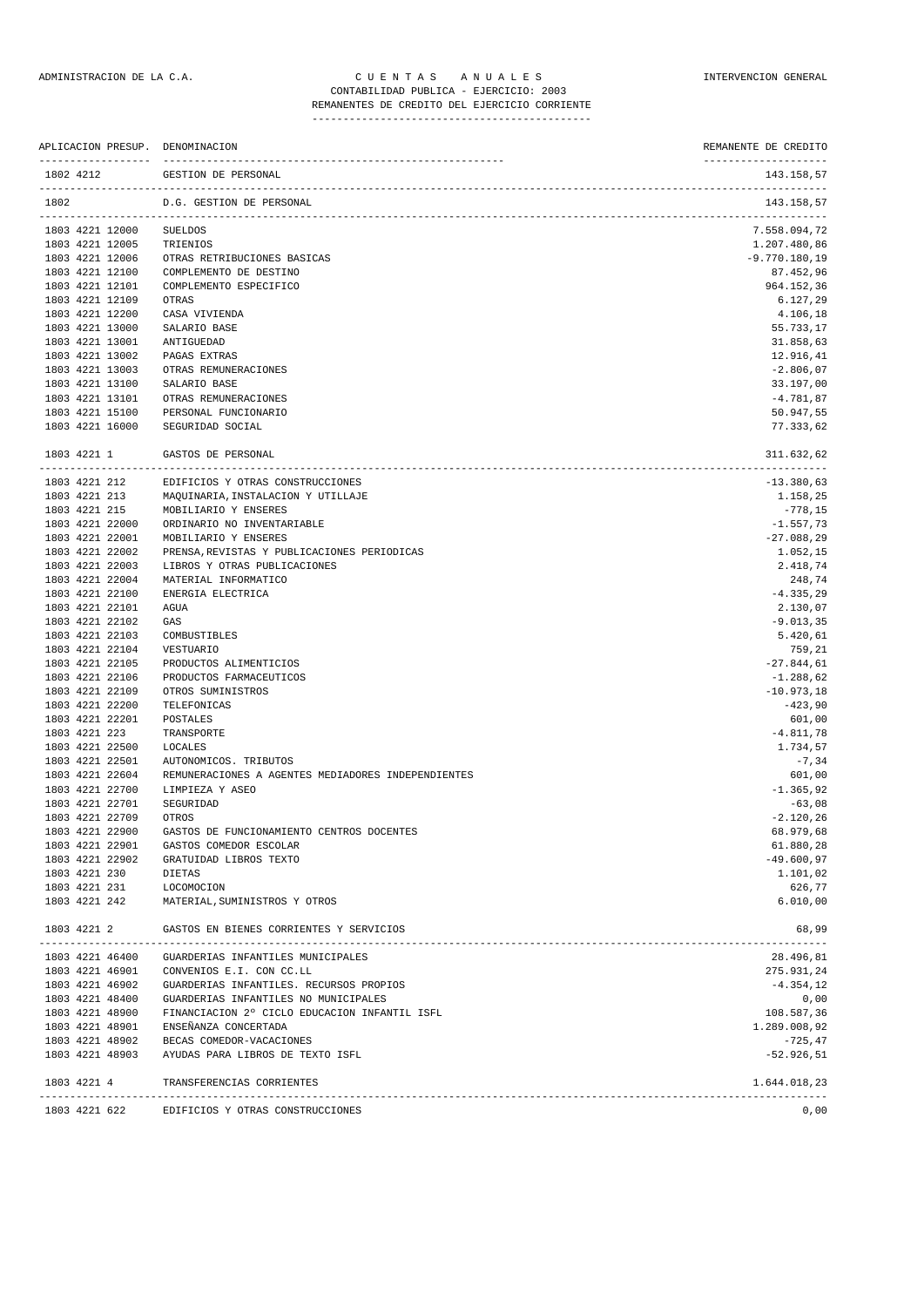ADMINISTRACION DE LA C.A. — C U E N T A S A N U A L E S — INTERVENCION GENERAL

CONTABILIDAD PUBLICA - EJERCICIO: 2003

REMANENTES DE CREDITO DEL EJERCICIO CORRIENTE

| APLICACION PRESUP. | DENOMINACION | REMANENTE DE CREDITO |
|---|---|---|
| 1802 4212 | GESTION DE PERSONAL | 143.158,57 |
| 1802 | D.G. GESTION DE PERSONAL | 143.158,57 |
| 1803 4221 12000 | SUELDOS | 7.558.094,72 |
| 1803 4221 12005 | TRIENIOS | 1.207.480,86 |
| 1803 4221 12006 | OTRAS RETRIBUCIONES BASICAS | -9.770.180,19 |
| 1803 4221 12100 | COMPLEMENTO DE DESTINO | 87.452,96 |
| 1803 4221 12101 | COMPLEMENTO ESPECIFICO | 964.152,36 |
| 1803 4221 12109 | OTRAS | 6.127,29 |
| 1803 4221 12200 | CASA VIVIENDA | 4.106,18 |
| 1803 4221 13000 | SALARIO BASE | 55.733,17 |
| 1803 4221 13001 | ANTIGUEDAD | 31.858,63 |
| 1803 4221 13002 | PAGAS EXTRAS | 12.916,41 |
| 1803 4221 13003 | OTRAS REMUNERACIONES | -2.806,07 |
| 1803 4221 13100 | SALARIO BASE | 33.197,00 |
| 1803 4221 13101 | OTRAS REMUNERACIONES | -4.781,87 |
| 1803 4221 15100 | PERSONAL FUNCIONARIO | 50.947,55 |
| 1803 4221 16000 | SEGURIDAD SOCIAL | 77.333,62 |
| 1803 4221 1 | GASTOS DE PERSONAL | 311.632,62 |
| 1803 4221 212 | EDIFICIOS Y OTRAS CONSTRUCCIONES | -13.380,63 |
| 1803 4221 213 | MAQUINARIA,INSTALACION Y UTILLAJE | 1.158,25 |
| 1803 4221 215 | MOBILIARIO Y ENSERES | -778,15 |
| 1803 4221 22000 | ORDINARIO NO INVENTARIABLE | -1.557,73 |
| 1803 4221 22001 | MOBILIARIO Y ENSERES | -27.088,29 |
| 1803 4221 22002 | PRENSA,REVISTAS Y PUBLICACIONES PERIODICAS | 1.052,15 |
| 1803 4221 22003 | LIBROS Y OTRAS PUBLICACIONES | 2.418,74 |
| 1803 4221 22004 | MATERIAL INFORMATICO | 248,74 |
| 1803 4221 22100 | ENERGIA ELECTRICA | -4.335,29 |
| 1803 4221 22101 | AGUA | 2.130,07 |
| 1803 4221 22102 | GAS | -9.013,35 |
| 1803 4221 22103 | COMBUSTIBLES | 5.420,61 |
| 1803 4221 22104 | VESTUARIO | 759,21 |
| 1803 4221 22105 | PRODUCTOS ALIMENTICIOS | -27.844,61 |
| 1803 4221 22106 | PRODUCTOS FARMACEUTICOS | -1.288,62 |
| 1803 4221 22109 | OTROS SUMINISTROS | -10.973,18 |
| 1803 4221 22200 | TELEFONICAS | -423,90 |
| 1803 4221 22201 | POSTALES | 601,00 |
| 1803 4221 223 | TRANSPORTE | -4.811,78 |
| 1803 4221 22500 | LOCALES | 1.734,57 |
| 1803 4221 22501 | AUTONOMICOS. TRIBUTOS | -7,34 |
| 1803 4221 22604 | REMUNERACIONES A AGENTES MEDIADORES INDEPENDIENTES | 601,00 |
| 1803 4221 22700 | LIMPIEZA Y ASEO | -1.365,92 |
| 1803 4221 22701 | SEGURIDAD | -63,08 |
| 1803 4221 22709 | OTROS | -2.120,26 |
| 1803 4221 22900 | GASTOS DE FUNCIONAMIENTO CENTROS DOCENTES | 68.979,68 |
| 1803 4221 22901 | GASTOS COMEDOR ESCOLAR | 61.880,28 |
| 1803 4221 22902 | GRATUIDAD LIBROS TEXTO | -49.600,97 |
| 1803 4221 230 | DIETAS | 1.101,02 |
| 1803 4221 231 | LOCOMOCION | 626,77 |
| 1803 4221 242 | MATERIAL,SUMINISTROS Y OTROS | 6.010,00 |
| 1803 4221 2 | GASTOS EN BIENES CORRIENTES Y SERVICIOS | 68,99 |
| 1803 4221 46400 | GUARDERIAS INFANTILES MUNICIPALES | 28.496,81 |
| 1803 4221 46901 | CONVENIOS E.I. CON CC.LL | 275.931,24 |
| 1803 4221 46902 | GUARDERIAS INFANTILES. RECURSOS PROPIOS | -4.354,12 |
| 1803 4221 48400 | GUARDERIAS INFANTILES NO MUNICIPALES | 0,00 |
| 1803 4221 48900 | FINANCIACION 2º CICLO EDUCACION INFANTIL ISFL | 108.587,36 |
| 1803 4221 48901 | ENSEÑANZA CONCERTADA | 1.289.008,92 |
| 1803 4221 48902 | BECAS COMEDOR-VACACIONES | -725,47 |
| 1803 4221 48903 | AYUDAS PARA LIBROS DE TEXTO ISFL | -52.926,51 |
| 1803 4221 4 | TRANSFERENCIAS CORRIENTES | 1.644.018,23 |
| 1803 4221 622 | EDIFICIOS Y OTRAS CONSTRUCCIONES | 0,00 |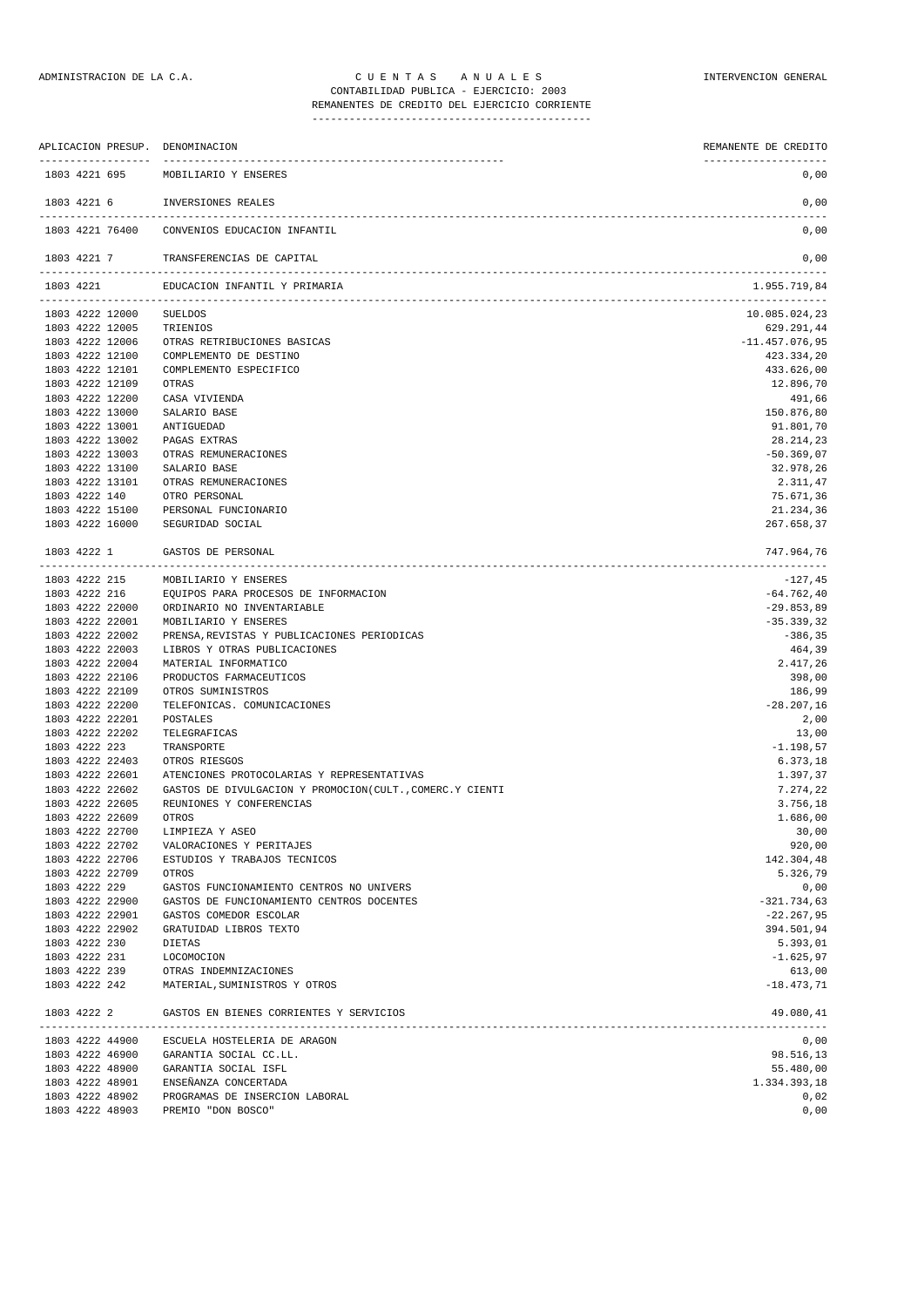ADMINISTRACION DE LA C.A. — CUENTAS ANUALES — INTERVENCION GENERAL

CONTABILIDAD PUBLICA - EJERCICIO: 2003

REMANENTES DE CREDITO DEL EJERCICIO CORRIENTE

| APLICACION PRESUP. | DENOMINACION | REMANENTE DE CREDITO |
|---|---|---|
| 1803 4221 695 | MOBILIARIO Y ENSERES | 0,00 |
| 1803 4221 6 | INVERSIONES REALES | 0,00 |
| 1803 4221 76400 | CONVENIOS EDUCACION INFANTIL | 0,00 |
| 1803 4221 7 | TRANSFERENCIAS DE CAPITAL | 0,00 |
| 1803 4221 | EDUCACION INFANTIL Y PRIMARIA | 1.955.719,84 |
| 1803 4222 12000 | SUELDOS | 10.085.024,23 |
| 1803 4222 12005 | TRIENIOS | 629.291,44 |
| 1803 4222 12006 | OTRAS RETRIBUCIONES BASICAS | -11.457.076,95 |
| 1803 4222 12100 | COMPLEMENTO DE DESTINO | 423.334,20 |
| 1803 4222 12101 | COMPLEMENTO ESPECIFICO | 433.626,00 |
| 1803 4222 12109 | OTRAS | 12.896,70 |
| 1803 4222 12200 | CASA VIVIENDA | 491,66 |
| 1803 4222 13000 | SALARIO BASE | 150.876,80 |
| 1803 4222 13001 | ANTIGUEDAD | 91.801,70 |
| 1803 4222 13002 | PAGAS EXTRAS | 28.214,23 |
| 1803 4222 13003 | OTRAS REMUNERACIONES | -50.369,07 |
| 1803 4222 13100 | SALARIO BASE | 32.978,26 |
| 1803 4222 13101 | OTRAS REMUNERACIONES | 2.311,47 |
| 1803 4222 140 | OTRO PERSONAL | 75.671,36 |
| 1803 4222 15100 | PERSONAL FUNCIONARIO | 21.234,36 |
| 1803 4222 16000 | SEGURIDAD SOCIAL | 267.658,37 |
| 1803 4222 1 | GASTOS DE PERSONAL | 747.964,76 |
| 1803 4222 215 | MOBILIARIO Y ENSERES | -127,45 |
| 1803 4222 216 | EQUIPOS PARA PROCESOS DE INFORMACION | -64.762,40 |
| 1803 4222 22000 | ORDINARIO NO INVENTARIABLE | -29.853,89 |
| 1803 4222 22001 | MOBILIARIO Y ENSERES | -35.339,32 |
| 1803 4222 22002 | PRENSA,REVISTAS Y PUBLICACIONES PERIODICAS | -386,35 |
| 1803 4222 22003 | LIBROS Y OTRAS PUBLICACIONES | 464,39 |
| 1803 4222 22004 | MATERIAL INFORMATICO | 2.417,26 |
| 1803 4222 22106 | PRODUCTOS FARMACEUTICOS | 398,00 |
| 1803 4222 22109 | OTROS SUMINISTROS | 186,99 |
| 1803 4222 22200 | TELEFONICAS. COMUNICACIONES | -28.207,16 |
| 1803 4222 22201 | POSTALES | 2,00 |
| 1803 4222 22202 | TELEGRAFICAS | 13,00 |
| 1803 4222 223 | TRANSPORTE | -1.198,57 |
| 1803 4222 22403 | OTROS RIESGOS | 6.373,18 |
| 1803 4222 22601 | ATENCIONES PROTOCOLARIAS Y REPRESENTATIVAS | 1.397,37 |
| 1803 4222 22602 | GASTOS DE DIVULGACION Y PROMOCION(CULT.,COMERC.Y CIENTI | 7.274,22 |
| 1803 4222 22605 | REUNIONES Y CONFERENCIAS | 3.756,18 |
| 1803 4222 22609 | OTROS | 1.686,00 |
| 1803 4222 22700 | LIMPIEZA Y ASEO | 30,00 |
| 1803 4222 22702 | VALORACIONES Y PERITAJES | 920,00 |
| 1803 4222 22706 | ESTUDIOS Y TRABAJOS TECNICOS | 142.304,48 |
| 1803 4222 22709 | OTROS | 5.326,79 |
| 1803 4222 229 | GASTOS FUNCIONAMIENTO CENTROS NO UNIVERS | 0,00 |
| 1803 4222 22900 | GASTOS DE FUNCIONAMIENTO CENTROS DOCENTES | -321.734,63 |
| 1803 4222 22901 | GASTOS COMEDOR ESCOLAR | -22.267,95 |
| 1803 4222 22902 | GRATUIDAD LIBROS TEXTO | 394.501,94 |
| 1803 4222 230 | DIETAS | 5.393,01 |
| 1803 4222 231 | LOCOMOCION | -1.625,97 |
| 1803 4222 239 | OTRAS INDEMNIZACIONES | 613,00 |
| 1803 4222 242 | MATERIAL,SUMINISTROS Y OTROS | -18.473,71 |
| 1803 4222 2 | GASTOS EN BIENES CORRIENTES Y SERVICIOS | 49.080,41 |
| 1803 4222 44900 | ESCUELA HOSTELERIA DE ARAGON | 0,00 |
| 1803 4222 46900 | GARANTIA SOCIAL CC.LL. | 98.516,13 |
| 1803 4222 48900 | GARANTIA SOCIAL ISFL | 55.480,00 |
| 1803 4222 48901 | ENSEÑANZA CONCERTADA | 1.334.393,18 |
| 1803 4222 48902 | PROGRAMAS DE INSERCION LABORAL | 0,02 |
| 1803 4222 48903 | PREMIO "DON BOSCO" | 0,00 |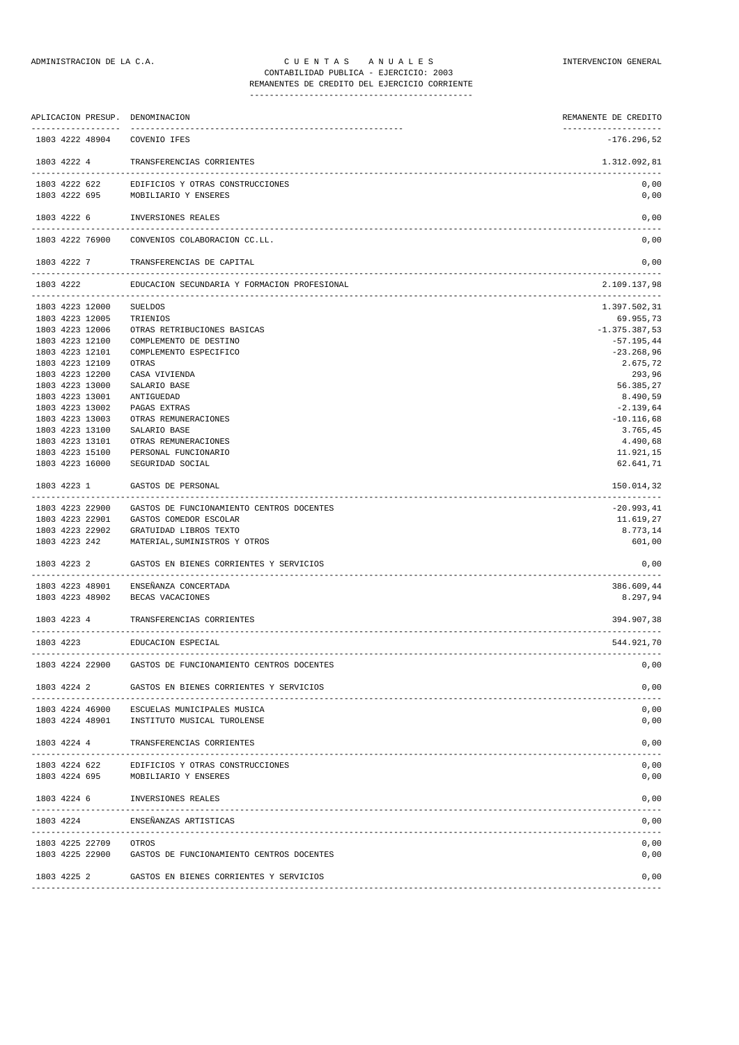ADMINISTRACION DE LA C.A.

# C U E N T A S   A N U A L E S

CONTABILIDAD PUBLICA - EJERCICIO: 2003

REMANENTES DE CREDITO DEL EJERCICIO CORRIENTE

INTERVENCION GENERAL

| APLICACION PRESUP. | DENOMINACION | REMANENTE DE CREDITO |
|---|---|---|
| 1803 4222 48904 | COVENIO IFES | -176.296,52 |
| 1803 4222 4 | TRANSFERENCIAS CORRIENTES | 1.312.092,81 |
| 1803 4222 622 | EDIFICIOS Y OTRAS CONSTRUCCIONES | 0,00 |
| 1803 4222 695 | MOBILIARIO Y ENSERES | 0,00 |
| 1803 4222 6 | INVERSIONES REALES | 0,00 |
| 1803 4222 76900 | CONVENIOS COLABORACION CC.LL. | 0,00 |
| 1803 4222 7 | TRANSFERENCIAS DE CAPITAL | 0,00 |
| 1803 4222 | EDUCACION SECUNDARIA Y FORMACION PROFESIONAL | 2.109.137,98 |
| 1803 4223 12000 | SUELDOS | 1.397.502,31 |
| 1803 4223 12005 | TRIENIOS | 69.955,73 |
| 1803 4223 12006 | OTRAS RETRIBUCIONES BASICAS | -1.375.387,53 |
| 1803 4223 12100 | COMPLEMENTO DE DESTINO | -57.195,44 |
| 1803 4223 12101 | COMPLEMENTO ESPECIFICO | -23.268,96 |
| 1803 4223 12109 | OTRAS | 2.675,72 |
| 1803 4223 12200 | CASA VIVIENDA | 293,96 |
| 1803 4223 13000 | SALARIO BASE | 56.385,27 |
| 1803 4223 13001 | ANTIGUEDAD | 8.490,59 |
| 1803 4223 13002 | PAGAS EXTRAS | -2.139,64 |
| 1803 4223 13003 | OTRAS REMUNERACIONES | -10.116,68 |
| 1803 4223 13100 | SALARIO BASE | 3.765,45 |
| 1803 4223 13101 | OTRAS REMUNERACIONES | 4.490,68 |
| 1803 4223 15100 | PERSONAL FUNCIONARIO | 11.921,15 |
| 1803 4223 16000 | SEGURIDAD SOCIAL | 62.641,71 |
| 1803 4223 1 | GASTOS DE PERSONAL | 150.014,32 |
| 1803 4223 22900 | GASTOS DE FUNCIONAMIENTO CENTROS DOCENTES | -20.993,41 |
| 1803 4223 22901 | GASTOS COMEDOR ESCOLAR | 11.619,27 |
| 1803 4223 22902 | GRATUIDAD LIBROS TEXTO | 8.773,14 |
| 1803 4223 242 | MATERIAL,SUMINISTROS Y OTROS | 601,00 |
| 1803 4223 2 | GASTOS EN BIENES CORRIENTES Y SERVICIOS | 0,00 |
| 1803 4223 48901 | ENSEÑANZA CONCERTADA | 386.609,44 |
| 1803 4223 48902 | BECAS VACACIONES | 8.297,94 |
| 1803 4223 4 | TRANSFERENCIAS CORRIENTES | 394.907,38 |
| 1803 4223 | EDUCACION ESPECIAL | 544.921,70 |
| 1803 4224 22900 | GASTOS DE FUNCIONAMIENTO CENTROS DOCENTES | 0,00 |
| 1803 4224 2 | GASTOS EN BIENES CORRIENTES Y SERVICIOS | 0,00 |
| 1803 4224 46900 | ESCUELAS MUNICIPALES MUSICA | 0,00 |
| 1803 4224 48901 | INSTITUTO MUSICAL TUROLENSE | 0,00 |
| 1803 4224 4 | TRANSFERENCIAS CORRIENTES | 0,00 |
| 1803 4224 622 | EDIFICIOS Y OTRAS CONSTRUCCIONES | 0,00 |
| 1803 4224 695 | MOBILIARIO Y ENSERES | 0,00 |
| 1803 4224 6 | INVERSIONES REALES | 0,00 |
| 1803 4224 | ENSEÑANZAS ARTISTICAS | 0,00 |
| 1803 4225 22709 | OTROS | 0,00 |
| 1803 4225 22900 | GASTOS DE FUNCIONAMIENTO CENTROS DOCENTES | 0,00 |
| 1803 4225 2 | GASTOS EN BIENES CORRIENTES Y SERVICIOS | 0,00 |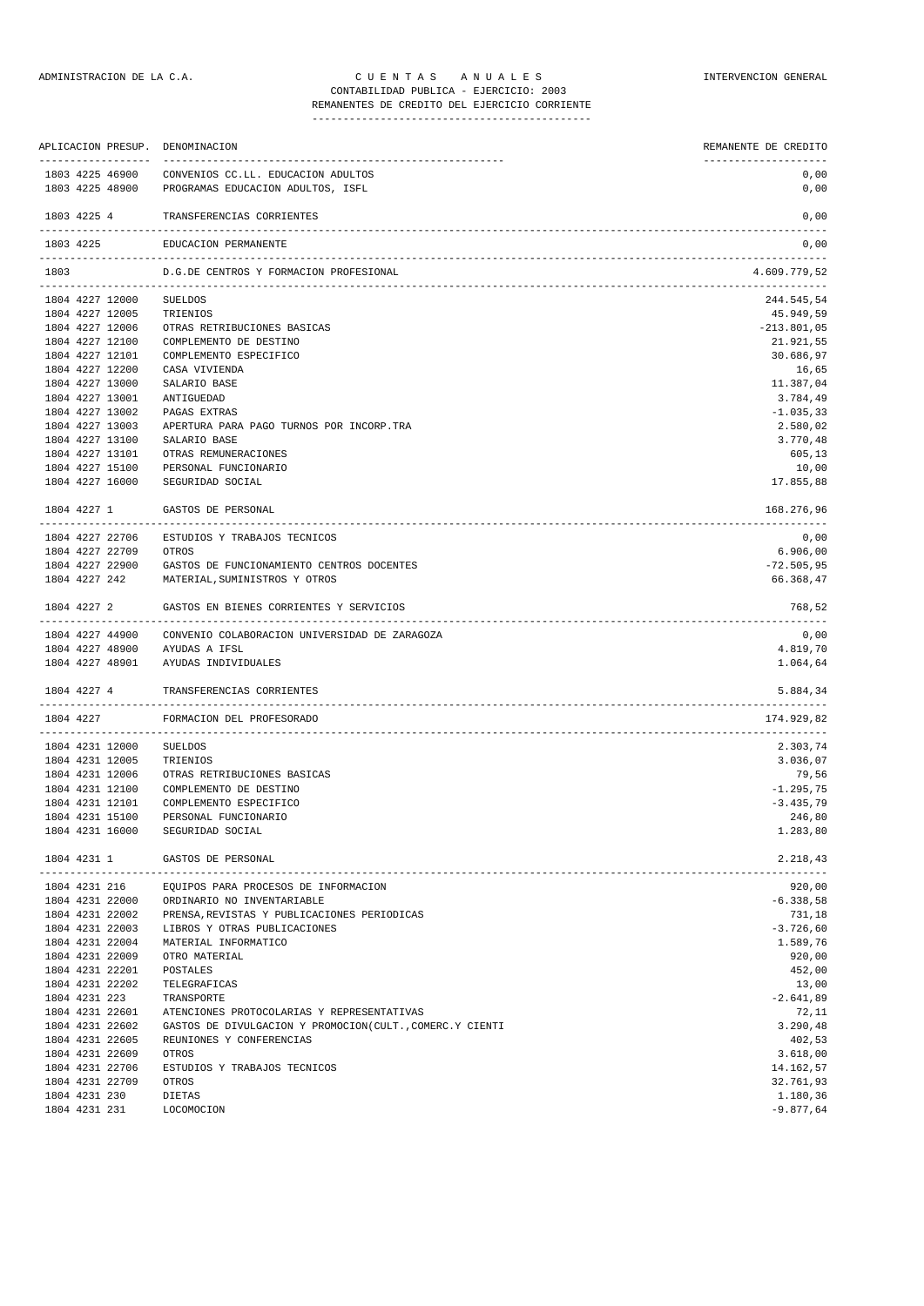CONTABILIDAD PUBLICA - EJERCICIO: 2003

REMANENTES DE CREDITO DEL EJERCICIO CORRIENTE

| APLICACION PRESUP. | DENOMINACION | REMANENTE DE CREDITO |
|---|---|---|
| 1803 4225 46900 | CONVENIOS CC.LL. EDUCACION ADULTOS | 0,00 |
| 1803 4225 48900 | PROGRAMAS EDUCACION ADULTOS, ISFL | 0,00 |
| 1803 4225 4 | TRANSFERENCIAS CORRIENTES | 0,00 |
| 1803 4225 | EDUCACION PERMANENTE | 0,00 |
| 1803 | D.G.DE CENTROS Y FORMACION PROFESIONAL | 4.609.779,52 |
| 1804 4227 12000 | SUELDOS | 244.545,54 |
| 1804 4227 12005 | TRIENIOS | 45.949,59 |
| 1804 4227 12006 | OTRAS RETRIBUCIONES BASICAS | -213.801,05 |
| 1804 4227 12100 | COMPLEMENTO DE DESTINO | 21.921,55 |
| 1804 4227 12101 | COMPLEMENTO ESPECIFICO | 30.686,97 |
| 1804 4227 12200 | CASA VIVIENDA | 16,65 |
| 1804 4227 13000 | SALARIO BASE | 11.387,04 |
| 1804 4227 13001 | ANTIGUEDAD | 3.784,49 |
| 1804 4227 13002 | PAGAS EXTRAS | -1.035,33 |
| 1804 4227 13003 | APERTURA PARA PAGO TURNOS POR INCORP.TRA | 2.580,02 |
| 1804 4227 13100 | SALARIO BASE | 3.770,48 |
| 1804 4227 13101 | OTRAS REMUNERACIONES | 605,13 |
| 1804 4227 15100 | PERSONAL FUNCIONARIO | 10,00 |
| 1804 4227 16000 | SEGURIDAD SOCIAL | 17.855,88 |
| 1804 4227 1 | GASTOS DE PERSONAL | 168.276,96 |
| 1804 4227 22706 | ESTUDIOS Y TRABAJOS TECNICOS | 0,00 |
| 1804 4227 22709 | OTROS | 6.906,00 |
| 1804 4227 22900 | GASTOS DE FUNCIONAMIENTO CENTROS DOCENTES | -72.505,95 |
| 1804 4227 242 | MATERIAL,SUMINISTROS Y OTROS | 66.368,47 |
| 1804 4227 2 | GASTOS EN BIENES CORRIENTES Y SERVICIOS | 768,52 |
| 1804 4227 44900 | CONVENIO COLABORACION UNIVERSIDAD DE ZARAGOZA | 0,00 |
| 1804 4227 48900 | AYUDAS A IFSL | 4.819,70 |
| 1804 4227 48901 | AYUDAS INDIVIDUALES | 1.064,64 |
| 1804 4227 4 | TRANSFERENCIAS CORRIENTES | 5.884,34 |
| 1804 4227 | FORMACION DEL PROFESORADO | 174.929,82 |
| 1804 4231 12000 | SUELDOS | 2.303,74 |
| 1804 4231 12005 | TRIENIOS | 3.036,07 |
| 1804 4231 12006 | OTRAS RETRIBUCIONES BASICAS | 79,56 |
| 1804 4231 12100 | COMPLEMENTO DE DESTINO | -1.295,75 |
| 1804 4231 12101 | COMPLEMENTO ESPECIFICO | -3.435,79 |
| 1804 4231 15100 | PERSONAL FUNCIONARIO | 246,80 |
| 1804 4231 16000 | SEGURIDAD SOCIAL | 1.283,80 |
| 1804 4231 1 | GASTOS DE PERSONAL | 2.218,43 |
| 1804 4231 216 | EQUIPOS PARA PROCESOS DE INFORMACION | 920,00 |
| 1804 4231 22000 | ORDINARIO NO INVENTARIABLE | -6.338,58 |
| 1804 4231 22002 | PRENSA,REVISTAS Y PUBLICACIONES PERIODICAS | 731,18 |
| 1804 4231 22003 | LIBROS Y OTRAS PUBLICACIONES | -3.726,60 |
| 1804 4231 22004 | MATERIAL INFORMATICO | 1.589,76 |
| 1804 4231 22009 | OTRO MATERIAL | 920,00 |
| 1804 4231 22201 | POSTALES | 452,00 |
| 1804 4231 22202 | TELEGRAFICAS | 13,00 |
| 1804 4231 223 | TRANSPORTE | -2.641,89 |
| 1804 4231 22601 | ATENCIONES PROTOCOLARIAS Y REPRESENTATIVAS | 72,11 |
| 1804 4231 22602 | GASTOS DE DIVULGACION Y PROMOCION(CULT.,COMERC.Y CIENTI | 3.290,48 |
| 1804 4231 22605 | REUNIONES Y CONFERENCIAS | 402,53 |
| 1804 4231 22609 | OTROS | 3.618,00 |
| 1804 4231 22706 | ESTUDIOS Y TRABAJOS TECNICOS | 14.162,57 |
| 1804 4231 22709 | OTROS | 32.761,93 |
| 1804 4231 230 | DIETAS | 1.180,36 |
| 1804 4231 231 | LOCOMOCION | -9.877,64 |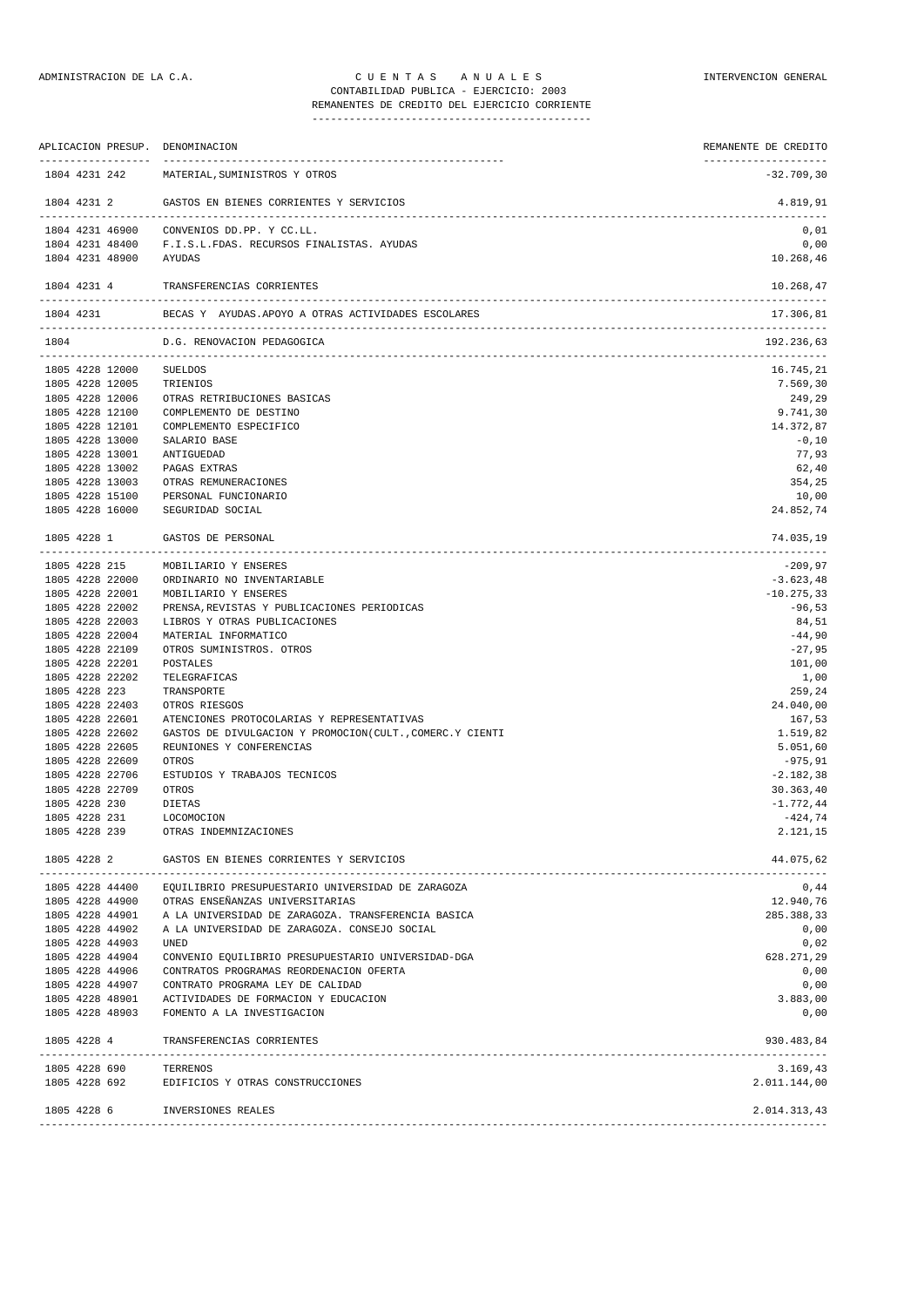ADMINISTRACION DE LA C.A. | C U E N T A S   A N U A L E S | INTERVENCION GENERAL

CONTABILIDAD PUBLICA - EJERCICIO: 2003

REMANENTES DE CREDITO DEL EJERCICIO CORRIENTE

| APLICACION PRESUP. | DENOMINACION | REMANENTE DE CREDITO |
|---|---|---|
| 1804 4231 242 | MATERIAL,SUMINISTROS Y OTROS | -32.709,30 |
| 1804 4231 2 | GASTOS EN BIENES CORRIENTES Y SERVICIOS | 4.819,91 |
| 1804 4231 46900 | CONVENIOS DD.PP. Y CC.LL. | 0,01 |
| 1804 4231 48400 | F.I.S.L.FDAS. RECURSOS FINALISTAS. AYUDAS | 0,00 |
| 1804 4231 48900 | AYUDAS | 10.268,46 |
| 1804 4231 4 | TRANSFERENCIAS CORRIENTES | 10.268,47 |
| 1804 4231 | BECAS Y AYUDAS.APOYO A OTRAS ACTIVIDADES ESCOLARES | 17.306,81 |
| 1804 | D.G. RENOVACION PEDAGOGICA | 192.236,63 |
| 1805 4228 12000 | SUELDOS | 16.745,21 |
| 1805 4228 12005 | TRIENIOS | 7.569,30 |
| 1805 4228 12006 | OTRAS RETRIBUCIONES BASICAS | 249,29 |
| 1805 4228 12100 | COMPLEMENTO DE DESTINO | 9.741,30 |
| 1805 4228 12101 | COMPLEMENTO ESPECIFICO | 14.372,87 |
| 1805 4228 13000 | SALARIO BASE | -0,10 |
| 1805 4228 13001 | ANTIGUEDAD | 77,93 |
| 1805 4228 13002 | PAGAS EXTRAS | 62,40 |
| 1805 4228 13003 | OTRAS REMUNERACIONES | 354,25 |
| 1805 4228 15100 | PERSONAL FUNCIONARIO | 10,00 |
| 1805 4228 16000 | SEGURIDAD SOCIAL | 24.852,74 |
| 1805 4228 1 | GASTOS DE PERSONAL | 74.035,19 |
| 1805 4228 215 | MOBILIARIO Y ENSERES | -209,97 |
| 1805 4228 22000 | ORDINARIO NO INVENTARIABLE | -3.623,48 |
| 1805 4228 22001 | MOBILIARIO Y ENSERES | -10.275,33 |
| 1805 4228 22002 | PRENSA,REVISTAS Y PUBLICACIONES PERIODICAS | -96,53 |
| 1805 4228 22003 | LIBROS Y OTRAS PUBLICACIONES | 84,51 |
| 1805 4228 22004 | MATERIAL INFORMATICO | -44,90 |
| 1805 4228 22109 | OTROS SUMINISTROS. OTROS | -27,95 |
| 1805 4228 22201 | POSTALES | 101,00 |
| 1805 4228 22202 | TELEGRAFICAS | 1,00 |
| 1805 4228 223 | TRANSPORTE | 259,24 |
| 1805 4228 22403 | OTROS RIESGOS | 24.040,00 |
| 1805 4228 22601 | ATENCIONES PROTOCOLARIAS Y REPRESENTATIVAS | 167,53 |
| 1805 4228 22602 | GASTOS DE DIVULGACION Y PROMOCION(CULT.,COMERC.Y CIENTI | 1.519,82 |
| 1805 4228 22605 | REUNIONES Y CONFERENCIAS | 5.051,60 |
| 1805 4228 22609 | OTROS | -975,91 |
| 1805 4228 22706 | ESTUDIOS Y TRABAJOS TECNICOS | -2.182,38 |
| 1805 4228 22709 | OTROS | 30.363,40 |
| 1805 4228 230 | DIETAS | -1.772,44 |
| 1805 4228 231 | LOCOMOCION | -424,74 |
| 1805 4228 239 | OTRAS INDEMNIZACIONES | 2.121,15 |
| 1805 4228 2 | GASTOS EN BIENES CORRIENTES Y SERVICIOS | 44.075,62 |
| 1805 4228 44400 | EQUILIBRIO PRESUPUESTARIO UNIVERSIDAD DE ZARAGOZA | 0,44 |
| 1805 4228 44900 | OTRAS ENSEÑANZAS UNIVERSITARIAS | 12.940,76 |
| 1805 4228 44901 | A LA UNIVERSIDAD DE ZARAGOZA. TRANSFERENCIA BASICA | 285.388,33 |
| 1805 4228 44902 | A LA UNIVERSIDAD DE ZARAGOZA. CONSEJO SOCIAL | 0,00 |
| 1805 4228 44903 | UNED | 0,02 |
| 1805 4228 44904 | CONVENIO EQUILIBRIO PRESUPUESTARIO UNIVERSIDAD-DGA | 628.271,29 |
| 1805 4228 44906 | CONTRATOS PROGRAMAS REORDENACION OFERTA | 0,00 |
| 1805 4228 44907 | CONTRATO PROGRAMA LEY DE CALIDAD | 0,00 |
| 1805 4228 48901 | ACTIVIDADES DE FORMACION Y EDUCACION | 3.883,00 |
| 1805 4228 48903 | FOMENTO A LA INVESTIGACION | 0,00 |
| 1805 4228 4 | TRANSFERENCIAS CORRIENTES | 930.483,84 |
| 1805 4228 690 | TERRENOS | 3.169,43 |
| 1805 4228 692 | EDIFICIOS Y OTRAS CONSTRUCCIONES | 2.011.144,00 |
| 1805 4228 6 | INVERSIONES REALES | 2.014.313,43 |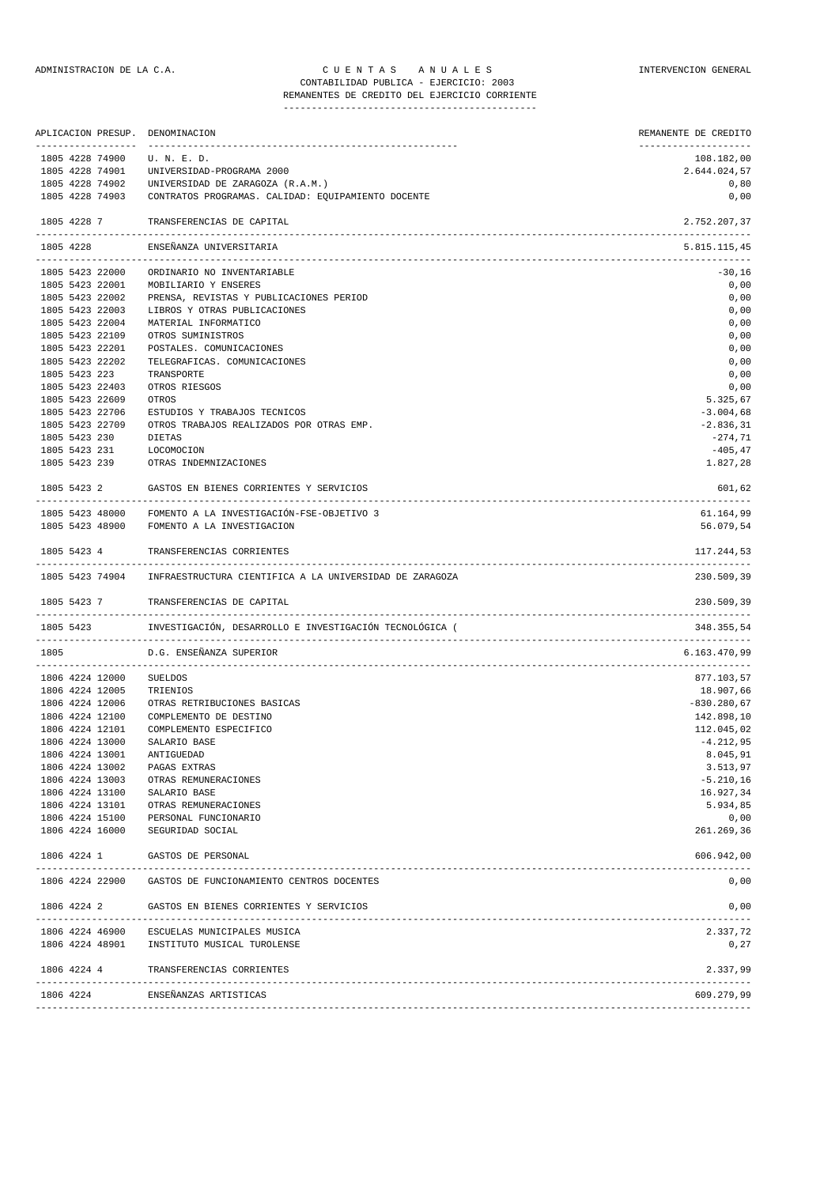ADMINISTRACION DE LA C.A.

# C U E N T A S A N U A L E S

CONTABILIDAD PUBLICA - EJERCICIO: 2003

REMANENTES DE CREDITO DEL EJERCICIO CORRIENTE

INTERVENCION GENERAL

| APLICACION PRESUP. | DENOMINACION | REMANENTE DE CREDITO |
|---|---|---|
| 1805 4228 74900 | U. N. E. D. | 108.182,00 |
| 1805 4228 74901 | UNIVERSIDAD-PROGRAMA 2000 | 2.644.024,57 |
| 1805 4228 74902 | UNIVERSIDAD DE ZARAGOZA (R.A.M.) | 0,80 |
| 1805 4228 74903 | CONTRATOS PROGRAMAS. CALIDAD: EQUIPAMIENTO DOCENTE | 0,00 |
| 1805 4228 7 | TRANSFERENCIAS DE CAPITAL | 2.752.207,37 |
| 1805 4228 | ENSEÑANZA UNIVERSITARIA | 5.815.115,45 |
| 1805 5423 22000 | ORDINARIO NO INVENTARIABLE | -30,16 |
| 1805 5423 22001 | MOBILIARIO Y ENSERES | 0,00 |
| 1805 5423 22002 | PRENSA, REVISTAS Y PUBLICACIONES PERIOD | 0,00 |
| 1805 5423 22003 | LIBROS Y OTRAS PUBLICACIONES | 0,00 |
| 1805 5423 22004 | MATERIAL INFORMATICO | 0,00 |
| 1805 5423 22109 | OTROS SUMINISTROS | 0,00 |
| 1805 5423 22201 | POSTALES. COMUNICACIONES | 0,00 |
| 1805 5423 22202 | TELEGRAFICAS. COMUNICACIONES | 0,00 |
| 1805 5423 223 | TRANSPORTE | 0,00 |
| 1805 5423 22403 | OTROS RIESGOS | 0,00 |
| 1805 5423 22609 | OTROS | 5.325,67 |
| 1805 5423 22706 | ESTUDIOS Y TRABAJOS TECNICOS | -3.004,68 |
| 1805 5423 22709 | OTROS TRABAJOS REALIZADOS POR OTRAS EMP. | -2.836,31 |
| 1805 5423 230 | DIETAS | -274,71 |
| 1805 5423 231 | LOCOMOCION | -405,47 |
| 1805 5423 239 | OTRAS INDEMNIZACIONES | 1.827,28 |
| 1805 5423 2 | GASTOS EN BIENES CORRIENTES Y SERVICIOS | 601,62 |
| 1805 5423 48000 | FOMENTO A LA INVESTIGACIÓN-FSE-OBJETIVO 3 | 61.164,99 |
| 1805 5423 48900 | FOMENTO A LA INVESTIGACION | 56.079,54 |
| 1805 5423 4 | TRANSFERENCIAS CORRIENTES | 117.244,53 |
| 1805 5423 74904 | INFRAESTRUCTURA CIENTIFICA A LA UNIVERSIDAD DE ZARAGOZA | 230.509,39 |
| 1805 5423 7 | TRANSFERENCIAS DE CAPITAL | 230.509,39 |
| 1805 5423 | INVESTIGACIÓN, DESARROLLO E INVESTIGACIÓN TECNOLÓGICA ( | 348.355,54 |
| 1805 | D.G. ENSEÑANZA SUPERIOR | 6.163.470,99 |
| 1806 4224 12000 | SUELDOS | 877.103,57 |
| 1806 4224 12005 | TRIENIOS | 18.907,66 |
| 1806 4224 12006 | OTRAS RETRIBUCIONES BASICAS | -830.280,67 |
| 1806 4224 12100 | COMPLEMENTO DE DESTINO | 142.898,10 |
| 1806 4224 12101 | COMPLEMENTO ESPECIFICO | 112.045,02 |
| 1806 4224 13000 | SALARIO BASE | -4.212,95 |
| 1806 4224 13001 | ANTIGUEDAD | 8.045,91 |
| 1806 4224 13002 | PAGAS EXTRAS | 3.513,97 |
| 1806 4224 13003 | OTRAS REMUNERACIONES | -5.210,16 |
| 1806 4224 13100 | SALARIO BASE | 16.927,34 |
| 1806 4224 13101 | OTRAS REMUNERACIONES | 5.934,85 |
| 1806 4224 15100 | PERSONAL FUNCIONARIO | 0,00 |
| 1806 4224 16000 | SEGURIDAD SOCIAL | 261.269,36 |
| 1806 4224 1 | GASTOS DE PERSONAL | 606.942,00 |
| 1806 4224 22900 | GASTOS DE FUNCIONAMIENTO CENTROS DOCENTES | 0,00 |
| 1806 4224 2 | GASTOS EN BIENES CORRIENTES Y SERVICIOS | 0,00 |
| 1806 4224 46900 | ESCUELAS MUNICIPALES MUSICA | 2.337,72 |
| 1806 4224 48901 | INSTITUTO MUSICAL TUROLENSE | 0,27 |
| 1806 4224 4 | TRANSFERENCIAS CORRIENTES | 2.337,99 |
| 1806 4224 | ENSEÑANZAS ARTISTICAS | 609.279,99 |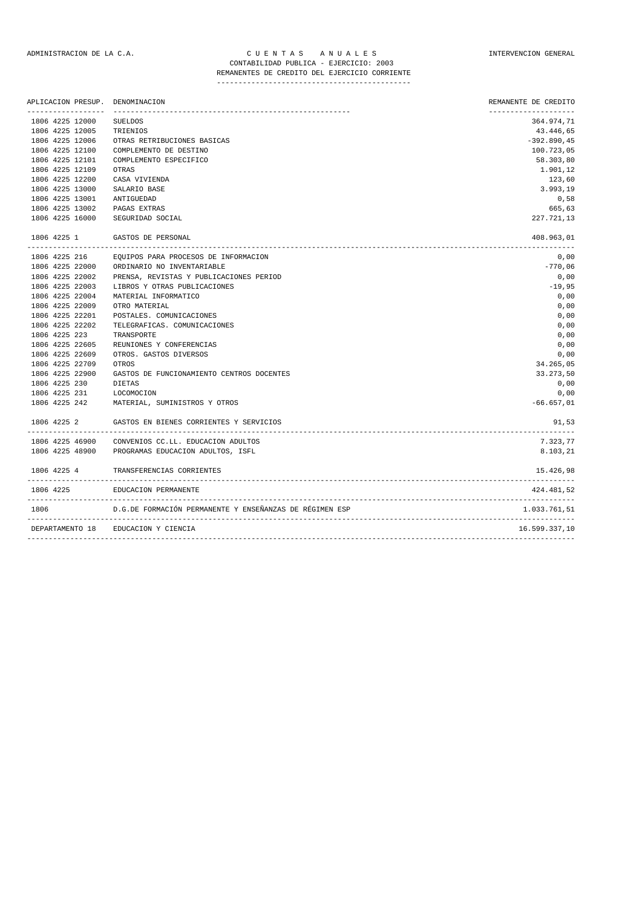ADMINISTRACION DE LA C.A. — C U E N T A S   A N U A L E S — INTERVENCION GENERAL

CONTABILIDAD PUBLICA - EJERCICIO: 2003

REMANENTES DE CREDITO DEL EJERCICIO CORRIENTE

| APLICACION PRESUP. | DENOMINACION | REMANENTE DE CREDITO |
|---|---|---|
| 1806 4225 12000 | SUELDOS | 364.974,71 |
| 1806 4225 12005 | TRIENIOS | 43.446,65 |
| 1806 4225 12006 | OTRAS RETRIBUCIONES BASICAS | -392.890,45 |
| 1806 4225 12100 | COMPLEMENTO DE DESTINO | 100.723,05 |
| 1806 4225 12101 | COMPLEMENTO ESPECIFICO | 58.303,80 |
| 1806 4225 12109 | OTRAS | 1.901,12 |
| 1806 4225 12200 | CASA VIVIENDA | 123,60 |
| 1806 4225 13000 | SALARIO BASE | 3.993,19 |
| 1806 4225 13001 | ANTIGUEDAD | 0,58 |
| 1806 4225 13002 | PAGAS EXTRAS | 665,63 |
| 1806 4225 16000 | SEGURIDAD SOCIAL | 227.721,13 |
| 1806 4225 1 | GASTOS DE PERSONAL | 408.963,01 |
| 1806 4225 216 | EQUIPOS PARA PROCESOS DE INFORMACION | 0,00 |
| 1806 4225 22000 | ORDINARIO NO INVENTARIABLE | -770,06 |
| 1806 4225 22002 | PRENSA, REVISTAS Y PUBLICACIONES PERIOD | 0,00 |
| 1806 4225 22003 | LIBROS Y OTRAS PUBLICACIONES | -19,95 |
| 1806 4225 22004 | MATERIAL INFORMATICO | 0,00 |
| 1806 4225 22009 | OTRO MATERIAL | 0,00 |
| 1806 4225 22201 | POSTALES. COMUNICACIONES | 0,00 |
| 1806 4225 22202 | TELEGRAFICAS. COMUNICACIONES | 0,00 |
| 1806 4225 223 | TRANSPORTE | 0,00 |
| 1806 4225 22605 | REUNIONES Y CONFERENCIAS | 0,00 |
| 1806 4225 22609 | OTROS. GASTOS DIVERSOS | 0,00 |
| 1806 4225 22709 | OTROS | 34.265,05 |
| 1806 4225 22900 | GASTOS DE FUNCIONAMIENTO CENTROS DOCENTES | 33.273,50 |
| 1806 4225 230 | DIETAS | 0,00 |
| 1806 4225 231 | LOCOMOCION | 0,00 |
| 1806 4225 242 | MATERIAL, SUMINISTROS Y OTROS | -66.657,01 |
| 1806 4225 2 | GASTOS EN BIENES CORRIENTES Y SERVICIOS | 91,53 |
| 1806 4225 46900 | CONVENIOS CC.LL. EDUCACION ADULTOS | 7.323,77 |
| 1806 4225 48900 | PROGRAMAS EDUCACION ADULTOS, ISFL | 8.103,21 |
| 1806 4225 4 | TRANSFERENCIAS CORRIENTES | 15.426,98 |
| 1806 4225 | EDUCACION PERMANENTE | 424.481,52 |
| 1806 | D.G.DE FORMACIÓN PERMANENTE Y ENSEÑANZAS DE RÉGIMEN ESP | 1.033.761,51 |
| DEPARTAMENTO 18 | EDUCACION Y CIENCIA | 16.599.337,10 |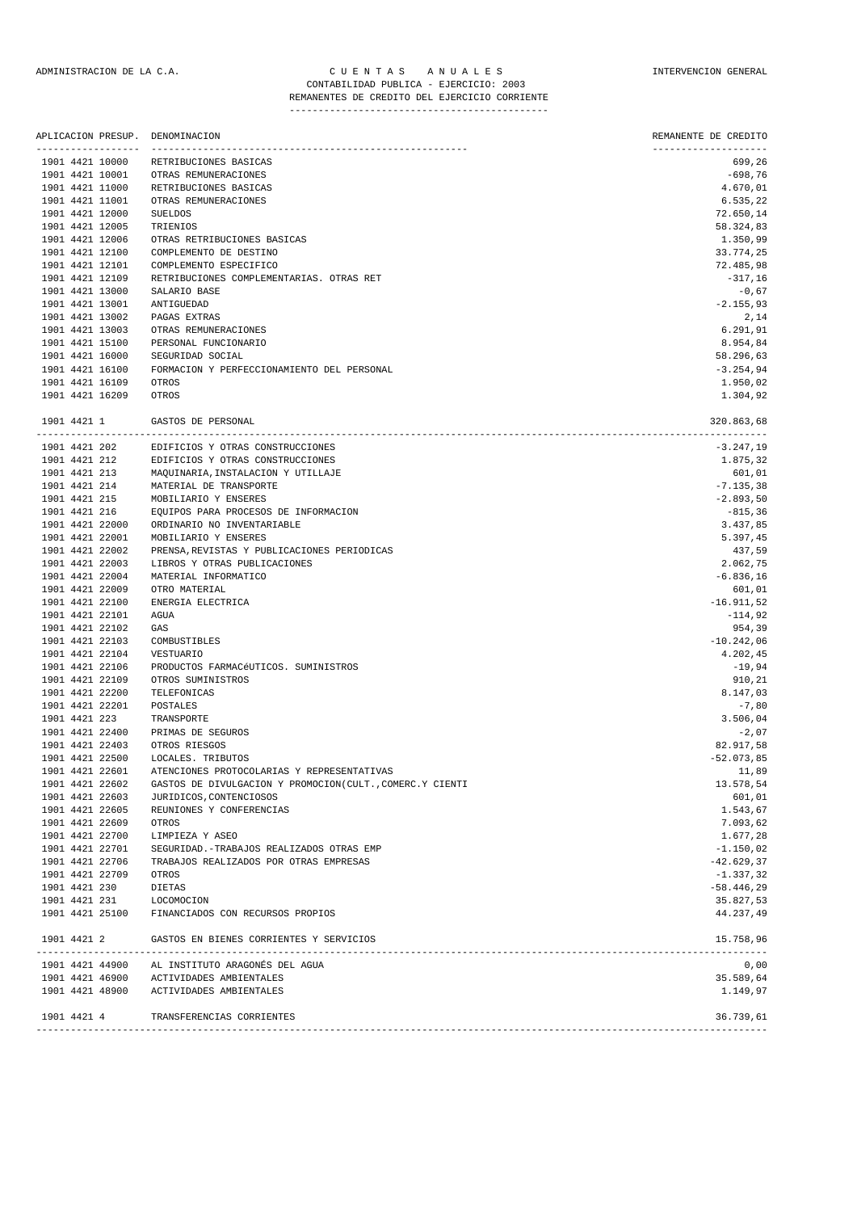ADMINISTRACION DE LA C.A. | C U E N T A S A N U A L E S | INTERVENCION GENERAL

CONTABILIDAD PUBLICA - EJERCICIO: 2003

REMANENTES DE CREDITO DEL EJERCICIO CORRIENTE

| APLICACION PRESUP. | DENOMINACION | REMANENTE DE CREDITO |
|---|---|---|
| 1901 4421 10000 | RETRIBUCIONES BASICAS | 699,26 |
| 1901 4421 10001 | OTRAS REMUNERACIONES | -698,76 |
| 1901 4421 11000 | RETRIBUCIONES BASICAS | 4.670,01 |
| 1901 4421 11001 | OTRAS REMUNERACIONES | 6.535,22 |
| 1901 4421 12000 | SUELDOS | 72.650,14 |
| 1901 4421 12005 | TRIENIOS | 58.324,83 |
| 1901 4421 12006 | OTRAS RETRIBUCIONES BASICAS | 1.350,99 |
| 1901 4421 12100 | COMPLEMENTO DE DESTINO | 33.774,25 |
| 1901 4421 12101 | COMPLEMENTO ESPECIFICO | 72.485,98 |
| 1901 4421 12109 | RETRIBUCIONES COMPLEMENTARIAS. OTRAS RET | -317,16 |
| 1901 4421 13000 | SALARIO BASE | -0,67 |
| 1901 4421 13001 | ANTIGUEDAD | -2.155,93 |
| 1901 4421 13002 | PAGAS EXTRAS | 2,14 |
| 1901 4421 13003 | OTRAS REMUNERACIONES | 6.291,91 |
| 1901 4421 15100 | PERSONAL FUNCIONARIO | 8.954,84 |
| 1901 4421 16000 | SEGURIDAD SOCIAL | 58.296,63 |
| 1901 4421 16100 | FORMACION Y PERFECCIONAMIENTO DEL PERSONAL | -3.254,94 |
| 1901 4421 16109 | OTROS | 1.950,02 |
| 1901 4421 16209 | OTROS | 1.304,92 |
| 1901 4421 1 | GASTOS DE PERSONAL | 320.863,68 |
| 1901 4421 202 | EDIFICIOS Y OTRAS CONSTRUCCIONES | -3.247,19 |
| 1901 4421 212 | EDIFICIOS Y OTRAS CONSTRUCCIONES | 1.875,32 |
| 1901 4421 213 | MAQUINARIA,INSTALACION Y UTILLAJE | 601,01 |
| 1901 4421 214 | MATERIAL DE TRANSPORTE | -7.135,38 |
| 1901 4421 215 | MOBILIARIO Y ENSERES | -2.893,50 |
| 1901 4421 216 | EQUIPOS PARA PROCESOS DE INFORMACION | -815,36 |
| 1901 4421 22000 | ORDINARIO NO INVENTARIABLE | 3.437,85 |
| 1901 4421 22001 | MOBILIARIO Y ENSERES | 5.397,45 |
| 1901 4421 22002 | PRENSA,REVISTAS Y PUBLICACIONES PERIODICAS | 437,59 |
| 1901 4421 22003 | LIBROS Y OTRAS PUBLICACIONES | 2.062,75 |
| 1901 4421 22004 | MATERIAL INFORMATICO | -6.836,16 |
| 1901 4421 22009 | OTRO MATERIAL | 601,01 |
| 1901 4421 22100 | ENERGIA ELECTRICA | -16.911,52 |
| 1901 4421 22101 | AGUA | -114,92 |
| 1901 4421 22102 | GAS | 954,39 |
| 1901 4421 22103 | COMBUSTIBLES | -10.242,06 |
| 1901 4421 22104 | VESTUARIO | 4.202,45 |
| 1901 4421 22106 | PRODUCTOS FARMACéUTICOS. SUMINISTROS | -19,94 |
| 1901 4421 22109 | OTROS SUMINISTROS | 910,21 |
| 1901 4421 22200 | TELEFONICAS | 8.147,03 |
| 1901 4421 22201 | POSTALES | -7,80 |
| 1901 4421 223 | TRANSPORTE | 3.506,04 |
| 1901 4421 22400 | PRIMAS DE SEGUROS | -2,07 |
| 1901 4421 22403 | OTROS RIESGOS | 82.917,58 |
| 1901 4421 22500 | LOCALES. TRIBUTOS | -52.073,85 |
| 1901 4421 22601 | ATENCIONES PROTOCOLARIAS Y REPRESENTATIVAS | 11,89 |
| 1901 4421 22602 | GASTOS DE DIVULGACION Y PROMOCION(CULT.,COMERC.Y CIENTI | 13.578,54 |
| 1901 4421 22603 | JURIDICOS,CONTENCIOSOS | 601,01 |
| 1901 4421 22605 | REUNIONES Y CONFERENCIAS | 1.543,67 |
| 1901 4421 22609 | OTROS | 7.093,62 |
| 1901 4421 22700 | LIMPIEZA Y ASEO | 1.677,28 |
| 1901 4421 22701 | SEGURIDAD.-TRABAJOS REALIZADOS OTRAS EMP | -1.150,02 |
| 1901 4421 22706 | TRABAJOS REALIZADOS POR OTRAS EMPRESAS | -42.629,37 |
| 1901 4421 22709 | OTROS | -1.337,32 |
| 1901 4421 230 | DIETAS | -58.446,29 |
| 1901 4421 231 | LOCOMOCION | 35.827,53 |
| 1901 4421 25100 | FINANCIADOS CON RECURSOS PROPIOS | 44.237,49 |
| 1901 4421 2 | GASTOS EN BIENES CORRIENTES Y SERVICIOS | 15.758,96 |
| 1901 4421 44900 | AL INSTITUTO ARAGONÉS DEL AGUA | 0,00 |
| 1901 4421 46900 | ACTIVIDADES AMBIENTALES | 35.589,64 |
| 1901 4421 48900 | ACTIVIDADES AMBIENTALES | 1.149,97 |
| 1901 4421 4 | TRANSFERENCIAS CORRIENTES | 36.739,61 |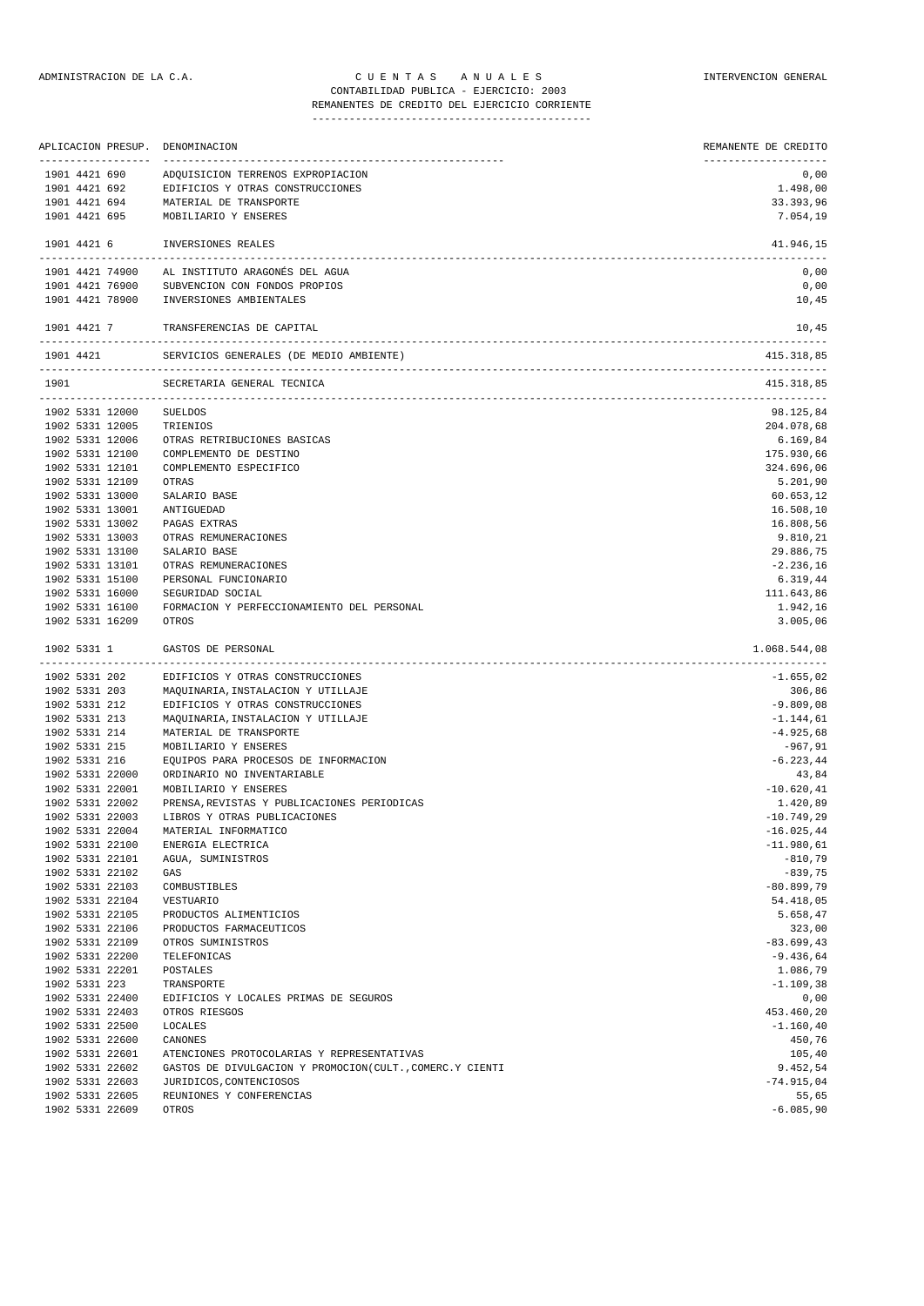ADMINISTRACION DE LA C.A. — C U E N T A S   A N U A L E S — INTERVENCION GENERAL

CONTABILIDAD PUBLICA - EJERCICIO: 2003

REMANENTES DE CREDITO DEL EJERCICIO CORRIENTE

| APLICACION PRESUP. | DENOMINACION | REMANENTE DE CREDITO |
|---|---|---|
| 1901 4421 690 | ADQUISICION TERRENOS EXPROPIACION | 0,00 |
| 1901 4421 692 | EDIFICIOS Y OTRAS CONSTRUCCIONES | 1.498,00 |
| 1901 4421 694 | MATERIAL DE TRANSPORTE | 33.393,96 |
| 1901 4421 695 | MOBILIARIO Y ENSERES | 7.054,19 |
| 1901 4421 6 | INVERSIONES REALES | 41.946,15 |
| 1901 4421 74900 | AL INSTITUTO ARAGONÉS DEL AGUA | 0,00 |
| 1901 4421 76900 | SUBVENCION CON FONDOS PROPIOS | 0,00 |
| 1901 4421 78900 | INVERSIONES AMBIENTALES | 10,45 |
| 1901 4421 7 | TRANSFERENCIAS DE CAPITAL | 10,45 |
| 1901 4421 | SERVICIOS GENERALES (DE MEDIO AMBIENTE) | 415.318,85 |
| 1901 | SECRETARIA GENERAL TECNICA | 415.318,85 |
| 1902 5331 12000 | SUELDOS | 98.125,84 |
| 1902 5331 12005 | TRIENIOS | 204.078,68 |
| 1902 5331 12006 | OTRAS RETRIBUCIONES BASICAS | 6.169,84 |
| 1902 5331 12100 | COMPLEMENTO DE DESTINO | 175.930,66 |
| 1902 5331 12101 | COMPLEMENTO ESPECIFICO | 324.696,06 |
| 1902 5331 12109 | OTRAS | 5.201,90 |
| 1902 5331 13000 | SALARIO BASE | 60.653,12 |
| 1902 5331 13001 | ANTIGUEDAD | 16.508,10 |
| 1902 5331 13002 | PAGAS EXTRAS | 16.808,56 |
| 1902 5331 13003 | OTRAS REMUNERACIONES | 9.810,21 |
| 1902 5331 13100 | SALARIO BASE | 29.886,75 |
| 1902 5331 13101 | OTRAS REMUNERACIONES | -2.236,16 |
| 1902 5331 15100 | PERSONAL FUNCIONARIO | 6.319,44 |
| 1902 5331 16000 | SEGURIDAD SOCIAL | 111.643,86 |
| 1902 5331 16100 | FORMACION Y PERFECCIONAMIENTO DEL PERSONAL | 1.942,16 |
| 1902 5331 16209 | OTROS | 3.005,06 |
| 1902 5331 1 | GASTOS DE PERSONAL | 1.068.544,08 |
| 1902 5331 202 | EDIFICIOS Y OTRAS CONSTRUCCIONES | -1.655,02 |
| 1902 5331 203 | MAQUINARIA,INSTALACION Y UTILLAJE | 306,86 |
| 1902 5331 212 | EDIFICIOS Y OTRAS CONSTRUCCIONES | -9.809,08 |
| 1902 5331 213 | MAQUINARIA,INSTALACION Y UTILLAJE | -1.144,61 |
| 1902 5331 214 | MATERIAL DE TRANSPORTE | -4.925,68 |
| 1902 5331 215 | MOBILIARIO Y ENSERES | -967,91 |
| 1902 5331 216 | EQUIPOS PARA PROCESOS DE INFORMACION | -6.223,44 |
| 1902 5331 22000 | ORDINARIO NO INVENTARIABLE | 43,84 |
| 1902 5331 22001 | MOBILIARIO Y ENSERES | -10.620,41 |
| 1902 5331 22002 | PRENSA,REVISTAS Y PUBLICACIONES PERIODICAS | 1.420,89 |
| 1902 5331 22003 | LIBROS Y OTRAS PUBLICACIONES | -10.749,29 |
| 1902 5331 22004 | MATERIAL INFORMATICO | -16.025,44 |
| 1902 5331 22100 | ENERGIA ELECTRICA | -11.980,61 |
| 1902 5331 22101 | AGUA, SUMINISTROS | -810,79 |
| 1902 5331 22102 | GAS | -839,75 |
| 1902 5331 22103 | COMBUSTIBLES | -80.899,79 |
| 1902 5331 22104 | VESTUARIO | 54.418,05 |
| 1902 5331 22105 | PRODUCTOS ALIMENTICIOS | 5.658,47 |
| 1902 5331 22106 | PRODUCTOS FARMACEUTICOS | 323,00 |
| 1902 5331 22109 | OTROS SUMINISTROS | -83.699,43 |
| 1902 5331 22200 | TELEFONICAS | -9.436,64 |
| 1902 5331 22201 | POSTALES | 1.086,79 |
| 1902 5331 223 | TRANSPORTE | -1.109,38 |
| 1902 5331 22400 | EDIFICIOS Y LOCALES PRIMAS DE SEGUROS | 0,00 |
| 1902 5331 22403 | OTROS RIESGOS | 453.460,20 |
| 1902 5331 22500 | LOCALES | -1.160,40 |
| 1902 5331 22600 | CANONES | 450,76 |
| 1902 5331 22601 | ATENCIONES PROTOCOLARIAS Y REPRESENTATIVAS | 105,40 |
| 1902 5331 22602 | GASTOS DE DIVULGACION Y PROMOCION(CULT.,COMERC.Y CIENTI | 9.452,54 |
| 1902 5331 22603 | JURIDICOS,CONTENCIOSOS | -74.915,04 |
| 1902 5331 22605 | REUNIONES Y CONFERENCIAS | 55,65 |
| 1902 5331 22609 | OTROS | -6.085,90 |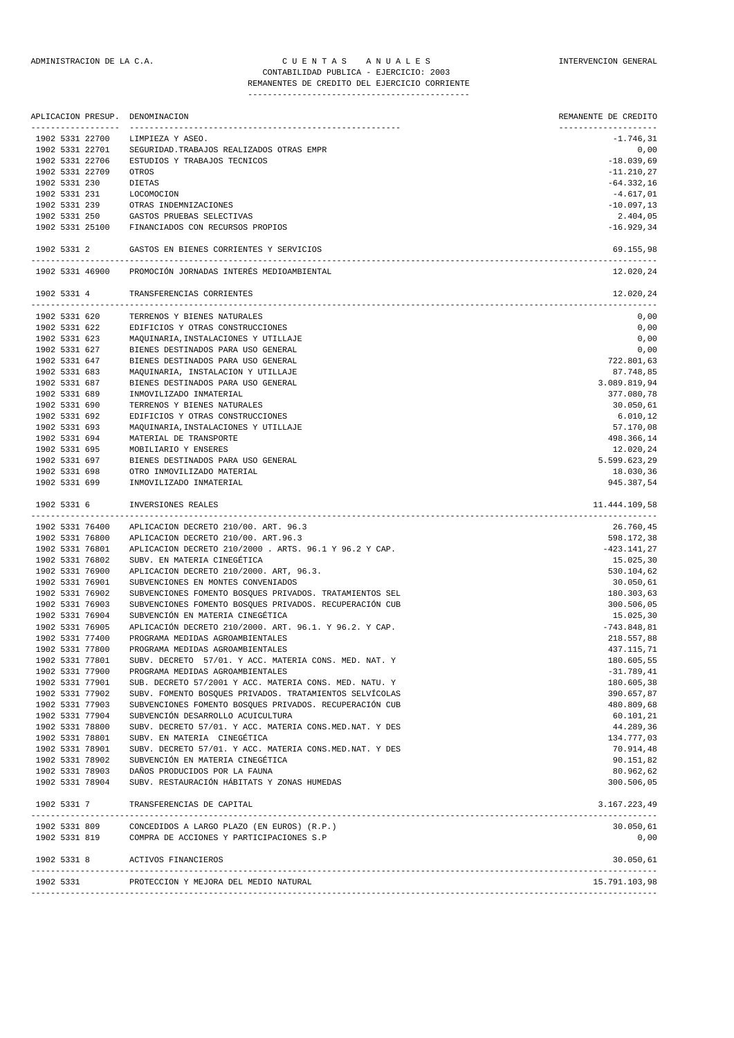ADMINISTRACION DE LA C.A. | C U E N T A S   A N U A L E S | INTERVENCION GENERAL

CONTABILIDAD PUBLICA - EJERCICIO: 2003

REMANENTES DE CREDITO DEL EJERCICIO CORRIENTE

| APLICACION PRESUP. | DENOMINACION | REMANENTE DE CREDITO |
|---|---|---|
| 1902 5331 22700 | LIMPIEZA Y ASEO. | -1.746,31 |
| 1902 5331 22701 | SEGURIDAD.TRABAJOS REALIZADOS OTRAS EMPR | 0,00 |
| 1902 5331 22706 | ESTUDIOS Y TRABAJOS TECNICOS | -18.039,69 |
| 1902 5331 22709 | OTROS | -11.210,27 |
| 1902 5331 230 | DIETAS | -64.332,16 |
| 1902 5331 231 | LOCOMOCION | -4.617,01 |
| 1902 5331 239 | OTRAS INDEMNIZACIONES | -10.097,13 |
| 1902 5331 250 | GASTOS PRUEBAS SELECTIVAS | 2.404,05 |
| 1902 5331 25100 | FINANCIADOS CON RECURSOS PROPIOS | -16.929,34 |
| 1902 5331 2 | GASTOS EN BIENES CORRIENTES Y SERVICIOS | 69.155,98 |
| 1902 5331 46900 | PROMOCIÓN JORNADAS INTERÉS MEDIOAMBIENTAL | 12.020,24 |
| 1902 5331 4 | TRANSFERENCIAS CORRIENTES | 12.020,24 |
| 1902 5331 620 | TERRENOS Y BIENES NATURALES | 0,00 |
| 1902 5331 622 | EDIFICIOS Y OTRAS CONSTRUCCIONES | 0,00 |
| 1902 5331 623 | MAQUINARIA,INSTALACIONES Y UTILLAJE | 0,00 |
| 1902 5331 627 | BIENES DESTINADOS PARA USO GENERAL | 0,00 |
| 1902 5331 647 | BIENES DESTINADOS PARA USO GENERAL | 722.801,63 |
| 1902 5331 683 | MAQUINARIA, INSTALACION Y UTILLAJE | 87.748,85 |
| 1902 5331 687 | BIENES DESTINADOS PARA USO GENERAL | 3.089.819,94 |
| 1902 5331 689 | INMOVILIZADO INMATERIAL | 377.080,78 |
| 1902 5331 690 | TERRENOS Y BIENES NATURALES | 30.050,61 |
| 1902 5331 692 | EDIFICIOS Y OTRAS CONSTRUCCIONES | 6.010,12 |
| 1902 5331 693 | MAQUINARIA,INSTALACIONES Y UTILLAJE | 57.170,08 |
| 1902 5331 694 | MATERIAL DE TRANSPORTE | 498.366,14 |
| 1902 5331 695 | MOBILIARIO Y ENSERES | 12.020,24 |
| 1902 5331 697 | BIENES DESTINADOS PARA USO GENERAL | 5.599.623,29 |
| 1902 5331 698 | OTRO INMOVILIZADO MATERIAL | 18.030,36 |
| 1902 5331 699 | INMOVILIZADO INMATERIAL | 945.387,54 |
| 1902 5331 6 | INVERSIONES REALES | 11.444.109,58 |
| 1902 5331 76400 | APLICACION DECRETO 210/00. ART. 96.3 | 26.760,45 |
| 1902 5331 76800 | APLICACION DECRETO 210/00. ART.96.3 | 598.172,38 |
| 1902 5331 76801 | APLICACION DECRETO 210/2000 . ARTS. 96.1 Y 96.2 Y CAP. | -423.141,27 |
| 1902 5331 76802 | SUBV. EN MATERIA CINEGÉTICA | 15.025,30 |
| 1902 5331 76900 | APLICACION DECRETO 210/2000. ART, 96.3. | 530.104,62 |
| 1902 5331 76901 | SUBVENCIONES EN MONTES CONVENIADOS | 30.050,61 |
| 1902 5331 76902 | SUBVENCIONES FOMENTO BOSQUES PRIVADOS. TRATAMIENTOS SEL | 180.303,63 |
| 1902 5331 76903 | SUBVENCIONES FOMENTO BOSQUES PRIVADOS. RECUPERACIÓN CUB | 300.506,05 |
| 1902 5331 76904 | SUBVENCIÓN EN MATERIA CINEGÉTICA | 15.025,30 |
| 1902 5331 76905 | APLICACIÓN DECRETO 210/2000. ART. 96.1. Y 96.2. Y CAP. | -743.848,81 |
| 1902 5331 77400 | PROGRAMA MEDIDAS AGROAMBIENTALES | 218.557,88 |
| 1902 5331 77800 | PROGRAMA MEDIDAS AGROAMBIENTALES | 437.115,71 |
| 1902 5331 77801 | SUBV. DECRETO 57/01. Y ACC. MATERIA CONS. MED. NAT. Y | 180.605,55 |
| 1902 5331 77900 | PROGRAMA MEDIDAS AGROAMBIENTALES | -31.789,41 |
| 1902 5331 77901 | SUB. DECRETO 57/2001 Y ACC. MATERIA CONS. MED. NATU. Y | 180.605,38 |
| 1902 5331 77902 | SUBV. FOMENTO BOSQUES PRIVADOS. TRATAMIENTOS SELVÍCOLAS | 390.657,87 |
| 1902 5331 77903 | SUBVENCIONES FOMENTO BOSQUES PRIVADOS. RECUPERACIÓN CUB | 480.809,68 |
| 1902 5331 77904 | SUBVENCIÓN DESARROLLO ACUICULTURA | 60.101,21 |
| 1902 5331 78800 | SUBV. DECRETO 57/01. Y ACC. MATERIA CONS.MED.NAT. Y DES | 44.289,36 |
| 1902 5331 78801 | SUBV. EN MATERIA  CINEGÉTICA | 134.777,03 |
| 1902 5331 78901 | SUBV. DECRETO 57/01. Y ACC. MATERIA CONS.MED.NAT. Y DES | 70.914,48 |
| 1902 5331 78902 | SUBVENCIÓN EN MATERIA CINEGÉTICA | 90.151,82 |
| 1902 5331 78903 | DAÑOS PRODUCIDOS POR LA FAUNA | 80.962,62 |
| 1902 5331 78904 | SUBV. RESTAURACIÓN HÁBITATS Y ZONAS HUMEDAS | 300.506,05 |
| 1902 5331 7 | TRANSFERENCIAS DE CAPITAL | 3.167.223,49 |
| 1902 5331 809 | CONCEDIDOS A LARGO PLAZO (EN EUROS) (R.P.) | 30.050,61 |
| 1902 5331 819 | COMPRA DE ACCIONES Y PARTICIPACIONES S.P | 0,00 |
| 1902 5331 8 | ACTIVOS FINANCIEROS | 30.050,61 |
| 1902 5331 | PROTECCION Y MEJORA DEL MEDIO NATURAL | 15.791.103,98 |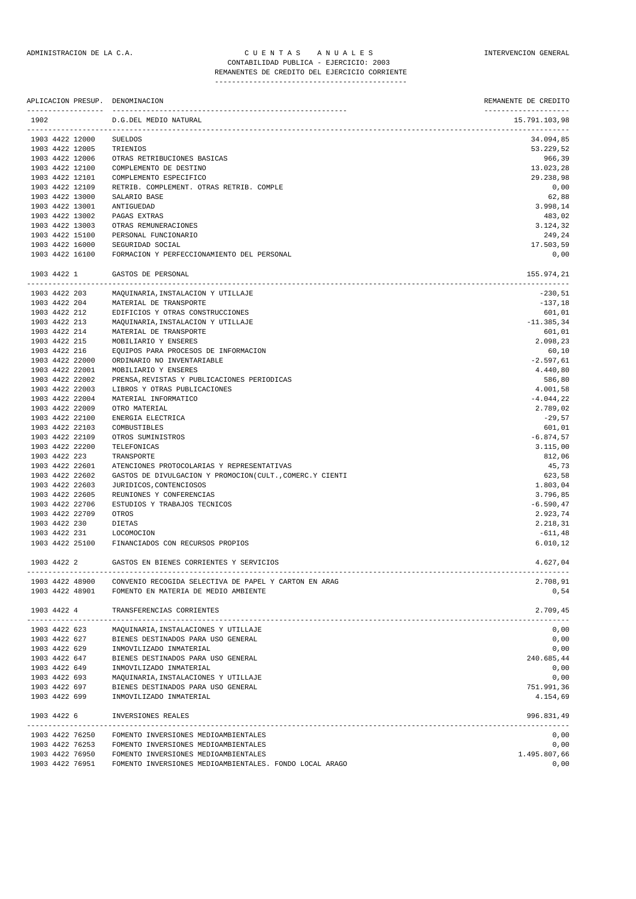ADMINISTRACION DE LA C.A. — CUENTAS ANUALES — INTERVENCION GENERAL

CONTABILIDAD PUBLICA - EJERCICIO: 2003

REMANENTES DE CREDITO DEL EJERCICIO CORRIENTE

| APLICACION PRESUP. | DENOMINACION | REMANENTE DE CREDITO |
|---|---|---|
| 1902 | D.G.DEL MEDIO NATURAL | 15.791.103,98 |
| 1903 4422 12000 | SUELDOS | 34.094,85 |
| 1903 4422 12005 | TRIENIOS | 53.229,52 |
| 1903 4422 12006 | OTRAS RETRIBUCIONES BASICAS | 966,39 |
| 1903 4422 12100 | COMPLEMENTO DE DESTINO | 13.023,28 |
| 1903 4422 12101 | COMPLEMENTO ESPECIFICO | 29.238,98 |
| 1903 4422 12109 | RETRIB. COMPLEMENT. OTRAS RETRIB. COMPLE | 0,00 |
| 1903 4422 13000 | SALARIO BASE | 62,88 |
| 1903 4422 13001 | ANTIGUEDAD | 3.998,14 |
| 1903 4422 13002 | PAGAS EXTRAS | 483,02 |
| 1903 4422 13003 | OTRAS REMUNERACIONES | 3.124,32 |
| 1903 4422 15100 | PERSONAL FUNCIONARIO | 249,24 |
| 1903 4422 16000 | SEGURIDAD SOCIAL | 17.503,59 |
| 1903 4422 16100 | FORMACION Y PERFECCIONAMIENTO DEL PERSONAL | 0,00 |
| 1903 4422 1 | GASTOS DE PERSONAL | 155.974,21 |
| 1903 4422 203 | MAQUINARIA,INSTALACION Y UTILLAJE | -230,51 |
| 1903 4422 204 | MATERIAL DE TRANSPORTE | -137,18 |
| 1903 4422 212 | EDIFICIOS Y OTRAS CONSTRUCCIONES | 601,01 |
| 1903 4422 213 | MAQUINARIA,INSTALACION Y UTILLAJE | -11.385,34 |
| 1903 4422 214 | MATERIAL DE TRANSPORTE | 601,01 |
| 1903 4422 215 | MOBILIARIO Y ENSERES | 2.098,23 |
| 1903 4422 216 | EQUIPOS PARA PROCESOS DE INFORMACION | 60,10 |
| 1903 4422 22000 | ORDINARIO NO INVENTARIABLE | -2.597,61 |
| 1903 4422 22001 | MOBILIARIO Y ENSERES | 4.440,80 |
| 1903 4422 22002 | PRENSA,REVISTAS Y PUBLICACIONES PERIODICAS | 586,80 |
| 1903 4422 22003 | LIBROS Y OTRAS PUBLICACIONES | 4.001,58 |
| 1903 4422 22004 | MATERIAL INFORMATICO | -4.044,22 |
| 1903 4422 22009 | OTRO MATERIAL | 2.789,02 |
| 1903 4422 22100 | ENERGIA ELECTRICA | -29,57 |
| 1903 4422 22103 | COMBUSTIBLES | 601,01 |
| 1903 4422 22109 | OTROS SUMINISTROS | -6.874,57 |
| 1903 4422 22200 | TELEFONICAS | 3.115,00 |
| 1903 4422 223 | TRANSPORTE | 812,06 |
| 1903 4422 22601 | ATENCIONES PROTOCOLARIAS Y REPRESENTATIVAS | 45,73 |
| 1903 4422 22602 | GASTOS DE DIVULGACION Y PROMOCION(CULT.,COMERC.Y CIENTI | 623,58 |
| 1903 4422 22603 | JURIDICOS,CONTENCIOSOS | 1.803,04 |
| 1903 4422 22605 | REUNIONES Y CONFERENCIAS | 3.796,85 |
| 1903 4422 22706 | ESTUDIOS Y TRABAJOS TECNICOS | -6.590,47 |
| 1903 4422 22709 | OTROS | 2.923,74 |
| 1903 4422 230 | DIETAS | 2.218,31 |
| 1903 4422 231 | LOCOMOCION | -611,48 |
| 1903 4422 25100 | FINANCIADOS CON RECURSOS PROPIOS | 6.010,12 |
| 1903 4422 2 | GASTOS EN BIENES CORRIENTES Y SERVICIOS | 4.627,04 |
| 1903 4422 48900 | CONVENIO RECOGIDA SELECTIVA DE PAPEL Y CARTON EN ARAG | 2.708,91 |
| 1903 4422 48901 | FOMENTO EN MATERIA DE MEDIO AMBIENTE | 0,54 |
| 1903 4422 4 | TRANSFERENCIAS CORRIENTES | 2.709,45 |
| 1903 4422 623 | MAQUINARIA,INSTALACIONES Y UTILLAJE | 0,00 |
| 1903 4422 627 | BIENES DESTINADOS PARA USO GENERAL | 0,00 |
| 1903 4422 629 | INMOVILIZADO INMATERIAL | 0,00 |
| 1903 4422 647 | BIENES DESTINADOS PARA USO GENERAL | 240.685,44 |
| 1903 4422 649 | INMOVILIZADO INMATERIAL | 0,00 |
| 1903 4422 693 | MAQUINARIA,INSTALACIONES Y UTILLAJE | 0,00 |
| 1903 4422 697 | BIENES DESTINADOS PARA USO GENERAL | 751.991,36 |
| 1903 4422 699 | INMOVILIZADO INMATERIAL | 4.154,69 |
| 1903 4422 6 | INVERSIONES REALES | 996.831,49 |
| 1903 4422 76250 | FOMENTO INVERSIONES MEDIOAMBIENTALES | 0,00 |
| 1903 4422 76253 | FOMENTO INVERSIONES MEDIOAMBIENTALES | 0,00 |
| 1903 4422 76950 | FOMENTO INVERSIONES MEDIOAMBIENTALES | 1.495.807,66 |
| 1903 4422 76951 | FOMENTO INVERSIONES MEDIOAMBIENTALES. FONDO LOCAL ARAGO | 0,00 |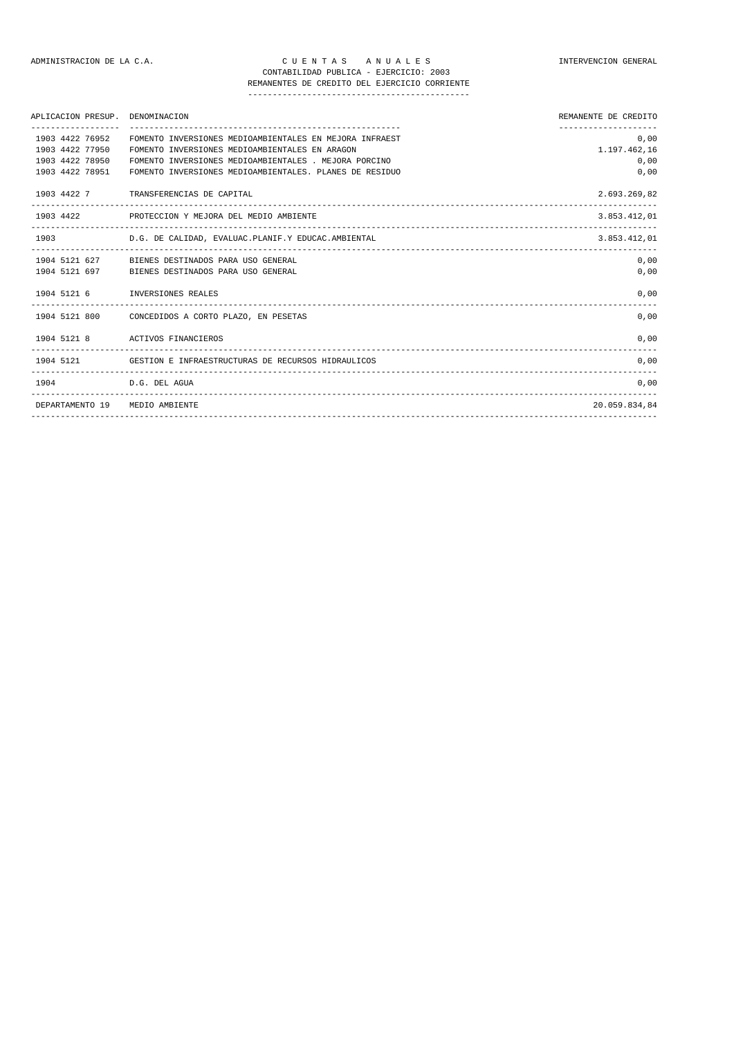ADMINISTRACION DE LA C.A. — CUENTAS ANUALES — INTERVENCION GENERAL

CONTABILIDAD PUBLICA - EJERCICIO: 2003

REMANENTES DE CREDITO DEL EJERCICIO CORRIENTE

| APLICACION PRESUP. | DENOMINACION | REMANENTE DE CREDITO |
|---|---|---|
| 1903 4422 76952 | FOMENTO INVERSIONES MEDIOAMBIENTALES EN MEJORA INFRAEST | 0,00 |
| 1903 4422 77950 | FOMENTO INVERSIONES MEDIOAMBIENTALES EN ARAGON | 1.197.462,16 |
| 1903 4422 78950 | FOMENTO INVERSIONES MEDIOAMBIENTALES . MEJORA PORCINO | 0,00 |
| 1903 4422 78951 | FOMENTO INVERSIONES MEDIOAMBIENTALES. PLANES DE RESIDUO | 0,00 |
| 1903 4422 7 | TRANSFERENCIAS DE CAPITAL | 2.693.269,82 |
| 1903 4422 | PROTECCION Y MEJORA DEL MEDIO AMBIENTE | 3.853.412,01 |
| 1903 | D.G. DE CALIDAD, EVALUAC.PLANIF.Y EDUCAC.AMBIENTAL | 3.853.412,01 |
| 1904 5121 627 | BIENES DESTINADOS PARA USO GENERAL | 0,00 |
| 1904 5121 697 | BIENES DESTINADOS PARA USO GENERAL | 0,00 |
| 1904 5121 6 | INVERSIONES REALES | 0,00 |
| 1904 5121 800 | CONCEDIDOS A CORTO PLAZO, EN PESETAS | 0,00 |
| 1904 5121 8 | ACTIVOS FINANCIEROS | 0,00 |
| 1904 5121 | GESTION E INFRAESTRUCTURAS DE RECURSOS HIDRAULICOS | 0,00 |
| 1904 | D.G. DEL AGUA | 0,00 |
| DEPARTAMENTO 19 | MEDIO AMBIENTE | 20.059.834,84 |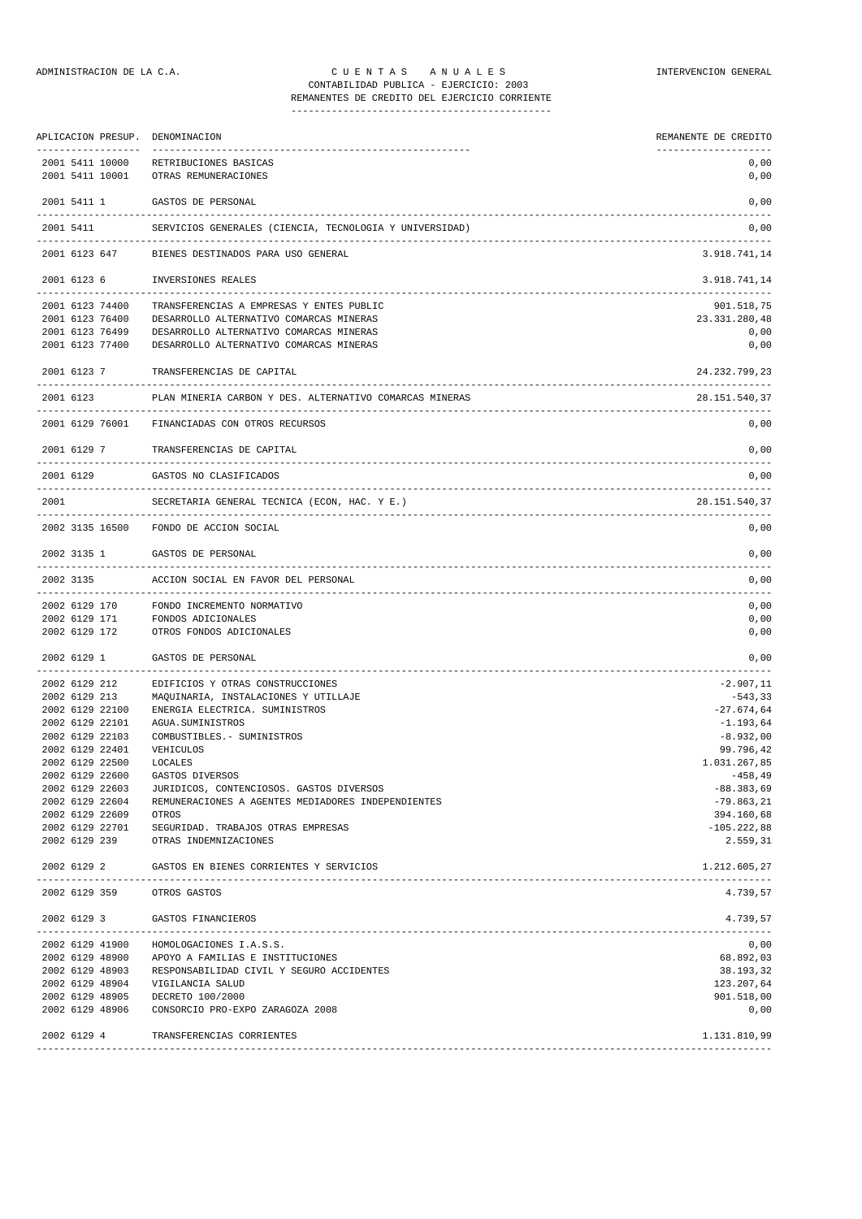ADMINISTRACION DE LA C.A. — C U E N T A S   A N U A L E S — INTERVENCION GENERAL

CONTABILIDAD PUBLICA - EJERCICIO: 2003

REMANENTES DE CREDITO DEL EJERCICIO CORRIENTE

| APLICACION PRESUP. | DENOMINACION | REMANENTE DE CREDITO |
|---|---|---|
| 2001 5411 10000 | RETRIBUCIONES BASICAS | 0,00 |
| 2001 5411 10001 | OTRAS REMUNERACIONES | 0,00 |
| 2001 5411 1 | GASTOS DE PERSONAL | 0,00 |
| 2001 5411 | SERVICIOS GENERALES (CIENCIA, TECNOLOGIA Y UNIVERSIDAD) | 0,00 |
| 2001 6123 647 | BIENES DESTINADOS PARA USO GENERAL | 3.918.741,14 |
| 2001 6123 6 | INVERSIONES REALES | 3.918.741,14 |
| 2001 6123 74400 | TRANSFERENCIAS A EMPRESAS Y ENTES PUBLIC | 901.518,75 |
| 2001 6123 76400 | DESARROLLO ALTERNATIVO COMARCAS MINERAS | 23.331.280,48 |
| 2001 6123 76499 | DESARROLLO ALTERNATIVO COMARCAS MINERAS | 0,00 |
| 2001 6123 77400 | DESARROLLO ALTERNATIVO COMARCAS MINERAS | 0,00 |
| 2001 6123 7 | TRANSFERENCIAS DE CAPITAL | 24.232.799,23 |
| 2001 6123 | PLAN MINERIA CARBON Y DES. ALTERNATIVO COMARCAS MINERAS | 28.151.540,37 |
| 2001 6129 76001 | FINANCIADAS CON OTROS RECURSOS | 0,00 |
| 2001 6129 7 | TRANSFERENCIAS DE CAPITAL | 0,00 |
| 2001 6129 | GASTOS NO CLASIFICADOS | 0,00 |
| 2001 | SECRETARIA GENERAL TECNICA (ECON, HAC. Y E.) | 28.151.540,37 |
| 2002 3135 16500 | FONDO DE ACCION SOCIAL | 0,00 |
| 2002 3135 1 | GASTOS DE PERSONAL | 0,00 |
| 2002 3135 | ACCION SOCIAL EN FAVOR DEL PERSONAL | 0,00 |
| 2002 6129 170 | FONDO INCREMENTO NORMATIVO | 0,00 |
| 2002 6129 171 | FONDOS ADICIONALES | 0,00 |
| 2002 6129 172 | OTROS FONDOS ADICIONALES | 0,00 |
| 2002 6129 1 | GASTOS DE PERSONAL | 0,00 |
| 2002 6129 212 | EDIFICIOS Y OTRAS CONSTRUCCIONES | -2.907,11 |
| 2002 6129 213 | MAQUINARIA, INSTALACIONES Y UTILLAJE | -543,33 |
| 2002 6129 22100 | ENERGIA ELECTRICA. SUMINISTROS | -27.674,64 |
| 2002 6129 22101 | AGUA.SUMINISTROS | -1.193,64 |
| 2002 6129 22103 | COMBUSTIBLES.- SUMINISTROS | -8.932,00 |
| 2002 6129 22401 | VEHICULOS | 99.796,42 |
| 2002 6129 22500 | LOCALES | 1.031.267,85 |
| 2002 6129 22600 | GASTOS DIVERSOS | -458,49 |
| 2002 6129 22603 | JURIDICOS, CONTENCIOSOS. GASTOS DIVERSOS | -88.383,69 |
| 2002 6129 22604 | REMUNERACIONES A AGENTES MEDIADORES INDEPENDIENTES | -79.863,21 |
| 2002 6129 22609 | OTROS | 394.160,68 |
| 2002 6129 22701 | SEGURIDAD. TRABAJOS OTRAS EMPRESAS | -105.222,88 |
| 2002 6129 239 | OTRAS INDEMNIZACIONES | 2.559,31 |
| 2002 6129 2 | GASTOS EN BIENES CORRIENTES Y SERVICIOS | 1.212.605,27 |
| 2002 6129 359 | OTROS GASTOS | 4.739,57 |
| 2002 6129 3 | GASTOS FINANCIEROS | 4.739,57 |
| 2002 6129 41900 | HOMOLOGACIONES I.A.S.S. | 0,00 |
| 2002 6129 48900 | APOYO A FAMILIAS E INSTITUCIONES | 68.892,03 |
| 2002 6129 48903 | RESPONSABILIDAD CIVIL Y SEGURO ACCIDENTES | 38.193,32 |
| 2002 6129 48904 | VIGILANCIA SALUD | 123.207,64 |
| 2002 6129 48905 | DECRETO 100/2000 | 901.518,00 |
| 2002 6129 48906 | CONSORCIO PRO-EXPO ZARAGOZA 2008 | 0,00 |
| 2002 6129 4 | TRANSFERENCIAS CORRIENTES | 1.131.810,99 |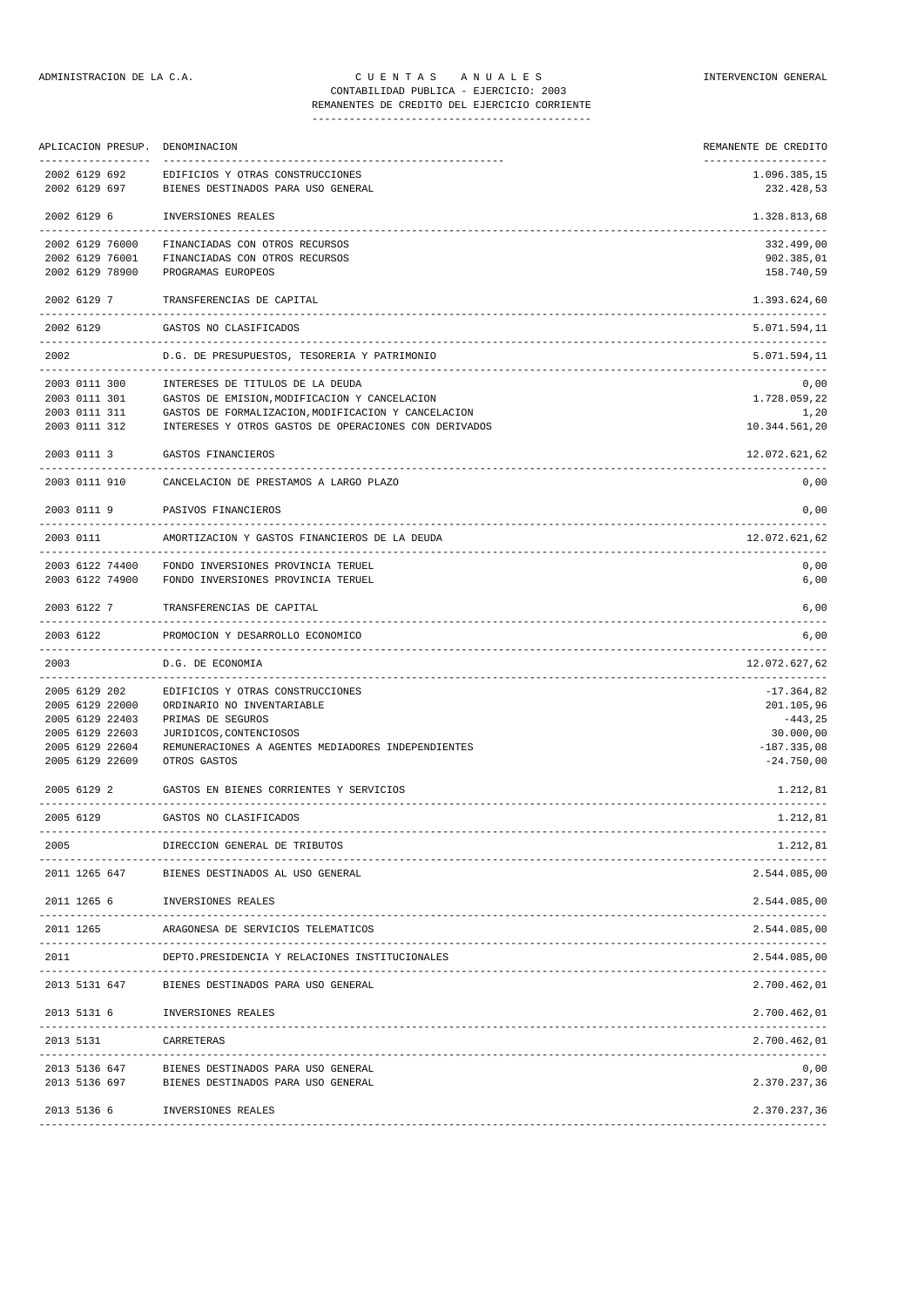ADMINISTRACION DE LA C.A.

# C U E N T A S   A N U A L E S

INTERVENCION GENERAL

CONTABILIDAD PUBLICA - EJERCICIO: 2003

REMANENTES DE CREDITO DEL EJERCICIO CORRIENTE

| APLICACION PRESUP. | DENOMINACION | REMANENTE DE CREDITO |
|---|---|---|
| 2002 6129 692 | EDIFICIOS Y OTRAS CONSTRUCCIONES | 1.096.385,15 |
| 2002 6129 697 | BIENES DESTINADOS PARA USO GENERAL | 232.428,53 |
| 2002 6129 6 | INVERSIONES REALES | 1.328.813,68 |
| 2002 6129 76000 | FINANCIADAS CON OTROS RECURSOS | 332.499,00 |
| 2002 6129 76001 | FINANCIADAS CON OTROS RECURSOS | 902.385,01 |
| 2002 6129 78900 | PROGRAMAS EUROPEOS | 158.740,59 |
| 2002 6129 7 | TRANSFERENCIAS DE CAPITAL | 1.393.624,60 |
| 2002 6129 | GASTOS NO CLASIFICADOS | 5.071.594,11 |
| 2002 | D.G. DE PRESUPUESTOS, TESORERIA Y PATRIMONIO | 5.071.594,11 |
| 2003 0111 300 | INTERESES DE TITULOS DE LA DEUDA | 0,00 |
| 2003 0111 301 | GASTOS DE EMISION,MODIFICACION Y CANCELACION | 1.728.059,22 |
| 2003 0111 311 | GASTOS DE FORMALIZACION,MODIFICACION Y CANCELACION | 1,20 |
| 2003 0111 312 | INTERESES Y OTROS GASTOS DE OPERACIONES CON DERIVADOS | 10.344.561,20 |
| 2003 0111 3 | GASTOS FINANCIEROS | 12.072.621,62 |
| 2003 0111 910 | CANCELACION DE PRESTAMOS A LARGO PLAZO | 0,00 |
| 2003 0111 9 | PASIVOS FINANCIEROS | 0,00 |
| 2003 0111 | AMORTIZACION Y GASTOS FINANCIEROS DE LA DEUDA | 12.072.621,62 |
| 2003 6122 74400 | FONDO INVERSIONES PROVINCIA TERUEL | 0,00 |
| 2003 6122 74900 | FONDO INVERSIONES PROVINCIA TERUEL | 6,00 |
| 2003 6122 7 | TRANSFERENCIAS DE CAPITAL | 6,00 |
| 2003 6122 | PROMOCION Y DESARROLLO ECONOMICO | 6,00 |
| 2003 | D.G. DE ECONOMIA | 12.072.627,62 |
| 2005 6129 202 | EDIFICIOS Y OTRAS CONSTRUCCIONES | -17.364,82 |
| 2005 6129 22000 | ORDINARIO NO INVENTARIABLE | 201.105,96 |
| 2005 6129 22403 | PRIMAS DE SEGUROS | -443,25 |
| 2005 6129 22603 | JURIDICOS,CONTENCIOSOS | 30.000,00 |
| 2005 6129 22604 | REMUNERACIONES A AGENTES MEDIADORES INDEPENDIENTES | -187.335,08 |
| 2005 6129 22609 | OTROS GASTOS | -24.750,00 |
| 2005 6129 2 | GASTOS EN BIENES CORRIENTES Y SERVICIOS | 1.212,81 |
| 2005 6129 | GASTOS NO CLASIFICADOS | 1.212,81 |
| 2005 | DIRECCION GENERAL DE TRIBUTOS | 1.212,81 |
| 2011 1265 647 | BIENES DESTINADOS AL USO GENERAL | 2.544.085,00 |
| 2011 1265 6 | INVERSIONES REALES | 2.544.085,00 |
| 2011 1265 | ARAGONESA DE SERVICIOS TELEMATICOS | 2.544.085,00 |
| 2011 | DEPTO.PRESIDENCIA Y RELACIONES INSTITUCIONALES | 2.544.085,00 |
| 2013 5131 647 | BIENES DESTINADOS PARA USO GENERAL | 2.700.462,01 |
| 2013 5131 6 | INVERSIONES REALES | 2.700.462,01 |
| 2013 5131 | CARRETERAS | 2.700.462,01 |
| 2013 5136 647 | BIENES DESTINADOS PARA USO GENERAL | 0,00 |
| 2013 5136 697 | BIENES DESTINADOS PARA USO GENERAL | 2.370.237,36 |
| 2013 5136 6 | INVERSIONES REALES | 2.370.237,36 |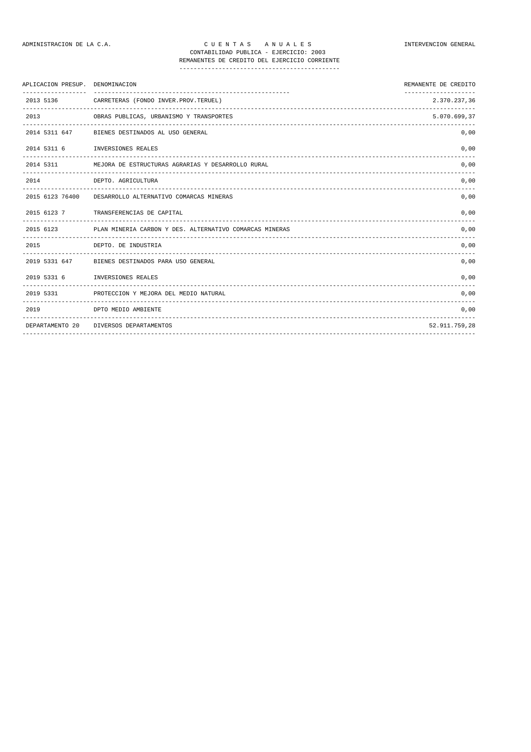ADMINISTRACION DE LA C.A.

# C U E N T A S   A N U A L E S

INTERVENCION GENERAL

CONTABILIDAD PUBLICA - EJERCICIO: 2003

REMANENTES DE CREDITO DEL EJERCICIO CORRIENTE

| APLICACION PRESUP. | DENOMINACION | REMANENTE DE CREDITO |
|---|---|---|
| 2013 5136 | CARRETERAS (FONDO INVER.PROV.TERUEL) | 2.370.237,36 |
| 2013 | OBRAS PUBLICAS, URBANISMO Y TRANSPORTES | 5.070.699,37 |
| 2014 5311 647 | BIENES DESTINADOS AL USO GENERAL | 0,00 |
| 2014 5311 6 | INVERSIONES REALES | 0,00 |
| 2014 5311 | MEJORA DE ESTRUCTURAS AGRARIAS Y DESARROLLO RURAL | 0,00 |
| 2014 | DEPTO. AGRICULTURA | 0,00 |
| 2015 6123 76400 | DESARROLLO ALTERNATIVO COMARCAS MINERAS | 0,00 |
| 2015 6123 7 | TRANSFERENCIAS DE CAPITAL | 0,00 |
| 2015 6123 | PLAN MINERIA CARBON Y DES. ALTERNATIVO COMARCAS MINERAS | 0,00 |
| 2015 | DEPTO. DE INDUSTRIA | 0,00 |
| 2019 5331 647 | BIENES DESTINADOS PARA USO GENERAL | 0,00 |
| 2019 5331 6 | INVERSIONES REALES | 0,00 |
| 2019 5331 | PROTECCION Y MEJORA DEL MEDIO NATURAL | 0,00 |
| 2019 | DPTO MEDIO AMBIENTE | 0,00 |
| DEPARTAMENTO 20 | DIVERSOS DEPARTAMENTOS | 52.911.759,28 |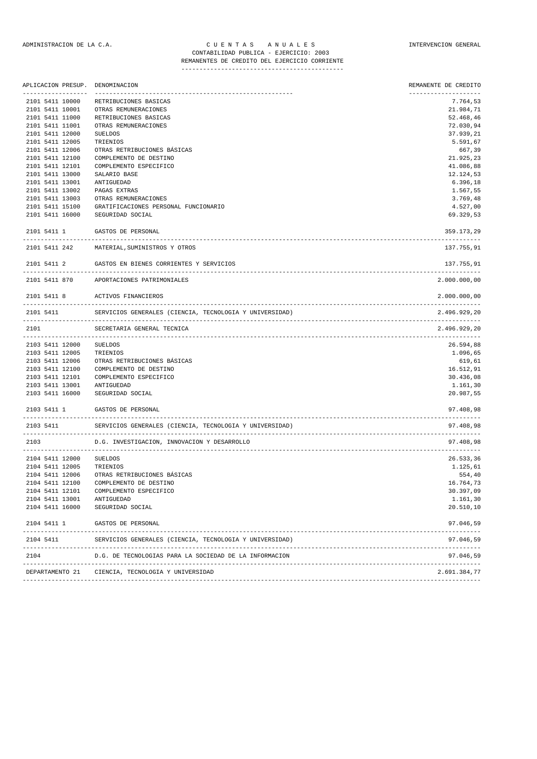ADMINISTRACION DE LA C.A. — C U E N T A S   A N U A L E S — INTERVENCION GENERAL

CONTABILIDAD PUBLICA - EJERCICIO: 2003

REMANENTES DE CREDITO DEL EJERCICIO CORRIENTE

| APLICACION PRESUP. | DENOMINACION | REMANENTE DE CREDITO |
|---|---|---|
| 2101 5411 10000 | RETRIBUCIONES BASICAS | 7.764,53 |
| 2101 5411 10001 | OTRAS REMUNERACIONES | 21.984,71 |
| 2101 5411 11000 | RETRIBUCIONES BASICAS | 52.468,46 |
| 2101 5411 11001 | OTRAS REMUNERACIONES | 72.030,94 |
| 2101 5411 12000 | SUELDOS | 37.939,21 |
| 2101 5411 12005 | TRIENIOS | 5.591,67 |
| 2101 5411 12006 | OTRAS RETRIBUCIONES BÁSICAS | 667,39 |
| 2101 5411 12100 | COMPLEMENTO DE DESTINO | 21.925,23 |
| 2101 5411 12101 | COMPLEMENTO ESPECIFICO | 41.086,88 |
| 2101 5411 13000 | SALARIO BASE | 12.124,53 |
| 2101 5411 13001 | ANTIGUEDAD | 6.396,18 |
| 2101 5411 13002 | PAGAS EXTRAS | 1.567,55 |
| 2101 5411 13003 | OTRAS REMUNERACIONES | 3.769,48 |
| 2101 5411 15100 | GRATIFICACIONES PERSONAL FUNCIONARIO | 4.527,00 |
| 2101 5411 16000 | SEGURIDAD SOCIAL | 69.329,53 |
| 2101 5411 1 | GASTOS DE PERSONAL | 359.173,29 |
| 2101 5411 242 | MATERIAL,SUMINISTROS Y OTROS | 137.755,91 |
| 2101 5411 2 | GASTOS EN BIENES CORRIENTES Y SERVICIOS | 137.755,91 |
| 2101 5411 870 | APORTACIONES PATRIMONIALES | 2.000.000,00 |
| 2101 5411 8 | ACTIVOS FINANCIEROS | 2.000.000,00 |
| 2101 5411 | SERVICIOS GENERALES (CIENCIA, TECNOLOGIA Y UNIVERSIDAD) | 2.496.929,20 |
| 2101 | SECRETARIA GENERAL TECNICA | 2.496.929,20 |
| 2103 5411 12000 | SUELDOS | 26.594,88 |
| 2103 5411 12005 | TRIENIOS | 1.096,65 |
| 2103 5411 12006 | OTRAS RETRIBUCIONES BÁSICAS | 619,61 |
| 2103 5411 12100 | COMPLEMENTO DE DESTINO | 16.512,91 |
| 2103 5411 12101 | COMPLEMENTO ESPECIFICO | 30.436,08 |
| 2103 5411 13001 | ANTIGUEDAD | 1.161,30 |
| 2103 5411 16000 | SEGURIDAD SOCIAL | 20.987,55 |
| 2103 5411 1 | GASTOS DE PERSONAL | 97.408,98 |
| 2103 5411 | SERVICIOS GENERALES (CIENCIA, TECNOLOGIA Y UNIVERSIDAD) | 97.408,98 |
| 2103 | D.G. INVESTIGACION, INNOVACION Y DESARROLLO | 97.408,98 |
| 2104 5411 12000 | SUELDOS | 26.533,36 |
| 2104 5411 12005 | TRIENIOS | 1.125,61 |
| 2104 5411 12006 | OTRAS RETRIBUCIONES BÁSICAS | 554,40 |
| 2104 5411 12100 | COMPLEMENTO DE DESTINO | 16.764,73 |
| 2104 5411 12101 | COMPLEMENTO ESPECIFICO | 30.397,09 |
| 2104 5411 13001 | ANTIGUEDAD | 1.161,30 |
| 2104 5411 16000 | SEGURIDAD SOCIAL | 20.510,10 |
| 2104 5411 1 | GASTOS DE PERSONAL | 97.046,59 |
| 2104 5411 | SERVICIOS GENERALES (CIENCIA, TECNOLOGIA Y UNIVERSIDAD) | 97.046,59 |
| 2104 | D.G. DE TECNOLOGIAS PARA LA SOCIEDAD DE LA INFORMACION | 97.046,59 |
| DEPARTAMENTO 21 | CIENCIA, TECNOLOGIA Y UNIVERSIDAD | 2.691.384,77 |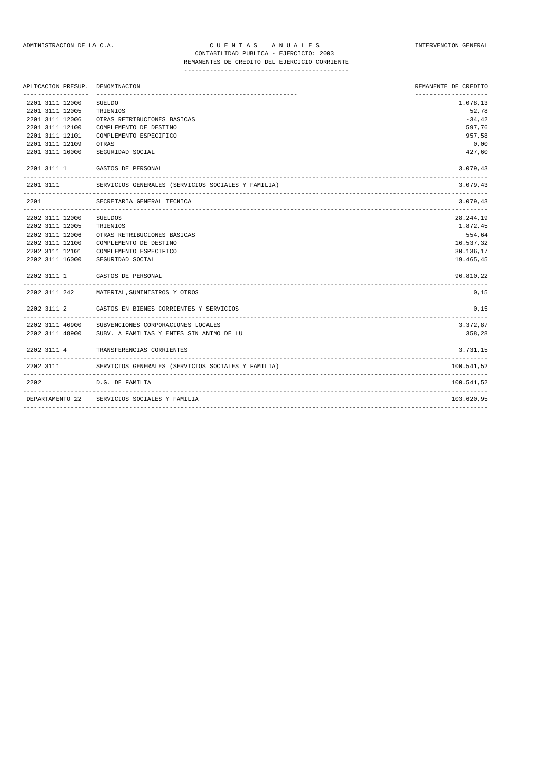ADMINISTRACION DE LA C.A. | C U E N T A S   A N U A L E S | INTERVENCION GENERAL

CONTABILIDAD PUBLICA - EJERCICIO: 2003

REMANENTES DE CREDITO DEL EJERCICIO CORRIENTE

| APLICACION PRESUP. | DENOMINACION | REMANENTE DE CREDITO |
|---|---|---|
| 2201 3111 12000 | SUELDO | 1.078,13 |
| 2201 3111 12005 | TRIENIOS | 52,78 |
| 2201 3111 12006 | OTRAS RETRIBUCIONES BASICAS | -34,42 |
| 2201 3111 12100 | COMPLEMENTO DE DESTINO | 597,76 |
| 2201 3111 12101 | COMPLEMENTO ESPECIFICO | 957,58 |
| 2201 3111 12109 | OTRAS | 0,00 |
| 2201 3111 16000 | SEGURIDAD SOCIAL | 427,60 |
| 2201 3111 1 | GASTOS DE PERSONAL | 3.079,43 |
| 2201 3111 | SERVICIOS GENERALES (SERVICIOS SOCIALES Y FAMILIA) | 3.079,43 |
| 2201 | SECRETARIA GENERAL TECNICA | 3.079,43 |
| 2202 3111 12000 | SUELDOS | 28.244,19 |
| 2202 3111 12005 | TRIENIOS | 1.872,45 |
| 2202 3111 12006 | OTRAS RETRIBUCIONES BÁSICAS | 554,64 |
| 2202 3111 12100 | COMPLEMENTO DE DESTINO | 16.537,32 |
| 2202 3111 12101 | COMPLEMENTO ESPECIFICO | 30.136,17 |
| 2202 3111 16000 | SEGURIDAD SOCIAL | 19.465,45 |
| 2202 3111 1 | GASTOS DE PERSONAL | 96.810,22 |
| 2202 3111 242 | MATERIAL,SUMINISTROS Y OTROS | 0,15 |
| 2202 3111 2 | GASTOS EN BIENES CORRIENTES Y SERVICIOS | 0,15 |
| 2202 3111 46900 | SUBVENCIONES CORPORACIONES LOCALES | 3.372,87 |
| 2202 3111 48900 | SUBV. A FAMILIAS Y ENTES SIN ANIMO DE LU | 358,28 |
| 2202 3111 4 | TRANSFERENCIAS CORRIENTES | 3.731,15 |
| 2202 3111 | SERVICIOS GENERALES (SERVICIOS SOCIALES Y FAMILIA) | 100.541,52 |
| 2202 | D.G. DE FAMILIA | 100.541,52 |
| DEPARTAMENTO 22 | SERVICIOS SOCIALES Y FAMILIA | 103.620,95 |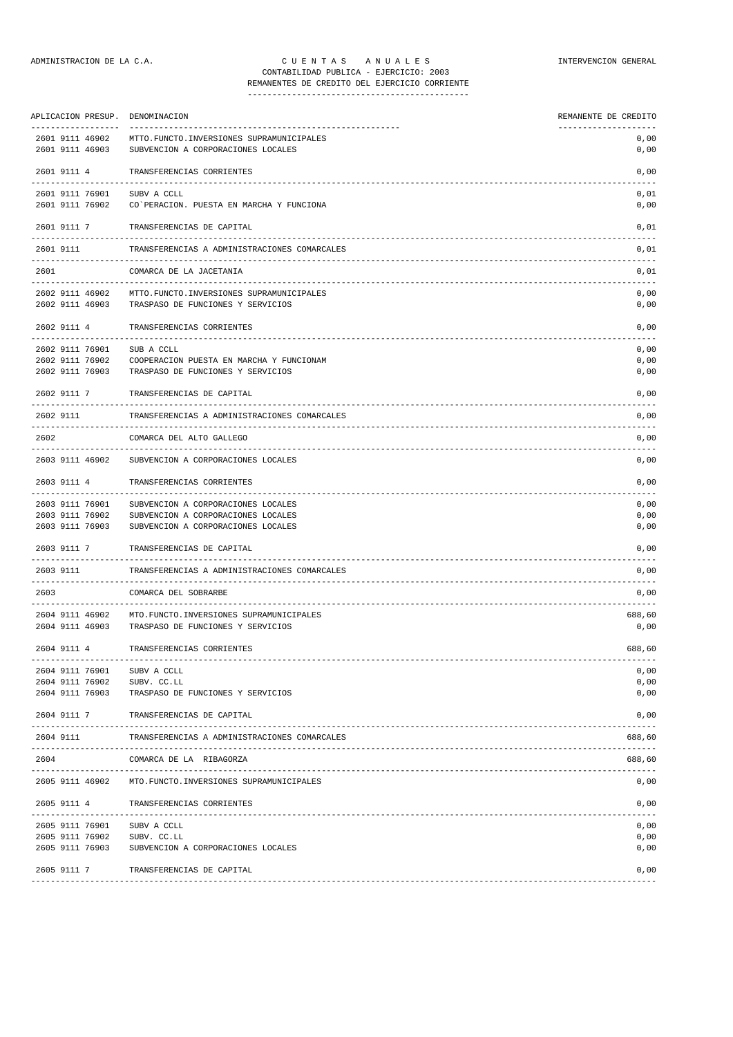ADMINISTRACION DE LA C.A.

# C U E N T A S   A N U A L E S

CONTABILIDAD PUBLICA - EJERCICIO: 2003

REMANENTES DE CREDITO DEL EJERCICIO CORRIENTE

INTERVENCION GENERAL

| APLICACION PRESUP. | DENOMINACION | REMANENTE DE CREDITO |
|---|---|---|
| 2601 9111 46902 | MTTO.FUNCTO.INVERSIONES SUPRAMUNICIPALES | 0,00 |
| 2601 9111 46903 | SUBVENCION A CORPORACIONES LOCALES | 0,00 |
| 2601 9111 4 | TRANSFERENCIAS CORRIENTES | 0,00 |
| 2601 9111 76901 | SUBV A CCLL | 0,01 |
| 2601 9111 76902 | CO`PERACION. PUESTA EN MARCHA Y FUNCIONA | 0,00 |
| 2601 9111 7 | TRANSFERENCIAS DE CAPITAL | 0,01 |
| 2601 9111 | TRANSFERENCIAS A ADMINISTRACIONES COMARCALES | 0,01 |
| 2601 | COMARCA DE LA JACETANIA | 0,01 |
| 2602 9111 46902 | MTTO.FUNCTO.INVERSIONES SUPRAMUNICIPALES | 0,00 |
| 2602 9111 46903 | TRASPASO DE FUNCIONES Y SERVICIOS | 0,00 |
| 2602 9111 4 | TRANSFERENCIAS CORRIENTES | 0,00 |
| 2602 9111 76901 | SUB A CCLL | 0,00 |
| 2602 9111 76902 | COOPERACION PUESTA EN MARCHA Y FUNCIONAM | 0,00 |
| 2602 9111 76903 | TRASPASO DE FUNCIONES Y SERVICIOS | 0,00 |
| 2602 9111 7 | TRANSFERENCIAS DE CAPITAL | 0,00 |
| 2602 9111 | TRANSFERENCIAS A ADMINISTRACIONES COMARCALES | 0,00 |
| 2602 | COMARCA DEL ALTO GALLEGO | 0,00 |
| 2603 9111 46902 | SUBVENCION A CORPORACIONES LOCALES | 0,00 |
| 2603 9111 4 | TRANSFERENCIAS CORRIENTES | 0,00 |
| 2603 9111 76901 | SUBVENCION A CORPORACIONES LOCALES | 0,00 |
| 2603 9111 76902 | SUBVENCION A CORPORACIONES LOCALES | 0,00 |
| 2603 9111 76903 | SUBVENCION A CORPORACIONES LOCALES | 0,00 |
| 2603 9111 7 | TRANSFERENCIAS DE CAPITAL | 0,00 |
| 2603 9111 | TRANSFERENCIAS A ADMINISTRACIONES COMARCALES | 0,00 |
| 2603 | COMARCA DEL SOBRARBE | 0,00 |
| 2604 9111 46902 | MTO.FUNCTO.INVERSIONES SUPRAMUNICIPALES | 688,60 |
| 2604 9111 46903 | TRASPASO DE FUNCIONES Y SERVICIOS | 0,00 |
| 2604 9111 4 | TRANSFERENCIAS CORRIENTES | 688,60 |
| 2604 9111 76901 | SUBV A CCLL | 0,00 |
| 2604 9111 76902 | SUBV. CC.LL | 0,00 |
| 2604 9111 76903 | TRASPASO DE FUNCIONES Y SERVICIOS | 0,00 |
| 2604 9111 7 | TRANSFERENCIAS DE CAPITAL | 0,00 |
| 2604 9111 | TRANSFERENCIAS A ADMINISTRACIONES COMARCALES | 688,60 |
| 2604 | COMARCA DE LA  RIBAGORZA | 688,60 |
| 2605 9111 46902 | MTO.FUNCTO.INVERSIONES SUPRAMUNICIPALES | 0,00 |
| 2605 9111 4 | TRANSFERENCIAS CORRIENTES | 0,00 |
| 2605 9111 76901 | SUBV A CCLL | 0,00 |
| 2605 9111 76902 | SUBV. CC.LL | 0,00 |
| 2605 9111 76903 | SUBVENCION A CORPORACIONES LOCALES | 0,00 |
| 2605 9111 7 | TRANSFERENCIAS DE CAPITAL | 0,00 |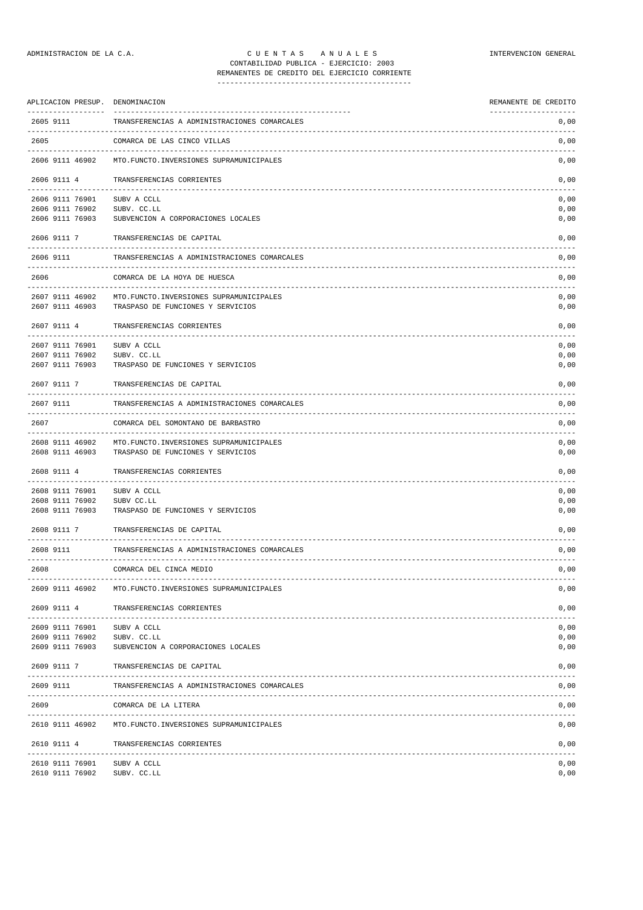ADMINISTRACION DE LA C.A. — C U E N T A S  A N U A L E S — INTERVENCION GENERAL

CONTABILIDAD PUBLICA - EJERCICIO: 2003

REMANENTES DE CREDITO DEL EJERCICIO CORRIENTE

| APLICACION PRESUP. | DENOMINACION | REMANENTE DE CREDITO |
|---|---|---|
| 2605 9111 | TRANSFERENCIAS A ADMINISTRACIONES COMARCALES | 0,00 |
| 2605 | COMARCA DE LAS CINCO VILLAS | 0,00 |
| 2606 9111 46902 | MTO.FUNCTO.INVERSIONES SUPRAMUNICIPALES | 0,00 |
| 2606 9111 4 | TRANSFERENCIAS CORRIENTES | 0,00 |
| 2606 9111 76901 | SUBV A CCLL | 0,00 |
| 2606 9111 76902 | SUBV. CC.LL | 0,00 |
| 2606 9111 76903 | SUBVENCION A CORPORACIONES LOCALES | 0,00 |
| 2606 9111 7 | TRANSFERENCIAS DE CAPITAL | 0,00 |
| 2606 9111 | TRANSFERENCIAS A ADMINISTRACIONES COMARCALES | 0,00 |
| 2606 | COMARCA DE LA HOYA DE HUESCA | 0,00 |
| 2607 9111 46902 | MTO.FUNCTO.INVERSIONES SUPRAMUNICIPALES | 0,00 |
| 2607 9111 46903 | TRASPASO DE FUNCIONES Y SERVICIOS | 0,00 |
| 2607 9111 4 | TRANSFERENCIAS CORRIENTES | 0,00 |
| 2607 9111 76901 | SUBV A CCLL | 0,00 |
| 2607 9111 76902 | SUBV. CC.LL | 0,00 |
| 2607 9111 76903 | TRASPASO DE FUNCIONES Y SERVICIOS | 0,00 |
| 2607 9111 7 | TRANSFERENCIAS DE CAPITAL | 0,00 |
| 2607 9111 | TRANSFERENCIAS A ADMINISTRACIONES COMARCALES | 0,00 |
| 2607 | COMARCA DEL SOMONTANO DE BARBASTRO | 0,00 |
| 2608 9111 46902 | MTO.FUNCTO.INVERSIONES SUPRAMUNICIPALES | 0,00 |
| 2608 9111 46903 | TRASPASO DE FUNCIONES Y SERVICIOS | 0,00 |
| 2608 9111 4 | TRANSFERENCIAS CORRIENTES | 0,00 |
| 2608 9111 76901 | SUBV A CCLL | 0,00 |
| 2608 9111 76902 | SUBV CC.LL | 0,00 |
| 2608 9111 76903 | TRASPASO DE FUNCIONES Y SERVICIOS | 0,00 |
| 2608 9111 7 | TRANSFERENCIAS DE CAPITAL | 0,00 |
| 2608 9111 | TRANSFERENCIAS A ADMINISTRACIONES COMARCALES | 0,00 |
| 2608 | COMARCA DEL CINCA MEDIO | 0,00 |
| 2609 9111 46902 | MTO.FUNCTO.INVERSIONES SUPRAMUNICIPALES | 0,00 |
| 2609 9111 4 | TRANSFERENCIAS CORRIENTES | 0,00 |
| 2609 9111 76901 | SUBV A CCLL | 0,00 |
| 2609 9111 76902 | SUBV. CC.LL | 0,00 |
| 2609 9111 76903 | SUBVENCION A CORPORACIONES LOCALES | 0,00 |
| 2609 9111 7 | TRANSFERENCIAS DE CAPITAL | 0,00 |
| 2609 9111 | TRANSFERENCIAS A ADMINISTRACIONES COMARCALES | 0,00 |
| 2609 | COMARCA DE LA LITERA | 0,00 |
| 2610 9111 46902 | MTO.FUNCTO.INVERSIONES SUPRAMUNICIPALES | 0,00 |
| 2610 9111 4 | TRANSFERENCIAS CORRIENTES | 0,00 |
| 2610 9111 76901 | SUBV A CCLL | 0,00 |
| 2610 9111 76902 | SUBV. CC.LL | 0,00 |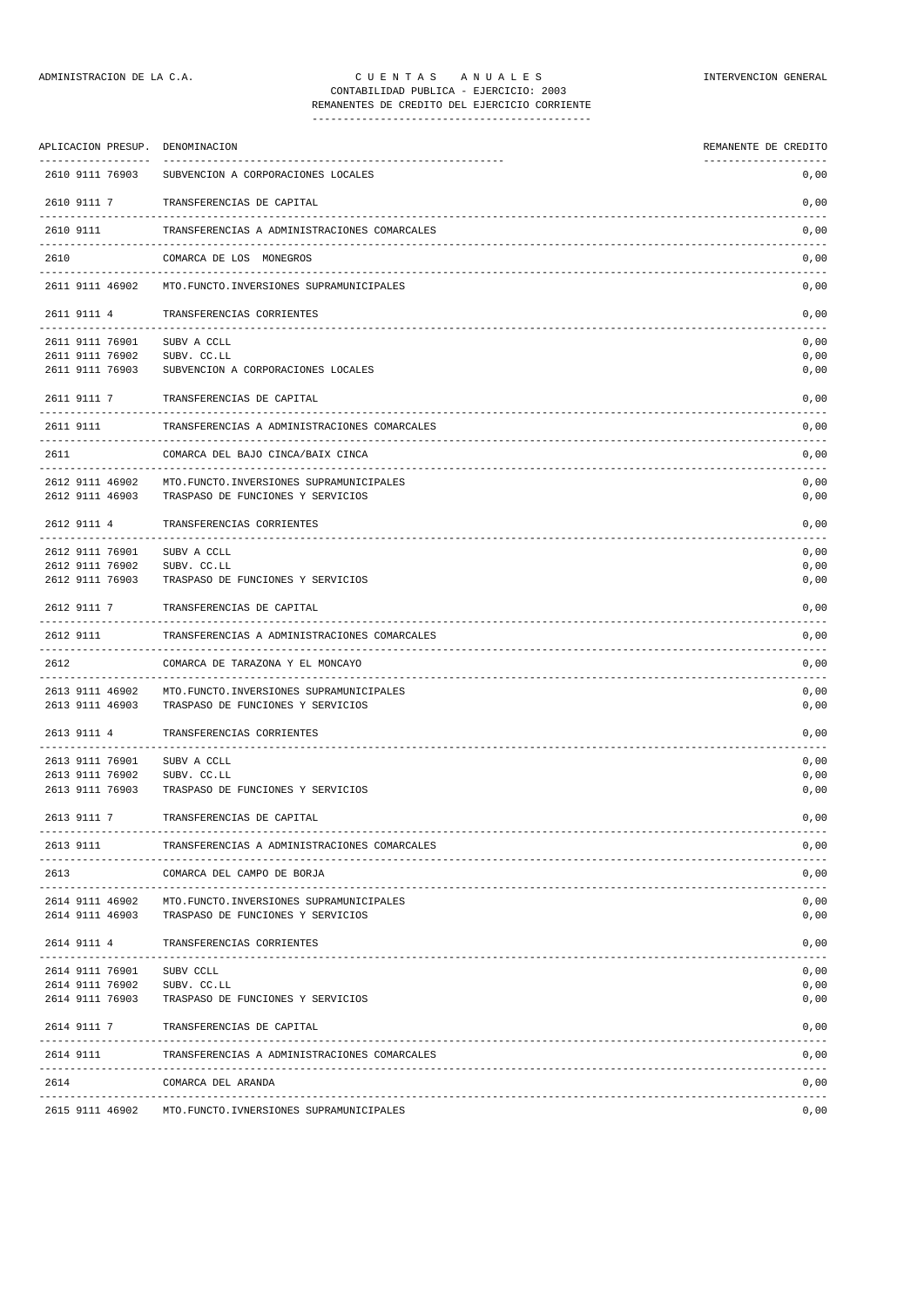ADMINISTRACION DE LA C.A. — CUENTAS ANUALES — INTERVENCION GENERAL

CONTABILIDAD PUBLICA - EJERCICIO: 2003

REMANENTES DE CREDITO DEL EJERCICIO CORRIENTE

| APLICACION PRESUP. | DENOMINACION | REMANENTE DE CREDITO |
|---|---|---|
| 2610 9111 76903 | SUBVENCION A CORPORACIONES LOCALES | 0,00 |
| 2610 9111 7 | TRANSFERENCIAS DE CAPITAL | 0,00 |
| 2610 9111 | TRANSFERENCIAS A ADMINISTRACIONES COMARCALES | 0,00 |
| 2610 | COMARCA DE LOS MONEGROS | 0,00 |
| 2611 9111 46902 | MTO.FUNCTO.INVERSIONES SUPRAMUNICIPALES | 0,00 |
| 2611 9111 4 | TRANSFERENCIAS CORRIENTES | 0,00 |
| 2611 9111 76901 | SUBV A CCLL | 0,00 |
| 2611 9111 76902 | SUBV. CC.LL | 0,00 |
| 2611 9111 76903 | SUBVENCION A CORPORACIONES LOCALES | 0,00 |
| 2611 9111 7 | TRANSFERENCIAS DE CAPITAL | 0,00 |
| 2611 9111 | TRANSFERENCIAS A ADMINISTRACIONES COMARCALES | 0,00 |
| 2611 | COMARCA DEL BAJO CINCA/BAIX CINCA | 0,00 |
| 2612 9111 46902 | MTO.FUNCTO.INVERSIONES SUPRAMUNICIPALES | 0,00 |
| 2612 9111 46903 | TRASPASO DE FUNCIONES Y SERVICIOS | 0,00 |
| 2612 9111 4 | TRANSFERENCIAS CORRIENTES | 0,00 |
| 2612 9111 76901 | SUBV A CCLL | 0,00 |
| 2612 9111 76902 | SUBV. CC.LL | 0,00 |
| 2612 9111 76903 | TRASPASO DE FUNCIONES Y SERVICIOS | 0,00 |
| 2612 9111 7 | TRANSFERENCIAS DE CAPITAL | 0,00 |
| 2612 9111 | TRANSFERENCIAS A ADMINISTRACIONES COMARCALES | 0,00 |
| 2612 | COMARCA DE TARAZONA Y EL MONCAYO | 0,00 |
| 2613 9111 46902 | MTO.FUNCTO.INVERSIONES SUPRAMUNICIPALES | 0,00 |
| 2613 9111 46903 | TRASPASO DE FUNCIONES Y SERVICIOS | 0,00 |
| 2613 9111 4 | TRANSFERENCIAS CORRIENTES | 0,00 |
| 2613 9111 76901 | SUBV A CCLL | 0,00 |
| 2613 9111 76902 | SUBV. CC.LL | 0,00 |
| 2613 9111 76903 | TRASPASO DE FUNCIONES Y SERVICIOS | 0,00 |
| 2613 9111 7 | TRANSFERENCIAS DE CAPITAL | 0,00 |
| 2613 9111 | TRANSFERENCIAS A ADMINISTRACIONES COMARCALES | 0,00 |
| 2613 | COMARCA DEL CAMPO DE BORJA | 0,00 |
| 2614 9111 46902 | MTO.FUNCTO.INVERSIONES SUPRAMUNICIPALES | 0,00 |
| 2614 9111 46903 | TRASPASO DE FUNCIONES Y SERVICIOS | 0,00 |
| 2614 9111 4 | TRANSFERENCIAS CORRIENTES | 0,00 |
| 2614 9111 76901 | SUBV CCLL | 0,00 |
| 2614 9111 76902 | SUBV. CC.LL | 0,00 |
| 2614 9111 76903 | TRASPASO DE FUNCIONES Y SERVICIOS | 0,00 |
| 2614 9111 7 | TRANSFERENCIAS DE CAPITAL | 0,00 |
| 2614 9111 | TRANSFERENCIAS A ADMINISTRACIONES COMARCALES | 0,00 |
| 2614 | COMARCA DEL ARANDA | 0,00 |
| 2615 9111 46902 | MTO.FUNCTO.IVNERSIONES SUPRAMUNICIPALES | 0,00 |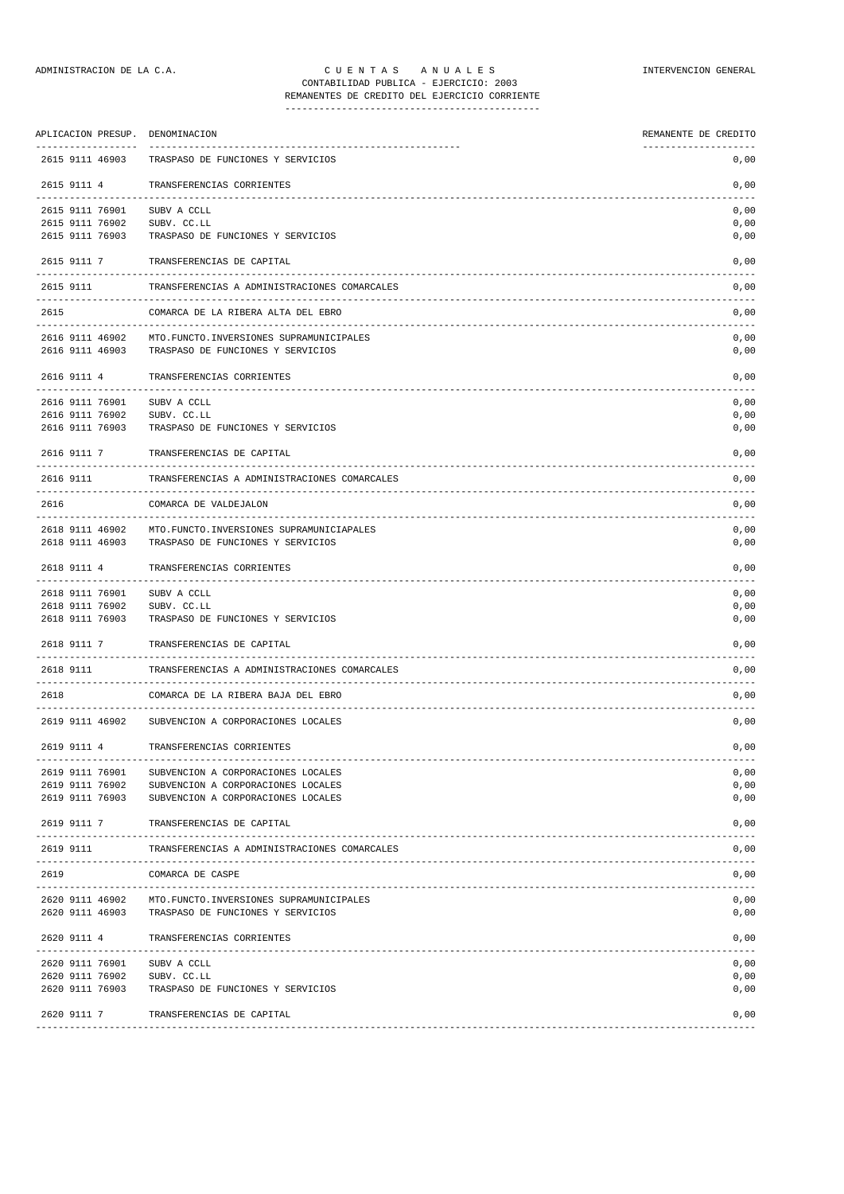ADMINISTRACION DE LA C.A. — CUENTAS ANUALES — INTERVENCION GENERAL

CONTABILIDAD PUBLICA - EJERCICIO: 2003

REMANENTES DE CREDITO DEL EJERCICIO CORRIENTE

| APLICACION PRESUP. | DENOMINACION | REMANENTE DE CREDITO |
|---|---|---|
| 2615 9111 46903 | TRASPASO DE FUNCIONES Y SERVICIOS | 0,00 |
| 2615 9111 4 | TRANSFERENCIAS CORRIENTES | 0,00 |
| 2615 9111 76901 | SUBV A CCLL | 0,00 |
| 2615 9111 76902 | SUBV. CC.LL | 0,00 |
| 2615 9111 76903 | TRASPASO DE FUNCIONES Y SERVICIOS | 0,00 |
| 2615 9111 7 | TRANSFERENCIAS DE CAPITAL | 0,00 |
| 2615 9111 | TRANSFERENCIAS A ADMINISTRACIONES COMARCALES | 0,00 |
| 2615 | COMARCA DE LA RIBERA ALTA DEL EBRO | 0,00 |
| 2616 9111 46902 | MTO.FUNCTO.INVERSIONES SUPRAMUNICIPALES | 0,00 |
| 2616 9111 46903 | TRASPASO DE FUNCIONES Y SERVICIOS | 0,00 |
| 2616 9111 4 | TRANSFERENCIAS CORRIENTES | 0,00 |
| 2616 9111 76901 | SUBV A CCLL | 0,00 |
| 2616 9111 76902 | SUBV. CC.LL | 0,00 |
| 2616 9111 76903 | TRASPASO DE FUNCIONES Y SERVICIOS | 0,00 |
| 2616 9111 7 | TRANSFERENCIAS DE CAPITAL | 0,00 |
| 2616 9111 | TRANSFERENCIAS A ADMINISTRACIONES COMARCALES | 0,00 |
| 2616 | COMARCA DE VALDEJALON | 0,00 |
| 2618 9111 46902 | MTO.FUNCTO.INVERSIONES SUPRAMUNICIAPALES | 0,00 |
| 2618 9111 46903 | TRASPASO DE FUNCIONES Y SERVICIOS | 0,00 |
| 2618 9111 4 | TRANSFERENCIAS CORRIENTES | 0,00 |
| 2618 9111 76901 | SUBV A CCLL | 0,00 |
| 2618 9111 76902 | SUBV. CC.LL | 0,00 |
| 2618 9111 76903 | TRASPASO DE FUNCIONES Y SERVICIOS | 0,00 |
| 2618 9111 7 | TRANSFERENCIAS DE CAPITAL | 0,00 |
| 2618 9111 | TRANSFERENCIAS A ADMINISTRACIONES COMARCALES | 0,00 |
| 2618 | COMARCA DE LA RIBERA BAJA DEL EBRO | 0,00 |
| 2619 9111 46902 | SUBVENCION A CORPORACIONES LOCALES | 0,00 |
| 2619 9111 4 | TRANSFERENCIAS CORRIENTES | 0,00 |
| 2619 9111 76901 | SUBVENCION A CORPORACIONES LOCALES | 0,00 |
| 2619 9111 76902 | SUBVENCION A CORPORACIONES LOCALES | 0,00 |
| 2619 9111 76903 | SUBVENCION A CORPORACIONES LOCALES | 0,00 |
| 2619 9111 7 | TRANSFERENCIAS DE CAPITAL | 0,00 |
| 2619 9111 | TRANSFERENCIAS A ADMINISTRACIONES COMARCALES | 0,00 |
| 2619 | COMARCA DE CASPE | 0,00 |
| 2620 9111 46902 | MTO.FUNCTO.INVERSIONES SUPRAMUNICIPALES | 0,00 |
| 2620 9111 46903 | TRASPASO DE FUNCIONES Y SERVICIOS | 0,00 |
| 2620 9111 4 | TRANSFERENCIAS CORRIENTES | 0,00 |
| 2620 9111 76901 | SUBV A CCLL | 0,00 |
| 2620 9111 76902 | SUBV. CC.LL | 0,00 |
| 2620 9111 76903 | TRASPASO DE FUNCIONES Y SERVICIOS | 0,00 |
| 2620 9111 7 | TRANSFERENCIAS DE CAPITAL | 0,00 |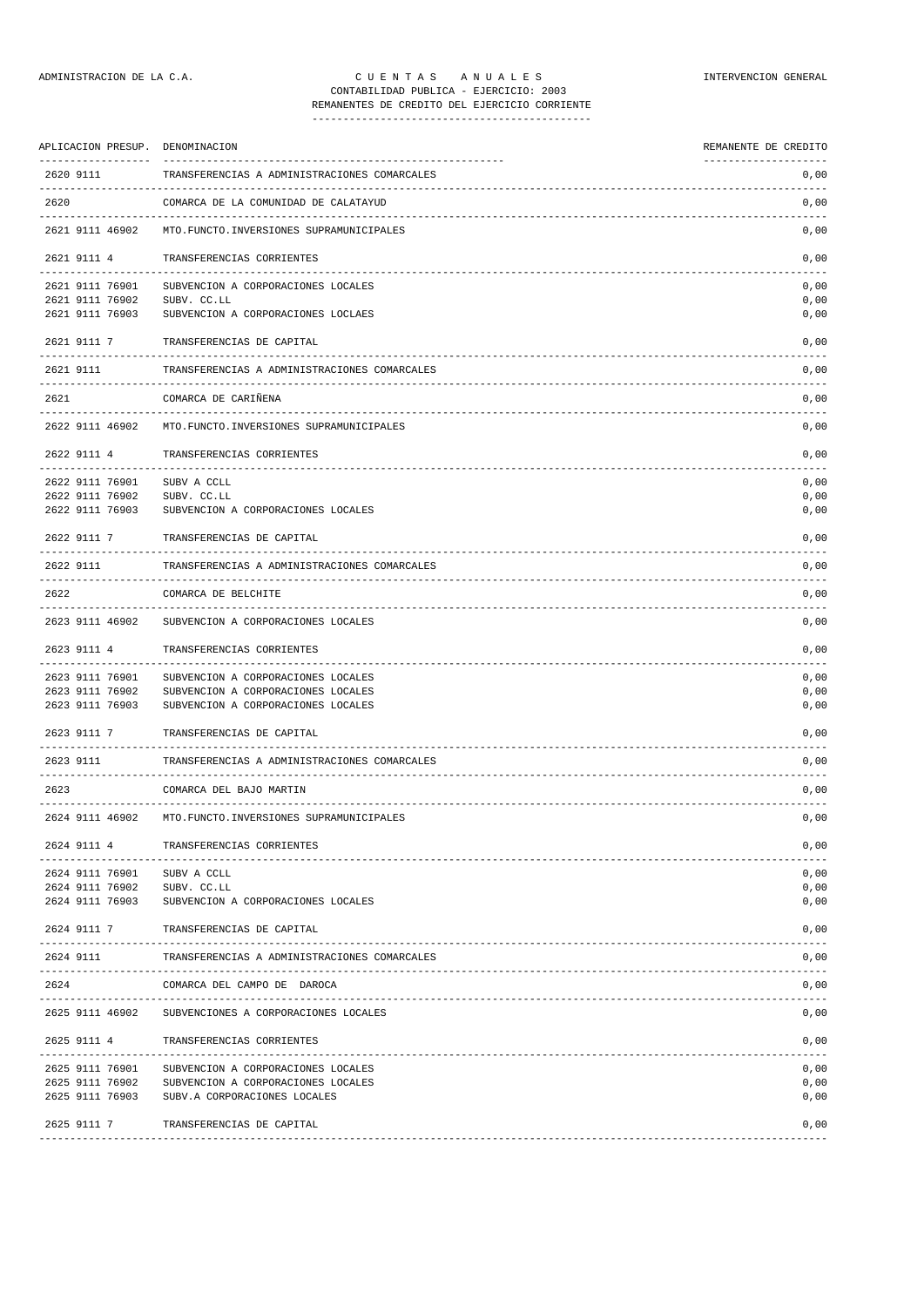ADMINISTRACION DE LA C.A. | C U E N T A S   A N U A L E S | INTERVENCION GENERAL

CONTABILIDAD PUBLICA - EJERCICIO: 2003

REMANENTES DE CREDITO DEL EJERCICIO CORRIENTE

| APLICACION PRESUP. | DENOMINACION | REMANENTE DE CREDITO |
|---|---|---|
| 2620 9111 | TRANSFERENCIAS A ADMINISTRACIONES COMARCALES | 0,00 |
| 2620 | COMARCA DE LA COMUNIDAD DE CALATAYUD | 0,00 |
| 2621 9111 46902 | MTO.FUNCTO.INVERSIONES SUPRAMUNICIPALES | 0,00 |
| 2621 9111 4 | TRANSFERENCIAS CORRIENTES | 0,00 |
| 2621 9111 76901 | SUBVENCION A CORPORACIONES LOCALES | 0,00 |
| 2621 9111 76902 | SUBV. CC.LL | 0,00 |
| 2621 9111 76903 | SUBVENCION A CORPORACIONES LOCLAES | 0,00 |
| 2621 9111 7 | TRANSFERENCIAS DE CAPITAL | 0,00 |
| 2621 9111 | TRANSFERENCIAS A ADMINISTRACIONES COMARCALES | 0,00 |
| 2621 | COMARCA DE CARIÑENA | 0,00 |
| 2622 9111 46902 | MTO.FUNCTO.INVERSIONES SUPRAMUNICIPALES | 0,00 |
| 2622 9111 4 | TRANSFERENCIAS CORRIENTES | 0,00 |
| 2622 9111 76901 | SUBV A CCLL | 0,00 |
| 2622 9111 76902 | SUBV. CC.LL | 0,00 |
| 2622 9111 76903 | SUBVENCION A CORPORACIONES LOCALES | 0,00 |
| 2622 9111 7 | TRANSFERENCIAS DE CAPITAL | 0,00 |
| 2622 9111 | TRANSFERENCIAS A ADMINISTRACIONES COMARCALES | 0,00 |
| 2622 | COMARCA DE BELCHITE | 0,00 |
| 2623 9111 46902 | SUBVENCION A CORPORACIONES LOCALES | 0,00 |
| 2623 9111 4 | TRANSFERENCIAS CORRIENTES | 0,00 |
| 2623 9111 76901 | SUBVENCION A CORPORACIONES LOCALES | 0,00 |
| 2623 9111 76902 | SUBVENCION A CORPORACIONES LOCALES | 0,00 |
| 2623 9111 76903 | SUBVENCION A CORPORACIONES LOCALES | 0,00 |
| 2623 9111 7 | TRANSFERENCIAS DE CAPITAL | 0,00 |
| 2623 9111 | TRANSFERENCIAS A ADMINISTRACIONES COMARCALES | 0,00 |
| 2623 | COMARCA DEL BAJO MARTIN | 0,00 |
| 2624 9111 46902 | MTO.FUNCTO.INVERSIONES SUPRAMUNICIPALES | 0,00 |
| 2624 9111 4 | TRANSFERENCIAS CORRIENTES | 0,00 |
| 2624 9111 76901 | SUBV A CCLL | 0,00 |
| 2624 9111 76902 | SUBV. CC.LL | 0,00 |
| 2624 9111 76903 | SUBVENCION A CORPORACIONES LOCALES | 0,00 |
| 2624 9111 7 | TRANSFERENCIAS DE CAPITAL | 0,00 |
| 2624 9111 | TRANSFERENCIAS A ADMINISTRACIONES COMARCALES | 0,00 |
| 2624 | COMARCA DEL CAMPO DE DAROCA | 0,00 |
| 2625 9111 46902 | SUBVENCIONES A CORPORACIONES LOCALES | 0,00 |
| 2625 9111 4 | TRANSFERENCIAS CORRIENTES | 0,00 |
| 2625 9111 76901 | SUBVENCION A CORPORACIONES LOCALES | 0,00 |
| 2625 9111 76902 | SUBVENCION A CORPORACIONES LOCALES | 0,00 |
| 2625 9111 76903 | SUBV.A CORPORACIONES LOCALES | 0,00 |
| 2625 9111 7 | TRANSFERENCIAS DE CAPITAL | 0,00 |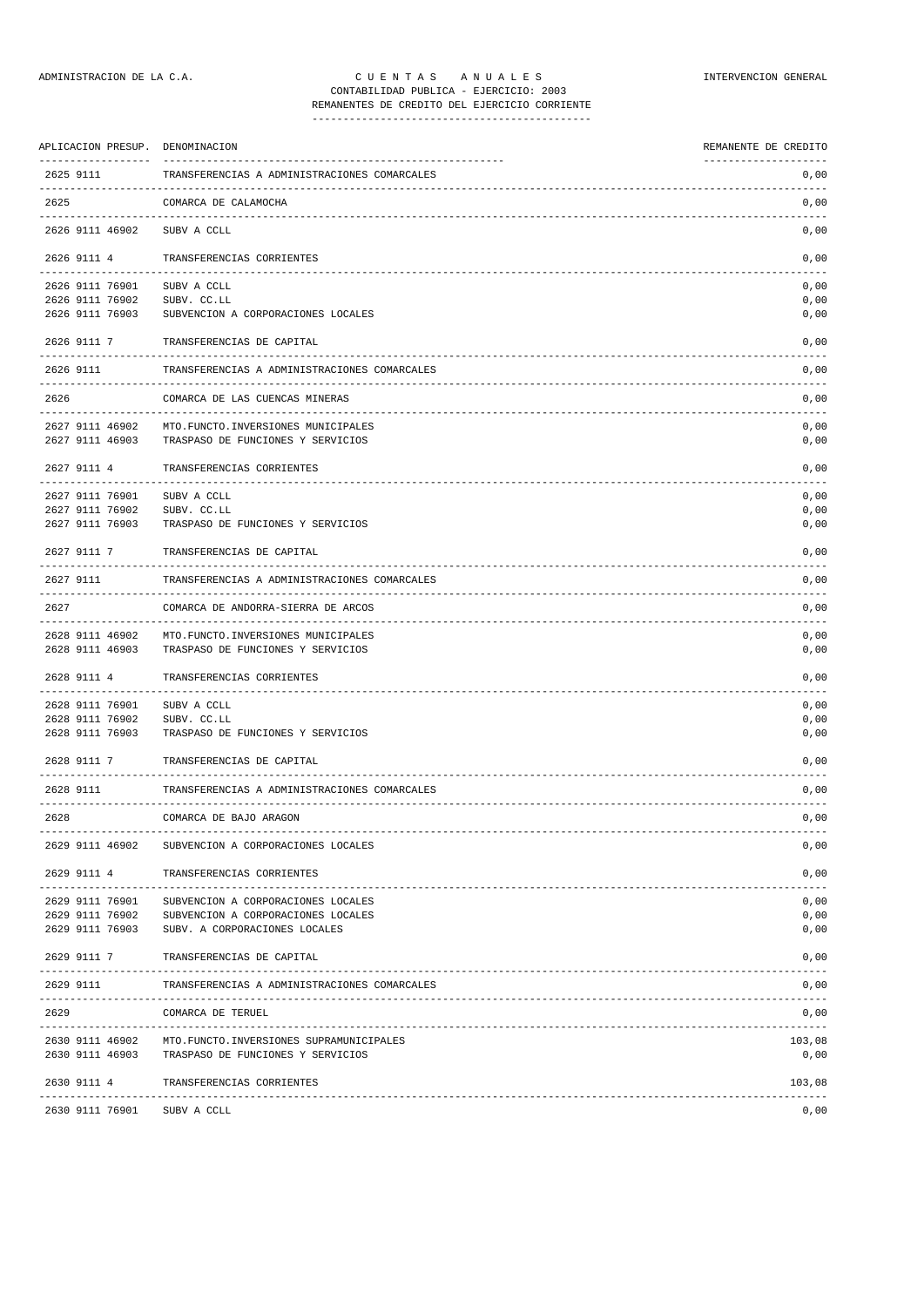ADMINISTRACION DE LA C.A. C U E N T A S A N U A L E S INTERVENCION GENERAL

CONTABILIDAD PUBLICA - EJERCICIO: 2003

REMANENTES DE CREDITO DEL EJERCICIO CORRIENTE

| APLICACION PRESUP. | DENOMINACION | REMANENTE DE CREDITO |
|---|---|---|
| 2625 9111 | TRANSFERENCIAS A ADMINISTRACIONES COMARCALES | 0,00 |
| 2625 | COMARCA DE CALAMOCHA | 0,00 |
| 2626 9111 46902 | SUBV A CCLL | 0,00 |
| 2626 9111 4 | TRANSFERENCIAS CORRIENTES | 0,00 |
| 2626 9111 76901 | SUBV A CCLL | 0,00 |
| 2626 9111 76902 | SUBV. CC.LL | 0,00 |
| 2626 9111 76903 | SUBVENCION A CORPORACIONES LOCALES | 0,00 |
| 2626 9111 7 | TRANSFERENCIAS DE CAPITAL | 0,00 |
| 2626 9111 | TRANSFERENCIAS A ADMINISTRACIONES COMARCALES | 0,00 |
| 2626 | COMARCA DE LAS CUENCAS MINERAS | 0,00 |
| 2627 9111 46902 | MTO.FUNCTO.INVERSIONES MUNICIPALES | 0,00 |
| 2627 9111 46903 | TRASPASO DE FUNCIONES Y SERVICIOS | 0,00 |
| 2627 9111 4 | TRANSFERENCIAS CORRIENTES | 0,00 |
| 2627 9111 76901 | SUBV A CCLL | 0,00 |
| 2627 9111 76902 | SUBV. CC.LL | 0,00 |
| 2627 9111 76903 | TRASPASO DE FUNCIONES Y SERVICIOS | 0,00 |
| 2627 9111 7 | TRANSFERENCIAS DE CAPITAL | 0,00 |
| 2627 9111 | TRANSFERENCIAS A ADMINISTRACIONES COMARCALES | 0,00 |
| 2627 | COMARCA DE ANDORRA-SIERRA DE ARCOS | 0,00 |
| 2628 9111 46902 | MTO.FUNCTO.INVERSIONES MUNICIPALES | 0,00 |
| 2628 9111 46903 | TRASPASO DE FUNCIONES Y SERVICIOS | 0,00 |
| 2628 9111 4 | TRANSFERENCIAS CORRIENTES | 0,00 |
| 2628 9111 76901 | SUBV A CCLL | 0,00 |
| 2628 9111 76902 | SUBV. CC.LL | 0,00 |
| 2628 9111 76903 | TRASPASO DE FUNCIONES Y SERVICIOS | 0,00 |
| 2628 9111 7 | TRANSFERENCIAS DE CAPITAL | 0,00 |
| 2628 9111 | TRANSFERENCIAS A ADMINISTRACIONES COMARCALES | 0,00 |
| 2628 | COMARCA DE BAJO ARAGON | 0,00 |
| 2629 9111 46902 | SUBVENCION A CORPORACIONES LOCALES | 0,00 |
| 2629 9111 4 | TRANSFERENCIAS CORRIENTES | 0,00 |
| 2629 9111 76901 | SUBVENCION A CORPORACIONES LOCALES | 0,00 |
| 2629 9111 76902 | SUBVENCION A CORPORACIONES LOCALES | 0,00 |
| 2629 9111 76903 | SUBV. A CORPORACIONES LOCALES | 0,00 |
| 2629 9111 7 | TRANSFERENCIAS DE CAPITAL | 0,00 |
| 2629 9111 | TRANSFERENCIAS A ADMINISTRACIONES COMARCALES | 0,00 |
| 2629 | COMARCA DE TERUEL | 0,00 |
| 2630 9111 46902 | MTO.FUNCTO.INVERSIONES SUPRAMUNICIPALES | 103,08 |
| 2630 9111 46903 | TRASPASO DE FUNCIONES Y SERVICIOS | 0,00 |
| 2630 9111 4 | TRANSFERENCIAS CORRIENTES | 103,08 |
| 2630 9111 76901 | SUBV A CCLL | 0,00 |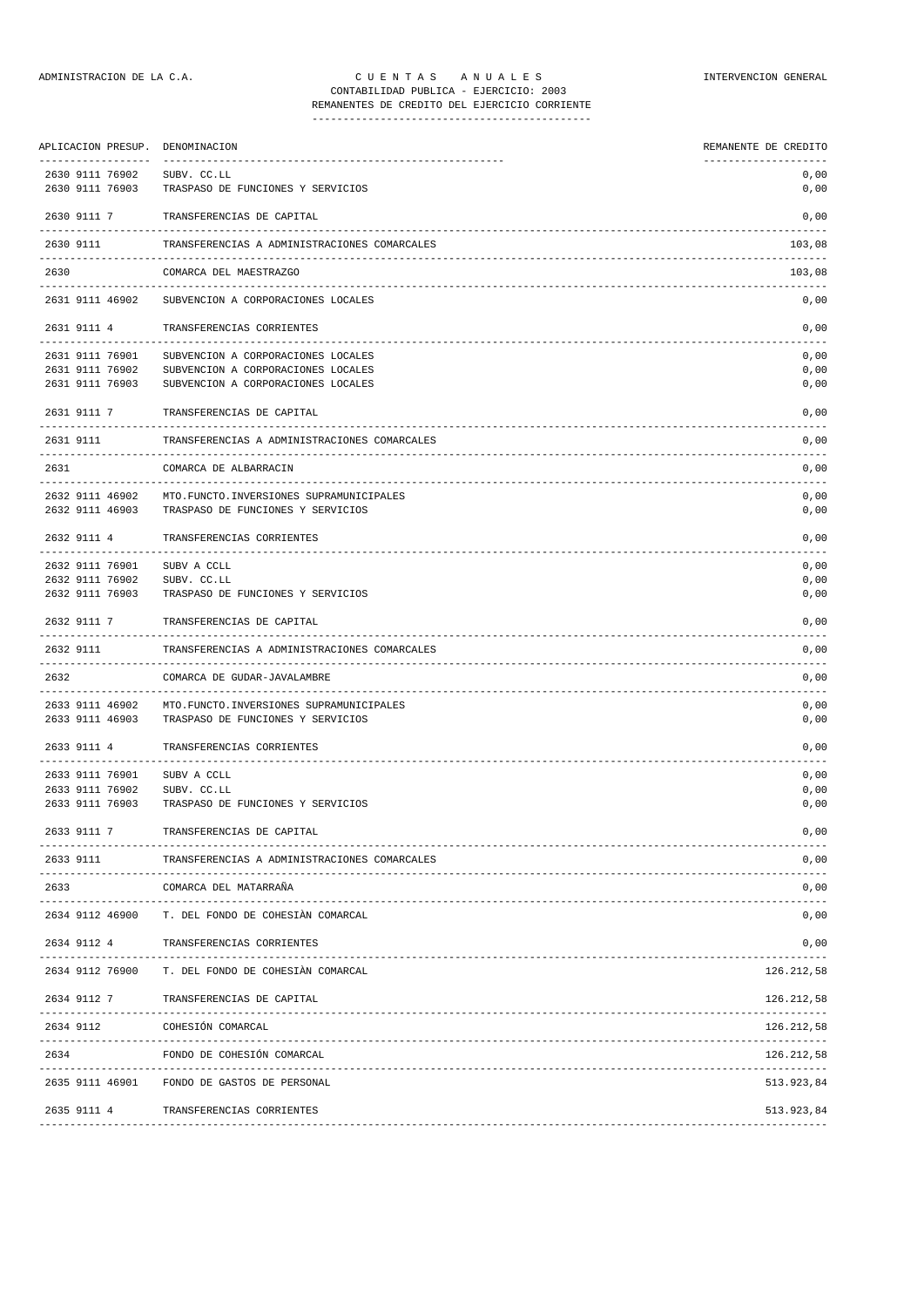CONTABILIDAD PUBLICA - EJERCICIO: 2003

REMANENTES DE CREDITO DEL EJERCICIO CORRIENTE

| APLICACION PRESUP. | DENOMINACION | REMANENTE DE CREDITO |
|---|---|---|
| 2630 9111 76902 | SUBV. CC.LL | 0,00 |
| 2630 9111 76903 | TRASPASO DE FUNCIONES Y SERVICIOS | 0,00 |
| 2630 9111 7 | TRANSFERENCIAS DE CAPITAL | 0,00 |
| 2630 9111 | TRANSFERENCIAS A ADMINISTRACIONES COMARCALES | 103,08 |
| 2630 | COMARCA DEL MAESTRAZGO | 103,08 |
| 2631 9111 46902 | SUBVENCION A CORPORACIONES LOCALES | 0,00 |
| 2631 9111 4 | TRANSFERENCIAS CORRIENTES | 0,00 |
| 2631 9111 76901 | SUBVENCION A CORPORACIONES LOCALES | 0,00 |
| 2631 9111 76902 | SUBVENCION A CORPORACIONES LOCALES | 0,00 |
| 2631 9111 76903 | SUBVENCION A CORPORACIONES LOCALES | 0,00 |
| 2631 9111 7 | TRANSFERENCIAS DE CAPITAL | 0,00 |
| 2631 9111 | TRANSFERENCIAS A ADMINISTRACIONES COMARCALES | 0,00 |
| 2631 | COMARCA DE ALBARRACIN | 0,00 |
| 2632 9111 46902 | MTO.FUNCTO.INVERSIONES SUPRAMUNICIPALES | 0,00 |
| 2632 9111 46903 | TRASPASO DE FUNCIONES Y SERVICIOS | 0,00 |
| 2632 9111 4 | TRANSFERENCIAS CORRIENTES | 0,00 |
| 2632 9111 76901 | SUBV A CCLL | 0,00 |
| 2632 9111 76902 | SUBV. CC.LL | 0,00 |
| 2632 9111 76903 | TRASPASO DE FUNCIONES Y SERVICIOS | 0,00 |
| 2632 9111 7 | TRANSFERENCIAS DE CAPITAL | 0,00 |
| 2632 9111 | TRANSFERENCIAS A ADMINISTRACIONES COMARCALES | 0,00 |
| 2632 | COMARCA DE GUDAR-JAVALAMBRE | 0,00 |
| 2633 9111 46902 | MTO.FUNCTO.INVERSIONES SUPRAMUNICIPALES | 0,00 |
| 2633 9111 46903 | TRASPASO DE FUNCIONES Y SERVICIOS | 0,00 |
| 2633 9111 4 | TRANSFERENCIAS CORRIENTES | 0,00 |
| 2633 9111 76901 | SUBV A CCLL | 0,00 |
| 2633 9111 76902 | SUBV. CC.LL | 0,00 |
| 2633 9111 76903 | TRASPASO DE FUNCIONES Y SERVICIOS | 0,00 |
| 2633 9111 7 | TRANSFERENCIAS DE CAPITAL | 0,00 |
| 2633 9111 | TRANSFERENCIAS A ADMINISTRACIONES COMARCALES | 0,00 |
| 2633 | COMARCA DEL MATARRAÑA | 0,00 |
| 2634 9112 46900 | T. DEL FONDO DE COHESIÀN COMARCAL | 0,00 |
| 2634 9112 4 | TRANSFERENCIAS CORRIENTES | 0,00 |
| 2634 9112 76900 | T. DEL FONDO DE COHESIÀN COMARCAL | 126.212,58 |
| 2634 9112 7 | TRANSFERENCIAS DE CAPITAL | 126.212,58 |
| 2634 9112 | COHESIÓN COMARCAL | 126.212,58 |
| 2634 | FONDO DE COHESIÓN COMARCAL | 126.212,58 |
| 2635 9111 46901 | FONDO DE GASTOS DE PERSONAL | 513.923,84 |
| 2635 9111 4 | TRANSFERENCIAS CORRIENTES | 513.923,84 |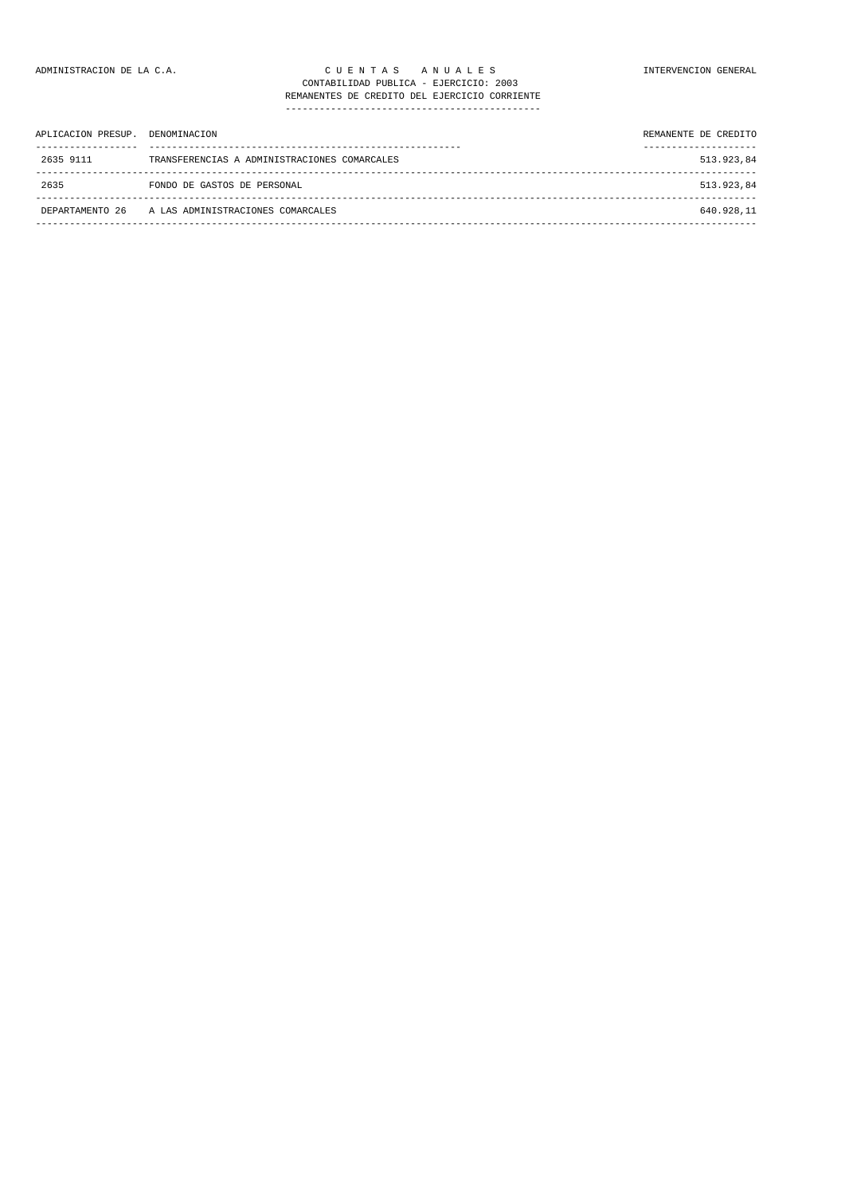ADMINISTRACION DE LA C.A.

# C U E N T A S   A N U A L E S

INTERVENCION GENERAL

CONTABILIDAD PUBLICA - EJERCICIO: 2003

REMANENTES DE CREDITO DEL EJERCICIO CORRIENTE

| APLICACION PRESUP. | DENOMINACION | REMANENTE DE CREDITO |
|---|---|---|
| 2635 9111 | TRANSFERENCIAS A ADMINISTRACIONES COMARCALES | 513.923,84 |
| 2635 | FONDO DE GASTOS DE PERSONAL | 513.923,84 |
| DEPARTAMENTO 26 | A LAS ADMINISTRACIONES COMARCALES | 640.928,11 |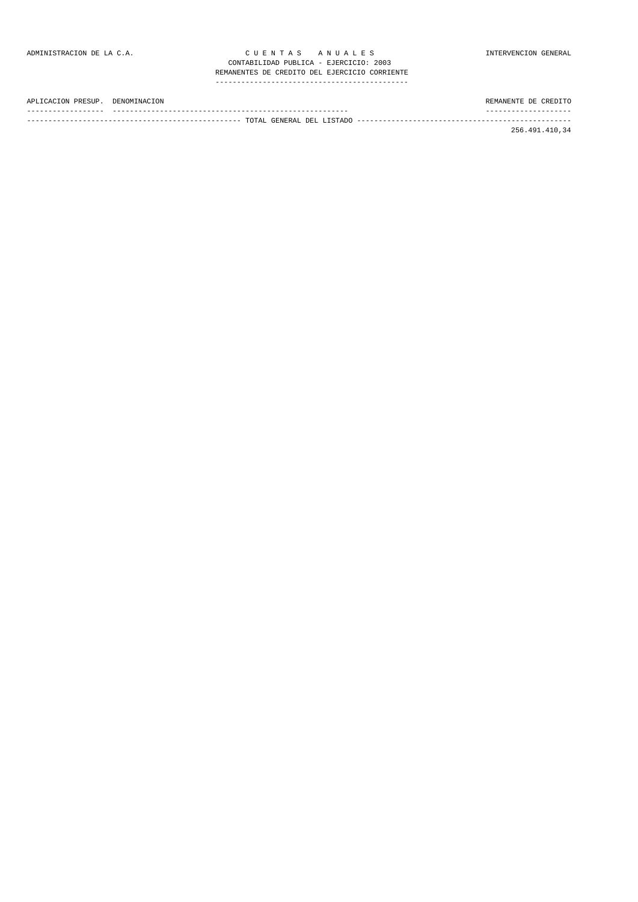ADMINISTRACION DE LA C.A. — C U E N T A S   A N U A L E S — INTERVENCION GENERAL

CONTABILIDAD PUBLICA - EJERCICIO: 2003

REMANENTES DE CREDITO DEL EJERCICIO CORRIENTE

| APLICACION PRESUP. | DENOMINACION | REMANENTE DE CREDITO |
|---|---|---|
| | TOTAL GENERAL DEL LISTADO | 256.491.410,34 |